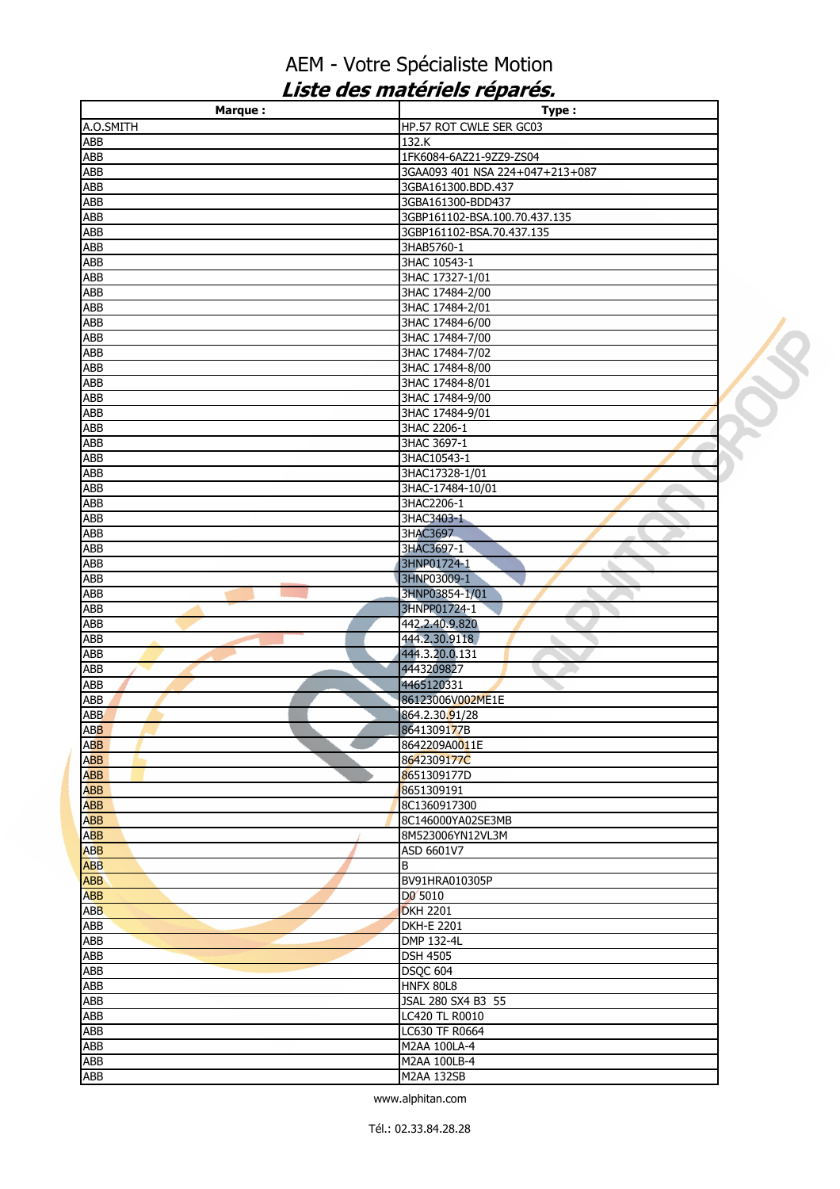# AEM - Votre Spécialiste Motion

## *Liste des matériels réparés.*

| Marque : | Type : |
|---|---|
| A.O.SMITH | HP.57 ROT CWLE SER GC03 |
| ABB | 132.K |
| ABB | 1FK6084-6AZ21-9ZZ9-ZS04 |
| ABB | 3GAA093 401 NSA 224+047+213+087 |
| ABB | 3GBA161300.BDD.437 |
| ABB | 3GBA161300-BDD437 |
| ABB | 3GBP161102-BSA.100.70.437.135 |
| ABB | 3GBP161102-BSA.70.437.135 |
| ABB | 3HAB5760-1 |
| ABB | 3HAC 10543-1 |
| ABB | 3HAC 17327-1/01 |
| ABB | 3HAC 17484-2/00 |
| ABB | 3HAC 17484-2/01 |
| ABB | 3HAC 17484-6/00 |
| ABB | 3HAC 17484-7/00 |
| ABB | 3HAC 17484-7/02 |
| ABB | 3HAC 17484-8/00 |
| ABB | 3HAC 17484-8/01 |
| ABB | 3HAC 17484-9/00 |
| ABB | 3HAC 17484-9/01 |
| ABB | 3HAC 2206-1 |
| ABB | 3HAC 3697-1 |
| ABB | 3HAC10543-1 |
| ABB | 3HAC17328-1/01 |
| ABB | 3HAC-17484-10/01 |
| ABB | 3HAC2206-1 |
| ABB | 3HAC3403-1 |
| ABB | 3HAC3697 |
| ABB | 3HAC3697-1 |
| ABB | 3HNP01724-1 |
| ABB | 3HNP03009-1 |
| ABB | 3HNP03854-1/01 |
| ABB | 3HNPP01724-1 |
| ABB | 442.2.40.9.820 |
| ABB | 444.2.30.9118 |
| ABB | 444.3.20.0.131 |
| ABB | 4443209827 |
| ABB | 4465120331 |
| ABB | 86123006V002ME1E |
| ABB | 864.2.30.91/28 |
| ABB | 8641309177B |
| ABB | 8642209A0011E |
| ABB | 8642309177C |
| ABB | 8651309177D |
| ABB | 8651309191 |
| ABB | 8C1360917300 |
| ABB | 8C146000YA02SE3MB |
| ABB | 8M523006YN12VL3M |
| ABB | ASD 6601V7 |
| ABB | B |
| ABB | BV91HRA010305P |
| ABB | D0 5010 |
| ABB | DKH 2201 |
| ABB | DKH-E 2201 |
| ABB | DMP 132-4L |
| ABB | DSH 4505 |
| ABB | DSQC 604 |
| ABB | HNFX 80L8 |
| ABB | JSAL 280 SX4 B3 55 |
| ABB | LC420 TL R0010 |
| ABB | LC630 TF R0664 |
| ABB | M2AA 100LA-4 |
| ABB | M2AA 100LB-4 |
| ABB | M2AA 132SB |

www.alphitan.com

Tél.: 02.33.84.28.28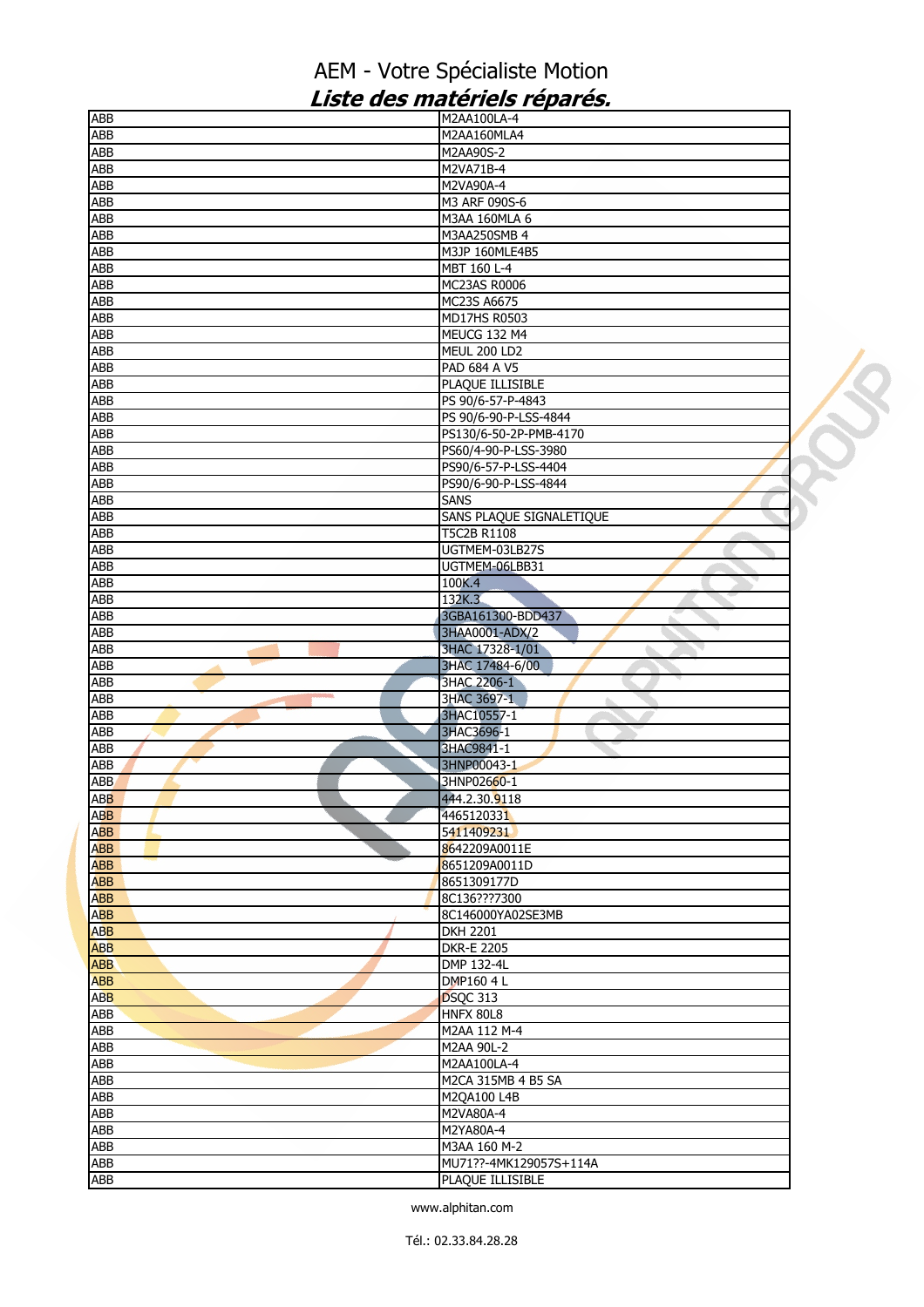# AEM - Votre Spécialiste Motion

## *Liste des matériels réparés.*

| | |
|---|---|
| ABB | M2AA100LA-4 |
| ABB | M2AA160MLA4 |
| ABB | M2AA90S-2 |
| ABB | M2VA71B-4 |
| ABB | M2VA90A-4 |
| ABB | M3 ARF 090S-6 |
| ABB | M3AA 160MLA 6 |
| ABB | M3AA250SMB 4 |
| ABB | M3JP 160MLE4B5 |
| ABB | MBT 160 L-4 |
| ABB | MC23AS R0006 |
| ABB | MC23S A6675 |
| ABB | MD17HS R0503 |
| ABB | MEUCG 132 M4 |
| ABB | MEUL 200 LD2 |
| ABB | PAD 684 A V5 |
| ABB | PLAQUE ILLISIBLE |
| ABB | PS 90/6-57-P-4843 |
| ABB | PS 90/6-90-P-LSS-4844 |
| ABB | PS130/6-50-2P-PMB-4170 |
| ABB | PS60/4-90-P-LSS-3980 |
| ABB | PS90/6-57-P-LSS-4404 |
| ABB | PS90/6-90-P-LSS-4844 |
| ABB | SANS |
| ABB | SANS PLAQUE SIGNALETIQUE |
| ABB | T5C2B R1108 |
| ABB | UGTMEM-03LB27S |
| ABB | UGTMEM-06LBB31 |
| ABB | 100K.4 |
| ABB | 132K.3 |
| ABB | 3GBA161300-BDD437 |
| ABB | 3HAA0001-ADX/2 |
| ABB | 3HAC 17328-1/01 |
| ABB | 3HAC 17484-6/00 |
| ABB | 3HAC 2206-1 |
| ABB | 3HAC 3697-1 |
| ABB | 3HAC10557-1 |
| ABB | 3HAC3696-1 |
| ABB | 3HAC9841-1 |
| ABB | 3HNP00043-1 |
| ABB | 3HNP02660-1 |
| ABB | 444.2.30.9118 |
| ABB | 4465120331 |
| ABB | 5411409231 |
| ABB | 8642209A0011E |
| ABB | 8651209A0011D |
| ABB | 8651309177D |
| ABB | 8C136???7300 |
| ABB | 8C146000YA02SE3MB |
| ABB | DKH 2201 |
| ABB | DKR-E 2205 |
| ABB | DMP 132-4L |
| ABB | DMP160 4 L |
| ABB | DSQC 313 |
| ABB | HNFX 80L8 |
| ABB | M2AA 112 M-4 |
| ABB | M2AA 90L-2 |
| ABB | M2AA100LA-4 |
| ABB | M2CA 315MB 4 B5 SA |
| ABB | M2QA100 L4B |
| ABB | M2VA80A-4 |
| ABB | M2YA80A-4 |
| ABB | M3AA 160 M-2 |
| ABB | MU71??-4MK129057S+114A |
| ABB | PLAQUE ILLISIBLE |

www.alphitan.com

Tél.: 02.33.84.28.28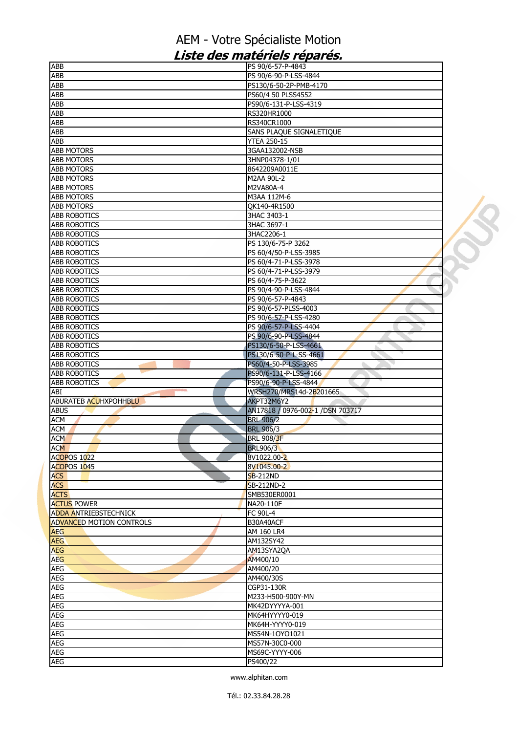# AEM - Votre Spécialiste Motion

## *Liste des matériels réparés.*

| | |
|---|---|
| ABB | PS 90/6-57-P-4843 |
| ABB | PS 90/6-90-P-LSS-4844 |
| ABB | PS130/6-50-2P-PMB-4170 |
| ABB | PS60/4 50 PLSS4552 |
| ABB | PS90/6-131-P-LSS-4319 |
| ABB | RS320HR1000 |
| ABB | RS340CR1000 |
| ABB | SANS PLAQUE SIGNALETIQUE |
| ABB | YTEA 250-15 |
| ABB MOTORS | 3GAA132002-NSB |
| ABB MOTORS | 3HNP04378-1/01 |
| ABB MOTORS | 8642209A0011E |
| ABB MOTORS | M2AA 90L-2 |
| ABB MOTORS | M2VA80A-4 |
| ABB MOTORS | M3AA 112M-6 |
| ABB MOTORS | QK140-4R1500 |
| ABB ROBOTICS | 3HAC 3403-1 |
| ABB ROBOTICS | 3HAC 3697-1 |
| ABB ROBOTICS | 3HAC2206-1 |
| ABB ROBOTICS | PS 130/6-75-P 3262 |
| ABB ROBOTICS | PS 60/4/50-P-LSS-3985 |
| ABB ROBOTICS | PS 60/4-71-P-LSS-3978 |
| ABB ROBOTICS | PS 60/4-71-P-LSS-3979 |
| ABB ROBOTICS | PS 60/4-75-P-3622 |
| ABB ROBOTICS | PS 90/4-90-P-LSS-4844 |
| ABB ROBOTICS | PS 90/6-57-P-4843 |
| ABB ROBOTICS | PS 90/6-57-PLSS-4003 |
| ABB ROBOTICS | PS 90/6-57-P-LSS-4280 |
| ABB ROBOTICS | PS 90/6-57-P-LSS-4404 |
| ABB ROBOTICS | PS 90/6-90-P-LSS-4844 |
| ABB ROBOTICS | PS130/6-50-P-LSS-4661 |
| ABB ROBOTICS | PS130/6-50-P-L-SS-4661 |
| ABB ROBOTICS | PS60/4-50-P-LSS-3985 |
| ABB ROBOTICS | PS90/6-131-P-LSS-4166 |
| ABB ROBOTICS | PS90/6-90-P-LSS-4844 |
| ABI | WRSH270/MRS14d-2B201665 |
| ABURATEB ACUHXPOHHBLU | AKPT32M6Y2 |
| ABUS | AN17818 / 0976-002-1 /DSN 703717 |
| ACM | BRL 906/2 |
| ACM | BRL 906/3 |
| ACM | BRL 908/3F |
| ACM | BRL906/3 |
| ACOPOS 1022 | 8V1022.00-2 |
| ACOPOS 1045 | 8V1045.00-2 |
| ACS | SB-212ND |
| ACS | SB-212ND-2 |
| ACTS | SMB530ER0001 |
| ACTUS POWER | NA20-110F |
| ADDA ANTRIEBSTECHNICK | FC 90L-4 |
| ADVANCED MOTION CONTROLS | B30A40ACF |
| AEG | AM 160 LR4 |
| AEG | AM132SY42 |
| AEG | AM13SYA2QA |
| AEG | AM400/10 |
| AEG | AM400/20 |
| AEG | AM400/30S |
| AEG | CGP31-130R |
| AEG | M233-H500-900Y-MN |
| AEG | MK42DYYYYA-001 |
| AEG | MK64HYYYY0-019 |
| AEG | MK64H-YYYY0-019 |
| AEG | MS54N-1OYO1021 |
| AEG | MS57N-30C0-000 |
| AEG | MS69C-YYYY-006 |
| AEG | PS400/22 |

www.alphitan.com

Tél.: 02.33.84.28.28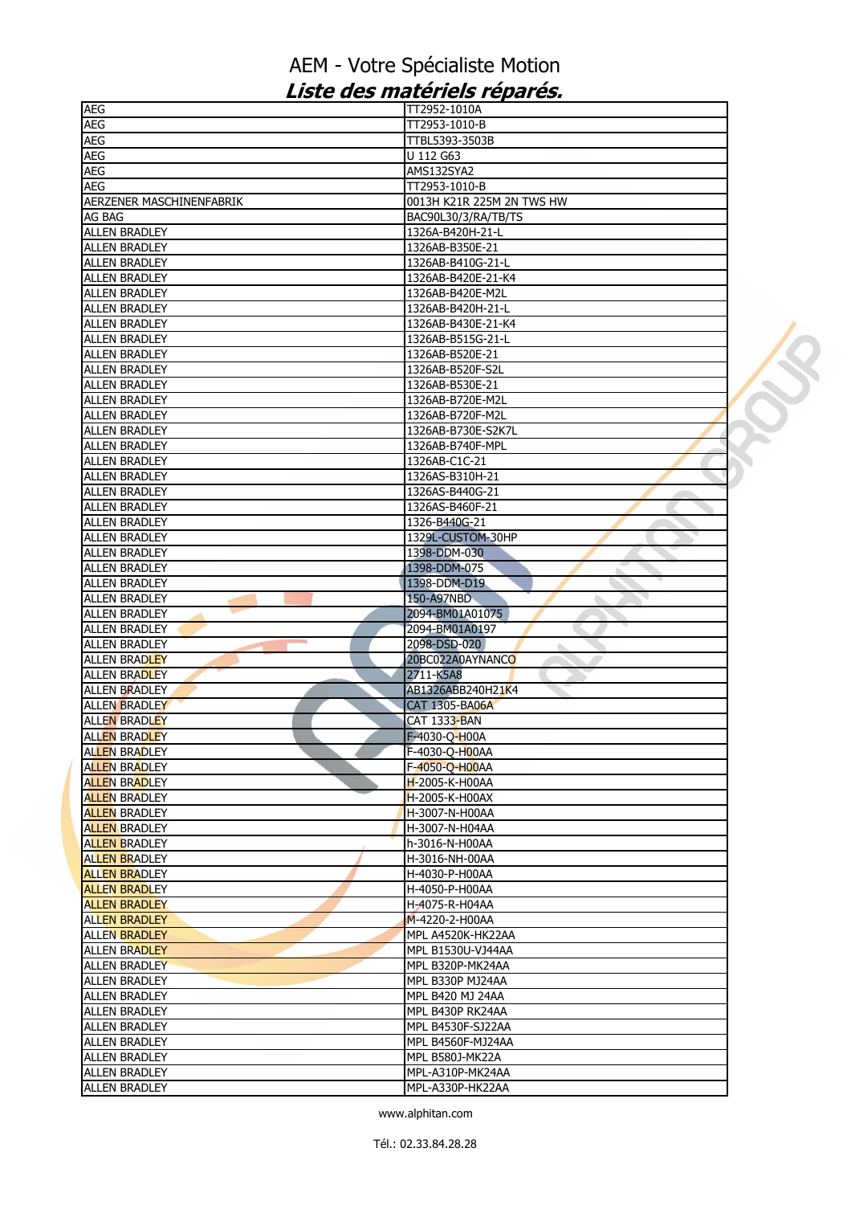# AEM - Votre Spécialiste Motion

## *Liste des matériels réparés.*

| | |
|---|---|
| AEG | TT2952-1010A |
| AEG | TT2953-1010-B |
| AEG | TTBL5393-3503B |
| AEG | U 112 G63 |
| AEG | AMS132SYA2 |
| AEG | TT2953-1010-B |
| AERZENER MASCHINENFABRIK | 0013H K21R 225M 2N TWS HW |
| AG BAG | BAC90L30/3/RA/TB/TS |
| ALLEN BRADLEY | 1326A-B420H-21-L |
| ALLEN BRADLEY | 1326AB-B350E-21 |
| ALLEN BRADLEY | 1326AB-B410G-21-L |
| ALLEN BRADLEY | 1326AB-B420E-21-K4 |
| ALLEN BRADLEY | 1326AB-B420E-M2L |
| ALLEN BRADLEY | 1326AB-B420H-21-L |
| ALLEN BRADLEY | 1326AB-B430E-21-K4 |
| ALLEN BRADLEY | 1326AB-B515G-21-L |
| ALLEN BRADLEY | 1326AB-B520E-21 |
| ALLEN BRADLEY | 1326AB-B520F-S2L |
| ALLEN BRADLEY | 1326AB-B530E-21 |
| ALLEN BRADLEY | 1326AB-B720E-M2L |
| ALLEN BRADLEY | 1326AB-B720F-M2L |
| ALLEN BRADLEY | 1326AB-B730E-S2K7L |
| ALLEN BRADLEY | 1326AB-B740F-MPL |
| ALLEN BRADLEY | 1326AB-C1C-21 |
| ALLEN BRADLEY | 1326AS-B310H-21 |
| ALLEN BRADLEY | 1326AS-B440G-21 |
| ALLEN BRADLEY | 1326AS-B460F-21 |
| ALLEN BRADLEY | 1326-B440G-21 |
| ALLEN BRADLEY | 1329L-CUSTOM-30HP |
| ALLEN BRADLEY | 1398-DDM-030 |
| ALLEN BRADLEY | 1398-DDM-075 |
| ALLEN BRADLEY | 1398-DDM-D19 |
| ALLEN BRADLEY | 150-A97NBD |
| ALLEN BRADLEY | 2094-BM01A01075 |
| ALLEN BRADLEY | 2094-BM01A0197 |
| ALLEN BRADLEY | 2098-DSD-020 |
| ALLEN BRADLEY | 20BC022A0AYNANCO |
| ALLEN BRADLEY | 2711-K5A8 |
| ALLEN BRADLEY | AB1326ABB240H21K4 |
| ALLEN BRADLEY | CAT 1305-BA06A |
| ALLEN BRADLEY | CAT 1333-BAN |
| ALLEN BRADLEY | F-4030-Q-H00A |
| ALLEN BRADLEY | F-4030-Q-H00AA |
| ALLEN BRADLEY | F-4050-Q-H00AA |
| ALLEN BRADLEY | H-2005-K-H00AA |
| ALLEN BRADLEY | H-2005-K-H00AX |
| ALLEN BRADLEY | H-3007-N-H00AA |
| ALLEN BRADLEY | H-3007-N-H04AA |
| ALLEN BRADLEY | h-3016-N-H00AA |
| ALLEN BRADLEY | H-3016-NH-00AA |
| ALLEN BRADLEY | H-4030-P-H00AA |
| ALLEN BRADLEY | H-4050-P-H00AA |
| ALLEN BRADLEY | H-4075-R-H04AA |
| ALLEN BRADLEY | M-4220-2-H00AA |
| ALLEN BRADLEY | MPL A4520K-HK22AA |
| ALLEN BRADLEY | MPL B1530U-VJ44AA |
| ALLEN BRADLEY | MPL B320P-MK24AA |
| ALLEN BRADLEY | MPL B330P MJ24AA |
| ALLEN BRADLEY | MPL B420 MJ 24AA |
| ALLEN BRADLEY | MPL B430P RK24AA |
| ALLEN BRADLEY | MPL B4530F-SJ22AA |
| ALLEN BRADLEY | MPL B4560F-MJ24AA |
| ALLEN BRADLEY | MPL B580J-MK22A |
| ALLEN BRADLEY | MPL-A310P-MK24AA |
| ALLEN BRADLEY | MPL-A330P-HK22AA |

www.alphitan.com

Tél.: 02.33.84.28.28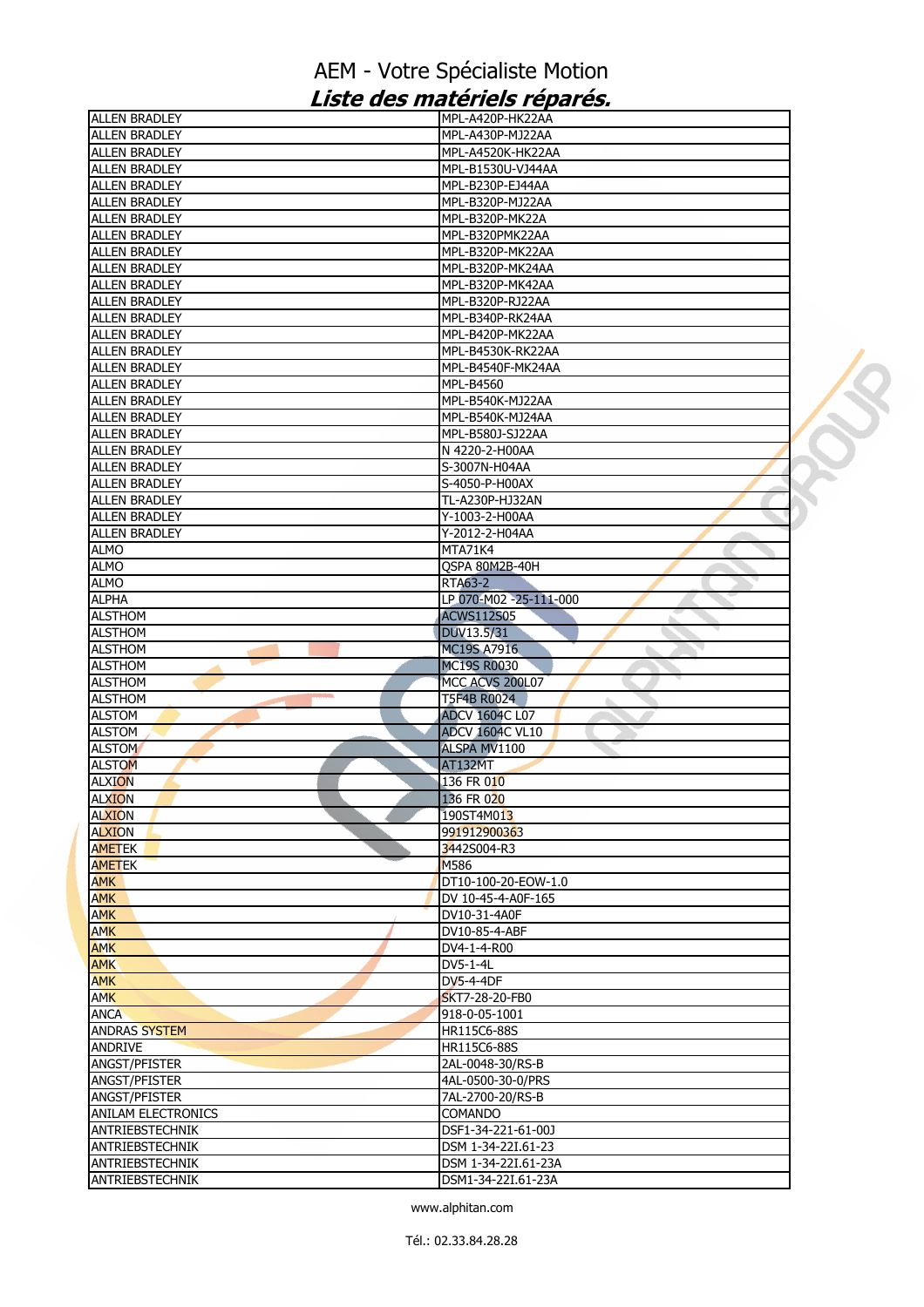# AEM - Votre Spécialiste Motion

## *Liste des matériels réparés.*

| | |
|---|---|
| ALLEN BRADLEY | MPL-A420P-HK22AA |
| ALLEN BRADLEY | MPL-A430P-MJ22AA |
| ALLEN BRADLEY | MPL-A4520K-HK22AA |
| ALLEN BRADLEY | MPL-B1530U-VJ44AA |
| ALLEN BRADLEY | MPL-B230P-EJ44AA |
| ALLEN BRADLEY | MPL-B320P-MJ22AA |
| ALLEN BRADLEY | MPL-B320P-MK22A |
| ALLEN BRADLEY | MPL-B320PMK22AA |
| ALLEN BRADLEY | MPL-B320P-MK22AA |
| ALLEN BRADLEY | MPL-B320P-MK24AA |
| ALLEN BRADLEY | MPL-B320P-MK42AA |
| ALLEN BRADLEY | MPL-B320P-RJ22AA |
| ALLEN BRADLEY | MPL-B340P-RK24AA |
| ALLEN BRADLEY | MPL-B420P-MK22AA |
| ALLEN BRADLEY | MPL-B4530K-RK22AA |
| ALLEN BRADLEY | MPL-B4540F-MK24AA |
| ALLEN BRADLEY | MPL-B4560 |
| ALLEN BRADLEY | MPL-B540K-MJ22AA |
| ALLEN BRADLEY | MPL-B540K-MJ24AA |
| ALLEN BRADLEY | MPL-B580J-SJ22AA |
| ALLEN BRADLEY | N 4220-2-H00AA |
| ALLEN BRADLEY | S-3007N-H04AA |
| ALLEN BRADLEY | S-4050-P-H00AX |
| ALLEN BRADLEY | TL-A230P-HJ32AN |
| ALLEN BRADLEY | Y-1003-2-H00AA |
| ALLEN BRADLEY | Y-2012-2-H04AA |
| ALMO | MTA71K4 |
| ALMO | QSPA 80M2B-40H |
| ALMO | RTA63-2 |
| ALPHA | LP 070-M02 -25-111-000 |
| ALSTHOM | ACWS112S05 |
| ALSTHOM | DUV13.5/31 |
| ALSTHOM | MC19S A7916 |
| ALSTHOM | MC19S R0030 |
| ALSTHOM | MCC ACVS 200L07 |
| ALSTHOM | T5F4B R0024 |
| ALSTOM | ADCV 1604C L07 |
| ALSTOM | ADCV 1604C VL10 |
| ALSTOM | ALSPA MV1100 |
| ALSTOM | AT132MT |
| ALXION | 136 FR 010 |
| ALXION | 136 FR 020 |
| ALXION | 190ST4M013 |
| ALXION | 991912900363 |
| AMETEK | 3442S004-R3 |
| AMETEK | M586 |
| AMK | DT10-100-20-EOW-1.0 |
| AMK | DV 10-45-4-A0F-165 |
| AMK | DV10-31-4A0F |
| AMK | DV10-85-4-ABF |
| AMK | DV4-1-4-R00 |
| AMK | DV5-1-4L |
| AMK | DV5-4-4DF |
| AMK | SKT7-28-20-FB0 |
| ANCA | 918-0-05-1001 |
| ANDRAS SYSTEM | HR115C6-88S |
| ANDRIVE | HR115C6-88S |
| ANGST/PFISTER | 2AL-0048-30/RS-B |
| ANGST/PFISTER | 4AL-0500-30-0/PRS |
| ANGST/PFISTER | 7AL-2700-20/RS-B |
| ANILAM ELECTRONICS | COMANDO |
| ANTRIEBSTECHNIK | DSF1-34-221-61-00J |
| ANTRIEBSTECHNIK | DSM 1-34-22I.61-23 |
| ANTRIEBSTECHNIK | DSM 1-34-22I.61-23A |
| ANTRIEBSTECHNIK | DSM1-34-22I.61-23A |

www.alphitan.com

Tél.: 02.33.84.28.28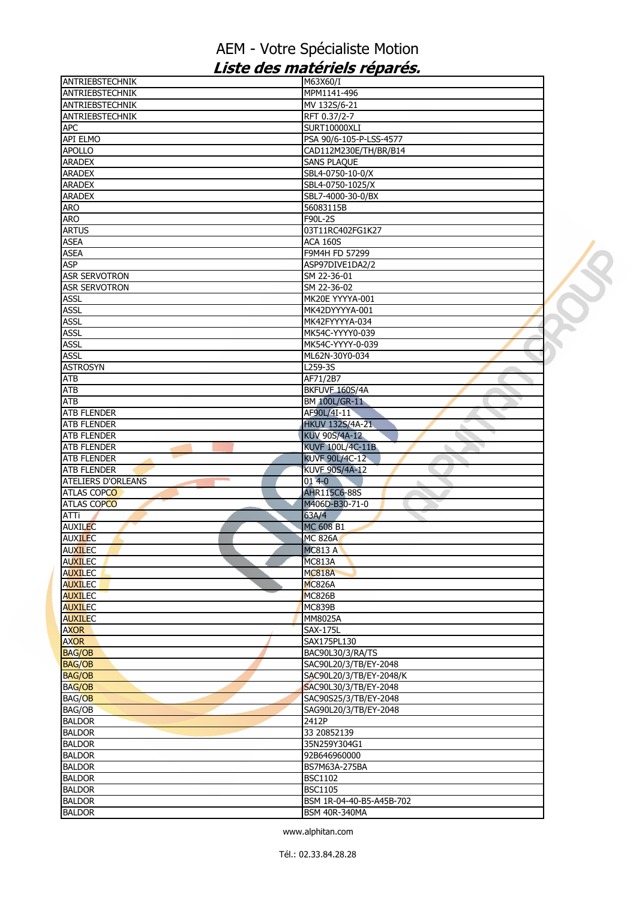# AEM - Votre Spécialiste Motion

## *Liste des matériels réparés.*

| | |
|---|---|
| ANTRIEBSTECHNIK | M63X60/I |
| ANTRIEBSTECHNIK | MPM1141-496 |
| ANTRIEBSTECHNIK | MV 132S/6-21 |
| ANTRIEBSTECHNIK | RFT 0.37/2-7 |
| APC | SURT10000XLI |
| API ELMO | PSA 90/6-105-P-LSS-4577 |
| APOLLO | CAD112M230E/TH/BR/B14 |
| ARADEX | SANS PLAQUE |
| ARADEX | SBL4-0750-10-0/X |
| ARADEX | SBL4-0750-1025/X |
| ARADEX | SBL7-4000-30-0/BX |
| ARO | 56083115B |
| ARO | F90L-2S |
| ARTUS | 03T11RC402FG1K27 |
| ASEA | ACA 160S |
| ASEA | F9M4H FD 57299 |
| ASP | ASP97DIVE1DA2/2 |
| ASR SERVOTRON | SM 22-36-01 |
| ASR SERVOTRON | SM 22-36-02 |
| ASSL | MK20E YYYYA-001 |
| ASSL | MK42DYYYYA-001 |
| ASSL | MK42FYYYYA-034 |
| ASSL | MK54C-YYYY0-039 |
| ASSL | MK54C-YYYY-0-039 |
| ASSL | ML62N-30Y0-034 |
| ASTROSYN | L259-3S |
| ATB | AF71/2B7 |
| ATB | BKFUVF 160S/4A |
| ATB | BM 100L/GR-11 |
| ATB FLENDER | AF90L/4I-11 |
| ATB FLENDER | HKUV 132S/4A-21 |
| ATB FLENDER | KUV 90S/4A-12 |
| ATB FLENDER | KUVF 100L/4C-11B |
| ATB FLENDER | KUVF 90L/4C-12 |
| ATB FLENDER | KUVF 90S/4A-12 |
| ATELIERS D'ORLEANS | 01 4-0 |
| ATLAS COPCO | AHR115C6-88S |
| ATLAS COPCO | M406D-B30-71-0 |
| ATTi | 63A/4 |
| AUXILEC | MC 608 B1 |
| AUXILEC | MC 826A |
| AUXILEC | MC813 A |
| AUXILEC | MC813A |
| AUXILEC | MC818A |
| AUXILEC | MC826A |
| AUXILEC | MC826B |
| AUXILEC | MC839B |
| AUXILEC | MM8025A |
| AXOR | SAX-175L |
| AXOR | SAX175PL130 |
| BAG/OB | BAC90L30/3/RA/TS |
| BAG/OB | SAC90L20/3/TB/EY-2048 |
| BAG/OB | SAC90L20/3/TB/EY-2048/K |
| BAG/OB | SAC90L30/3/TB/EY-2048 |
| BAG/OB | SAC90S25/3/TB/EY-2048 |
| BAG/OB | SAG90L20/3/TB/EY-2048 |
| BALDOR | 2412P |
| BALDOR | 33 20852139 |
| BALDOR | 35N259Y304G1 |
| BALDOR | 92B646960000 |
| BALDOR | BS7M63A-275BA |
| BALDOR | BSC1102 |
| BALDOR | BSC1105 |
| BALDOR | BSM 1R-04-40-B5-A45B-702 |
| BALDOR | BSM 40R-340MA |

www.alphitan.com

Tél.: 02.33.84.28.28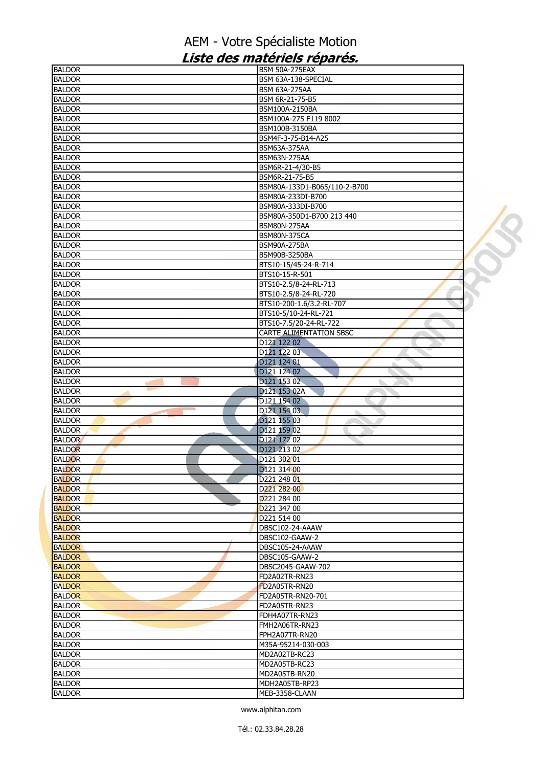# AEM - Votre Spécialiste Motion

## *Liste des matériels réparés.*

| BALDOR | BSM 50A-275EAX |
|---|---|
| BALDOR | BSM 63A-138-SPECIAL |
| BALDOR | BSM 63A-275AA |
| BALDOR | BSM 6R-21-75-B5 |
| BALDOR | BSM100A-2150BA |
| BALDOR | BSM100A-275 F119 8002 |
| BALDOR | BSM100B-3150BA |
| BALDOR | BSM4F-3-75-B14-A25 |
| BALDOR | BSM63A-375AA |
| BALDOR | BSM63N-275AA |
| BALDOR | BSM6R-21-4/30-B5 |
| BALDOR | BSM6R-21-75-B5 |
| BALDOR | BSM80A-133D1-B065/110-2-B700 |
| BALDOR | BSM80A-233DI-B700 |
| BALDOR | BSM80A-333DI-B700 |
| BALDOR | BSM80A-350D1-B700 213 440 |
| BALDOR | BSM80N-275AA |
| BALDOR | BSM80N-375CA |
| BALDOR | BSM90A-275BA |
| BALDOR | BSM90B-3250BA |
| BALDOR | BTS10-15/45-24-R-714 |
| BALDOR | BTS10-15-R-501 |
| BALDOR | BTS10-2.5/8-24-RL-713 |
| BALDOR | BTS10-2.5/8-24-RL-720 |
| BALDOR | BTS10-200-1.6/3.2-RL-707 |
| BALDOR | BTS10-5/10-24-RL-721 |
| BALDOR | BTS10-7.5/20-24-RL-722 |
| BALDOR | CARTE ALIMENTATION SBSC |
| BALDOR | D121 122 02 |
| BALDOR | D121 122 03 |
| BALDOR | D121 124 01 |
| BALDOR | D121 124 02 |
| BALDOR | D121 153 02 |
| BALDOR | D121 153 02A |
| BALDOR | D121 154 02 |
| BALDOR | D121 154 03 |
| BALDOR | D121 155 03 |
| BALDOR | D121 159 02 |
| BALDOR | D121 172 02 |
| BALDOR | D121 213 02 |
| BALDOR | D121 302 01 |
| BALDOR | D121 314 00 |
| BALDOR | D221 248 01 |
| BALDOR | D221 282 00 |
| BALDOR | D221 284 00 |
| BALDOR | D221 347 00 |
| BALDOR | D221 514 00 |
| BALDOR | DBSC102-24-AAAW |
| BALDOR | DBSC102-GAAW-2 |
| BALDOR | DBSC105-24-AAAW |
| BALDOR | DBSC105-GAAW-2 |
| BALDOR | DBSC2045-GAAW-702 |
| BALDOR | FD2A02TR-RN23 |
| BALDOR | FD2A05TR-RN20 |
| BALDOR | FD2A05TR-RN20-701 |
| BALDOR | FD2A05TR-RN23 |
| BALDOR | FDH4A07TR-RN23 |
| BALDOR | FMH2A06TR-RN23 |
| BALDOR | FPH2A07TR-RN20 |
| BALDOR | M35A-95214-030-003 |
| BALDOR | MD2A02TB-RC23 |
| BALDOR | MD2A05TB-RC23 |
| BALDOR | MD2A05TB-RN20 |
| BALDOR | MDH2A05TB-RP23 |
| BALDOR | MEB-3358-CLAAN |

www.alphitan.com

Tél.: 02.33.84.28.28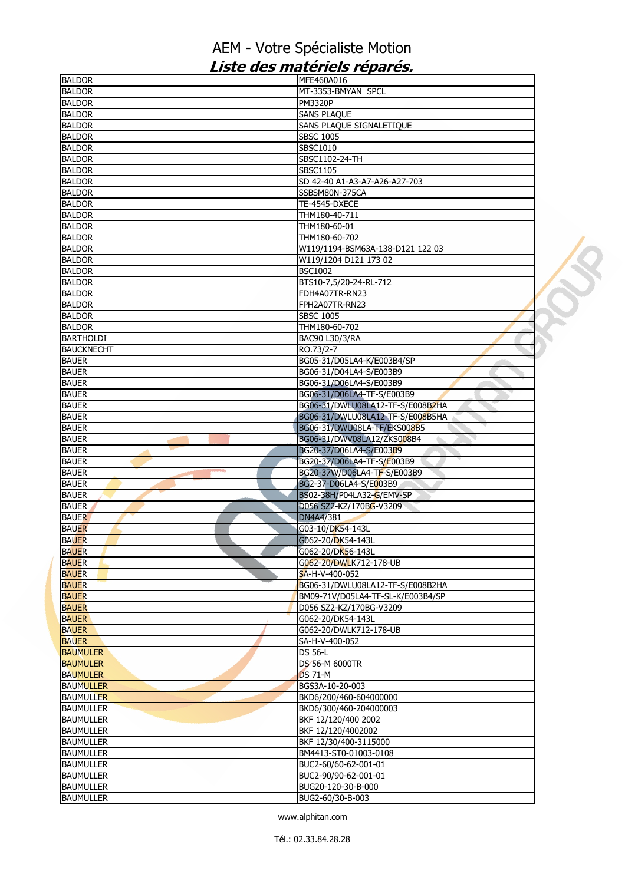# AEM - Votre Spécialiste Motion

## *Liste des matériels réparés.*

| | |
|---|---|
| BALDOR | MFE460A016 |
| BALDOR | MT-3353-BMYAN SPCL |
| BALDOR | PM3320P |
| BALDOR | SANS PLAQUE |
| BALDOR | SANS PLAQUE SIGNALETIQUE |
| BALDOR | SBSC 1005 |
| BALDOR | SBSC1010 |
| BALDOR | SBSC1102-24-TH |
| BALDOR | SBSC1105 |
| BALDOR | SD 42-40 A1-A3-A7-A26-A27-703 |
| BALDOR | SSBSM80N-375CA |
| BALDOR | TE-4545-DXECE |
| BALDOR | THM180-40-711 |
| BALDOR | THM180-60-01 |
| BALDOR | THM180-60-702 |
| BALDOR | W119/1194-BSM63A-138-D121 122 03 |
| BALDOR | W119/1204 D121 173 02 |
| BALDOR | BSC1002 |
| BALDOR | BTS10-7,5/20-24-RL-712 |
| BALDOR | FDH4A07TR-RN23 |
| BALDOR | FPH2A07TR-RN23 |
| BALDOR | SBSC 1005 |
| BALDOR | THM180-60-702 |
| BARTHOLDI | BAC90 L30/3/RA |
| BAUCKNECHT | RO.73/2-7 |
| BAUER | BG05-31/D05LA4-K/E003B4/SP |
| BAUER | BG06-31/D04LA4-S/E003B9 |
| BAUER | BG06-31/D06LA4-S/E003B9 |
| BAUER | BG06-31/D06LA4-TF-S/E003B9 |
| BAUER | BG06-31/DWLU08LA12-TF-S/E008B2HA |
| BAUER | BG06-31/DWLU08LA12-TF-S/E008B5HA |
| BAUER | BG06-31/DWU08LA-TF/EKS008B5 |
| BAUER | BG06-31/DWV08LA12/ZKS008B4 |
| BAUER | BG20-37/D06LA4-S/E003B9 |
| BAUER | BG20-37/D06LA4-TF-S/E003B9 |
| BAUER | BG20-37W/D06LA4-TF-S/E003B9 |
| BAUER | BG2-37-D06LA4-S/E003B9 |
| BAUER | BS02-38H/P04LA32-G/EMV-SP |
| BAUER | D056 SZ2-KZ/170BG-V3209 |
| BAUER | DN4A4/381 |
| BAUER | G03-10/DK54-143L |
| BAUER | G062-20/DK54-143L |
| BAUER | G062-20/DK56-143L |
| BAUER | G062-20/DWLK712-178-UB |
| BAUER | SA-H-V-400-052 |
| BAUER | BG06-31/DWLU08LA12-TF-S/E008B2HA |
| BAUER | BM09-71V/D05LA4-TF-SL-K/E003B4/SP |
| BAUER | D056 SZ2-KZ/170BG-V3209 |
| BAUER | G062-20/DK54-143L |
| BAUER | G062-20/DWLK712-178-UB |
| BAUER | SA-H-V-400-052 |
| BAUMULER | DS 56-L |
| BAUMULER | DS 56-M 6000TR |
| BAUMULER | DS 71-M |
| BAUMULLER | BGS3A-10-20-003 |
| BAUMULLER | BKD6/200/460-604000000 |
| BAUMULLER | BKD6/300/460-204000003 |
| BAUMULLER | BKF 12/120/400 2002 |
| BAUMULLER | BKF 12/120/4002002 |
| BAUMULLER | BKF 12/30/400-3115000 |
| BAUMULLER | BM4413-ST0-01003-0108 |
| BAUMULLER | BUC2-60/60-62-001-01 |
| BAUMULLER | BUC2-90/90-62-001-01 |
| BAUMULLER | BUG20-120-30-B-000 |
| BAUMULLER | BUG2-60/30-B-003 |

www.alphitan.com

Tél.: 02.33.84.28.28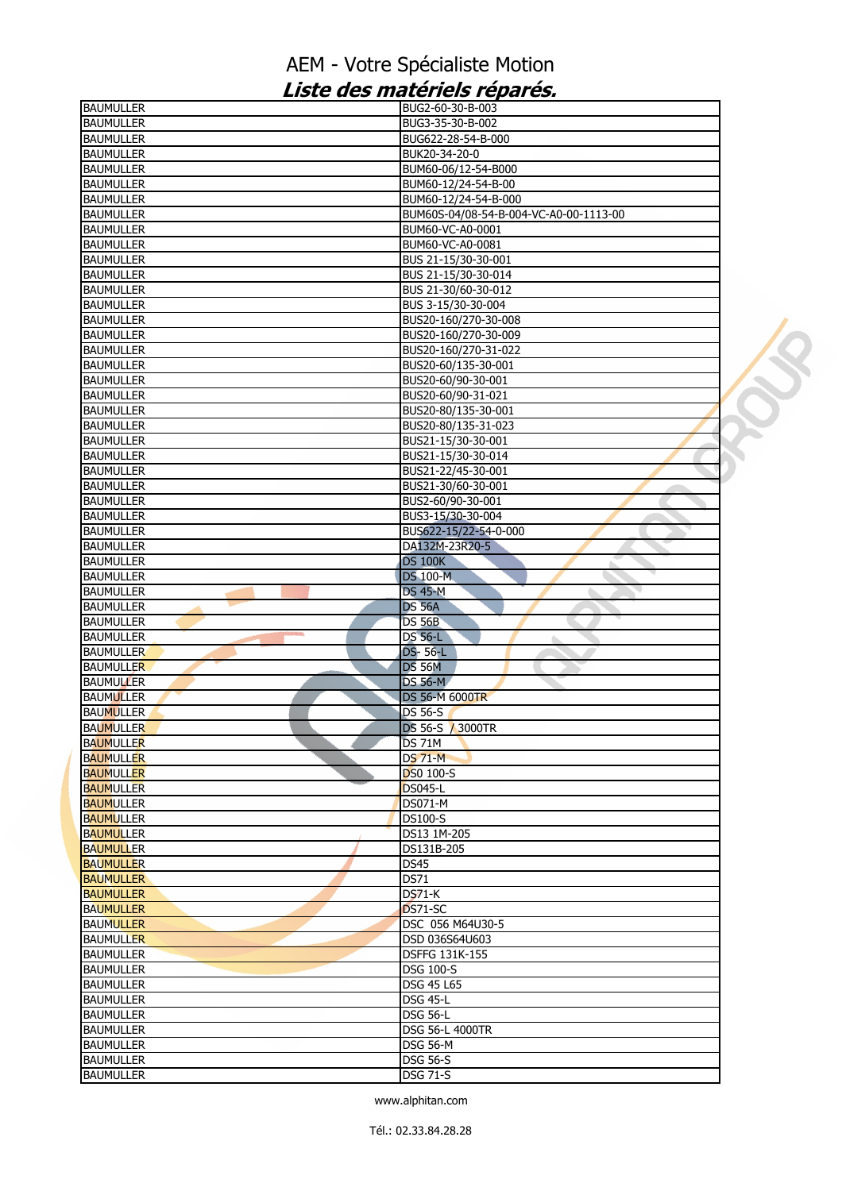# AEM - Votre Spécialiste Motion

## *Liste des matériels réparés.*

| | |
|---|---|
| BAUMULLER | BUG2-60-30-B-003 |
| BAUMULLER | BUG3-35-30-B-002 |
| BAUMULLER | BUG622-28-54-B-000 |
| BAUMULLER | BUK20-34-20-0 |
| BAUMULLER | BUM60-06/12-54-B000 |
| BAUMULLER | BUM60-12/24-54-B-00 |
| BAUMULLER | BUM60-12/24-54-B-000 |
| BAUMULLER | BUM60S-04/08-54-B-004-VC-A0-00-1113-00 |
| BAUMULLER | BUM60-VC-A0-0001 |
| BAUMULLER | BUM60-VC-A0-0081 |
| BAUMULLER | BUS 21-15/30-30-001 |
| BAUMULLER | BUS 21-15/30-30-014 |
| BAUMULLER | BUS 21-30/60-30-012 |
| BAUMULLER | BUS 3-15/30-30-004 |
| BAUMULLER | BUS20-160/270-30-008 |
| BAUMULLER | BUS20-160/270-30-009 |
| BAUMULLER | BUS20-160/270-31-022 |
| BAUMULLER | BUS20-60/135-30-001 |
| BAUMULLER | BUS20-60/90-30-001 |
| BAUMULLER | BUS20-60/90-31-021 |
| BAUMULLER | BUS20-80/135-30-001 |
| BAUMULLER | BUS20-80/135-31-023 |
| BAUMULLER | BUS21-15/30-30-001 |
| BAUMULLER | BUS21-15/30-30-014 |
| BAUMULLER | BUS21-22/45-30-001 |
| BAUMULLER | BUS21-30/60-30-001 |
| BAUMULLER | BUS2-60/90-30-001 |
| BAUMULLER | BUS3-15/30-30-004 |
| BAUMULLER | BUS622-15/22-54-0-000 |
| BAUMULLER | DA132M-23R20-5 |
| BAUMULLER | DS 100K |
| BAUMULLER | DS 100-M |
| BAUMULLER | DS 45-M |
| BAUMULLER | DS 56A |
| BAUMULLER | DS 56B |
| BAUMULLER | DS 56-L |
| BAUMULLER | DS- 56-L |
| BAUMULLER | DS 56M |
| BAUMULLER | DS 56-M |
| BAUMULLER | DS 56-M 6000TR |
| BAUMULLER | DS 56-S |
| BAUMULLER | DS 56-S / 3000TR |
| BAUMULLER | DS 71M |
| BAUMULLER | DS 71-M |
| BAUMULLER | DS0 100-S |
| BAUMULLER | DS045-L |
| BAUMULLER | DS071-M |
| BAUMULLER | DS100-S |
| BAUMULLER | DS13 1M-205 |
| BAUMULLER | DS131B-205 |
| BAUMULLER | DS45 |
| BAUMULLER | DS71 |
| BAUMULLER | DS71-K |
| BAUMULLER | DS71-SC |
| BAUMULLER | DSC 056 M64U30-5 |
| BAUMULLER | DSD 036S64U603 |
| BAUMULLER | DSFFG 131K-155 |
| BAUMULLER | DSG 100-S |
| BAUMULLER | DSG 45 L65 |
| BAUMULLER | DSG 45-L |
| BAUMULLER | DSG 56-L |
| BAUMULLER | DSG 56-L 4000TR |
| BAUMULLER | DSG 56-M |
| BAUMULLER | DSG 56-S |
| BAUMULLER | DSG 71-S |

www.alphitan.com

Tél.: 02.33.84.28.28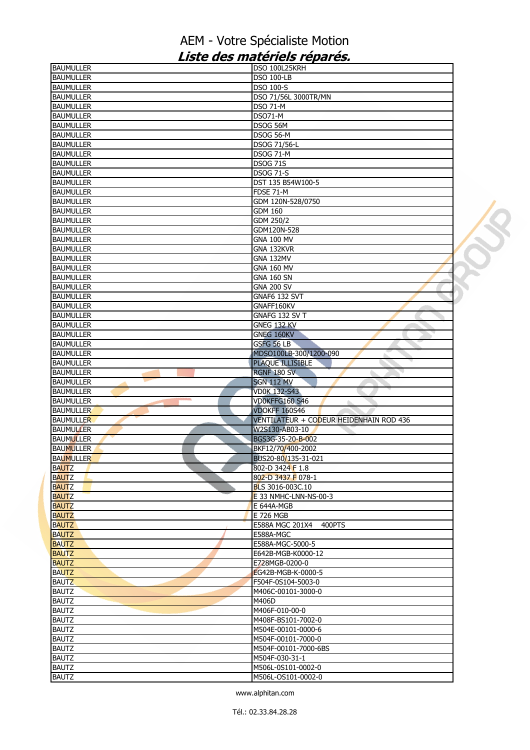AEM - Votre Spécialiste Motion

***Liste des matériels réparés.***

| | |
|---|---|
| BAUMULLER | DSO 100L25KRH |
| BAUMULLER | DSO 100-LB |
| BAUMULLER | DSO 100-S |
| BAUMULLER | DSO 71/56L 3000TR/MN |
| BAUMULLER | DSO 71-M |
| BAUMULLER | DSO71-M |
| BAUMULLER | DSOG 56M |
| BAUMULLER | DSOG 56-M |
| BAUMULLER | DSOG 71/56-L |
| BAUMULLER | DSOG 71-M |
| BAUMULLER | DSOG 71S |
| BAUMULLER | DSOG 71-S |
| BAUMULLER | DST 135 B54W100-5 |
| BAUMULLER | FDSE 71-M |
| BAUMULLER | GDM 120N-528/0750 |
| BAUMULLER | GDM 160 |
| BAUMULLER | GDM 250/2 |
| BAUMULLER | GDM120N-528 |
| BAUMULLER | GNA 100 MV |
| BAUMULLER | GNA 132KVR |
| BAUMULLER | GNA 132MV |
| BAUMULLER | GNA 160 MV |
| BAUMULLER | GNA 160 SN |
| BAUMULLER | GNA 200 SV |
| BAUMULLER | GNAF6 132 SVT |
| BAUMULLER | GNAFF160KV |
| BAUMULLER | GNAFG 132 SV T |
| BAUMULLER | GNEG 132 KV |
| BAUMULLER | GNEG 160KV |
| BAUMULLER | GSFG 56 LB |
| BAUMULLER | MDSO100LB-300/1200-090 |
| BAUMULLER | PLAQUE ILLISIBLE |
| BAUMULLER | RGNF 180 SV |
| BAUMULLER | SGN 112 MV |
| BAUMULLER | VDOK 132-S43 |
| BAUMULLER | VDOKFFG160 S46 |
| BAUMULLER | VDOKFF 160S46 |
| BAUMULLER | VENTILATEUR + CODEUR HEIDENHAIN ROD 436 |
| BAUMULLER | W2S130-AB03-10 |
| BAUMULLER | BGS3G-35-20-B-002 |
| BAUMULLER | BKF12/70/400-2002 |
| BAUMULLER | BUS20-80/135-31-021 |
| BAUTZ | 802-D 3424 F 1.8 |
| BAUTZ | 802-D 3437 F 078-1 |
| BAUTZ | BLS 3016-003C.10 |
| BAUTZ | E 33 NMHC-LNN-NS-00-3 |
| BAUTZ | E 644A-MGB |
| BAUTZ | E 726 MGB |
| BAUTZ | E588A MGC 201X4 400PTS |
| BAUTZ | E588A-MGC |
| BAUTZ | E588A-MGC-5000-5 |
| BAUTZ | E642B-MGB-K0000-12 |
| BAUTZ | E728MGB-0200-0 |
| BAUTZ | EG42B-MGB-K-0000-5 |
| BAUTZ | F504F-0S104-5003-0 |
| BAUTZ | M406C-00101-3000-0 |
| BAUTZ | M406D |
| BAUTZ | M406F-010-00-0 |
| BAUTZ | M408F-BS101-7002-0 |
| BAUTZ | M504E-00101-0000-6 |
| BAUTZ | M504F-00101-7000-0 |
| BAUTZ | M504F-00101-7000-6BS |
| BAUTZ | M504F-030-31-1 |
| BAUTZ | M506L-0S101-0002-0 |
| BAUTZ | M506L-OS101-0002-0 |

www.alphitan.com

Tél.: 02.33.84.28.28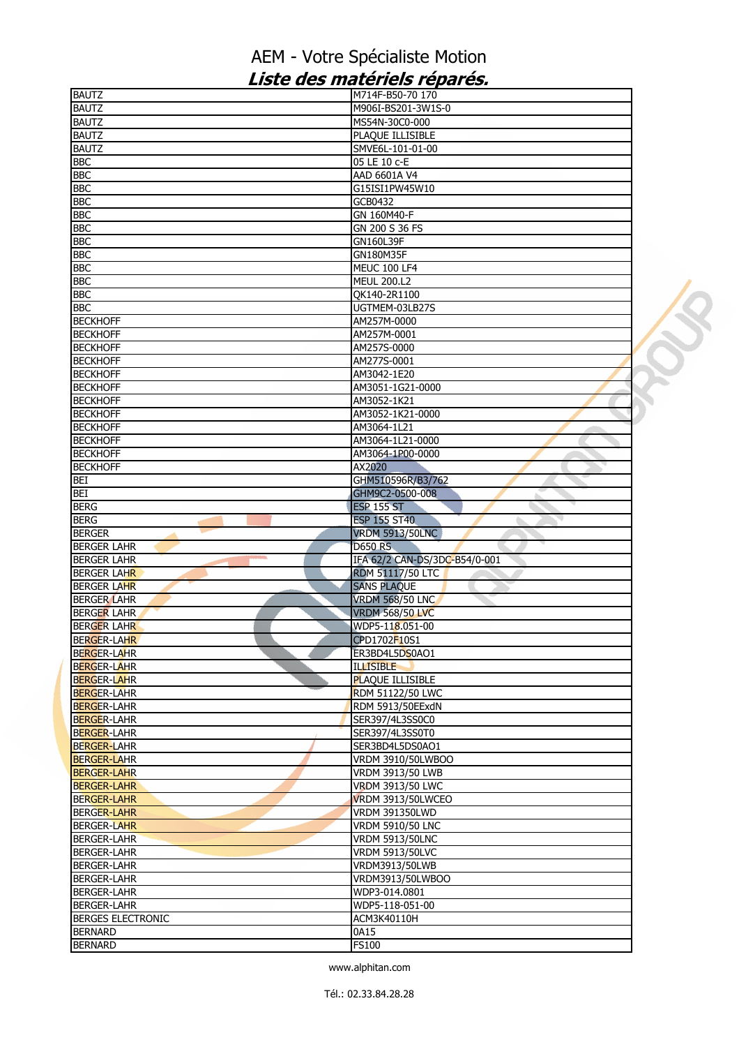# AEM - Votre Spécialiste Motion

## *Liste des matériels réparés.*

| | |
|---|---|
| BAUTZ | M714F-B50-70 170 |
| BAUTZ | M906I-BS201-3W1S-0 |
| BAUTZ | MS54N-30C0-000 |
| BAUTZ | PLAQUE ILLISIBLE |
| BAUTZ | SMVE6L-101-01-00 |
| BBC | 05 LE 10 c-E |
| BBC | AAD 6601A V4 |
| BBC | G15ISI1PW45W10 |
| BBC | GCB0432 |
| BBC | GN 160M40-F |
| BBC | GN 200 S 36 FS |
| BBC | GN160L39F |
| BBC | GN180M35F |
| BBC | MEUC 100 LF4 |
| BBC | MEUL 200.L2 |
| BBC | QK140-2R1100 |
| BBC | UGTMEM-03LB27S |
| BECKHOFF | AM257M-0000 |
| BECKHOFF | AM257M-0001 |
| BECKHOFF | AM257S-0000 |
| BECKHOFF | AM277S-0001 |
| BECKHOFF | AM3042-1E20 |
| BECKHOFF | AM3051-1G21-0000 |
| BECKHOFF | AM3052-1K21 |
| BECKHOFF | AM3052-1K21-0000 |
| BECKHOFF | AM3064-1L21 |
| BECKHOFF | AM3064-1L21-0000 |
| BECKHOFF | AM3064-1P00-0000 |
| BECKHOFF | AX2020 |
| BEI | GHM510596R/B3/762 |
| BEI | GHM9C2-0500-008 |
| BERG | ESP 155 ST |
| BERG | ESP 155 ST40 |
| BERGER | VRDM 5913/50LNC |
| BERGER LAHR | D650 RS |
| BERGER LAHR | IFA 62/2 CAN-DS/3DC-B54/0-001 |
| BERGER LAHR | RDM 51117/50 LTC |
| BERGER LAHR | SANS PLAQUE |
| BERGER LAHR | VRDM 568/50 LNC |
| BERGER LAHR | VRDM 568/50 LVC |
| BERGER LAHR | WDP5-118.051-00 |
| BERGER-LAHR | CPD1702F10S1 |
| BERGER-LAHR | ER3BD4L5DS0AO1 |
| BERGER-LAHR | ILLISIBLE |
| BERGER-LAHR | PLAQUE ILLISIBLE |
| BERGER-LAHR | RDM 51122/50 LWC |
| BERGER-LAHR | RDM 5913/50EExdN |
| BERGER-LAHR | SER397/4L3SS0C0 |
| BERGER-LAHR | SER397/4L3SS0T0 |
| BERGER-LAHR | SER3BD4L5DS0AO1 |
| BERGER-LAHR | VRDM 3910/50LWBOO |
| BERGER-LAHR | VRDM 3913/50 LWB |
| BERGER-LAHR | VRDM 3913/50 LWC |
| BERGER-LAHR | VRDM 3913/50LWCEO |
| BERGER-LAHR | VRDM 391350LWD |
| BERGER-LAHR | VRDM 5910/50 LNC |
| BERGER-LAHR | VRDM 5913/50LNC |
| BERGER-LAHR | VRDM 5913/50LVC |
| BERGER-LAHR | VRDM3913/50LWB |
| BERGER-LAHR | VRDM3913/50LWBOO |
| BERGER-LAHR | WDP3-014.0801 |
| BERGER-LAHR | WDP5-118-051-00 |
| BERGES ELECTRONIC | ACM3K40110H |
| BERNARD | 0A15 |
| BERNARD | FS100 |

www.alphitan.com

Tél.: 02.33.84.28.28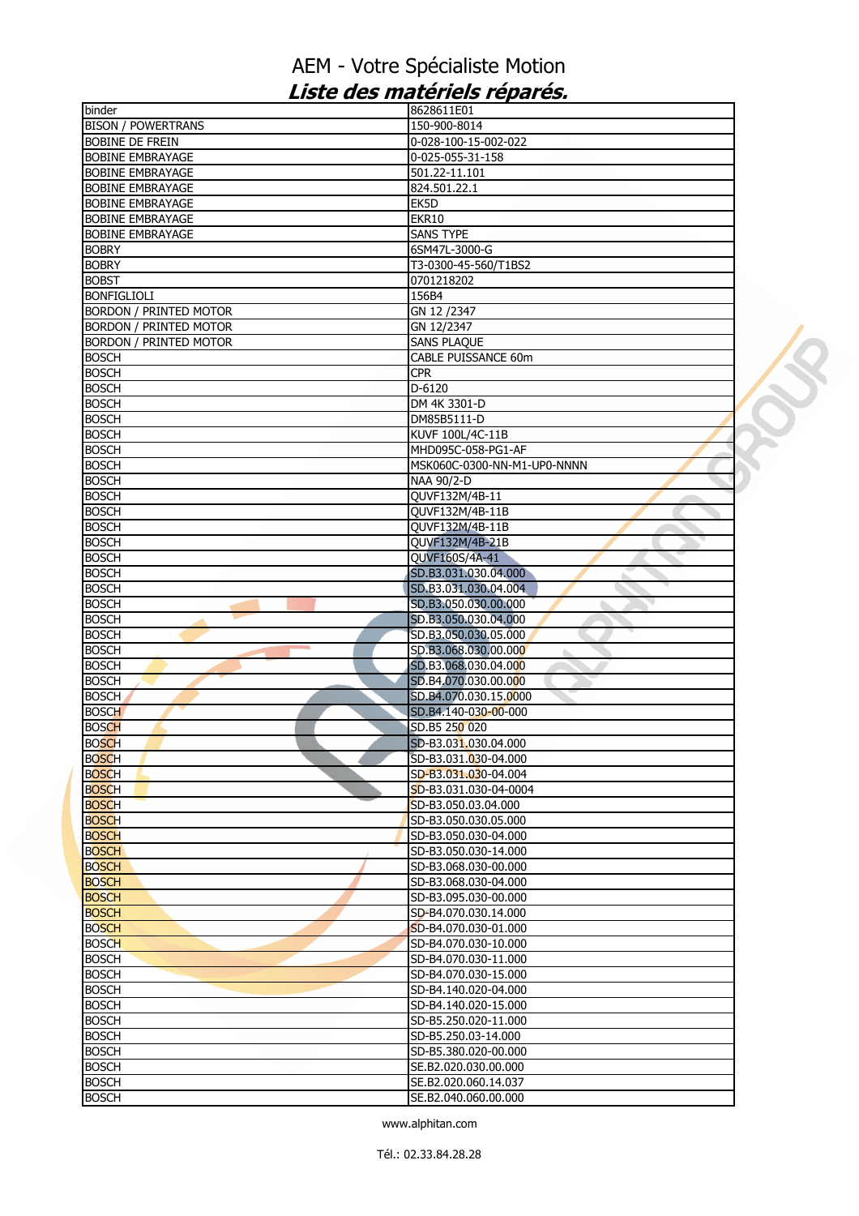# AEM - Votre Spécialiste Motion

## *Liste des matériels réparés.*

| | |
|---|---|
| binder | 8628611E01 |
| BISON / POWERTRANS | 150-900-8014 |
| BOBINE DE FREIN | 0-028-100-15-002-022 |
| BOBINE EMBRAYAGE | 0-025-055-31-158 |
| BOBINE EMBRAYAGE | 501.22-11.101 |
| BOBINE EMBRAYAGE | 824.501.22.1 |
| BOBINE EMBRAYAGE | EK5D |
| BOBINE EMBRAYAGE | EKR10 |
| BOBINE EMBRAYAGE | SANS TYPE |
| BOBRY | 6SM47L-3000-G |
| BOBRY | T3-0300-45-560/T1BS2 |
| BOBST | 0701218202 |
| BONFIGLIOLI | 156B4 |
| BORDON / PRINTED MOTOR | GN 12 /2347 |
| BORDON / PRINTED MOTOR | GN 12/2347 |
| BORDON / PRINTED MOTOR | SANS PLAQUE |
| BOSCH | CABLE PUISSANCE 60m |
| BOSCH | CPR |
| BOSCH | D-6120 |
| BOSCH | DM 4K 3301-D |
| BOSCH | DM85B5111-D |
| BOSCH | KUVF 100L/4C-11B |
| BOSCH | MHD095C-058-PG1-AF |
| BOSCH | MSK060C-0300-NN-M1-UP0-NNNN |
| BOSCH | NAA 90/2-D |
| BOSCH | QUVF132M/4B-11 |
| BOSCH | QUVF132M/4B-11B |
| BOSCH | QUVF132M/4B-11B |
| BOSCH | QUVF132M/4B-21B |
| BOSCH | QUVF160S/4A-41 |
| BOSCH | SD.B3.031.030.04.000 |
| BOSCH | SD.B3.031.030.04.004 |
| BOSCH | SD.B3.050.030.00.000 |
| BOSCH | SD.B3.050.030.04.000 |
| BOSCH | SD.B3.050.030.05.000 |
| BOSCH | SD.B3.068.030.00.000 |
| BOSCH | SD.B3.068.030.04.000 |
| BOSCH | SD.B4.070.030.00.000 |
| BOSCH | SD.B4.070.030.15.0000 |
| BOSCH | SD.B4.140-030-00-000 |
| BOSCH | SD.B5 250 020 |
| BOSCH | SD-B3.031.030.04.000 |
| BOSCH | SD-B3.031.030-04.000 |
| BOSCH | SD-B3.031.030-04.004 |
| BOSCH | SD-B3.031.030-04-0004 |
| BOSCH | SD-B3.050.03.04.000 |
| BOSCH | SD-B3.050.030.05.000 |
| BOSCH | SD-B3.050.030-04.000 |
| BOSCH | SD-B3.050.030-14.000 |
| BOSCH | SD-B3.068.030-00.000 |
| BOSCH | SD-B3.068.030-04.000 |
| BOSCH | SD-B3.095.030-00.000 |
| BOSCH | SD-B4.070.030.14.000 |
| BOSCH | SD-B4.070.030-01.000 |
| BOSCH | SD-B4.070.030-10.000 |
| BOSCH | SD-B4.070.030-11.000 |
| BOSCH | SD-B4.070.030-15.000 |
| BOSCH | SD-B4.140.020-04.000 |
| BOSCH | SD-B4.140.020-15.000 |
| BOSCH | SD-B5.250.020-11.000 |
| BOSCH | SD-B5.250.03-14.000 |
| BOSCH | SD-B5.380.020-00.000 |
| BOSCH | SE.B2.020.030.00.000 |
| BOSCH | SE.B2.020.060.14.037 |
| BOSCH | SE.B2.040.060.00.000 |

www.alphitan.com

Tél.: 02.33.84.28.28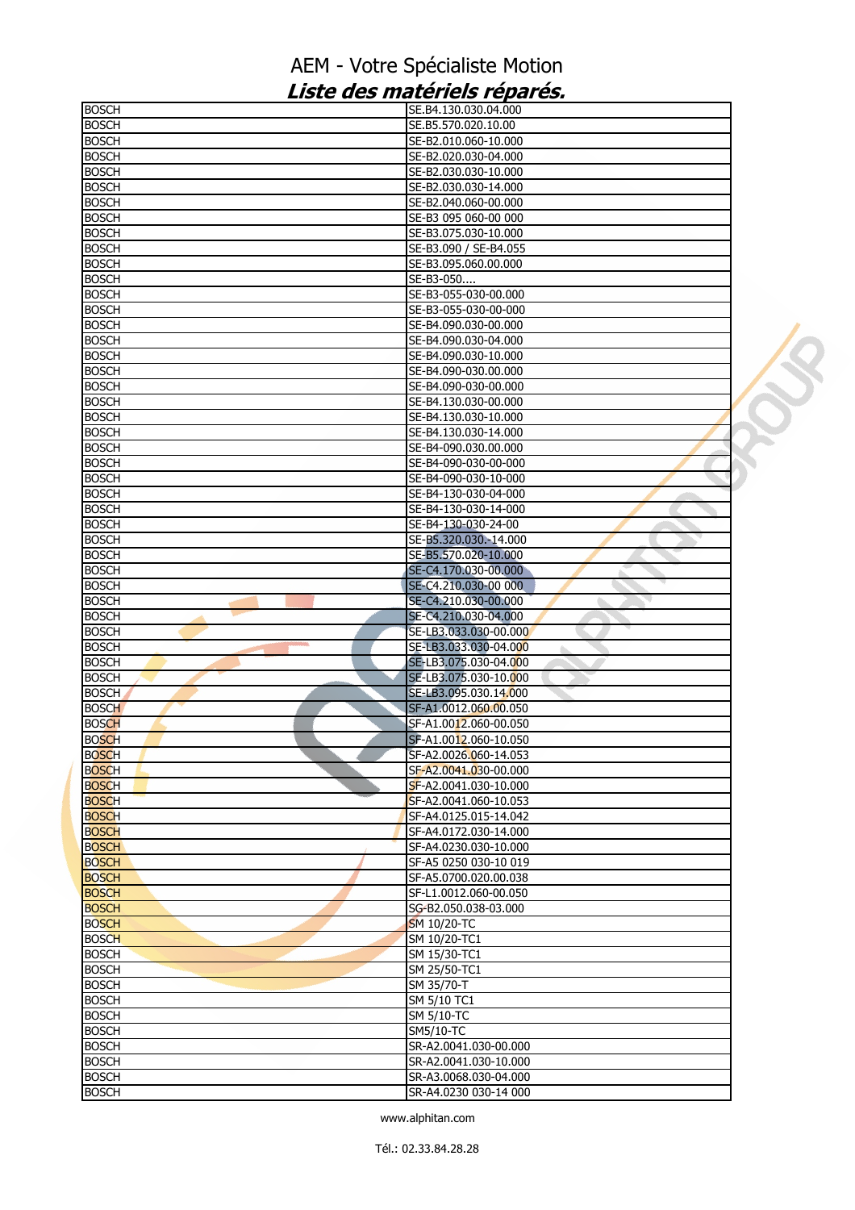# AEM - Votre Spécialiste Motion

## *Liste des matériels réparés.*

| | |
|---|---|
| BOSCH | SE.B4.130.030.04.000 |
| BOSCH | SE.B5.570.020.10.00 |
| BOSCH | SE-B2.010.060-10.000 |
| BOSCH | SE-B2.020.030-04.000 |
| BOSCH | SE-B2.030.030-10.000 |
| BOSCH | SE-B2.030.030-14.000 |
| BOSCH | SE-B2.040.060-00.000 |
| BOSCH | SE-B3 095 060-00 000 |
| BOSCH | SE-B3.075.030-10.000 |
| BOSCH | SE-B3.090 / SE-B4.055 |
| BOSCH | SE-B3.095.060.00.000 |
| BOSCH | SE-B3-050.... |
| BOSCH | SE-B3-055-030-00.000 |
| BOSCH | SE-B3-055-030-00-000 |
| BOSCH | SE-B4.090.030-00.000 |
| BOSCH | SE-B4.090.030-04.000 |
| BOSCH | SE-B4.090.030-10.000 |
| BOSCH | SE-B4.090-030.00.000 |
| BOSCH | SE-B4.090-030-00.000 |
| BOSCH | SE-B4.130.030-00.000 |
| BOSCH | SE-B4.130.030-10.000 |
| BOSCH | SE-B4.130.030-14.000 |
| BOSCH | SE-B4-090.030.00.000 |
| BOSCH | SE-B4-090-030-00-000 |
| BOSCH | SE-B4-090-030-10-000 |
| BOSCH | SE-B4-130-030-04-000 |
| BOSCH | SE-B4-130-030-14-000 |
| BOSCH | SE-B4-130-030-24-00 |
| BOSCH | SE-B5.320.030.-14.000 |
| BOSCH | SE-B5.570.020-10.000 |
| BOSCH | SE-C4.170.030-00.000 |
| BOSCH | SE-C4.210.030-00 000 |
| BOSCH | SE-C4.210.030-00.000 |
| BOSCH | SE-C4.210.030-04.000 |
| BOSCH | SE-LB3.033.030-00.000 |
| BOSCH | SE-LB3.033.030-04.000 |
| BOSCH | SE-LB3.075.030-04.000 |
| BOSCH | SE-LB3.075.030-10.000 |
| BOSCH | SE-LB3.095.030.14.000 |
| BOSCH | SF-A1.0012.060.00.050 |
| BOSCH | SF-A1.0012.060-00.050 |
| BOSCH | SF-A1.0012.060-10.050 |
| BOSCH | SF-A2.0026.060-14.053 |
| BOSCH | SF-A2.0041.030-00.000 |
| BOSCH | SF-A2.0041.030-10.000 |
| BOSCH | SF-A2.0041.060-10.053 |
| BOSCH | SF-A4.0125.015-14.042 |
| BOSCH | SF-A4.0172.030-14.000 |
| BOSCH | SF-A4.0230.030-10.000 |
| BOSCH | SF-A5 0250 030-10 019 |
| BOSCH | SF-A5.0700.020.00.038 |
| BOSCH | SF-L1.0012.060-00.050 |
| BOSCH | SG-B2.050.038-03.000 |
| BOSCH | SM 10/20-TC |
| BOSCH | SM 10/20-TC1 |
| BOSCH | SM 15/30-TC1 |
| BOSCH | SM 25/50-TC1 |
| BOSCH | SM 35/70-T |
| BOSCH | SM 5/10 TC1 |
| BOSCH | SM 5/10-TC |
| BOSCH | SM5/10-TC |
| BOSCH | SR-A2.0041.030-00.000 |
| BOSCH | SR-A2.0041.030-10.000 |
| BOSCH | SR-A3.0068.030-04.000 |
| BOSCH | SR-A4.0230 030-14 000 |

www.alphitan.com

Tél.: 02.33.84.28.28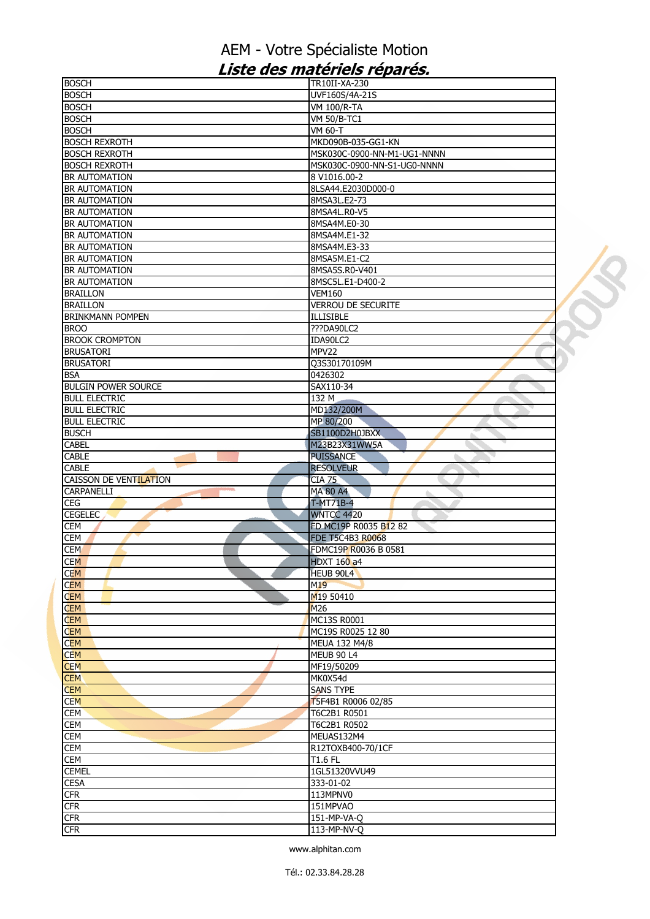# AEM - Votre Spécialiste Motion

## *Liste des matériels réparés.*

| | |
|---|---|
| BOSCH | TR10II-XA-230 |
| BOSCH | UVF160S/4A-21S |
| BOSCH | VM 100/R-TA |
| BOSCH | VM 50/B-TC1 |
| BOSCH | VM 60-T |
| BOSCH REXROTH | MKD090B-035-GG1-KN |
| BOSCH REXROTH | MSK030C-0900-NN-M1-UG1-NNNN |
| BOSCH REXROTH | MSK030C-0900-NN-S1-UG0-NNNN |
| BR AUTOMATION | 8 V1016.00-2 |
| BR AUTOMATION | 8LSA44.E2030D000-0 |
| BR AUTOMATION | 8MSA3L.E2-73 |
| BR AUTOMATION | 8MSA4L.R0-V5 |
| BR AUTOMATION | 8MSA4M.E0-30 |
| BR AUTOMATION | 8MSA4M.E1-32 |
| BR AUTOMATION | 8MSA4M.E3-33 |
| BR AUTOMATION | 8MSA5M.E1-C2 |
| BR AUTOMATION | 8MSA5S.R0-V401 |
| BR AUTOMATION | 8MSC5L.E1-D400-2 |
| BRAILLON | VEM160 |
| BRAILLON | VERROU DE SECURITE |
| BRINKMANN POMPEN | ILLISIBLE |
| BROO | ???DA90LC2 |
| BROOK CROMPTON | IDA90LC2 |
| BRUSATORI | MPV22 |
| BRUSATORI | Q3S30170109M |
| BSA | 0426302 |
| BULGIN POWER SOURCE | SAX110-34 |
| BULL ELECTRIC | 132 M |
| BULL ELECTRIC | MD132/200M |
| BULL ELECTRIC | MP 80/200 |
| BUSCH | SB1100D2H0JBXX |
| CABEL | M23B23X31WW5A |
| CABLE | PUISSANCE |
| CABLE | RESOLVEUR |
| CAISSON DE VENTILATION | CIA 75 |
| CARPANELLI | MA 80 A4 |
| CEG | T-MT71B-4 |
| CEGELEC | WNTCC 4420 |
| CEM | FD MC19P R0035 B12 82 |
| CEM | FDE T5C4B3 R0068 |
| CEM | FDMC19P R0036 B 0581 |
| CEM | HDXT 160 a4 |
| CEM | HEUB 90L4 |
| CEM | M19 |
| CEM | M19 50410 |
| CEM | M26 |
| CEM | MC13S R0001 |
| CEM | MC19S R0025 12 80 |
| CEM | MEUA 132 M4/8 |
| CEM | MEUB 90 L4 |
| CEM | MF19/50209 |
| CEM | MK0X54d |
| CEM | SANS TYPE |
| CEM | T5F4B1 R0006 02/85 |
| CEM | T6C2B1 R0501 |
| CEM | T6C2B1 R0502 |
| CEM | MEUAS132M4 |
| CEM | R12TOXB400-70/1CF |
| CEM | T1.6 FL |
| CEMEL | 1GL51320VVU49 |
| CESA | 333-01-02 |
| CFR | 113MPNV0 |
| CFR | 151MPVAO |
| CFR | 151-MP-VA-Q |
| CFR | 113-MP-NV-Q |

www.alphitan.com

Tél.: 02.33.84.28.28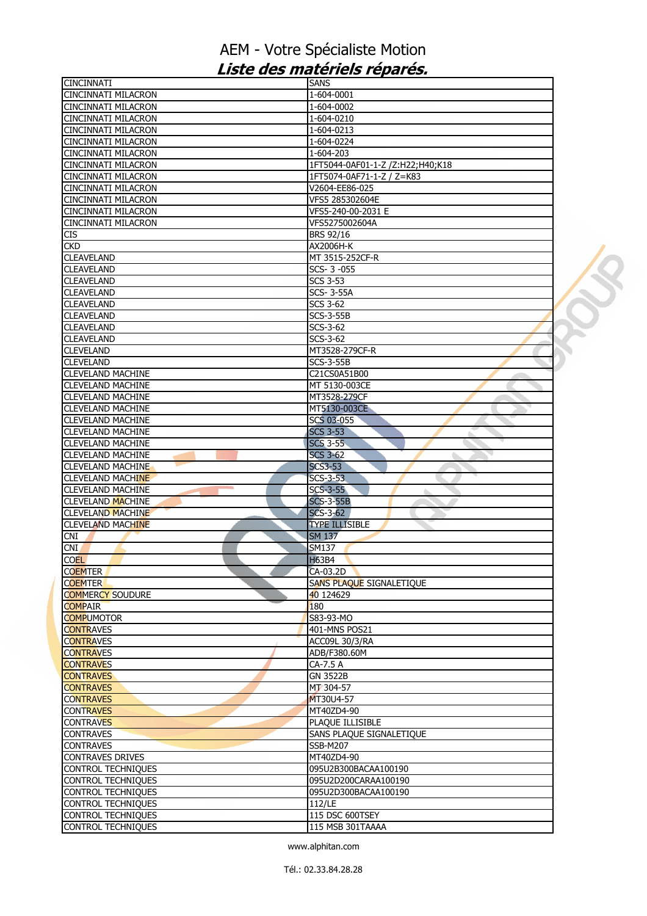# AEM - Votre Spécialiste Motion

## *Liste des matériels réparés.*

| | |
|---|---|
| CINCINNATI | SANS |
| CINCINNATI MILACRON | 1-604-0001 |
| CINCINNATI MILACRON | 1-604-0002 |
| CINCINNATI MILACRON | 1-604-0210 |
| CINCINNATI MILACRON | 1-604-0213 |
| CINCINNATI MILACRON | 1-604-0224 |
| CINCINNATI MILACRON | 1-604-203 |
| CINCINNATI MILACRON | 1FT5044-0AF01-1-Z /Z:H22;H40;K18 |
| CINCINNATI MILACRON | 1FT5074-0AF71-1-Z / Z=K83 |
| CINCINNATI MILACRON | V2604-EE86-025 |
| CINCINNATI MILACRON | VFS5 285302604E |
| CINCINNATI MILACRON | VFS5-240-00-2031 E |
| CINCINNATI MILACRON | VFS5275002604A |
| CIS | BRS 92/16 |
| CKD | AX2006H-K |
| CLEAVELAND | MT 3515-252CF-R |
| CLEAVELAND | SCS- 3 -055 |
| CLEAVELAND | SCS 3-53 |
| CLEAVELAND | SCS- 3-55A |
| CLEAVELAND | SCS 3-62 |
| CLEAVELAND | SCS-3-55B |
| CLEAVELAND | SCS-3-62 |
| CLEAVELAND | SCS-3-62 |
| CLEVELAND | MT3528-279CF-R |
| CLEVELAND | SCS-3-55B |
| CLEVELAND MACHINE | C21CS0A51B00 |
| CLEVELAND MACHINE | MT 5130-003CE |
| CLEVELAND MACHINE | MT3528-279CF |
| CLEVELAND MACHINE | MT5130-003CE |
| CLEVELAND MACHINE | SCS 03-055 |
| CLEVELAND MACHINE | SCS 3-53 |
| CLEVELAND MACHINE | SCS 3-55 |
| CLEVELAND MACHINE | SCS 3-62 |
| CLEVELAND MACHINE | SCS3-53 |
| CLEVELAND MACHINE | SCS-3-53 |
| CLEVELAND MACHINE | SCS-3-55 |
| CLEVELAND MACHINE | SCS-3-55B |
| CLEVELAND MACHINE | SCS-3-62 |
| CLEVELAND MACHINE | TYPE ILLISIBLE |
| CNI | SM 137 |
| CNI | SM137 |
| COEL | H63B4 |
| COEMTER | CA-03.2D |
| COEMTER | SANS PLAQUE SIGNALETIQUE |
| COMMERCY SOUDURE | 40 124629 |
| COMPAIR | 180 |
| COMPUMOTOR | S83-93-MO |
| CONTRAVES | 401-MNS POS21 |
| CONTRAVES | ACC09L 30/3/RA |
| CONTRAVES | ADB/F380.60M |
| CONTRAVES | CA-7.5 A |
| CONTRAVES | GN 3522B |
| CONTRAVES | MT 304-57 |
| CONTRAVES | MT30U4-57 |
| CONTRAVES | MT40ZD4-90 |
| CONTRAVES | PLAQUE ILLISIBLE |
| CONTRAVES | SANS PLAQUE SIGNALETIQUE |
| CONTRAVES | SSB-M207 |
| CONTRAVES DRIVES | MT40ZD4-90 |
| CONTROL TECHNIQUES | 095U2B300BACAA100190 |
| CONTROL TECHNIQUES | 095U2D200CARAA100190 |
| CONTROL TECHNIQUES | 095U2D300BACAA100190 |
| CONTROL TECHNIQUES | 112/LE |
| CONTROL TECHNIQUES | 115 DSC 600TSEY |
| CONTROL TECHNIQUES | 115 MSB 301TAAAA |

www.alphitan.com

Tél.: 02.33.84.28.28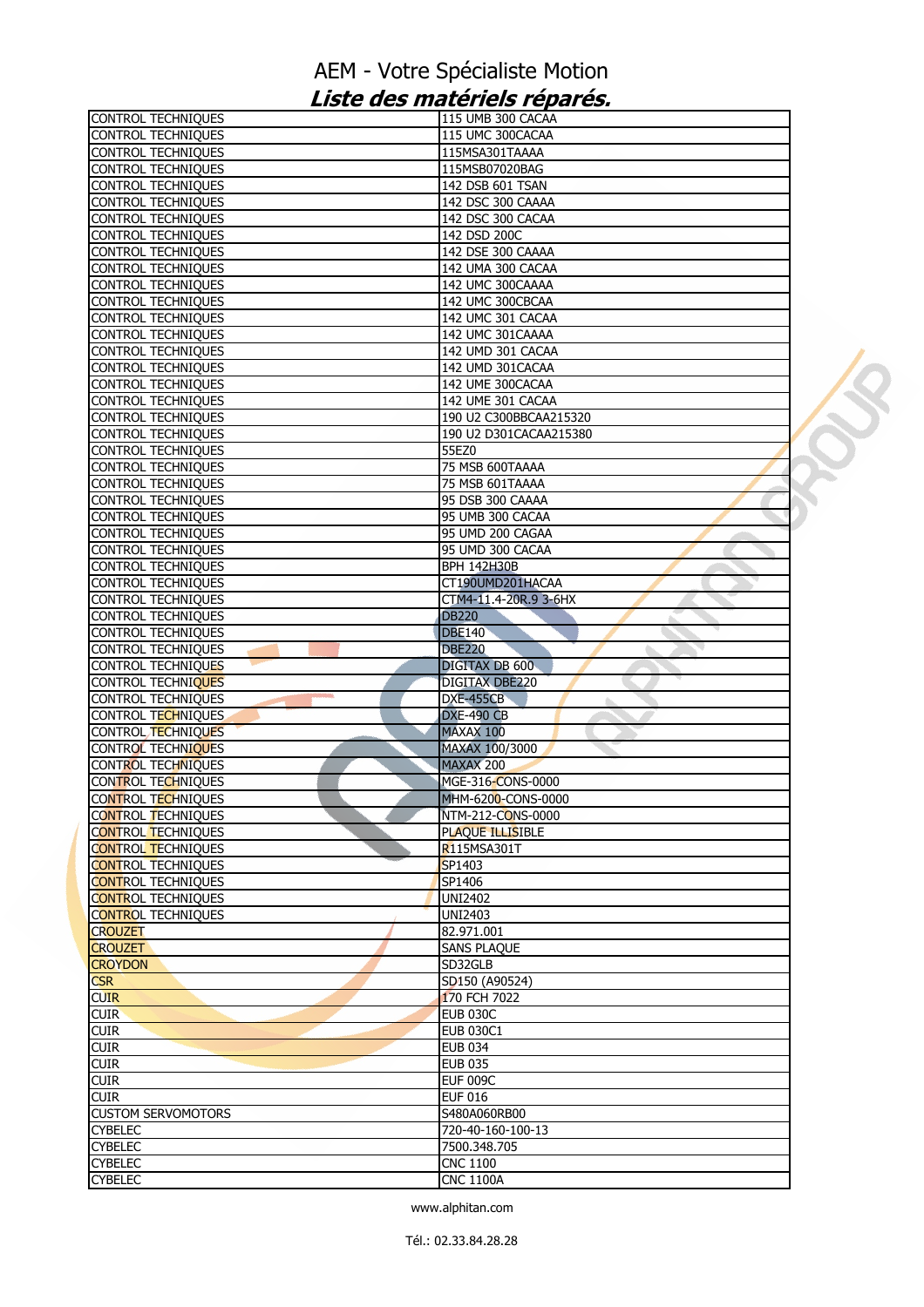# AEM - Votre Spécialiste Motion

## *Liste des matériels réparés.*

| | |
|---|---|
| CONTROL TECHNIQUES | 115 UMB 300 CACAA |
| CONTROL TECHNIQUES | 115 UMC 300CACAA |
| CONTROL TECHNIQUES | 115MSA301TAAAA |
| CONTROL TECHNIQUES | 115MSB07020BAG |
| CONTROL TECHNIQUES | 142 DSB 601 TSAN |
| CONTROL TECHNIQUES | 142 DSC 300 CAAAA |
| CONTROL TECHNIQUES | 142 DSC 300 CACAA |
| CONTROL TECHNIQUES | 142 DSD 200C |
| CONTROL TECHNIQUES | 142 DSE 300 CAAAA |
| CONTROL TECHNIQUES | 142 UMA 300 CACAA |
| CONTROL TECHNIQUES | 142 UMC 300CAAAA |
| CONTROL TECHNIQUES | 142 UMC 300CBCAA |
| CONTROL TECHNIQUES | 142 UMC 301 CACAA |
| CONTROL TECHNIQUES | 142 UMC 301CAAAA |
| CONTROL TECHNIQUES | 142 UMD 301 CACAA |
| CONTROL TECHNIQUES | 142 UMD 301CACAA |
| CONTROL TECHNIQUES | 142 UME 300CACAA |
| CONTROL TECHNIQUES | 142 UME 301 CACAA |
| CONTROL TECHNIQUES | 190 U2 C300BBCAA215320 |
| CONTROL TECHNIQUES | 190 U2 D301CACAA215380 |
| CONTROL TECHNIQUES | 55EZ0 |
| CONTROL TECHNIQUES | 75 MSB 600TAAAA |
| CONTROL TECHNIQUES | 75 MSB 601TAAAA |
| CONTROL TECHNIQUES | 95 DSB 300 CAAAA |
| CONTROL TECHNIQUES | 95 UMB 300 CACAA |
| CONTROL TECHNIQUES | 95 UMD 200 CAGAA |
| CONTROL TECHNIQUES | 95 UMD 300 CACAA |
| CONTROL TECHNIQUES | BPH 142H30B |
| CONTROL TECHNIQUES | CT190UMD201HACAA |
| CONTROL TECHNIQUES | CTM4-11.4-20R.9 3-6HX |
| CONTROL TECHNIQUES | DB220 |
| CONTROL TECHNIQUES | DBE140 |
| CONTROL TECHNIQUES | DBE220 |
| CONTROL TECHNIQUES | DIGITAX DB 600 |
| CONTROL TECHNIQUES | DIGITAX DBE220 |
| CONTROL TECHNIQUES | DXE-455CB |
| CONTROL TECHNIQUES | DXE-490 CB |
| CONTROL TECHNIQUES | MAXAX 100 |
| CONTROL TECHNIQUES | MAXAX 100/3000 |
| CONTROL TECHNIQUES | MAXAX 200 |
| CONTROL TECHNIQUES | MGE-316-CONS-0000 |
| CONTROL TECHNIQUES | MHM-6200-CONS-0000 |
| CONTROL TECHNIQUES | NTM-212-CONS-0000 |
| CONTROL TECHNIQUES | PLAQUE ILLISIBLE |
| CONTROL TECHNIQUES | R115MSA301T |
| CONTROL TECHNIQUES | SP1403 |
| CONTROL TECHNIQUES | SP1406 |
| CONTROL TECHNIQUES | UNI2402 |
| CONTROL TECHNIQUES | UNI2403 |
| CROUZET | 82.971.001 |
| CROUZET | SANS PLAQUE |
| CROYDON | SD32GLB |
| CSR | SD150 (A90524) |
| CUIR | 170 FCH 7022 |
| CUIR | EUB 030C |
| CUIR | EUB 030C1 |
| CUIR | EUB 034 |
| CUIR | EUB 035 |
| CUIR | EUF 009C |
| CUIR | EUF 016 |
| CUSTOM SERVOMOTORS | S480A060RB00 |
| CYBELEC | 720-40-160-100-13 |
| CYBELEC | 7500.348.705 |
| CYBELEC | CNC 1100 |
| CYBELEC | CNC 1100A |

www.alphitan.com

Tél.: 02.33.84.28.28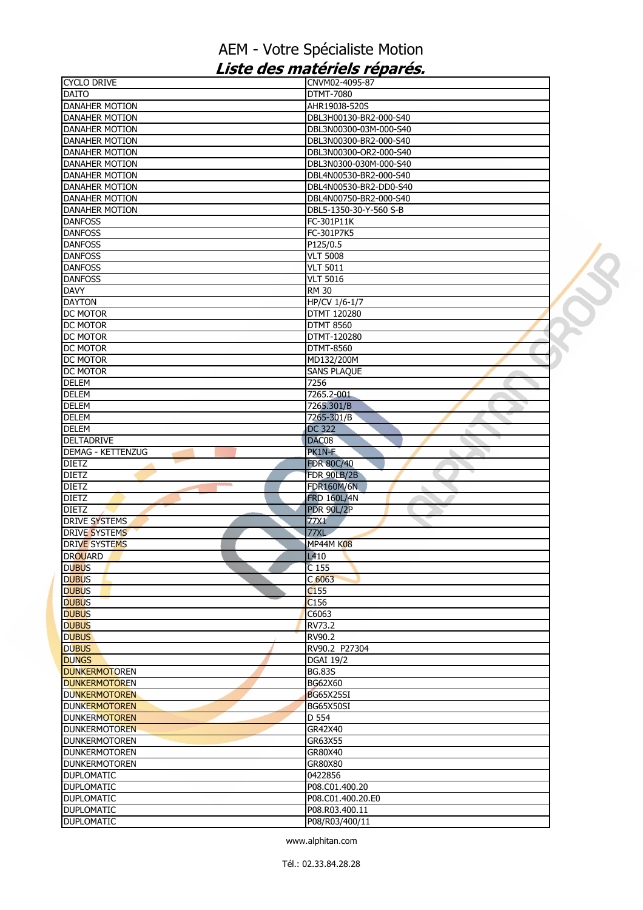# AEM - Votre Spécialiste Motion

## *Liste des matériels réparés.*

| | |
|---|---|
| CYCLO DRIVE | CNVM02-4095-87 |
| DAITO | DTMT-7080 |
| DANAHER MOTION | AHR190J8-520S |
| DANAHER MOTION | DBL3H00130-BR2-000-S40 |
| DANAHER MOTION | DBL3N00300-03M-000-S40 |
| DANAHER MOTION | DBL3N00300-BR2-000-S40 |
| DANAHER MOTION | DBL3N00300-OR2-000-S40 |
| DANAHER MOTION | DBL3N0300-030M-000-S40 |
| DANAHER MOTION | DBL4N00530-BR2-000-S40 |
| DANAHER MOTION | DBL4N00530-BR2-DD0-S40 |
| DANAHER MOTION | DBL4N00750-BR2-000-S40 |
| DANAHER MOTION | DBL5-1350-30-Y-560 S-B |
| DANFOSS | FC-301P11K |
| DANFOSS | FC-301P7K5 |
| DANFOSS | P125/0.5 |
| DANFOSS | VLT 5008 |
| DANFOSS | VLT 5011 |
| DANFOSS | VLT 5016 |
| DAVY | RM 30 |
| DAYTON | HP/CV 1/6-1/7 |
| DC MOTOR | DTMT 120280 |
| DC MOTOR | DTMT 8560 |
| DC MOTOR | DTMT-120280 |
| DC MOTOR | DTMT-8560 |
| DC MOTOR | MD132/200M |
| DC MOTOR | SANS PLAQUE |
| DELEM | 7256 |
| DELEM | 7265.2-001 |
| DELEM | 7265.301/B |
| DELEM | 7265-301/B |
| DELEM | DC 322 |
| DELTADRIVE | DAC08 |
| DEMAG - KETTENZUG | PK1N-F |
| DIETZ | FDR 80C/40 |
| DIETZ | FDR 90LB/2B |
| DIETZ | FDR160M/6N |
| DIETZ | FRD 160L/4N |
| DIETZ | PDR 90L/2P |
| DRIVE SYSTEMS | 77X1 |
| DRIVE SYSTEMS | 77XL |
| DRIVE SYSTEMS | MP44M K08 |
| DROUARD | L410 |
| DUBUS | C 155 |
| DUBUS | C 6063 |
| DUBUS | C155 |
| DUBUS | C156 |
| DUBUS | C6063 |
| DUBUS | RV73.2 |
| DUBUS | RV90.2 |
| DUBUS | RV90.2 P27304 |
| DUNGS | DGAI 19/2 |
| DUNKERMOTOREN | BG.83S |
| DUNKERMOTOREN | BG62X60 |
| DUNKERMOTOREN | BG65X25SI |
| DUNKERMOTOREN | BG65X50SI |
| DUNKERMOTOREN | D 554 |
| DUNKERMOTOREN | GR42X40 |
| DUNKERMOTOREN | GR63X55 |
| DUNKERMOTOREN | GR80X40 |
| DUNKERMOTOREN | GR80X80 |
| DUPLOMATIC | 0422856 |
| DUPLOMATIC | P08.C01.400.20 |
| DUPLOMATIC | P08.C01.400.20.E0 |
| DUPLOMATIC | P08.R03.400.11 |
| DUPLOMATIC | P08/R03/400/11 |

www.alphitan.com

Tél.: 02.33.84.28.28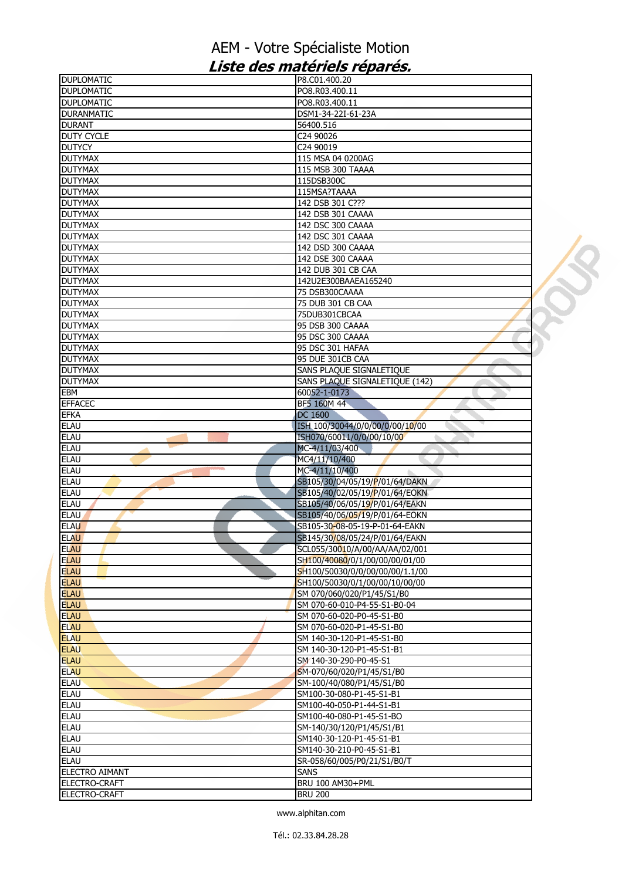# AEM - Votre Spécialiste Motion

## *Liste des matériels réparés.*

| | |
|---|---|
| DUPLOMATIC | P8.C01.400.20 |
| DUPLOMATIC | PO8.R03.400.11 |
| DUPLOMATIC | PO8.R03.400.11 |
| DURANMATIC | DSM1-34-22I-61-23A |
| DURANT | 56400.516 |
| DUTY CYCLE | C24 90026 |
| DUTYCY | C24 90019 |
| DUTYMAX | 115 MSA 04 0200AG |
| DUTYMAX | 115 MSB 300 TAAAA |
| DUTYMAX | 115DSB300C |
| DUTYMAX | 115MSA?TAAAA |
| DUTYMAX | 142 DSB 301 C??? |
| DUTYMAX | 142 DSB 301 CAAAA |
| DUTYMAX | 142 DSC 300 CAAAA |
| DUTYMAX | 142 DSC 301 CAAAA |
| DUTYMAX | 142 DSD 300 CAAAA |
| DUTYMAX | 142 DSE 300 CAAAA |
| DUTYMAX | 142 DUB 301 CB CAA |
| DUTYMAX | 142U2E300BAAEA165240 |
| DUTYMAX | 75 DSB300CAAAA |
| DUTYMAX | 75 DUB 301 CB CAA |
| DUTYMAX | 75DUB301CBCAA |
| DUTYMAX | 95 DSB 300 CAAAA |
| DUTYMAX | 95 DSC 300 CAAAA |
| DUTYMAX | 95 DSC 301 HAFAA |
| DUTYMAX | 95 DUE 301CB CAA |
| DUTYMAX | SANS PLAQUE SIGNALETIQUE |
| DUTYMAX | SANS PLAQUE SIGNALETIQUE (142) |
| EBM | 60052-1-0173 |
| EFFACEC | BF5 160M 44 |
| EFKA | DC 1600 |
| ELAU | ISH 100/30044/0/0/00/0/00/10/00 |
| ELAU | ISH070/60011/0/0/00/10/00 |
| ELAU | MC-4/11/03/400 |
| ELAU | MC4/11/10/400 |
| ELAU | MC-4/11/10/400 |
| ELAU | SB105/30/04/05/19/P/01/64/DAKN |
| ELAU | SB105/40/02/05/19/P/01/64/EOKN |
| ELAU | SB105/40/06/05/19/P/01/64/EAKN |
| ELAU | SB105/40/06/05/19/P/01/64-EOKN |
| ELAU | SB105-30-08-05-19-P-01-64-EAKN |
| ELAU | SB145/30/08/05/24/P/01/64/EAKN |
| ELAU | SCL055/30010/A/00/AA/AA/02/001 |
| ELAU | SH100/40080/0/1/00/00/01/00 |
| ELAU | SH100/50030/0/0/00/00/00/1.1/00 |
| ELAU | SH100/50030/0/1/00/00/10/00/00 |
| ELAU | SM 070/060/020/P1/45/S1/B0 |
| ELAU | SM 070-60-010-P4-55-S1-B0-04 |
| ELAU | SM 070-60-020-P0-45-S1-B0 |
| ELAU | SM 070-60-020-P1-45-S1-B0 |
| ELAU | SM 140-30-120-P1-45-S1-B0 |
| ELAU | SM 140-30-120-P1-45-S1-B1 |
| ELAU | SM 140-30-290-P0-45-S1 |
| ELAU | SM-070/60/020/P1/45/S1/B0 |
| ELAU | SM-100/40/080/P1/45/S1/B0 |
| ELAU | SM100-30-080-P1-45-S1-B1 |
| ELAU | SM100-40-050-P1-44-S1-B1 |
| ELAU | SM100-40-080-P1-45-S1-BO |
| ELAU | SM-140/30/120/P1/45/S1/B1 |
| ELAU | SM140-30-120-P1-45-S1-B1 |
| ELAU | SM140-30-210-P0-45-S1-B1 |
| ELAU | SR-058/60/005/P0/21/S1/B0/T |
| ELECTRO AIMANT | SANS |
| ELECTRO-CRAFT | BRU 100 AM30+PML |
| ELECTRO-CRAFT | BRU 200 |

www.alphitan.com

Tél.: 02.33.84.28.28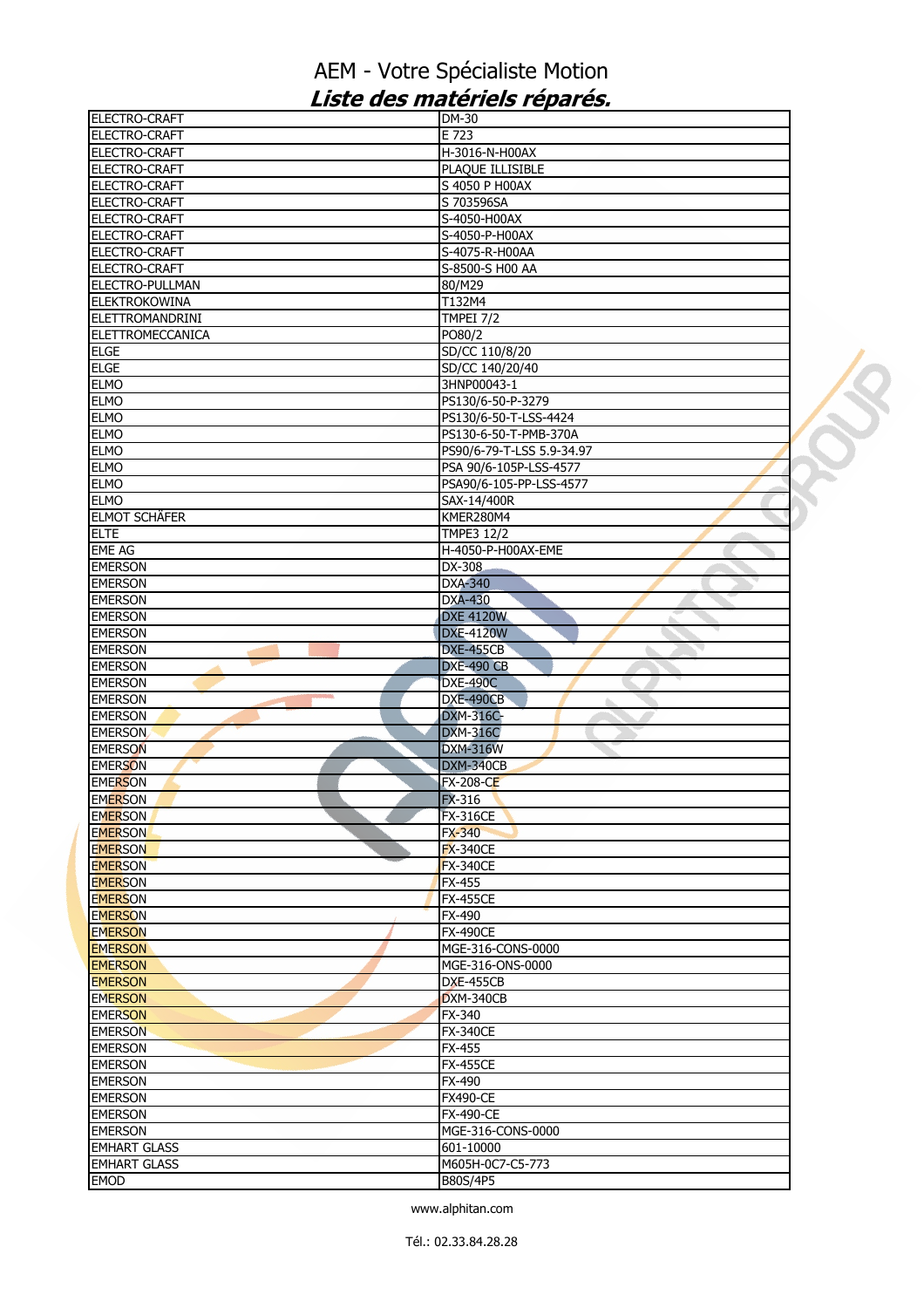# AEM - Votre Spécialiste Motion

## *Liste des matériels réparés.*

| | |
|---|---|
| ELECTRO-CRAFT | DM-30 |
| ELECTRO-CRAFT | E 723 |
| ELECTRO-CRAFT | H-3016-N-H00AX |
| ELECTRO-CRAFT | PLAQUE ILLISIBLE |
| ELECTRO-CRAFT | S 4050 P H00AX |
| ELECTRO-CRAFT | S 703596SA |
| ELECTRO-CRAFT | S-4050-H00AX |
| ELECTRO-CRAFT | S-4050-P-H00AX |
| ELECTRO-CRAFT | S-4075-R-H00AA |
| ELECTRO-CRAFT | S-8500-S H00 AA |
| ELECTRO-PULLMAN | 80/M29 |
| ELEKTROKOWINA | T132M4 |
| ELETTROMANDRINI | TMPEI 7/2 |
| ELETTROMECCANICA | PO80/2 |
| ELGE | SD/CC 110/8/20 |
| ELGE | SD/CC 140/20/40 |
| ELMO | 3HNP00043-1 |
| ELMO | PS130/6-50-P-3279 |
| ELMO | PS130/6-50-T-LSS-4424 |
| ELMO | PS130-6-50-T-PMB-370A |
| ELMO | PS90/6-79-T-LSS 5.9-34.97 |
| ELMO | PSA 90/6-105P-LSS-4577 |
| ELMO | PSA90/6-105-PP-LSS-4577 |
| ELMO | SAX-14/400R |
| ELMOT SCHÄFER | KMER280M4 |
| ELTE | TMPE3 12/2 |
| EME AG | H-4050-P-H00AX-EME |
| EMERSON | DX-308 |
| EMERSON | DXA-340 |
| EMERSON | DXA-430 |
| EMERSON | DXE 4120W |
| EMERSON | DXE-4120W |
| EMERSON | DXE-455CB |
| EMERSON | DXE-490 CB |
| EMERSON | DXE-490C |
| EMERSON | DXE-490CB |
| EMERSON | DXM-316C- |
| EMERSON | DXM-316C |
| EMERSON | DXM-316W |
| EMERSON | DXM-340CB |
| EMERSON | FX-208-CE |
| EMERSON | FX-316 |
| EMERSON | FX-316CE |
| EMERSON | FX-340 |
| EMERSON | FX-340CE |
| EMERSON | FX-340CE |
| EMERSON | FX-455 |
| EMERSON | FX-455CE |
| EMERSON | FX-490 |
| EMERSON | FX-490CE |
| EMERSON | MGE-316-CONS-0000 |
| EMERSON | MGE-316-ONS-0000 |
| EMERSON | DXE-455CB |
| EMERSON | DXM-340CB |
| EMERSON | FX-340 |
| EMERSON | FX-340CE |
| EMERSON | FX-455 |
| EMERSON | FX-455CE |
| EMERSON | FX-490 |
| EMERSON | FX490-CE |
| EMERSON | FX-490-CE |
| EMERSON | MGE-316-CONS-0000 |
| EMHART GLASS | 601-10000 |
| EMHART GLASS | M605H-0C7-C5-773 |
| EMOD | B80S/4P5 |

www.alphitan.com

Tél.: 02.33.84.28.28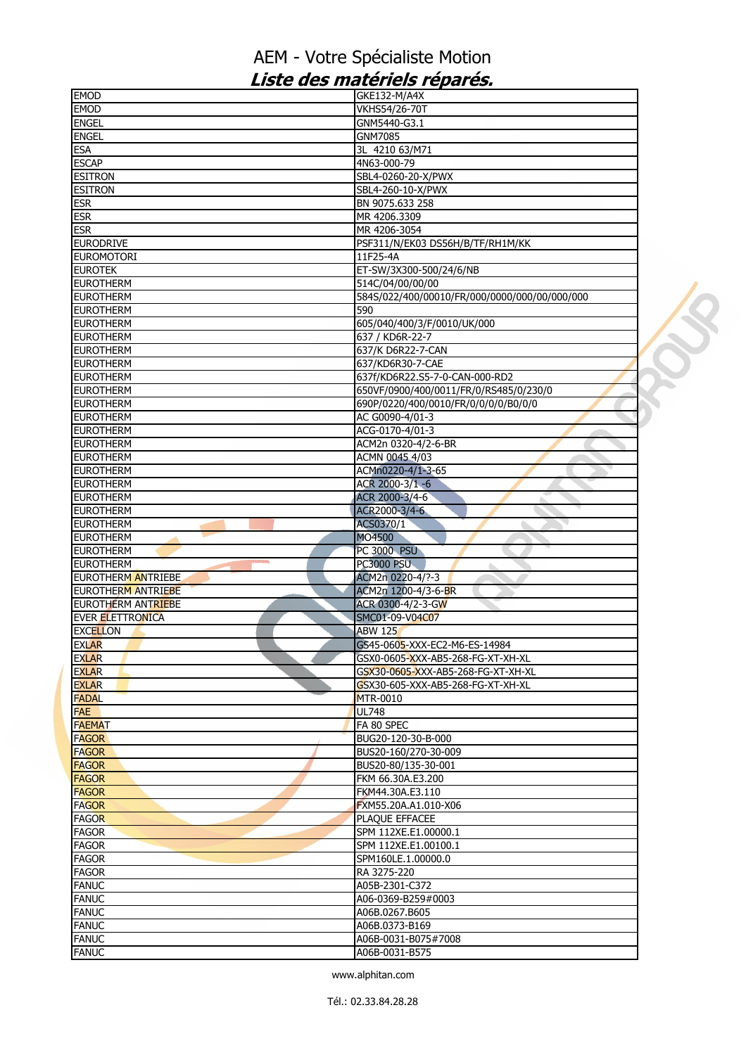# AEM - Votre Spécialiste Motion

## *Liste des matériels réparés.*

| | |
|---|---|
| EMOD | GKE132-M/A4X |
| EMOD | VKHS54/26-70T |
| ENGEL | GNM5440-G3.1 |
| ENGEL | GNM7085 |
| ESA | 3L 4210 63/M71 |
| ESCAP | 4N63-000-79 |
| ESITRON | SBL4-0260-20-X/PWX |
| ESITRON | SBL4-260-10-X/PWX |
| ESR | BN 9075.633 258 |
| ESR | MR 4206.3309 |
| ESR | MR 4206-3054 |
| EURODRIVE | PSF311/N/EK03 DS56H/B/TF/RH1M/KK |
| EUROMOTORI | 11F25-4A |
| EUROTEK | ET-SW/3X300-500/24/6/NB |
| EUROTHERM | 514C/04/00/00/00 |
| EUROTHERM | 584S/022/400/00010/FR/000/0000/000/00/000/000 |
| EUROTHERM | 590 |
| EUROTHERM | 605/040/400/3/F/0010/UK/000 |
| EUROTHERM | 637 / KD6R-22-7 |
| EUROTHERM | 637/K D6R22-7-CAN |
| EUROTHERM | 637/KD6R30-7-CAE |
| EUROTHERM | 637f/KD6R22.S5-7-0-CAN-000-RD2 |
| EUROTHERM | 650VF/0900/400/0011/FR/0/RS485/0/230/0 |
| EUROTHERM | 690P/0220/400/0010/FR/0/0/0/0/B0/0/0 |
| EUROTHERM | AC G0090-4/01-3 |
| EUROTHERM | ACG-0170-4/01-3 |
| EUROTHERM | ACM2n 0320-4/2-6-BR |
| EUROTHERM | ACMN 0045 4/03 |
| EUROTHERM | ACMn0220-4/1-3-65 |
| EUROTHERM | ACR 2000-3/1 -6 |
| EUROTHERM | ACR 2000-3/4-6 |
| EUROTHERM | ACR2000-3/4-6 |
| EUROTHERM | ACS0370/1 |
| EUROTHERM | MO4500 |
| EUROTHERM | PC 3000 PSU |
| EUROTHERM | PC3000 PSU |
| EUROTHERM ANTRIEBE | ACM2n 0220-4/?-3 |
| EUROTHERM ANTRIEBE | ACM2n 1200-4/3-6-BR |
| EUROTHERM ANTRIEBE | ACR 0300-4/2-3-GW |
| EVER ELETTRONICA | SMC01-09-V04C07 |
| EXCELLON | ABW 125 |
| EXLAR | GS45-0605-XXX-EC2-M6-ES-14984 |
| EXLAR | GSX0-0605-XXX-AB5-268-FG-XT-XH-XL |
| EXLAR | GSX30-0605-XXX-AB5-268-FG-XT-XH-XL |
| EXLAR | GSX30-605-XXX-AB5-268-FG-XT-XH-XL |
| FADAL | MTR-0010 |
| FAE | UL748 |
| FAEMAT | FA 80 SPEC |
| FAGOR | BUG20-120-30-B-000 |
| FAGOR | BUS20-160/270-30-009 |
| FAGOR | BUS20-80/135-30-001 |
| FAGOR | FKM 66.30A.E3.200 |
| FAGOR | FKM44.30A.E3.110 |
| FAGOR | FXM55.20A.A1.010-X06 |
| FAGOR | PLAQUE EFFACEE |
| FAGOR | SPM 112XE.E1.00000.1 |
| FAGOR | SPM 112XE.E1.00100.1 |
| FAGOR | SPM160LE.1.00000.0 |
| FAGOR | RA 3275-220 |
| FANUC | A05B-2301-C372 |
| FANUC | A06-0369-B259#0003 |
| FANUC | A06B.0267.B605 |
| FANUC | A06B.0373-B169 |
| FANUC | A06B-0031-B075#7008 |
| FANUC | A06B-0031-B575 |

www.alphitan.com

Tél.: 02.33.84.28.28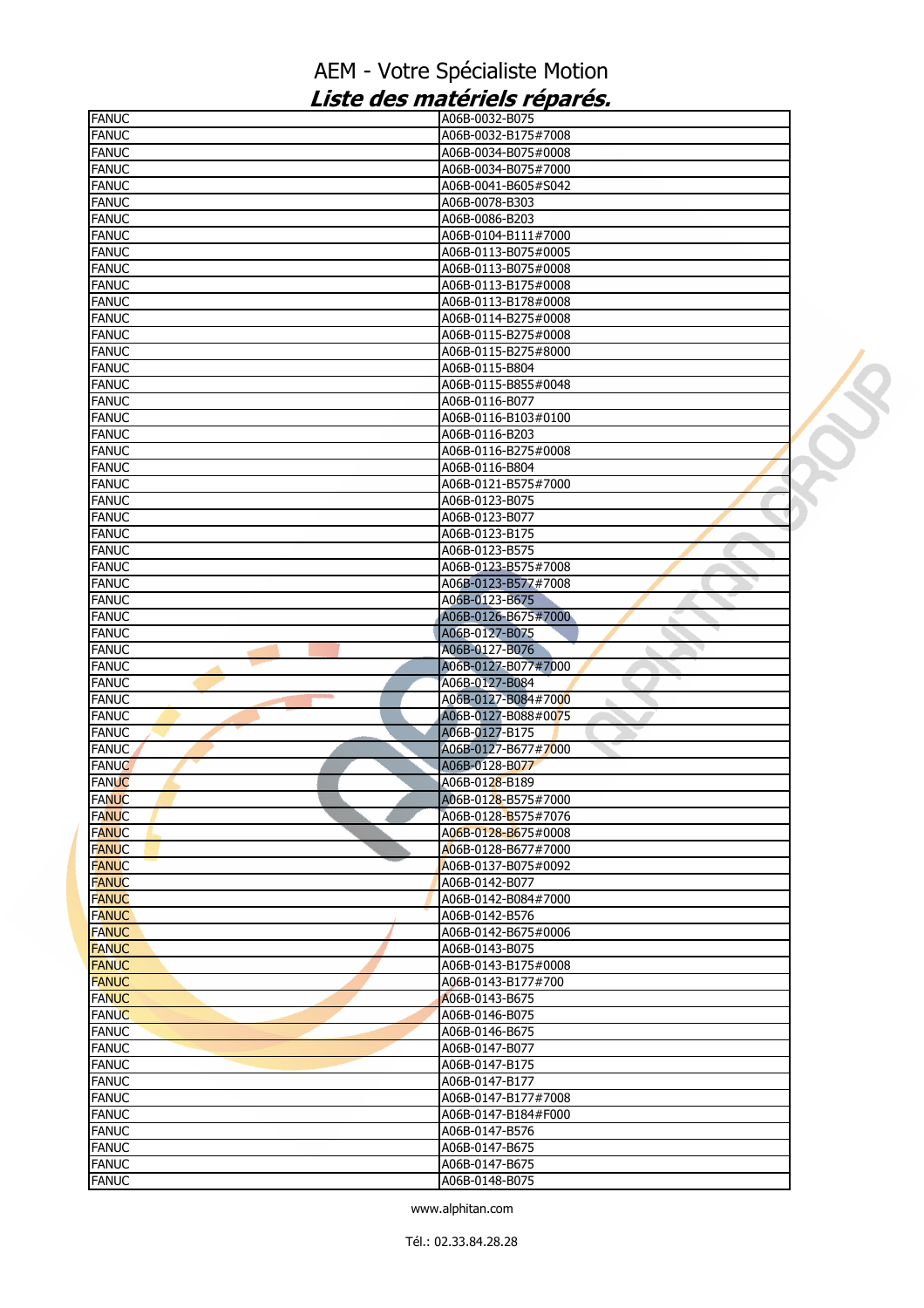# AEM - Votre Spécialiste Motion

## *Liste des matériels réparés.*

| | |
|---|---|
| FANUC | A06B-0032-B075 |
| FANUC | A06B-0032-B175#7008 |
| FANUC | A06B-0034-B075#0008 |
| FANUC | A06B-0034-B075#7000 |
| FANUC | A06B-0041-B605#S042 |
| FANUC | A06B-0078-B303 |
| FANUC | A06B-0086-B203 |
| FANUC | A06B-0104-B111#7000 |
| FANUC | A06B-0113-B075#0005 |
| FANUC | A06B-0113-B075#0008 |
| FANUC | A06B-0113-B175#0008 |
| FANUC | A06B-0113-B178#0008 |
| FANUC | A06B-0114-B275#0008 |
| FANUC | A06B-0115-B275#0008 |
| FANUC | A06B-0115-B275#8000 |
| FANUC | A06B-0115-B804 |
| FANUC | A06B-0115-B855#0048 |
| FANUC | A06B-0116-B077 |
| FANUC | A06B-0116-B103#0100 |
| FANUC | A06B-0116-B203 |
| FANUC | A06B-0116-B275#0008 |
| FANUC | A06B-0116-B804 |
| FANUC | A06B-0121-B575#7000 |
| FANUC | A06B-0123-B075 |
| FANUC | A06B-0123-B077 |
| FANUC | A06B-0123-B175 |
| FANUC | A06B-0123-B575 |
| FANUC | A06B-0123-B575#7008 |
| FANUC | A06B-0123-B577#7008 |
| FANUC | A06B-0123-B675 |
| FANUC | A06B-0126-B675#7000 |
| FANUC | A06B-0127-B075 |
| FANUC | A06B-0127-B076 |
| FANUC | A06B-0127-B077#7000 |
| FANUC | A06B-0127-B084 |
| FANUC | A06B-0127-B084#7000 |
| FANUC | A06B-0127-B088#0075 |
| FANUC | A06B-0127-B175 |
| FANUC | A06B-0127-B677#7000 |
| FANUC | A06B-0128-B077 |
| FANUC | A06B-0128-B189 |
| FANUC | A06B-0128-B575#7000 |
| FANUC | A06B-0128-B575#7076 |
| FANUC | A06B-0128-B675#0008 |
| FANUC | A06B-0128-B677#7000 |
| FANUC | A06B-0137-B075#0092 |
| FANUC | A06B-0142-B077 |
| FANUC | A06B-0142-B084#7000 |
| FANUC | A06B-0142-B576 |
| FANUC | A06B-0142-B675#0006 |
| FANUC | A06B-0143-B075 |
| FANUC | A06B-0143-B175#0008 |
| FANUC | A06B-0143-B177#700 |
| FANUC | A06B-0143-B675 |
| FANUC | A06B-0146-B075 |
| FANUC | A06B-0146-B675 |
| FANUC | A06B-0147-B077 |
| FANUC | A06B-0147-B175 |
| FANUC | A06B-0147-B177 |
| FANUC | A06B-0147-B177#7008 |
| FANUC | A06B-0147-B184#F000 |
| FANUC | A06B-0147-B576 |
| FANUC | A06B-0147-B675 |
| FANUC | A06B-0147-B675 |
| FANUC | A06B-0148-B075 |

www.alphitan.com

Tél.: 02.33.84.28.28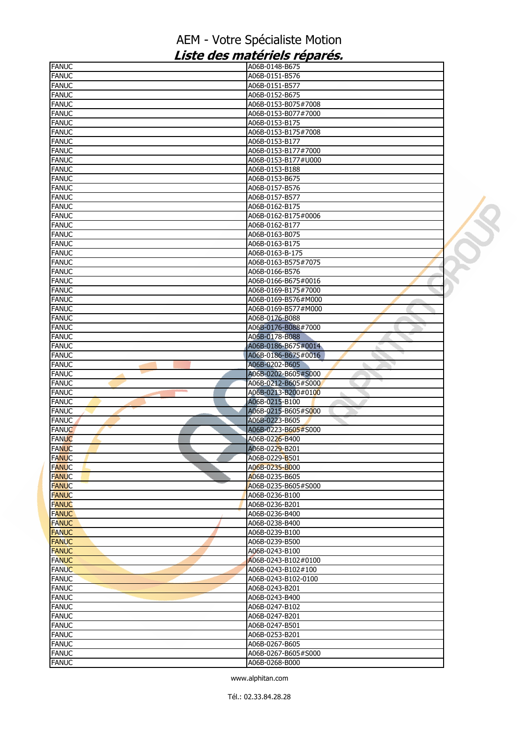# AEM - Votre Spécialiste Motion

## *Liste des matériels réparés.*

| | |
|---|---|
| FANUC | A06B-0148-B675 |
| FANUC | A06B-0151-B576 |
| FANUC | A06B-0151-B577 |
| FANUC | A06B-0152-B675 |
| FANUC | A06B-0153-B075#7008 |
| FANUC | A06B-0153-B077#7000 |
| FANUC | A06B-0153-B175 |
| FANUC | A06B-0153-B175#7008 |
| FANUC | A06B-0153-B177 |
| FANUC | A06B-0153-B177#7000 |
| FANUC | A06B-0153-B177#U000 |
| FANUC | A06B-0153-B188 |
| FANUC | A06B-0153-B675 |
| FANUC | A06B-0157-B576 |
| FANUC | A06B-0157-B577 |
| FANUC | A06B-0162-B175 |
| FANUC | A06B-0162-B175#0006 |
| FANUC | A06B-0162-B177 |
| FANUC | A06B-0163-B075 |
| FANUC | A06B-0163-B175 |
| FANUC | A06B-0163-B-175 |
| FANUC | A06B-0163-B575#7075 |
| FANUC | A06B-0166-B576 |
| FANUC | A06B-0166-B675#0016 |
| FANUC | A06B-0169-B175#7000 |
| FANUC | A06B-0169-B576#M000 |
| FANUC | A06B-0169-B577#M000 |
| FANUC | A06B-0176-B088 |
| FANUC | A06B-0176-B088#7000 |
| FANUC | A06B-0178-B088 |
| FANUC | A06B-0186-B675#0014 |
| FANUC | A06B-0186-B675#0016 |
| FANUC | A06B-0202-B605 |
| FANUC | A06B-0202-B605#S000 |
| FANUC | A06B-0212-B605#S000 |
| FANUC | A06B-0213-B200#0100 |
| FANUC | A06B-0215-B100 |
| FANUC | A06B-0215-B605#S000 |
| FANUC | A06B-0223-B605 |
| FANUC | A06B-0223-B605#S000 |
| FANUC | A06B-0226-B400 |
| FANUC | A06B-0229-B201 |
| FANUC | A06B-0229-B501 |
| FANUC | A06B-0235-B000 |
| FANUC | A06B-0235-B605 |
| FANUC | A06B-0235-B605#S000 |
| FANUC | A06B-0236-B100 |
| FANUC | A06B-0236-B201 |
| FANUC | A06B-0236-B400 |
| FANUC | A06B-0238-B400 |
| FANUC | A06B-0239-B100 |
| FANUC | A06B-0239-B500 |
| FANUC | A06B-0243-B100 |
| FANUC | A06B-0243-B102#0100 |
| FANUC | A06B-0243-B102#100 |
| FANUC | A06B-0243-B102-0100 |
| FANUC | A06B-0243-B201 |
| FANUC | A06B-0243-B400 |
| FANUC | A06B-0247-B102 |
| FANUC | A06B-0247-B201 |
| FANUC | A06B-0247-B501 |
| FANUC | A06B-0253-B201 |
| FANUC | A06B-0267-B605 |
| FANUC | A06B-0267-B605#S000 |
| FANUC | A06B-0268-B000 |

www.alphitan.com

Tél.: 02.33.84.28.28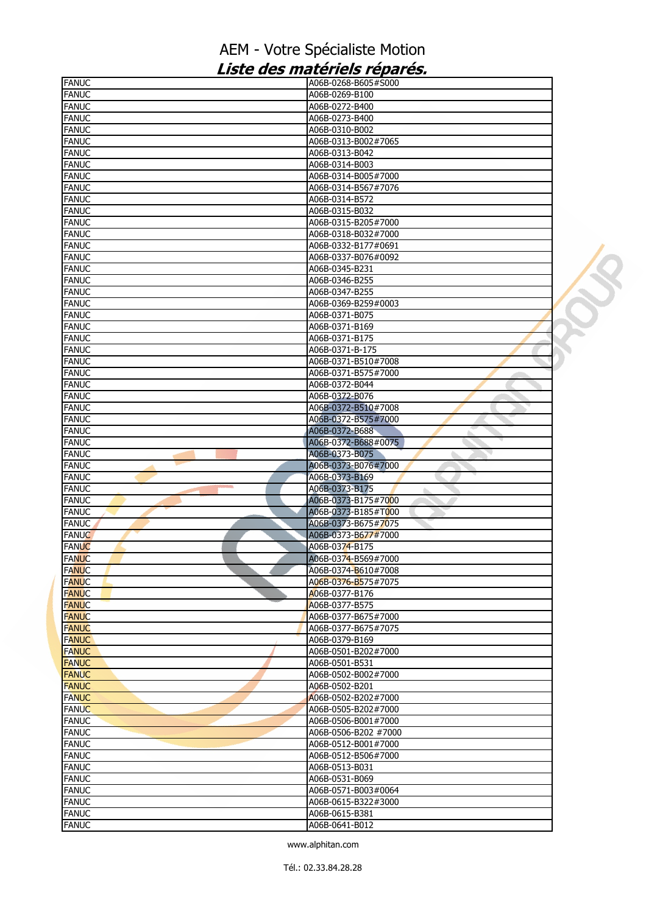# AEM - Votre Spécialiste Motion

## *Liste des matériels réparés.*

| | |
|---|---|
| FANUC | A06B-0268-B605#S000 |
| FANUC | A06B-0269-B100 |
| FANUC | A06B-0272-B400 |
| FANUC | A06B-0273-B400 |
| FANUC | A06B-0310-B002 |
| FANUC | A06B-0313-B002#7065 |
| FANUC | A06B-0313-B042 |
| FANUC | A06B-0314-B003 |
| FANUC | A06B-0314-B005#7000 |
| FANUC | A06B-0314-B567#7076 |
| FANUC | A06B-0314-B572 |
| FANUC | A06B-0315-B032 |
| FANUC | A06B-0315-B205#7000 |
| FANUC | A06B-0318-B032#7000 |
| FANUC | A06B-0332-B177#0691 |
| FANUC | A06B-0337-B076#0092 |
| FANUC | A06B-0345-B231 |
| FANUC | A06B-0346-B255 |
| FANUC | A06B-0347-B255 |
| FANUC | A06B-0369-B259#0003 |
| FANUC | A06B-0371-B075 |
| FANUC | A06B-0371-B169 |
| FANUC | A06B-0371-B175 |
| FANUC | A06B-0371-B-175 |
| FANUC | A06B-0371-B510#7008 |
| FANUC | A06B-0371-B575#7000 |
| FANUC | A06B-0372-B044 |
| FANUC | A06B-0372-B076 |
| FANUC | A06B-0372-B510#7008 |
| FANUC | A06B-0372-B575#7000 |
| FANUC | A06B-0372-B688 |
| FANUC | A06B-0372-B688#0075 |
| FANUC | A06B-0373-B075 |
| FANUC | A06B-0373-B076#7000 |
| FANUC | A06B-0373-B169 |
| FANUC | A06B-0373-B175 |
| FANUC | A06B-0373-B175#7000 |
| FANUC | A06B-0373-B185#T000 |
| FANUC | A06B-0373-B675#7075 |
| FANUC | A06B-0373-B677#7000 |
| FANUC | A06B-0374-B175 |
| FANUC | A06B-0374-B569#7000 |
| FANUC | A06B-0374-B610#7008 |
| FANUC | A06B-0376-B575#7075 |
| FANUC | A06B-0377-B176 |
| FANUC | A06B-0377-B575 |
| FANUC | A06B-0377-B675#7000 |
| FANUC | A06B-0377-B675#7075 |
| FANUC | A06B-0379-B169 |
| FANUC | A06B-0501-B202#7000 |
| FANUC | A06B-0501-B531 |
| FANUC | A06B-0502-B002#7000 |
| FANUC | A06B-0502-B201 |
| FANUC | A06B-0502-B202#7000 |
| FANUC | A06B-0505-B202#7000 |
| FANUC | A06B-0506-B001#7000 |
| FANUC | A06B-0506-B202 #7000 |
| FANUC | A06B-0512-B001#7000 |
| FANUC | A06B-0512-B506#7000 |
| FANUC | A06B-0513-B031 |
| FANUC | A06B-0531-B069 |
| FANUC | A06B-0571-B003#0064 |
| FANUC | A06B-0615-B322#3000 |
| FANUC | A06B-0615-B381 |
| FANUC | A06B-0641-B012 |

www.alphitan.com

Tél.: 02.33.84.28.28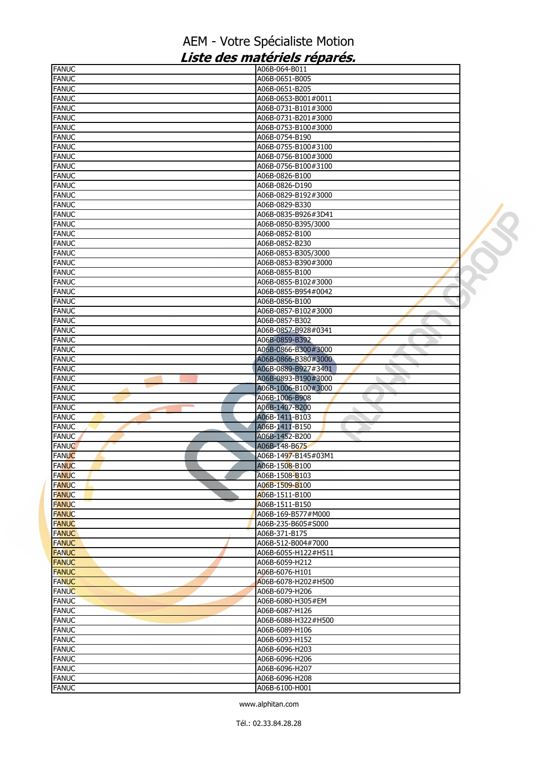# AEM - Votre Spécialiste Motion

## ***Liste des matériels réparés.***

| | |
|---|---|
| FANUC | A06B-064-B011 |
| FANUC | A06B-0651-B005 |
| FANUC | A06B-0651-B205 |
| FANUC | A06B-0653-B001#0011 |
| FANUC | A06B-0731-B101#3000 |
| FANUC | A06B-0731-B201#3000 |
| FANUC | A06B-0753-B100#3000 |
| FANUC | A06B-0754-B190 |
| FANUC | A06B-0755-B100#3100 |
| FANUC | A06B-0756-B100#3000 |
| FANUC | A06B-0756-B100#3100 |
| FANUC | A06B-0826-B100 |
| FANUC | A06B-0826-D190 |
| FANUC | A06B-0829-B192#3000 |
| FANUC | A06B-0829-B330 |
| FANUC | A06B-0835-B926#3D41 |
| FANUC | A06B-0850-B395/3000 |
| FANUC | A06B-0852-B100 |
| FANUC | A06B-0852-B230 |
| FANUC | A06B-0853-B305/3000 |
| FANUC | A06B-0853-B390#3000 |
| FANUC | A06B-0855-B100 |
| FANUC | A06B-0855-B102#3000 |
| FANUC | A06B-0855-B954#0042 |
| FANUC | A06B-0856-B100 |
| FANUC | A06B-0857-B102#3000 |
| FANUC | A06B-0857-B302 |
| FANUC | A06B-0857-B928#0341 |
| FANUC | A06B-0859-B392 |
| FANUC | A06B-0866-B300#3000 |
| FANUC | A06B-0866-B380#3000 |
| FANUC | A06B-0889-B927#3401 |
| FANUC | A06B-0893-B190#3000 |
| FANUC | A06B-1006-B100#3000 |
| FANUC | A06B-1006-B908 |
| FANUC | A06B-1407-B200 |
| FANUC | A06B-1411-B103 |
| FANUC | A06B-1411-B150 |
| FANUC | A06B-1452-B200 |
| FANUC | A06B-148-B675 |
| FANUC | A06B-1497-B145#03M1 |
| FANUC | A06B-1508-B100 |
| FANUC | A06B-1508-B103 |
| FANUC | A06B-1509-B100 |
| FANUC | A06B-1511-B100 |
| FANUC | A06B-1511-B150 |
| FANUC | A06B-169-B577#M000 |
| FANUC | A06B-235-B605#S000 |
| FANUC | A06B-371-B175 |
| FANUC | A06B-512-B004#7000 |
| FANUC | A06B-6055-H122#H511 |
| FANUC | A06B-6059-H212 |
| FANUC | A06B-6076-H101 |
| FANUC | A06B-6078-H202#H500 |
| FANUC | A06B-6079-H206 |
| FANUC | A06B-6080-H305#EM |
| FANUC | A06B-6087-H126 |
| FANUC | A06B-6088-H322#H500 |
| FANUC | A06B-6089-H106 |
| FANUC | A06B-6093-H152 |
| FANUC | A06B-6096-H203 |
| FANUC | A06B-6096-H206 |
| FANUC | A06B-6096-H207 |
| FANUC | A06B-6096-H208 |
| FANUC | A06B-6100-H001 |

www.alphitan.com

Tél.: 02.33.84.28.28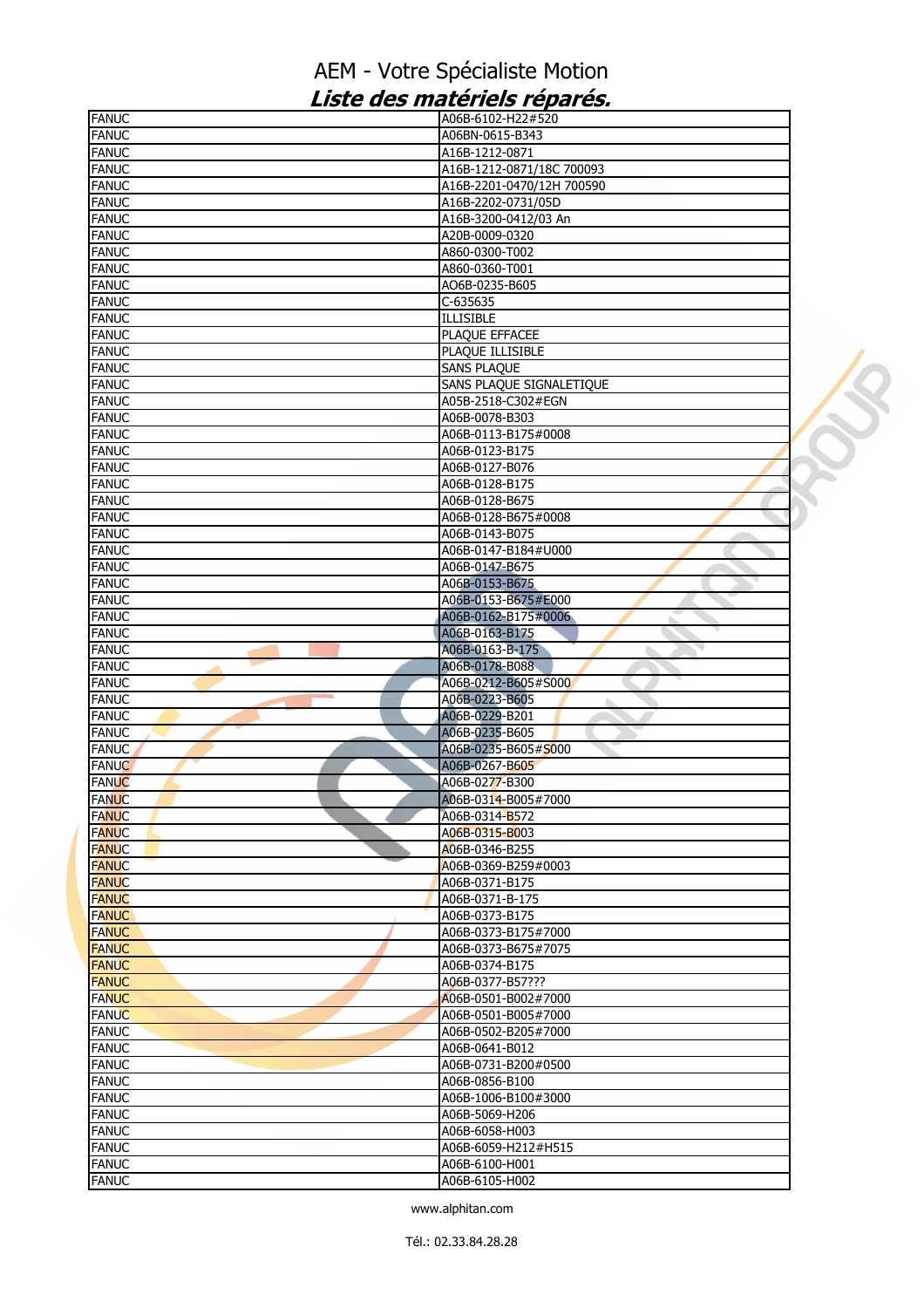# AEM - Votre Spécialiste Motion

## *Liste des matériels réparés.*

| | |
|---|---|
| FANUC | A06B-6102-H22#520 |
| FANUC | A06BN-0615-B343 |
| FANUC | A16B-1212-0871 |
| FANUC | A16B-1212-0871/18C 700093 |
| FANUC | A16B-2201-0470/12H 700590 |
| FANUC | A16B-2202-0731/05D |
| FANUC | A16B-3200-0412/03 An |
| FANUC | A20B-0009-0320 |
| FANUC | A860-0300-T002 |
| FANUC | A860-0360-T001 |
| FANUC | AO6B-0235-B605 |
| FANUC | C-635635 |
| FANUC | ILLISIBLE |
| FANUC | PLAQUE EFFACEE |
| FANUC | PLAQUE ILLISIBLE |
| FANUC | SANS PLAQUE |
| FANUC | SANS PLAQUE SIGNALETIQUE |
| FANUC | A05B-2518-C302#EGN |
| FANUC | A06B-0078-B303 |
| FANUC | A06B-0113-B175#0008 |
| FANUC | A06B-0123-B175 |
| FANUC | A06B-0127-B076 |
| FANUC | A06B-0128-B175 |
| FANUC | A06B-0128-B675 |
| FANUC | A06B-0128-B675#0008 |
| FANUC | A06B-0143-B075 |
| FANUC | A06B-0147-B184#U000 |
| FANUC | A06B-0147-B675 |
| FANUC | A06B-0153-B675 |
| FANUC | A06B-0153-B675#E000 |
| FANUC | A06B-0162-B175#0006 |
| FANUC | A06B-0163-B175 |
| FANUC | A06B-0163-B-175 |
| FANUC | A06B-0178-B088 |
| FANUC | A06B-0212-B605#S000 |
| FANUC | A06B-0223-B605 |
| FANUC | A06B-0229-B201 |
| FANUC | A06B-0235-B605 |
| FANUC | A06B-0235-B605#S000 |
| FANUC | A06B-0267-B605 |
| FANUC | A06B-0277-B300 |
| FANUC | A06B-0314-B005#7000 |
| FANUC | A06B-0314-B572 |
| FANUC | A06B-0315-B003 |
| FANUC | A06B-0346-B255 |
| FANUC | A06B-0369-B259#0003 |
| FANUC | A06B-0371-B175 |
| FANUC | A06B-0371-B-175 |
| FANUC | A06B-0373-B175 |
| FANUC | A06B-0373-B175#7000 |
| FANUC | A06B-0373-B675#7075 |
| FANUC | A06B-0374-B175 |
| FANUC | A06B-0377-B57??? |
| FANUC | A06B-0501-B002#7000 |
| FANUC | A06B-0501-B005#7000 |
| FANUC | A06B-0502-B205#7000 |
| FANUC | A06B-0641-B012 |
| FANUC | A06B-0731-B200#0500 |
| FANUC | A06B-0856-B100 |
| FANUC | A06B-1006-B100#3000 |
| FANUC | A06B-5069-H206 |
| FANUC | A06B-6058-H003 |
| FANUC | A06B-6059-H212#H515 |
| FANUC | A06B-6100-H001 |
| FANUC | A06B-6105-H002 |

www.alphitan.com

Tél.: 02.33.84.28.28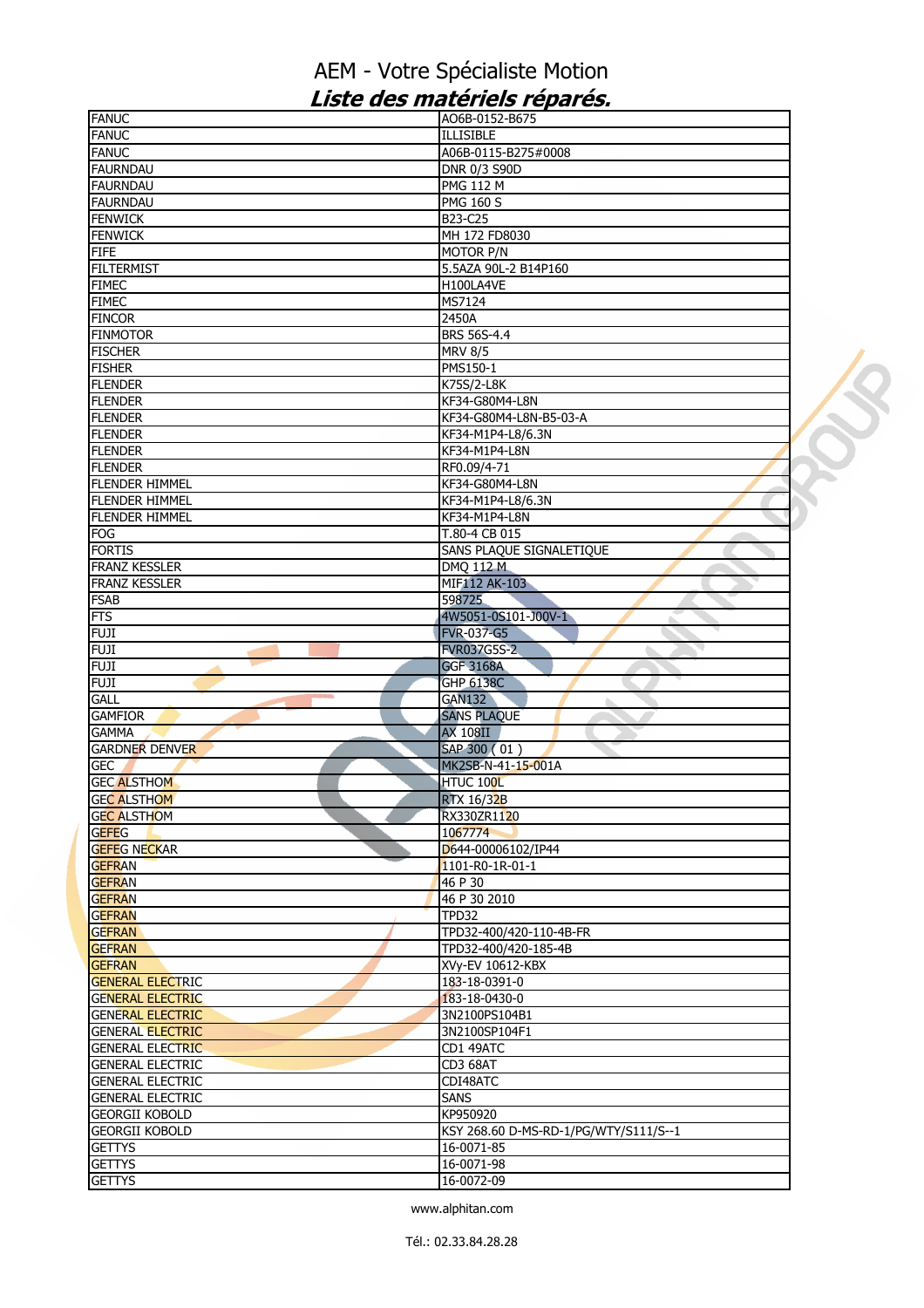# AEM - Votre Spécialiste Motion

## *Liste des matériels réparés.*

| | |
|---|---|
| FANUC | AO6B-0152-B675 |
| FANUC | ILLISIBLE |
| FANUC | A06B-0115-B275#0008 |
| FAURNDAU | DNR 0/3 S90D |
| FAURNDAU | PMG 112 M |
| FAURNDAU | PMG 160 S |
| FENWICK | B23-C25 |
| FENWICK | MH 172 FD8030 |
| FIFE | MOTOR P/N |
| FILTERMIST | 5.5AZA 90L-2 B14P160 |
| FIMEC | H100LA4VE |
| FIMEC | MS7124 |
| FINCOR | 2450A |
| FINMOTOR | BRS 56S-4.4 |
| FISCHER | MRV 8/5 |
| FISHER | PMS150-1 |
| FLENDER | K75S/2-L8K |
| FLENDER | KF34-G80M4-L8N |
| FLENDER | KF34-G80M4-L8N-B5-03-A |
| FLENDER | KF34-M1P4-L8/6.3N |
| FLENDER | KF34-M1P4-L8N |
| FLENDER | RF0.09/4-71 |
| FLENDER HIMMEL | KF34-G80M4-L8N |
| FLENDER HIMMEL | KF34-M1P4-L8/6.3N |
| FLENDER HIMMEL | KF34-M1P4-L8N |
| FOG | T.80-4 CB 015 |
| FORTIS | SANS PLAQUE SIGNALETIQUE |
| FRANZ KESSLER | DMQ 112 M |
| FRANZ KESSLER | MIF112 AK-103 |
| FSAB | 598725 |
| FTS | 4W5051-0S101-J00V-1 |
| FUJI | FVR-037-G5 |
| FUJI | FVR037G5S-2 |
| FUJI | GGF 3168A |
| FUJI | GHP 6138C |
| GALL | GAN132 |
| GAMFIOR | SANS PLAQUE |
| GAMMA | AX 108II |
| GARDNER DENVER | SAP 300 ( 01 ) |
| GEC | MK2SB-N-41-15-001A |
| GEC ALSTHOM | HTUC 100L |
| GEC ALSTHOM | RTX 16/32B |
| GEC ALSTHOM | RX330ZR1120 |
| GEFEG | 1067774 |
| GEFEG NECKAR | D644-00006102/IP44 |
| GEFRAN | 1101-R0-1R-01-1 |
| GEFRAN | 46 P 30 |
| GEFRAN | 46 P 30 2010 |
| GEFRAN | TPD32 |
| GEFRAN | TPD32-400/420-110-4B-FR |
| GEFRAN | TPD32-400/420-185-4B |
| GEFRAN | XVy-EV 10612-KBX |
| GENERAL ELECTRIC | 183-18-0391-0 |
| GENERAL ELECTRIC | 183-18-0430-0 |
| GENERAL ELECTRIC | 3N2100PS104B1 |
| GENERAL ELECTRIC | 3N2100SP104F1 |
| GENERAL ELECTRIC | CD1 49ATC |
| GENERAL ELECTRIC | CD3 68AT |
| GENERAL ELECTRIC | CDI48ATC |
| GENERAL ELECTRIC | SANS |
| GEORGII KOBOLD | KP950920 |
| GEORGII KOBOLD | KSY 268.60 D-MS-RD-1/PG/WTY/S111/S--1 |
| GETTYS | 16-0071-85 |
| GETTYS | 16-0071-98 |
| GETTYS | 16-0072-09 |

www.alphitan.com

Tél.: 02.33.84.28.28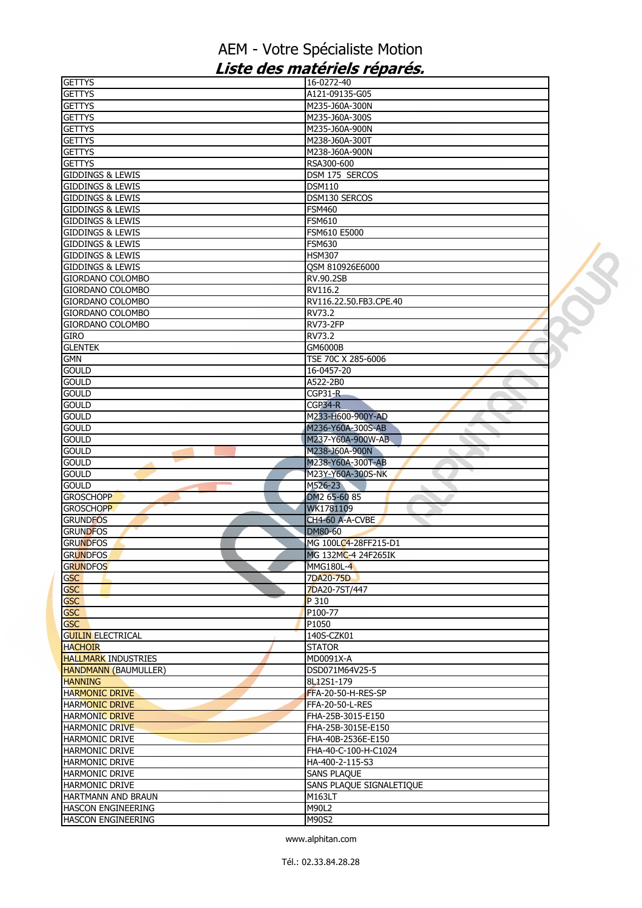# AEM - Votre Spécialiste Motion

## *Liste des matériels réparés.*

| | |
|---|---|
| GETTYS | 16-0272-40 |
| GETTYS | A121-09135-G05 |
| GETTYS | M235-J60A-300N |
| GETTYS | M235-J60A-300S |
| GETTYS | M235-J60A-900N |
| GETTYS | M238-J60A-300T |
| GETTYS | M238-J60A-900N |
| GETTYS | RSA300-600 |
| GIDDINGS & LEWIS | DSM 175 SERCOS |
| GIDDINGS & LEWIS | DSM110 |
| GIDDINGS & LEWIS | DSM130 SERCOS |
| GIDDINGS & LEWIS | FSM460 |
| GIDDINGS & LEWIS | FSM610 |
| GIDDINGS & LEWIS | FSM610 E5000 |
| GIDDINGS & LEWIS | FSM630 |
| GIDDINGS & LEWIS | HSM307 |
| GIDDINGS & LEWIS | QSM 810926E6000 |
| GIORDANO COLOMBO | RV.90.2SB |
| GIORDANO COLOMBO | RV116.2 |
| GIORDANO COLOMBO | RV116.22.50.FB3.CPE.40 |
| GIORDANO COLOMBO | RV73.2 |
| GIORDANO COLOMBO | RV73-2FP |
| GIRO | RV73.2 |
| GLENTEK | GM6000B |
| GMN | TSE 70C X 285-6006 |
| GOULD | 16-0457-20 |
| GOULD | A522-2B0 |
| GOULD | CGP31-R |
| GOULD | CGP34-R |
| GOULD | M233-H600-900Y-AD |
| GOULD | M236-Y60A-300S-AB |
| GOULD | M237-Y60A-900W-AB |
| GOULD | M238-J60A-900N |
| GOULD | M238-Y60A-300T-AB |
| GOULD | M23Y-Y60A-300S-NK |
| GOULD | M526-23 |
| GROSCHOPP | DM2 65-60 85 |
| GROSCHOPP | WK1781109 |
| GRUNDFOS | CH4-60 A-A-CVBE |
| GRUNDFOS | DM80-60 |
| GRUNDFOS | MG 100LC4-28FF215-D1 |
| GRUNDFOS | MG 132MC-4 24F265IK |
| GRUNDFOS | MMG180L-4 |
| GSC | 7DA20-75D |
| GSC | 7DA20-7ST/447 |
| GSC | P 310 |
| GSC | P100-77 |
| GSC | P1050 |
| GUILIN ELECTRICAL | 140S-CZK01 |
| HACHOIR | STATOR |
| HALLMARK INDUSTRIES | MD0091X-A |
| HANDMANN (BAUMULLER) | DSD071M64V25-5 |
| HANNING | 8L12S1-179 |
| HARMONIC DRIVE | FFA-20-50-H-RES-SP |
| HARMONIC DRIVE | FFA-20-50-L-RES |
| HARMONIC DRIVE | FHA-25B-3015-E150 |
| HARMONIC DRIVE | FHA-25B-3015E-E150 |
| HARMONIC DRIVE | FHA-40B-2536E-E150 |
| HARMONIC DRIVE | FHA-40-C-100-H-C1024 |
| HARMONIC DRIVE | HA-400-2-115-S3 |
| HARMONIC DRIVE | SANS PLAQUE |
| HARMONIC DRIVE | SANS PLAQUE SIGNALETIQUE |
| HARTMANN AND BRAUN | M163LT |
| HASCON ENGINEERING | M90L2 |
| HASCON ENGINEERING | M90S2 |

www.alphitan.com

Tél.: 02.33.84.28.28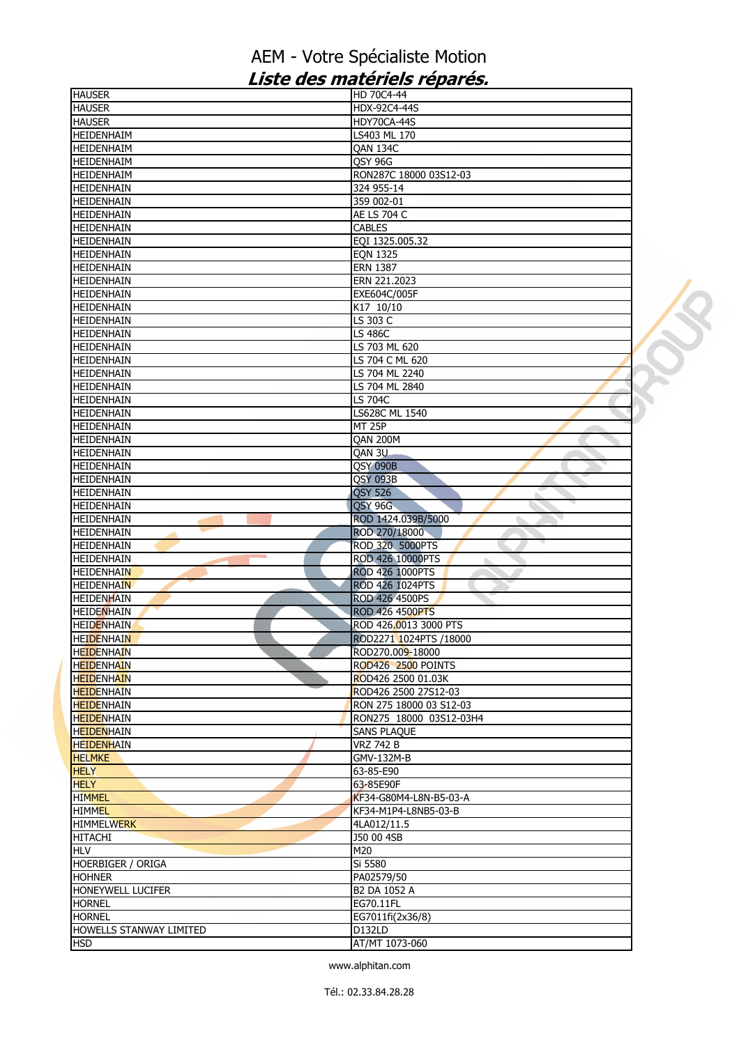# AEM - Votre Spécialiste Motion

## *Liste des matériels réparés.*

| | |
|---|---|
| HAUSER | HD 70C4-44 |
| HAUSER | HDX-92C4-44S |
| HAUSER | HDY70CA-44S |
| HEIDENHAIM | LS403 ML 170 |
| HEIDENHAIM | QAN 134C |
| HEIDENHAIM | QSY 96G |
| HEIDENHAIM | RON287C 18000 03S12-03 |
| HEIDENHAIN | 324 955-14 |
| HEIDENHAIN | 359 002-01 |
| HEIDENHAIN | AE LS 704 C |
| HEIDENHAIN | CABLES |
| HEIDENHAIN | EQI 1325.005.32 |
| HEIDENHAIN | EQN 1325 |
| HEIDENHAIN | ERN 1387 |
| HEIDENHAIN | ERN 221.2023 |
| HEIDENHAIN | EXE604C/005F |
| HEIDENHAIN | K17 10/10 |
| HEIDENHAIN | LS 303 C |
| HEIDENHAIN | LS 486C |
| HEIDENHAIN | LS 703 ML 620 |
| HEIDENHAIN | LS 704 C ML 620 |
| HEIDENHAIN | LS 704 ML 2240 |
| HEIDENHAIN | LS 704 ML 2840 |
| HEIDENHAIN | LS 704C |
| HEIDENHAIN | LS628C ML 1540 |
| HEIDENHAIN | MT 25P |
| HEIDENHAIN | QAN 200M |
| HEIDENHAIN | QAN 3U |
| HEIDENHAIN | QSY 090B |
| HEIDENHAIN | QSY 093B |
| HEIDENHAIN | QSY 526 |
| HEIDENHAIN | QSY 96G |
| HEIDENHAIN | ROD 1424.039B/5000 |
| HEIDENHAIN | ROD 270/18000 |
| HEIDENHAIN | ROD 320 5000PTS |
| HEIDENHAIN | ROD 426 10000PTS |
| HEIDENHAIN | ROD 426 1000PTS |
| HEIDENHAIN | ROD 426 1024PTS |
| HEIDENHAIN | ROD 426 4500PS |
| HEIDENHAIN | ROD 426 4500PTS |
| HEIDENHAIN | ROD 426.0013 3000 PTS |
| HEIDENHAIN | ROD2271 1024PTS /18000 |
| HEIDENHAIN | ROD270.009-18000 |
| HEIDENHAIN | ROD426 2500 POINTS |
| HEIDENHAIN | ROD426 2500 01.03K |
| HEIDENHAIN | ROD426 2500 27S12-03 |
| HEIDENHAIN | RON 275 18000 03 S12-03 |
| HEIDENHAIN | RON275 18000 03S12-03H4 |
| HEIDENHAIN | SANS PLAQUE |
| HEIDENHAIN | VRZ 742 B |
| HELMKE | GMV-132M-B |
| HELY | 63-85-E90 |
| HELY | 63-85E90F |
| HIMMEL | KF34-G80M4-L8N-B5-03-A |
| HIMMEL | KF34-M1P4-L8NB5-03-B |
| HIMMELWERK | 4LA012/11.5 |
| HITACHI | J50 00 4SB |
| HLV | M20 |
| HOERBIGER / ORIGA | Si 5580 |
| HOHNER | PA02579/50 |
| HONEYWELL LUCIFER | B2 DA 1052 A |
| HORNEL | EG70.11FL |
| HORNEL | EG7011fi(2x36/8) |
| HOWELLS STANWAY LIMITED | D132LD |
| HSD | AT/MT 1073-060 |

www.alphitan.com

Tél.: 02.33.84.28.28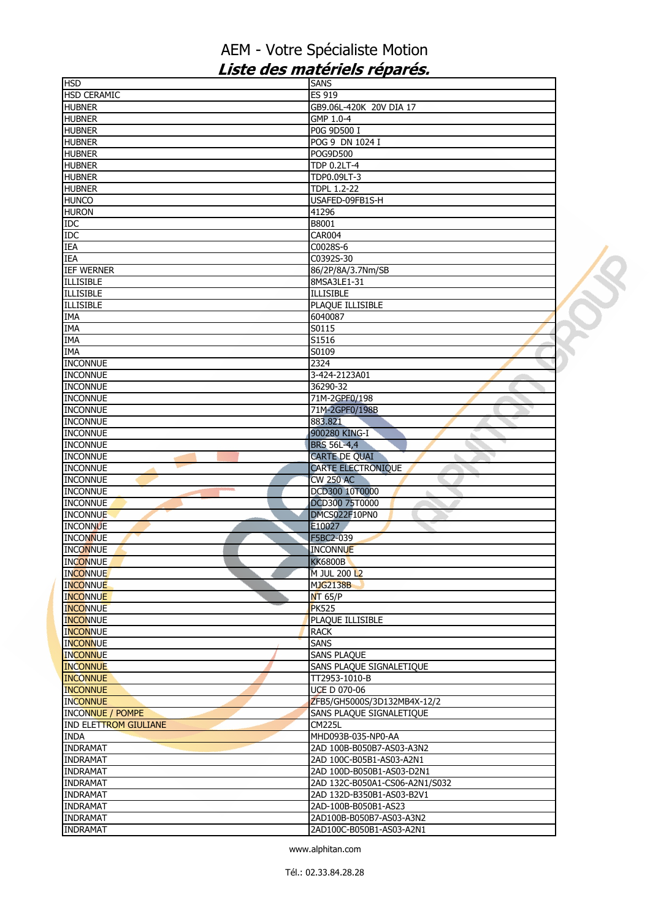# AEM - Votre Spécialiste Motion

## *Liste des matériels réparés.*

| | |
|---|---|
| HSD | SANS |
| HSD CERAMIC | ES 919 |
| HUBNER | GB9.06L-420K 20V DIA 17 |
| HUBNER | GMP 1.0-4 |
| HUBNER | P0G 9D500 I |
| HUBNER | POG 9 DN 1024 I |
| HUBNER | POG9D500 |
| HUBNER | TDP 0.2LT-4 |
| HUBNER | TDP0.09LT-3 |
| HUBNER | TDPL 1.2-22 |
| HUNCO | USAFED-09FB1S-H |
| HURON | 41296 |
| IDC | B8001 |
| IDC | CAR004 |
| IEA | C0028S-6 |
| IEA | C0392S-30 |
| IEF WERNER | 86/2P/8A/3.7Nm/SB |
| ILLISIBLE | 8MSA3LE1-31 |
| ILLISIBLE | ILLISIBLE |
| ILLISIBLE | PLAQUE ILLISIBLE |
| IMA | 6040087 |
| IMA | S0115 |
| IMA | S1516 |
| IMA | S0109 |
| INCONNUE | 2324 |
| INCONNUE | 3-424-2123A01 |
| INCONNUE | 36290-32 |
| INCONNUE | 71M-2GPF0/198 |
| INCONNUE | 71M-2GPF0/198B |
| INCONNUE | 883.821 |
| INCONNUE | 900280 KING-I |
| INCONNUE | BRS 56L-4,4 |
| INCONNUE | CARTE DE QUAI |
| INCONNUE | CARTE ELECTRONIQUE |
| INCONNUE | CW 250 AC |
| INCONNUE | DCD300 10T0000 |
| INCONNUE | DCD300 75T0000 |
| INCONNUE | DMCS022F10PN0 |
| INCONNUE | E10027 |
| INCONNUE | F5BC2-039 |
| INCONNUE | INCONNUE |
| INCONNUE | KK6800B |
| INCONNUE | M JUL 200 L2 |
| INCONNUE | MJG2138B |
| INCONNUE | NT 65/P |
| INCONNUE | PK525 |
| INCONNUE | PLAQUE ILLISIBLE |
| INCONNUE | RACK |
| INCONNUE | SANS |
| INCONNUE | SANS PLAQUE |
| INCONNUE | SANS PLAQUE SIGNALETIQUE |
| INCONNUE | TT2953-1010-B |
| INCONNUE | UCE D 070-06 |
| INCONNUE | ZFB5/GH5000S/3D132MB4X-12/2 |
| INCONNUE / POMPE | SANS PLAQUE SIGNALETIQUE |
| IND ELETTROM GIULIANE | CM225L |
| INDA | MHD093B-035-NP0-AA |
| INDRAMAT | 2AD 100B-B050B7-AS03-A3N2 |
| INDRAMAT | 2AD 100C-B05B1-AS03-A2N1 |
| INDRAMAT | 2AD 100D-B050B1-AS03-D2N1 |
| INDRAMAT | 2AD 132C-B050A1-CS06-A2N1/S032 |
| INDRAMAT | 2AD 132D-B350B1-AS03-B2V1 |
| INDRAMAT | 2AD-100B-B050B1-AS23 |
| INDRAMAT | 2AD100B-B050B7-AS03-A3N2 |
| INDRAMAT | 2AD100C-B050B1-AS03-A2N1 |

www.alphitan.com

Tél.: 02.33.84.28.28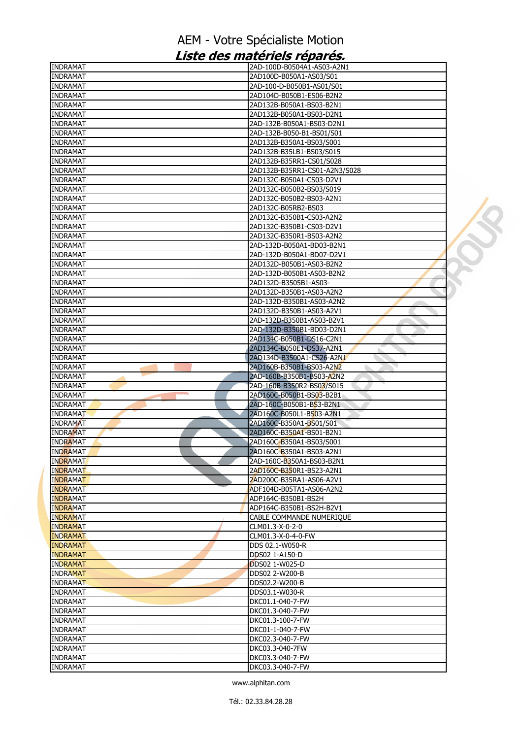# AEM - Votre Spécialiste Motion

## *Liste des matériels réparés.*

| | |
|---|---|
| INDRAMAT | 2AD-100D-B0504A1-AS03-A2N1 |
| INDRAMAT | 2AD100D-B050A1-AS03/S01 |
| INDRAMAT | 2AD-100-D-B050B1-AS01/S01 |
| INDRAMAT | 2AD104D-B050B1-ES06-B2N2 |
| INDRAMAT | 2AD132B-B050A1-BS03-B2N1 |
| INDRAMAT | 2AD132B-B050A1-BS03-D2N1 |
| INDRAMAT | 2AD-132B-B050A1-BS03-D2N1 |
| INDRAMAT | 2AD-132B-B050-B1-BS01/S01 |
| INDRAMAT | 2AD132B-B350A1-BS03/S001 |
| INDRAMAT | 2AD132B-B35LB1-BS03/S015 |
| INDRAMAT | 2AD132B-B35RR1-CS01/S028 |
| INDRAMAT | 2AD132B-B35RR1-CS01-A2N3/S028 |
| INDRAMAT | 2AD132C-B050A1-CS03-D2V1 |
| INDRAMAT | 2AD132C-B050B2-BS03/S019 |
| INDRAMAT | 2AD132C-B050B2-BS03-A2N1 |
| INDRAMAT | 2AD132C-B05RB2-BS03 |
| INDRAMAT | 2AD132C-B350B1-CS03-A2N2 |
| INDRAMAT | 2AD132C-B350B1-CS03-D2V1 |
| INDRAMAT | 2AD132C-B350R1-BS03-A2N2 |
| INDRAMAT | 2AD-132D-B050A1-BD03-B2N1 |
| INDRAMAT | 2AD-132D-B050A1-BD07-D2V1 |
| INDRAMAT | 2AD132D-B050B1-AS03-B2N2 |
| INDRAMAT | 2AD-132D-B050B1-AS03-B2N2 |
| INDRAMAT | 2AD132D-B3505B1-AS03- |
| INDRAMAT | 2AD132D-B350B1-AS03-A2N2 |
| INDRAMAT | 2AD-132D-B350B1-AS03-A2N2 |
| INDRAMAT | 2AD132D-B350B1-AS03-A2V1 |
| INDRAMAT | 2AD-132D-B350B1-AS03-B2V1 |
| INDRAMAT | 2AD-132D-B350B1-BD03-D2N1 |
| INDRAMAT | 2AD134C-B050B1-DS16-C2N1 |
| INDRAMAT | 2AD134C-B050E1-DS37-A2N1 |
| INDRAMAT | 2AD134D-B3500A1-CS26-A2N1 |
| INDRAMAT | 2AD160B-B350B1-BS03-A2N2 |
| INDRAMAT | 2AD-160B-B350B1-BS03-A2N2 |
| INDRAMAT | 2AD-160B-B350R2-BS03/S015 |
| INDRAMAT | 2AD160C-B050B1-BS03-B2B1 |
| INDRAMAT | 2AD-160C-B050B1-BS3-B2N1 |
| INDRAMAT | 2AD160C-B050L1-BS03-A2N1 |
| INDRAMAT | 2AD160C-B350A1-BS01/S01 |
| INDRAMAT | 2AD160C-B350A1-BS01-B2N1 |
| INDRAMAT | 2AD160C-B350A1-BS03/S001 |
| INDRAMAT | 2AD160C-B350A1-BS03-A2N1 |
| INDRAMAT | 2AD-160C-B350A1-BS03-B2N1 |
| INDRAMAT | 2AD160C-B350R1-BS23-A2N1 |
| INDRAMAT | 2AD200C-B35RA1-AS06-A2V1 |
| INDRAMAT | ADF104D-B05TA1-AS06-A2N2 |
| INDRAMAT | ADP164C-B350B1-BS2H |
| INDRAMAT | ADP164C-B350B1-BS2H-B2V1 |
| INDRAMAT | CABLE COMMANDE NUMERIQUE |
| INDRAMAT | CLM01.3-X-0-2-0 |
| INDRAMAT | CLM01.3-X-0-4-0-FW |
| INDRAMAT | DDS 02.1-W050-R |
| INDRAMAT | DDS02 1-A150-D |
| INDRAMAT | DDS02 1-W025-D |
| INDRAMAT | DDS02 2-W200-B |
| INDRAMAT | DDS02.2-W200-B |
| INDRAMAT | DDS03.1-W030-R |
| INDRAMAT | DKC01.1-040-7-FW |
| INDRAMAT | DKC01.3-040-7-FW |
| INDRAMAT | DKC01.3-100-7-FW |
| INDRAMAT | DKC01-1-040-7-FW |
| INDRAMAT | DKC02.3-040-7-FW |
| INDRAMAT | DKC03.3-040-7FW |
| INDRAMAT | DKC03.3-040-7-FW |
| INDRAMAT | DKC03.3-040-7-FW |

www.alphitan.com

Tél.: 02.33.84.28.28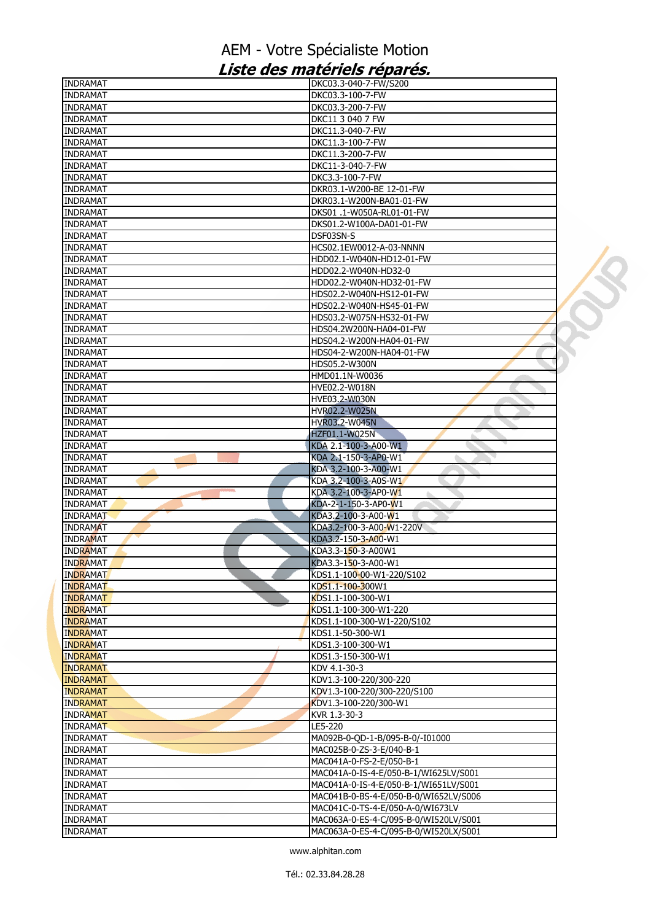# AEM - Votre Spécialiste Motion

## *Liste des matériels réparés.*

| | |
|---|---|
| INDRAMAT | DKC03.3-040-7-FW/S200 |
| INDRAMAT | DKC03.3-100-7-FW |
| INDRAMAT | DKC03.3-200-7-FW |
| INDRAMAT | DKC11 3 040 7 FW |
| INDRAMAT | DKC11.3-040-7-FW |
| INDRAMAT | DKC11.3-100-7-FW |
| INDRAMAT | DKC11.3-200-7-FW |
| INDRAMAT | DKC11-3-040-7-FW |
| INDRAMAT | DKC3.3-100-7-FW |
| INDRAMAT | DKR03.1-W200-BE 12-01-FW |
| INDRAMAT | DKR03.1-W200N-BA01-01-FW |
| INDRAMAT | DKS01 .1-W050A-RL01-01-FW |
| INDRAMAT | DKS01.2-W100A-DA01-01-FW |
| INDRAMAT | DSF03SN-S |
| INDRAMAT | HCS02.1EW0012-A-03-NNNN |
| INDRAMAT | HDD02.1-W040N-HD12-01-FW |
| INDRAMAT | HDD02.2-W040N-HD32-0 |
| INDRAMAT | HDD02.2-W040N-HD32-01-FW |
| INDRAMAT | HDS02.2-W040N-HS12-01-FW |
| INDRAMAT | HDS02.2-W040N-HS45-01-FW |
| INDRAMAT | HDS03.2-W075N-HS32-01-FW |
| INDRAMAT | HDS04.2W200N-HA04-01-FW |
| INDRAMAT | HDS04.2-W200N-HA04-01-FW |
| INDRAMAT | HDS04-2-W200N-HA04-01-FW |
| INDRAMAT | HDS05.2-W300N |
| INDRAMAT | HMD01.1N-W0036 |
| INDRAMAT | HVE02.2-W018N |
| INDRAMAT | HVE03.2-W030N |
| INDRAMAT | HVR02.2-W025N |
| INDRAMAT | HVR03.2-W045N |
| INDRAMAT | HZF01.1-W025N |
| INDRAMAT | KDA 2.1-100-3-A00-W1 |
| INDRAMAT | KDA 2.1-150-3-AP0-W1 |
| INDRAMAT | KDA 3.2-100-3-A00-W1 |
| INDRAMAT | KDA 3.2-100-3-A0S-W1 |
| INDRAMAT | KDA 3.2-100-3-AP0-W1 |
| INDRAMAT | KDA-2-1-150-3-AP0-W1 |
| INDRAMAT | KDA3.2-100-3-A00-W1 |
| INDRAMAT | KDA3.2-100-3-A00-W1-220V |
| INDRAMAT | KDA3.2-150-3-A00-W1 |
| INDRAMAT | KDA3.3-150-3-A00W1 |
| INDRAMAT | KDA3.3-150-3-A00-W1 |
| INDRAMAT | KDS1.1-100-00-W1-220/S102 |
| INDRAMAT | KDS1.1-100-300W1 |
| INDRAMAT | KDS1.1-100-300-W1 |
| INDRAMAT | KDS1.1-100-300-W1-220 |
| INDRAMAT | KDS1.1-100-300-W1-220/S102 |
| INDRAMAT | KDS1.1-50-300-W1 |
| INDRAMAT | KDS1.3-100-300-W1 |
| INDRAMAT | KDS1.3-150-300-W1 |
| INDRAMAT | KDV 4.1-30-3 |
| INDRAMAT | KDV1.3-100-220/300-220 |
| INDRAMAT | KDV1.3-100-220/300-220/S100 |
| INDRAMAT | KDV1.3-100-220/300-W1 |
| INDRAMAT | KVR 1.3-30-3 |
| INDRAMAT | LE5-220 |
| INDRAMAT | MA092B-0-QD-1-B/095-B-0/-I01000 |
| INDRAMAT | MAC025B-0-ZS-3-E/040-B-1 |
| INDRAMAT | MAC041A-0-FS-2-E/050-B-1 |
| INDRAMAT | MAC041A-0-IS-4-E/050-B-1/WI625LV/S001 |
| INDRAMAT | MAC041A-0-IS-4-E/050-B-1/WI651LV/S001 |
| INDRAMAT | MAC041B-0-BS-4-E/050-B-0/WI652LV/S006 |
| INDRAMAT | MAC041C-0-TS-4-E/050-A-0/WI673LV |
| INDRAMAT | MAC063A-0-ES-4-C/095-B-0/WI520LV/S001 |
| INDRAMAT | MAC063A-0-ES-4-C/095-B-0/WI520LX/S001 |

www.alphitan.com

Tél.: 02.33.84.28.28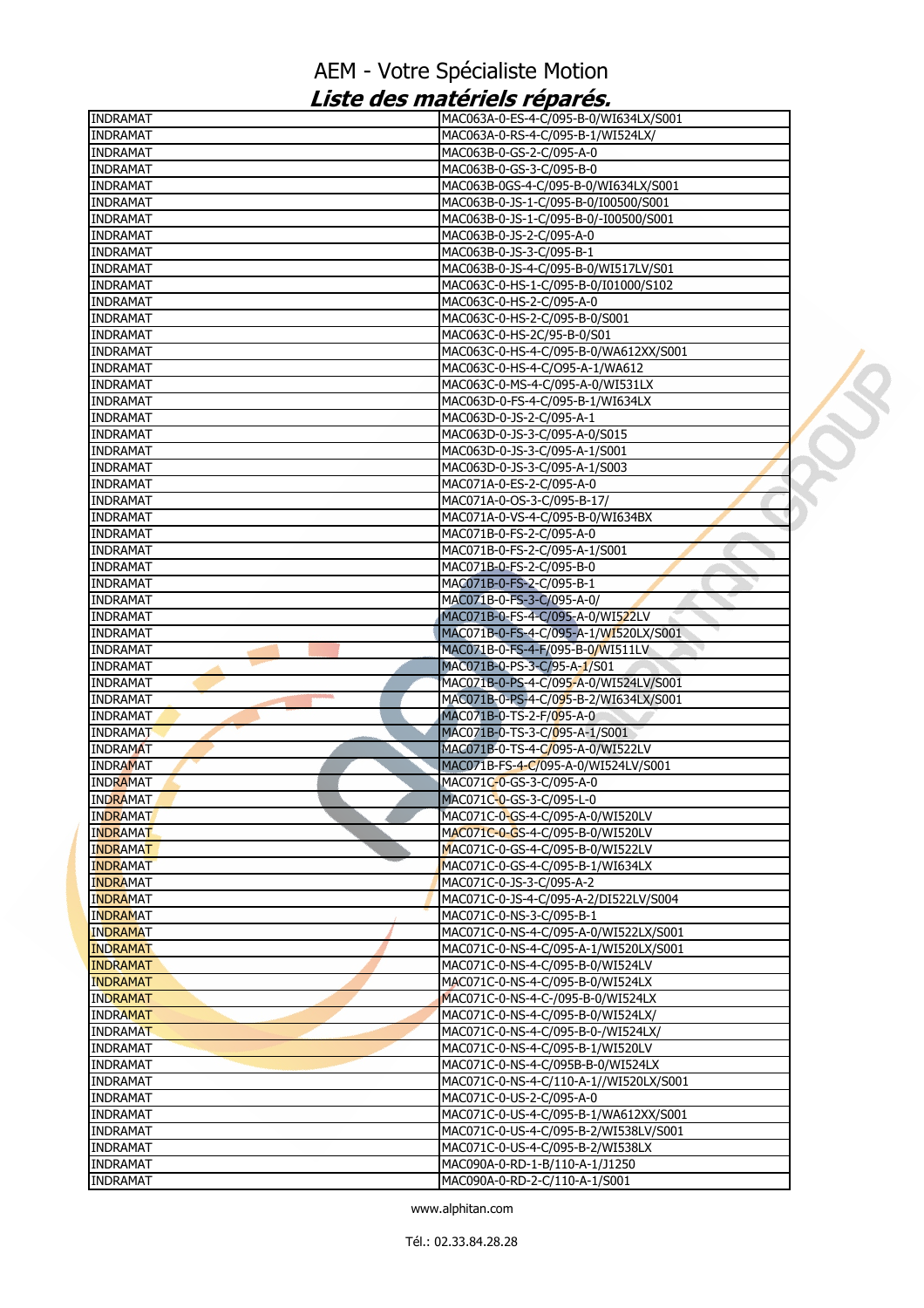# AEM - Votre Spécialiste Motion

## *Liste des matériels réparés.*

| | |
|---|---|
| INDRAMAT | MAC063A-0-ES-4-C/095-B-0/WI634LX/S001 |
| INDRAMAT | MAC063A-0-RS-4-C/095-B-1/WI524LX/ |
| INDRAMAT | MAC063B-0-GS-2-C/095-A-0 |
| INDRAMAT | MAC063B-0-GS-3-C/095-B-0 |
| INDRAMAT | MAC063B-0GS-4-C/095-B-0/WI634LX/S001 |
| INDRAMAT | MAC063B-0-JS-1-C/095-B-0/I00500/S001 |
| INDRAMAT | MAC063B-0-JS-1-C/095-B-0/-I00500/S001 |
| INDRAMAT | MAC063B-0-JS-2-C/095-A-0 |
| INDRAMAT | MAC063B-0-JS-3-C/095-B-1 |
| INDRAMAT | MAC063B-0-JS-4-C/095-B-0/WI517LV/S01 |
| INDRAMAT | MAC063C-0-HS-1-C/095-B-0/I01000/S102 |
| INDRAMAT | MAC063C-0-HS-2-C/095-A-0 |
| INDRAMAT | MAC063C-0-HS-2-C/095-B-0/S001 |
| INDRAMAT | MAC063C-0-HS-2C/95-B-0/S01 |
| INDRAMAT | MAC063C-0-HS-4-C/095-B-0/WA612XX/S001 |
| INDRAMAT | MAC063C-0-HS-4-C/O95-A-1/WA612 |
| INDRAMAT | MAC063C-0-MS-4-C/095-A-0/WI531LX |
| INDRAMAT | MAC063D-0-FS-4-C/095-B-1/WI634LX |
| INDRAMAT | MAC063D-0-JS-2-C/095-A-1 |
| INDRAMAT | MAC063D-0-JS-3-C/095-A-0/S015 |
| INDRAMAT | MAC063D-0-JS-3-C/095-A-1/S001 |
| INDRAMAT | MAC063D-0-JS-3-C/095-A-1/S003 |
| INDRAMAT | MAC071A-0-ES-2-C/095-A-0 |
| INDRAMAT | MAC071A-0-OS-3-C/095-B-17/ |
| INDRAMAT | MAC071A-0-VS-4-C/095-B-0/WI634BX |
| INDRAMAT | MAC071B-0-FS-2-C/095-A-0 |
| INDRAMAT | MAC071B-0-FS-2-C/095-A-1/S001 |
| INDRAMAT | MAC071B-0-FS-2-C/095-B-0 |
| INDRAMAT | MAC071B-0-FS-2-C/095-B-1 |
| INDRAMAT | MAC071B-0-FS-3-C/095-A-0/ |
| INDRAMAT | MAC071B-0-FS-4-C/095-A-0/WI522LV |
| INDRAMAT | MAC071B-0-FS-4-C/095-A-1/WI520LX/S001 |
| INDRAMAT | MAC071B-0-FS-4-F/095-B-0/WI511LV |
| INDRAMAT | MAC071B-0-PS-3-C/95-A-1/S01 |
| INDRAMAT | MAC071B-0-PS-4-C/095-A-0/WI524LV/S001 |
| INDRAMAT | MAC071B-0-PS-4-C/095-B-2/WI634LX/S001 |
| INDRAMAT | MAC071B-0-TS-2-F/095-A-0 |
| INDRAMAT | MAC071B-0-TS-3-C/095-A-1/S001 |
| INDRAMAT | MAC071B-0-TS-4-C/095-A-0/WI522LV |
| INDRAMAT | MAC071B-FS-4-C/095-A-0/WI524LV/S001 |
| INDRAMAT | MAC071C-0-GS-3-C/095-A-0 |
| INDRAMAT | MAC071C-0-GS-3-C/095-L-0 |
| INDRAMAT | MAC071C-0-GS-4-C/095-A-0/WI520LV |
| INDRAMAT | MAC071C-0-GS-4-C/095-B-0/WI520LV |
| INDRAMAT | MAC071C-0-GS-4-C/095-B-0/WI522LV |
| INDRAMAT | MAC071C-0-GS-4-C/095-B-1/WI634LX |
| INDRAMAT | MAC071C-0-JS-3-C/095-A-2 |
| INDRAMAT | MAC071C-0-JS-4-C/095-A-2/DI522LV/S004 |
| INDRAMAT | MAC071C-0-NS-3-C/095-B-1 |
| INDRAMAT | MAC071C-0-NS-4-C/095-A-0/WI522LX/S001 |
| INDRAMAT | MAC071C-0-NS-4-C/095-A-1/WI520LX/S001 |
| INDRAMAT | MAC071C-0-NS-4-C/095-B-0/WI524LV |
| INDRAMAT | MAC071C-0-NS-4-C/095-B-0/WI524LX |
| INDRAMAT | MAC071C-0-NS-4-C-/095-B-0/WI524LX |
| INDRAMAT | MAC071C-0-NS-4-C/095-B-0/WI524LX/ |
| INDRAMAT | MAC071C-0-NS-4-C/095-B-0-/WI524LX/ |
| INDRAMAT | MAC071C-0-NS-4-C/095-B-1/WI520LV |
| INDRAMAT | MAC071C-0-NS-4-C/095B-B-0/WI524LX |
| INDRAMAT | MAC071C-0-NS-4-C/110-A-1//WI520LX/S001 |
| INDRAMAT | MAC071C-0-US-2-C/095-A-0 |
| INDRAMAT | MAC071C-0-US-4-C/095-B-1/WA612XX/S001 |
| INDRAMAT | MAC071C-0-US-4-C/095-B-2/WI538LV/S001 |
| INDRAMAT | MAC071C-0-US-4-C/095-B-2/WI538LX |
| INDRAMAT | MAC090A-0-RD-1-B/110-A-1/J1250 |
| INDRAMAT | MAC090A-0-RD-2-C/110-A-1/S001 |

www.alphitan.com

Tél.: 02.33.84.28.28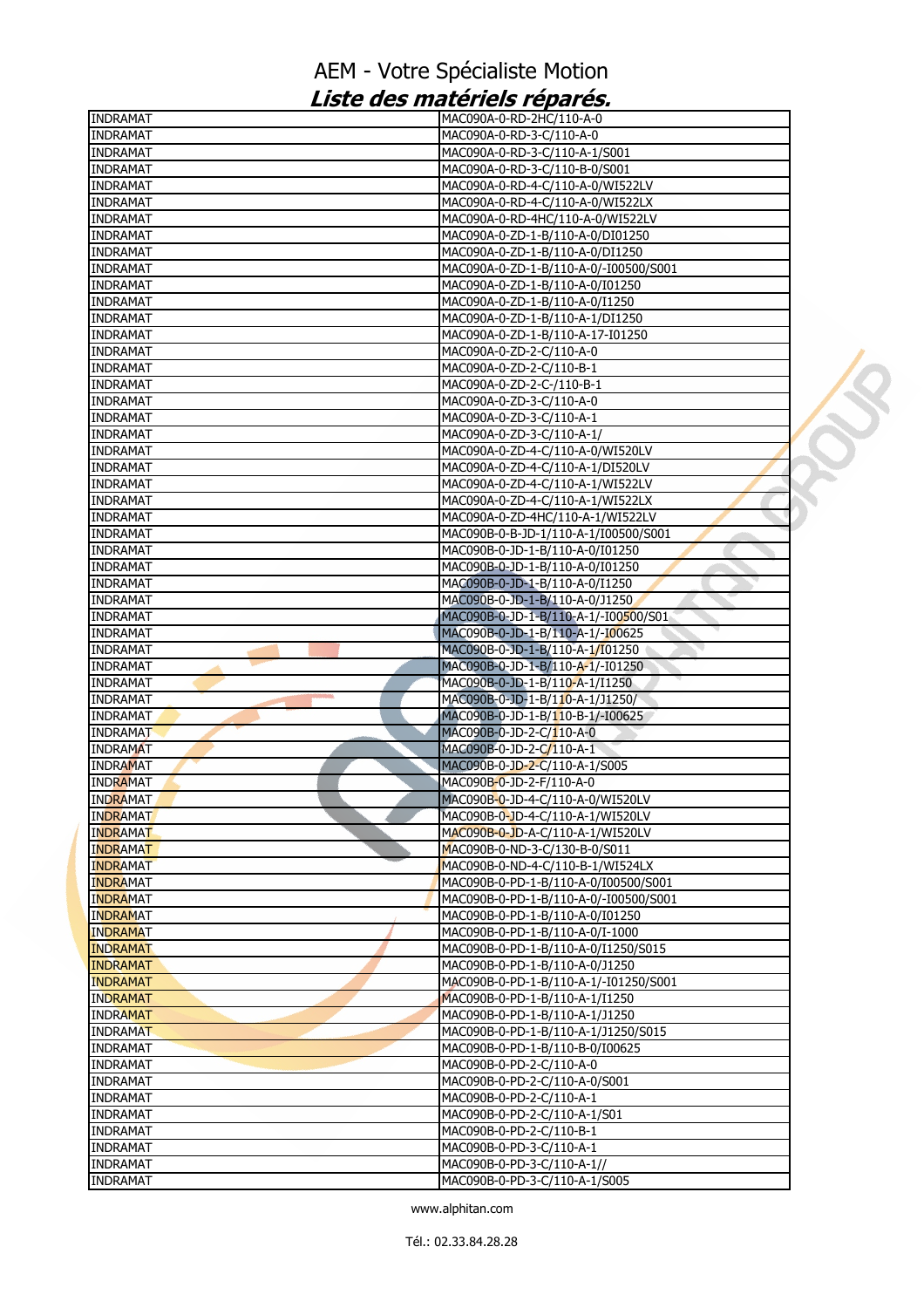# AEM - Votre Spécialiste Motion

## *Liste des matériels réparés.*

| | |
|---|---|
| INDRAMAT | MAC090A-0-RD-2HC/110-A-0 |
| INDRAMAT | MAC090A-0-RD-3-C/110-A-0 |
| INDRAMAT | MAC090A-0-RD-3-C/110-A-1/S001 |
| INDRAMAT | MAC090A-0-RD-3-C/110-B-0/S001 |
| INDRAMAT | MAC090A-0-RD-4-C/110-A-0/WI522LV |
| INDRAMAT | MAC090A-0-RD-4-C/110-A-0/WI522LX |
| INDRAMAT | MAC090A-0-RD-4HC/110-A-0/WI522LV |
| INDRAMAT | MAC090A-0-ZD-1-B/110-A-0/DI01250 |
| INDRAMAT | MAC090A-0-ZD-1-B/110-A-0/DI1250 |
| INDRAMAT | MAC090A-0-ZD-1-B/110-A-0/-I00500/S001 |
| INDRAMAT | MAC090A-0-ZD-1-B/110-A-0/I01250 |
| INDRAMAT | MAC090A-0-ZD-1-B/110-A-0/I1250 |
| INDRAMAT | MAC090A-0-ZD-1-B/110-A-1/DI1250 |
| INDRAMAT | MAC090A-0-ZD-1-B/110-A-17-I01250 |
| INDRAMAT | MAC090A-0-ZD-2-C/110-A-0 |
| INDRAMAT | MAC090A-0-ZD-2-C/110-B-1 |
| INDRAMAT | MAC090A-0-ZD-2-C-/110-B-1 |
| INDRAMAT | MAC090A-0-ZD-3-C/110-A-0 |
| INDRAMAT | MAC090A-0-ZD-3-C/110-A-1 |
| INDRAMAT | MAC090A-0-ZD-3-C/110-A-1/ |
| INDRAMAT | MAC090A-0-ZD-4-C/110-A-0/WI520LV |
| INDRAMAT | MAC090A-0-ZD-4-C/110-A-1/DI520LV |
| INDRAMAT | MAC090A-0-ZD-4-C/110-A-1/WI522LV |
| INDRAMAT | MAC090A-0-ZD-4-C/110-A-1/WI522LX |
| INDRAMAT | MAC090A-0-ZD-4HC/110-A-1/WI522LV |
| INDRAMAT | MAC090B-0-B-JD-1/110-A-1/I00500/S001 |
| INDRAMAT | MAC090B-0-JD-1-B/110-A-0/I01250 |
| INDRAMAT | MAC090B-0-JD-1-B/110-A-0/I01250 |
| INDRAMAT | MAC090B-0-JD-1-B/110-A-0/I1250 |
| INDRAMAT | MAC090B-0-JD-1-B/110-A-0/J1250 |
| INDRAMAT | MAC090B-0-JD-1-B/110-A-1/-I00500/S01 |
| INDRAMAT | MAC090B-0-JD-1-B/110-A-1/-I00625 |
| INDRAMAT | MAC090B-0-JD-1-B/110-A-1/I01250 |
| INDRAMAT | MAC090B-0-JD-1-B/110-A-1/-I01250 |
| INDRAMAT | MAC090B-0-JD-1-B/110-A-1/I1250 |
| INDRAMAT | MAC090B-0-JD-1-B/110-A-1/J1250/ |
| INDRAMAT | MAC090B-0-JD-1-B/110-B-1/-I00625 |
| INDRAMAT | MAC090B-0-JD-2-C/110-A-0 |
| INDRAMAT | MAC090B-0-JD-2-C/110-A-1 |
| INDRAMAT | MAC090B-0-JD-2-C/110-A-1/S005 |
| INDRAMAT | MAC090B-0-JD-2-F/110-A-0 |
| INDRAMAT | MAC090B-0-JD-4-C/110-A-0/WI520LV |
| INDRAMAT | MAC090B-0-JD-4-C/110-A-1/WI520LV |
| INDRAMAT | MAC090B-0-JD-A-C/110-A-1/WI520LV |
| INDRAMAT | MAC090B-0-ND-3-C/130-B-0/S011 |
| INDRAMAT | MAC090B-0-ND-4-C/110-B-1/WI524LX |
| INDRAMAT | MAC090B-0-PD-1-B/110-A-0/I00500/S001 |
| INDRAMAT | MAC090B-0-PD-1-B/110-A-0/-I00500/S001 |
| INDRAMAT | MAC090B-0-PD-1-B/110-A-0/I01250 |
| INDRAMAT | MAC090B-0-PD-1-B/110-A-0/I-1000 |
| INDRAMAT | MAC090B-0-PD-1-B/110-A-0/I1250/S015 |
| INDRAMAT | MAC090B-0-PD-1-B/110-A-0/J1250 |
| INDRAMAT | MAC090B-0-PD-1-B/110-A-1/-I01250/S001 |
| INDRAMAT | MAC090B-0-PD-1-B/110-A-1/I1250 |
| INDRAMAT | MAC090B-0-PD-1-B/110-A-1/J1250 |
| INDRAMAT | MAC090B-0-PD-1-B/110-A-1/J1250/S015 |
| INDRAMAT | MAC090B-0-PD-1-B/110-B-0/I00625 |
| INDRAMAT | MAC090B-0-PD-2-C/110-A-0 |
| INDRAMAT | MAC090B-0-PD-2-C/110-A-0/S001 |
| INDRAMAT | MAC090B-0-PD-2-C/110-A-1 |
| INDRAMAT | MAC090B-0-PD-2-C/110-A-1/S01 |
| INDRAMAT | MAC090B-0-PD-2-C/110-B-1 |
| INDRAMAT | MAC090B-0-PD-3-C/110-A-1 |
| INDRAMAT | MAC090B-0-PD-3-C/110-A-1// |
| INDRAMAT | MAC090B-0-PD-3-C/110-A-1/S005 |

www.alphitan.com

Tél.: 02.33.84.28.28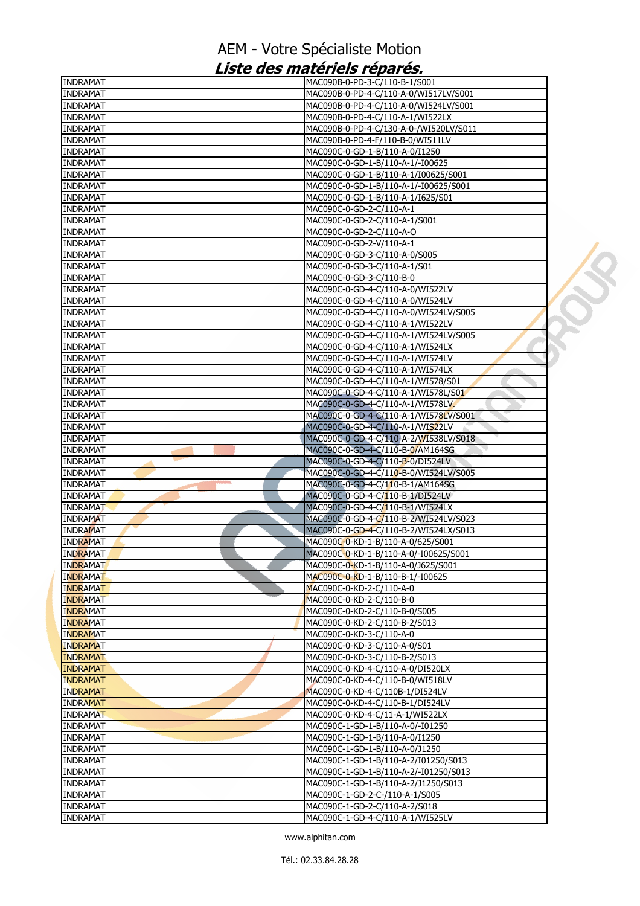# AEM - Votre Spécialiste Motion

## *Liste des matériels réparés.*

| | |
|---|---|
| INDRAMAT | MAC090B-0-PD-3-C/110-B-1/S001 |
| INDRAMAT | MAC090B-0-PD-4-C/110-A-0/WI517LV/S001 |
| INDRAMAT | MAC090B-0-PD-4-C/110-A-0/WI524LV/S001 |
| INDRAMAT | MAC090B-0-PD-4-C/110-A-1/WI522LX |
| INDRAMAT | MAC090B-0-PD-4-C/130-A-0-/WI520LV/S011 |
| INDRAMAT | MAC090B-0-PD-4-F/110-B-0/WI511LV |
| INDRAMAT | MAC090C-0-GD-1-B/110-A-0/I1250 |
| INDRAMAT | MAC090C-0-GD-1-B/110-A-1/-I00625 |
| INDRAMAT | MAC090C-0-GD-1-B/110-A-1/I00625/S001 |
| INDRAMAT | MAC090C-0-GD-1-B/110-A-1/-I00625/S001 |
| INDRAMAT | MAC090C-0-GD-1-B/110-A-1/I625/S01 |
| INDRAMAT | MAC090C-0-GD-2-C/110-A-1 |
| INDRAMAT | MAC090C-0-GD-2-C/110-A-1/S001 |
| INDRAMAT | MAC090C-0-GD-2-C/110-A-O |
| INDRAMAT | MAC090C-0-GD-2-V/110-A-1 |
| INDRAMAT | MAC090C-0-GD-3-C/110-A-0/S005 |
| INDRAMAT | MAC090C-0-GD-3-C/110-A-1/S01 |
| INDRAMAT | MAC090C-0-GD-3-C/110-B-0 |
| INDRAMAT | MAC090C-0-GD-4-C/110-A-0/WI522LV |
| INDRAMAT | MAC090C-0-GD-4-C/110-A-0/WI524LV |
| INDRAMAT | MAC090C-0-GD-4-C/110-A-0/WI524LV/S005 |
| INDRAMAT | MAC090C-0-GD-4-C/110-A-1/WI522LV |
| INDRAMAT | MAC090C-0-GD-4-C/110-A-1/WI524LV/S005 |
| INDRAMAT | MAC090C-0-GD-4-C/110-A-1/WI524LX |
| INDRAMAT | MAC090C-0-GD-4-C/110-A-1/WI574LV |
| INDRAMAT | MAC090C-0-GD-4-C/110-A-1/WI574LX |
| INDRAMAT | MAC090C-0-GD-4-C/110-A-1/WI578/S01 |
| INDRAMAT | MAC090C-0-GD-4-C/110-A-1/WI578L/S01 |
| INDRAMAT | MAC090C-0-GD-4-C/110-A-1/WI578LV. |
| INDRAMAT | MAC090C-0-GD-4-C/110-A-1/WI578LV/S001 |
| INDRAMAT | MAC090C-0-GD-4-C/110-A-1/WIS22LV |
| INDRAMAT | MAC090C-0-GD-4-C/110-A-2/WI538LV/S018 |
| INDRAMAT | MAC090C-0-GD-4-C/110-B-0/AM164SG |
| INDRAMAT | MAC090C-0-GD-4-C/110-B-0/DI524LV |
| INDRAMAT | MAC090C-0-GD-4-C/110-B-0/WI524LV/S005 |
| INDRAMAT | MAC090C-0-GD-4-C/110-B-1/AM164SG |
| INDRAMAT | MAC090C-0-GD-4-C/110-B-1/DI524LV |
| INDRAMAT | MAC090C-0-GD-4-C/110-B-1/WI524LX |
| INDRAMAT | MAC090C-0-GD-4-C/110-B-2/WI524LV/S023 |
| INDRAMAT | MAC090C-0-GD-4-C/110-B-2/WI524LX/S013 |
| INDRAMAT | MAC090C-0-KD-1-B/110-A-0/625/S001 |
| INDRAMAT | MAC090C-0-KD-1-B/110-A-0/-I00625/S001 |
| INDRAMAT | MAC090C-0-KD-1-B/110-A-0/J625/S001 |
| INDRAMAT | MAC090C-0-KD-1-B/110-B-1/-I00625 |
| INDRAMAT | MAC090C-0-KD-2-C/110-A-0 |
| INDRAMAT | MAC090C-0-KD-2-C/110-B-0 |
| INDRAMAT | MAC090C-0-KD-2-C/110-B-0/S005 |
| INDRAMAT | MAC090C-0-KD-2-C/110-B-2/S013 |
| INDRAMAT | MAC090C-0-KD-3-C/110-A-0 |
| INDRAMAT | MAC090C-0-KD-3-C/110-A-0/S01 |
| INDRAMAT | MAC090C-0-KD-3-C/110-B-2/S013 |
| INDRAMAT | MAC090C-0-KD-4-C/110-A-0/DI520LX |
| INDRAMAT | MAC090C-0-KD-4-C/110-B-0/WI518LV |
| INDRAMAT | MAC090C-0-KD-4-C/110B-1/DI524LV |
| INDRAMAT | MAC090C-0-KD-4-C/110-B-1/DI524LV |
| INDRAMAT | MAC090C-0-KD-4-C/11-A-1/WI522LX |
| INDRAMAT | MAC090C-1-GD-1-B/110-A-0/-I01250 |
| INDRAMAT | MAC090C-1-GD-1-B/110-A-0/I1250 |
| INDRAMAT | MAC090C-1-GD-1-B/110-A-0/J1250 |
| INDRAMAT | MAC090C-1-GD-1-B/110-A-2/I01250/S013 |
| INDRAMAT | MAC090C-1-GD-1-B/110-A-2/-I01250/S013 |
| INDRAMAT | MAC090C-1-GD-1-B/110-A-2/J1250/S013 |
| INDRAMAT | MAC090C-1-GD-2-C-/110-A-1/S005 |
| INDRAMAT | MAC090C-1-GD-2-C/110-A-2/S018 |
| INDRAMAT | MAC090C-1-GD-4-C/110-A-1/WI525LV |

www.alphitan.com

Tél.: 02.33.84.28.28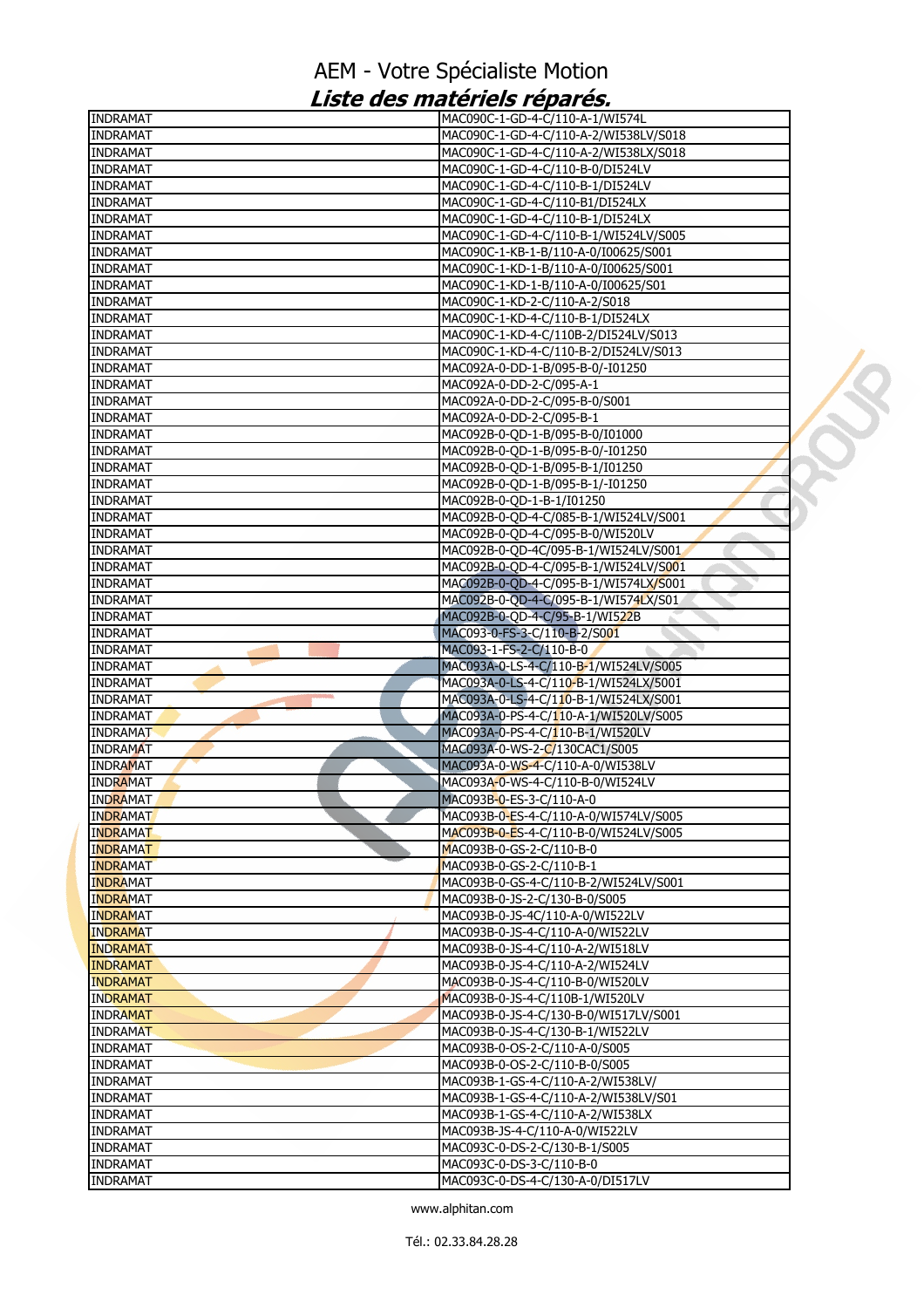# AEM - Votre Spécialiste Motion

## *Liste des matériels réparés.*

| | |
|---|---|
| INDRAMAT | MAC090C-1-GD-4-C/110-A-1/WI574L |
| INDRAMAT | MAC090C-1-GD-4-C/110-A-2/WI538LV/S018 |
| INDRAMAT | MAC090C-1-GD-4-C/110-A-2/WI538LX/S018 |
| INDRAMAT | MAC090C-1-GD-4-C/110-B-0/DI524LV |
| INDRAMAT | MAC090C-1-GD-4-C/110-B-1/DI524LV |
| INDRAMAT | MAC090C-1-GD-4-C/110-B1/DI524LX |
| INDRAMAT | MAC090C-1-GD-4-C/110-B-1/DI524LX |
| INDRAMAT | MAC090C-1-GD-4-C/110-B-1/WI524LV/S005 |
| INDRAMAT | MAC090C-1-KB-1-B/110-A-0/I00625/S001 |
| INDRAMAT | MAC090C-1-KD-1-B/110-A-0/I00625/S001 |
| INDRAMAT | MAC090C-1-KD-1-B/110-A-0/I00625/S01 |
| INDRAMAT | MAC090C-1-KD-2-C/110-A-2/S018 |
| INDRAMAT | MAC090C-1-KD-4-C/110-B-1/DI524LX |
| INDRAMAT | MAC090C-1-KD-4-C/110B-2/DI524LV/S013 |
| INDRAMAT | MAC090C-1-KD-4-C/110-B-2/DI524LV/S013 |
| INDRAMAT | MAC092A-0-DD-1-B/095-B-0/-I01250 |
| INDRAMAT | MAC092A-0-DD-2-C/095-A-1 |
| INDRAMAT | MAC092A-0-DD-2-C/095-B-0/S001 |
| INDRAMAT | MAC092A-0-DD-2-C/095-B-1 |
| INDRAMAT | MAC092B-0-QD-1-B/095-B-0/I01000 |
| INDRAMAT | MAC092B-0-QD-1-B/095-B-0/-I01250 |
| INDRAMAT | MAC092B-0-QD-1-B/095-B-1/I01250 |
| INDRAMAT | MAC092B-0-QD-1-B/095-B-1/-I01250 |
| INDRAMAT | MAC092B-0-QD-1-B-1/I01250 |
| INDRAMAT | MAC092B-0-QD-4-C/085-B-1/WI524LV/S001 |
| INDRAMAT | MAC092B-0-QD-4-C/095-B-0/WI520LV |
| INDRAMAT | MAC092B-0-QD-4C/095-B-1/WI524LV/S001 |
| INDRAMAT | MAC092B-0-QD-4-C/095-B-1/WI524LV/S001 |
| INDRAMAT | MAC092B-0-QD-4-C/095-B-1/WI574LX/S001 |
| INDRAMAT | MAC092B-0-QD-4-C/095-B-1/WI574LX/S01 |
| INDRAMAT | MAC092B-0-QD-4-C/95-B-1/WI522B |
| INDRAMAT | MAC093-0-FS-3-C/110-B-2/S001 |
| INDRAMAT | MAC093-1-FS-2-C/110-B-0 |
| INDRAMAT | MAC093A-0-LS-4-C/110-B-1/WI524LV/S005 |
| INDRAMAT | MAC093A-0-LS-4-C/110-B-1/WI524LX/5001 |
| INDRAMAT | MAC093A-0-LS-4-C/110-B-1/WI524LX/S001 |
| INDRAMAT | MAC093A-0-PS-4-C/110-A-1/WI520LV/S005 |
| INDRAMAT | MAC093A-0-PS-4-C/110-B-1/WI520LV |
| INDRAMAT | MAC093A-0-WS-2-C/130CAC1/S005 |
| INDRAMAT | MAC093A-0-WS-4-C/110-A-0/WI538LV |
| INDRAMAT | MAC093A-0-WS-4-C/110-B-0/WI524LV |
| INDRAMAT | MAC093B-0-ES-3-C/110-A-0 |
| INDRAMAT | MAC093B-0-ES-4-C/110-A-0/WI574LV/S005 |
| INDRAMAT | MAC093B-0-ES-4-C/110-B-0/WI524LV/S005 |
| INDRAMAT | MAC093B-0-GS-2-C/110-B-0 |
| INDRAMAT | MAC093B-0-GS-2-C/110-B-1 |
| INDRAMAT | MAC093B-0-GS-4-C/110-B-2/WI524LV/S001 |
| INDRAMAT | MAC093B-0-JS-2-C/130-B-0/S005 |
| INDRAMAT | MAC093B-0-JS-4C/110-A-0/WI522LV |
| INDRAMAT | MAC093B-0-JS-4-C/110-A-0/WI522LV |
| INDRAMAT | MAC093B-0-JS-4-C/110-A-2/WI518LV |
| INDRAMAT | MAC093B-0-JS-4-C/110-A-2/WI524LV |
| INDRAMAT | MAC093B-0-JS-4-C/110-B-0/WI520LV |
| INDRAMAT | MAC093B-0-JS-4-C/110B-1/WI520LV |
| INDRAMAT | MAC093B-0-JS-4-C/130-B-0/WI517LV/S001 |
| INDRAMAT | MAC093B-0-JS-4-C/130-B-1/WI522LV |
| INDRAMAT | MAC093B-0-OS-2-C/110-A-0/S005 |
| INDRAMAT | MAC093B-0-OS-2-C/110-B-0/S005 |
| INDRAMAT | MAC093B-1-GS-4-C/110-A-2/WI538LV/ |
| INDRAMAT | MAC093B-1-GS-4-C/110-A-2/WI538LV/S01 |
| INDRAMAT | MAC093B-1-GS-4-C/110-A-2/WI538LX |
| INDRAMAT | MAC093B-JS-4-C/110-A-0/WI522LV |
| INDRAMAT | MAC093C-0-DS-2-C/130-B-1/S005 |
| INDRAMAT | MAC093C-0-DS-3-C/110-B-0 |
| INDRAMAT | MAC093C-0-DS-4-C/130-A-0/DI517LV |

www.alphitan.com

Tél.: 02.33.84.28.28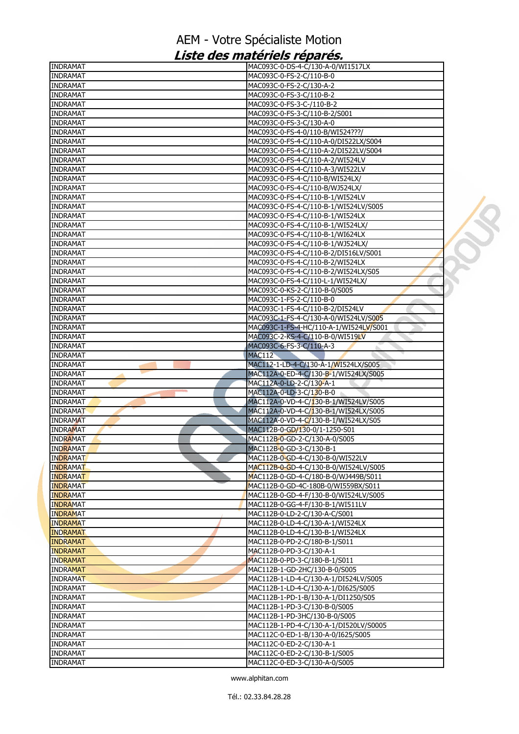AEM - Votre Spécialiste Motion

***Liste des matériels réparés.***

| | |
|---|---|
| INDRAMAT | MAC093C-0-DS-4-C/130-A-0/WI1517LX |
| INDRAMAT | MAC093C-0-FS-2-C/110-B-0 |
| INDRAMAT | MAC093C-0-FS-2-C/130-A-2 |
| INDRAMAT | MAC093C-0-FS-3-C/110-B-2 |
| INDRAMAT | MAC093C-0-FS-3-C-/110-B-2 |
| INDRAMAT | MAC093C-0-FS-3-C/110-B-2/S001 |
| INDRAMAT | MAC093C-0-FS-3-C/130-A-0 |
| INDRAMAT | MAC093C-0-FS-4-0/110-B/WI524???/ |
| INDRAMAT | MAC093C-0-FS-4-C/110-A-0/DI522LX/S004 |
| INDRAMAT | MAC093C-0-FS-4-C/110-A-2/DI522LV/S004 |
| INDRAMAT | MAC093C-0-FS-4-C/110-A-2/WI524LV |
| INDRAMAT | MAC093C-0-FS-4-C/110-A-3/WI522LV |
| INDRAMAT | MAC093C-0-FS-4-C/110-B/WI524LX/ |
| INDRAMAT | MAC093C-0-FS-4-C/110-B/WJ524LX/ |
| INDRAMAT | MAC093C-0-FS-4-C/110-B-1/WI524LV |
| INDRAMAT | MAC093C-0-FS-4-C/110-B-1/WI524LV/S005 |
| INDRAMAT | MAC093C-0-FS-4-C/110-B-1/WI524LX |
| INDRAMAT | MAC093C-0-FS-4-C/110-B-1/WI524LX/ |
| INDRAMAT | MAC093C-0-FS-4-C/110-B-1/WI624LX |
| INDRAMAT | MAC093C-0-FS-4-C/110-B-1/WJ524LX/ |
| INDRAMAT | MAC093C-0-FS-4-C/110-B-2/DI516LV/S001 |
| INDRAMAT | MAC093C-0-FS-4-C/110-B-2/WI524LX |
| INDRAMAT | MAC093C-0-FS-4-C/110-B-2/WI524LX/S05 |
| INDRAMAT | MAC093C-0-FS-4-C/110-L-1/WI524LX/ |
| INDRAMAT | MAC093C-0-KS-2-C/110-B-0/S005 |
| INDRAMAT | MAC093C-1-FS-2-C/110-B-0 |
| INDRAMAT | MAC093C-1-FS-4-C/110-B-2/DI524LV |
| INDRAMAT | MAC093C-1-FS-4-C/130-A-0/WI524LV/S005 |
| INDRAMAT | MAC093C-1-FS-4-HC/110-A-1/WI524LV/S001 |
| INDRAMAT | MAC093C-2-KS-4-C/110-B-0/WI519LV |
| INDRAMAT | MAC093C-6-FS-3-C/110-A-3 |
| INDRAMAT | MAC112 |
| INDRAMAT | MAC112-1-LD-4-C/130-A-1/WI524LX/S005 |
| INDRAMAT | MAC112A-0-ED-4-C/130-B-1/WI524LX/S005 |
| INDRAMAT | MAC112A-0-LD-2-C/130-A-1 |
| INDRAMAT | MAC112A-0-LD-3-C/130-B-0 |
| INDRAMAT | MAC112A-0-VD-4-C/130-B-1/WI524LV/S005 |
| INDRAMAT | MAC112A-0-VD-4-C/130-B-1/WI524LX/S005 |
| INDRAMAT | MAC112A-0-VD-4-C/130-B-1/WI524LX/S05 |
| INDRAMAT | MAC112B-0-GD/130-0/1-1250-S01 |
| INDRAMAT | MAC112B-0-GD-2-C/130-A-0/S005 |
| INDRAMAT | MAC112B-0-GD-3-C/130-B-1 |
| INDRAMAT | MAC112B-0-GD-4-C/130-B-0/WI522LV |
| INDRAMAT | MAC112B-0-GD-4-C/130-B-0/WI524LV/S005 |
| INDRAMAT | MAC112B-0-GD-4-C/180-B-0/WJ449B/S011 |
| INDRAMAT | MAC112B-0-GD-4C-180B-0/WI559BX/S011 |
| INDRAMAT | MAC112B-0-GD-4-F/130-B-0/WI524LV/S005 |
| INDRAMAT | MAC112B-0-GG-4-F/130-B-1/WI511LV |
| INDRAMAT | MAC112B-0-LD-2-C/130-A-C/S001 |
| INDRAMAT | MAC112B-0-LD-4-C/130-A-1/WI524LX |
| INDRAMAT | MAC112B-0-LD-4-C/130-B-1/WI524LX |
| INDRAMAT | MAC112B-0-PD-2-C/180-B-1/S011 |
| INDRAMAT | MAC112B-0-PD-3-C/130-A-1 |
| INDRAMAT | MAC112B-0-PD-3-C/180-B-1/S011 |
| INDRAMAT | MAC112B-1-GD-2HC/130-B-0/S005 |
| INDRAMAT | MAC112B-1-LD-4-C/130-A-1/DI524LV/S005 |
| INDRAMAT | MAC112B-1-LD-4-C/130-A-1/DI625/S005 |
| INDRAMAT | MAC112B-1-PD-1-B/130-A-1/DI1250/S05 |
| INDRAMAT | MAC112B-1-PD-3-C/130-B-0/S005 |
| INDRAMAT | MAC112B-1-PD-3HC/130-B-0/S005 |
| INDRAMAT | MAC112B-1-PD-4-C/130-A-1/DI520LV/S0005 |
| INDRAMAT | MAC112C-0-ED-1-B/130-A-0/I625/S005 |
| INDRAMAT | MAC112C-0-ED-2-C/130-A-1 |
| INDRAMAT | MAC112C-0-ED-2-C/130-B-1/S005 |
| INDRAMAT | MAC112C-0-ED-3-C/130-A-0/S005 |

www.alphitan.com

Tél.: 02.33.84.28.28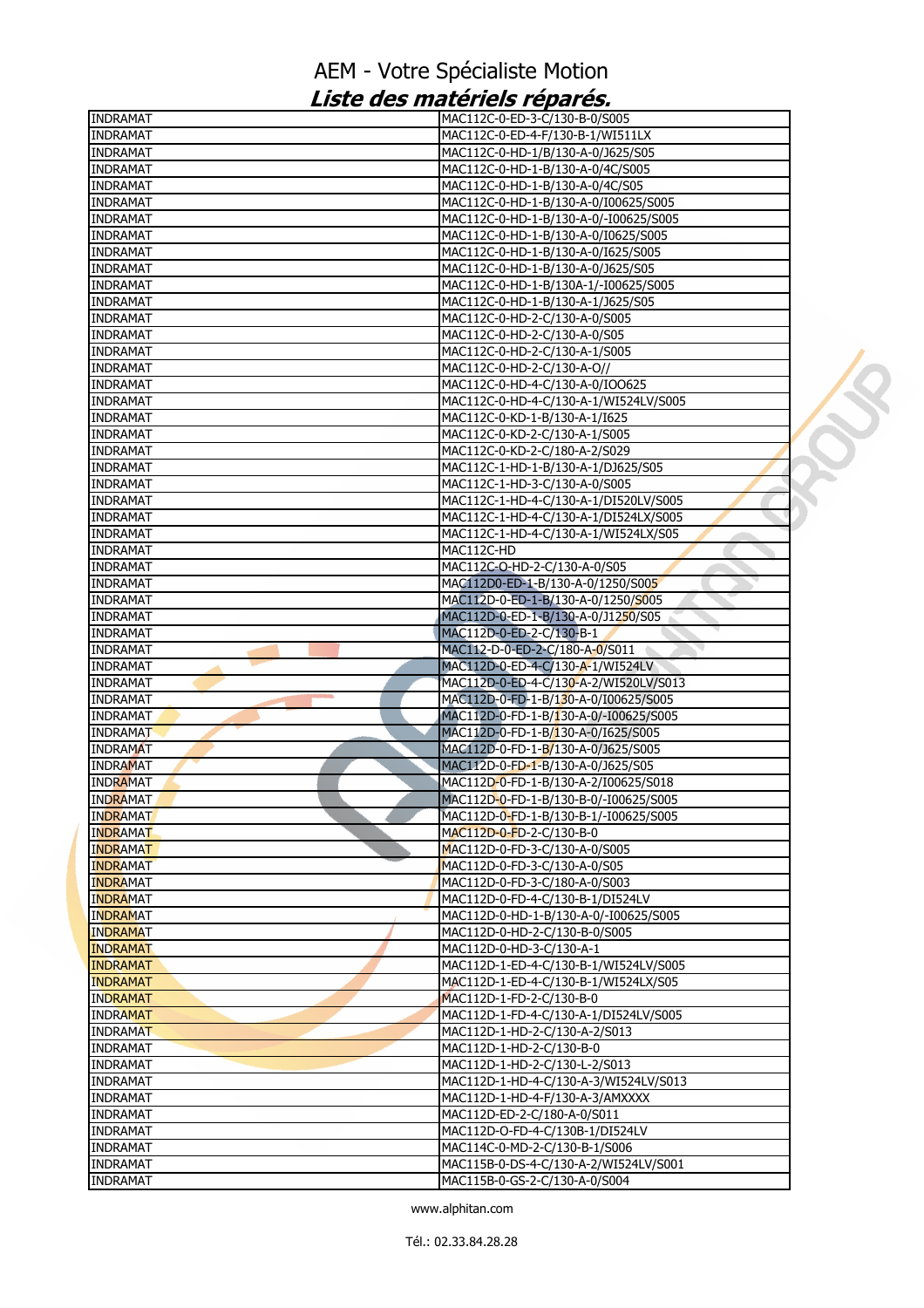# AEM - Votre Spécialiste Motion

## *Liste des matériels réparés.*

| | |
|---|---|
| INDRAMAT | MAC112C-0-ED-3-C/130-B-0/S005 |
| INDRAMAT | MAC112C-0-ED-4-F/130-B-1/WI511LX |
| INDRAMAT | MAC112C-0-HD-1/B/130-A-0/J625/S05 |
| INDRAMAT | MAC112C-0-HD-1-B/130-A-0/4C/S005 |
| INDRAMAT | MAC112C-0-HD-1-B/130-A-0/4C/S05 |
| INDRAMAT | MAC112C-0-HD-1-B/130-A-0/I00625/S005 |
| INDRAMAT | MAC112C-0-HD-1-B/130-A-0/-I00625/S005 |
| INDRAMAT | MAC112C-0-HD-1-B/130-A-0/I0625/S005 |
| INDRAMAT | MAC112C-0-HD-1-B/130-A-0/I625/S005 |
| INDRAMAT | MAC112C-0-HD-1-B/130-A-0/J625/S05 |
| INDRAMAT | MAC112C-0-HD-1-B/130A-1/-I00625/S005 |
| INDRAMAT | MAC112C-0-HD-1-B/130-A-1/J625/S05 |
| INDRAMAT | MAC112C-0-HD-2-C/130-A-0/S005 |
| INDRAMAT | MAC112C-0-HD-2-C/130-A-0/S05 |
| INDRAMAT | MAC112C-0-HD-2-C/130-A-1/S005 |
| INDRAMAT | MAC112C-0-HD-2-C/130-A-O// |
| INDRAMAT | MAC112C-0-HD-4-C/130-A-0/IO0625 |
| INDRAMAT | MAC112C-0-HD-4-C/130-A-1/WI524LV/S005 |
| INDRAMAT | MAC112C-0-KD-1-B/130-A-1/I625 |
| INDRAMAT | MAC112C-0-KD-2-C/130-A-1/S005 |
| INDRAMAT | MAC112C-0-KD-2-C/180-A-2/S029 |
| INDRAMAT | MAC112C-1-HD-1-B/130-A-1/DJ625/S05 |
| INDRAMAT | MAC112C-1-HD-3-C/130-A-0/S005 |
| INDRAMAT | MAC112C-1-HD-4-C/130-A-1/DI520LV/S005 |
| INDRAMAT | MAC112C-1-HD-4-C/130-A-1/DI524LX/S005 |
| INDRAMAT | MAC112C-1-HD-4-C/130-A-1/WI524LX/S05 |
| INDRAMAT | MAC112C-HD |
| INDRAMAT | MAC112C-O-HD-2-C/130-A-0/S05 |
| INDRAMAT | MAC112D0-ED-1-B/130-A-0/1250/S005 |
| INDRAMAT | MAC112D-0-ED-1-B/130-A-0/1250/S005 |
| INDRAMAT | MAC112D-0-ED-1-B/130-A-0/J1250/S05 |
| INDRAMAT | MAC112D-0-ED-2-C/130-B-1 |
| INDRAMAT | MAC112-D-0-ED-2-C/180-A-0/S011 |
| INDRAMAT | MAC112D-0-ED-4-C/130-A-1/WI524LV |
| INDRAMAT | MAC112D-0-ED-4-C/130-A-2/WI520LV/S013 |
| INDRAMAT | MAC112D-0-FD-1-B/130-A-0/I00625/S005 |
| INDRAMAT | MAC112D-0-FD-1-B/130-A-0/-I00625/S005 |
| INDRAMAT | MAC112D-0-FD-1-B/130-A-0/I625/S005 |
| INDRAMAT | MAC112D-0-FD-1-B/130-A-0/J625/S005 |
| INDRAMAT | MAC112D-0-FD-1-B/130-A-0/J625/S05 |
| INDRAMAT | MAC112D-0-FD-1-B/130-A-2/I00625/S018 |
| INDRAMAT | MAC112D-0-FD-1-B/130-B-0/-I00625/S005 |
| INDRAMAT | MAC112D-0-FD-1-B/130-B-1/-I00625/S005 |
| INDRAMAT | MAC112D-0-FD-2-C/130-B-0 |
| INDRAMAT | MAC112D-0-FD-3-C/130-A-0/S005 |
| INDRAMAT | MAC112D-0-FD-3-C/130-A-0/S05 |
| INDRAMAT | MAC112D-0-FD-3-C/180-A-0/S003 |
| INDRAMAT | MAC112D-0-FD-4-C/130-B-1/DI524LV |
| INDRAMAT | MAC112D-0-HD-1-B/130-A-0/-I00625/S005 |
| INDRAMAT | MAC112D-0-HD-2-C/130-B-0/S005 |
| INDRAMAT | MAC112D-0-HD-3-C/130-A-1 |
| INDRAMAT | MAC112D-1-ED-4-C/130-B-1/WI524LV/S005 |
| INDRAMAT | MAC112D-1-ED-4-C/130-B-1/WI524LX/S05 |
| INDRAMAT | MAC112D-1-FD-2-C/130-B-0 |
| INDRAMAT | MAC112D-1-FD-4-C/130-A-1/DI524LV/S005 |
| INDRAMAT | MAC112D-1-HD-2-C/130-A-2/S013 |
| INDRAMAT | MAC112D-1-HD-2-C/130-B-0 |
| INDRAMAT | MAC112D-1-HD-2-C/130-L-2/S013 |
| INDRAMAT | MAC112D-1-HD-4-C/130-A-3/WI524LV/S013 |
| INDRAMAT | MAC112D-1-HD-4-F/130-A-3/AMXXXX |
| INDRAMAT | MAC112D-ED-2-C/180-A-0/S011 |
| INDRAMAT | MAC112D-O-FD-4-C/130B-1/DI524LV |
| INDRAMAT | MAC114C-0-MD-2-C/130-B-1/S006 |
| INDRAMAT | MAC115B-0-DS-4-C/130-A-2/WI524LV/S001 |
| INDRAMAT | MAC115B-0-GS-2-C/130-A-0/S004 |

www.alphitan.com

Tél.: 02.33.84.28.28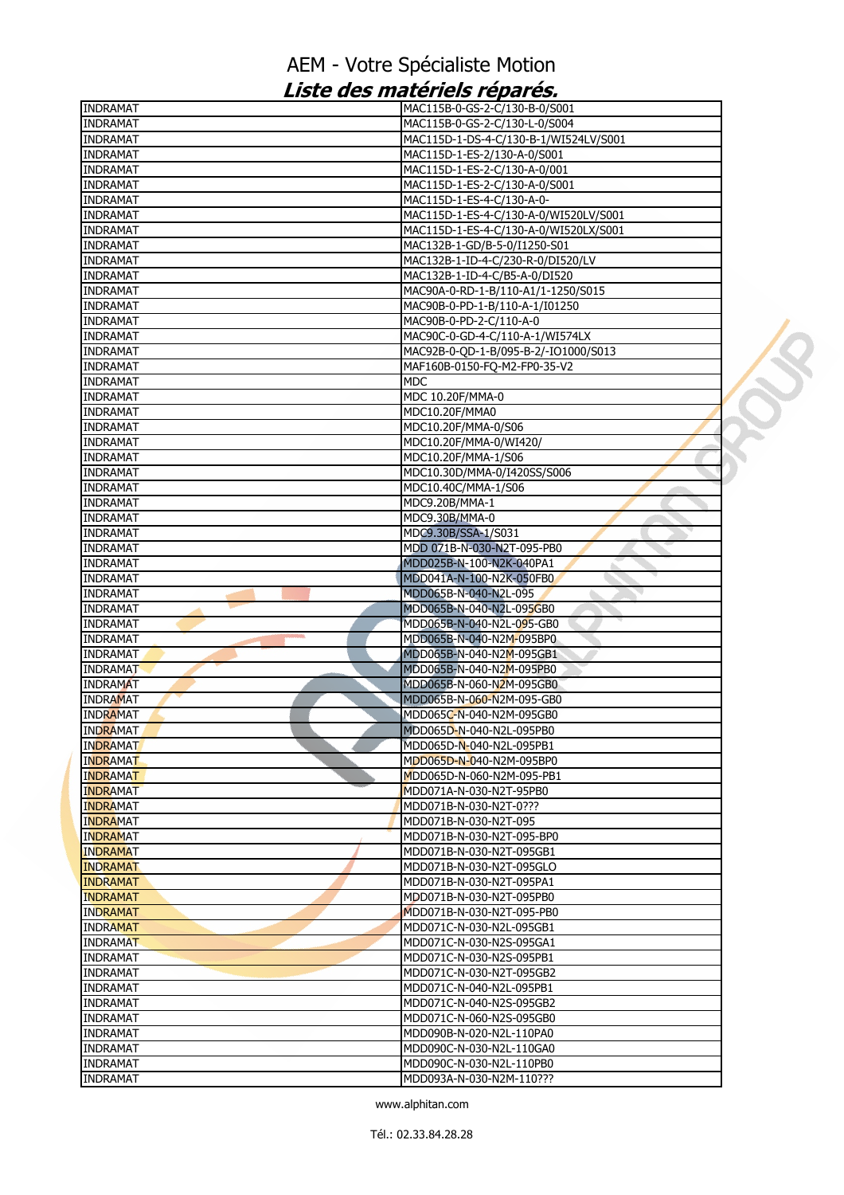# AEM - Votre Spécialiste Motion

## *Liste des matériels réparés.*

| | |
|---|---|
| INDRAMAT | MAC115B-0-GS-2-C/130-B-0/S001 |
| INDRAMAT | MAC115B-0-GS-2-C/130-L-0/S004 |
| INDRAMAT | MAC115D-1-DS-4-C/130-B-1/WI524LV/S001 |
| INDRAMAT | MAC115D-1-ES-2/130-A-0/S001 |
| INDRAMAT | MAC115D-1-ES-2-C/130-A-0/001 |
| INDRAMAT | MAC115D-1-ES-2-C/130-A-0/S001 |
| INDRAMAT | MAC115D-1-ES-4-C/130-A-0- |
| INDRAMAT | MAC115D-1-ES-4-C/130-A-0/WI520LV/S001 |
| INDRAMAT | MAC115D-1-ES-4-C/130-A-0/WI520LX/S001 |
| INDRAMAT | MAC132B-1-GD/B-5-0/I1250-S01 |
| INDRAMAT | MAC132B-1-ID-4-C/230-R-0/DI520/LV |
| INDRAMAT | MAC132B-1-ID-4-C/B5-A-0/DI520 |
| INDRAMAT | MAC90A-0-RD-1-B/110-A1/1-1250/S015 |
| INDRAMAT | MAC90B-0-PD-1-B/110-A-1/I01250 |
| INDRAMAT | MAC90B-0-PD-2-C/110-A-0 |
| INDRAMAT | MAC90C-0-GD-4-C/110-A-1/WI574LX |
| INDRAMAT | MAC92B-0-QD-1-B/095-B-2/-IO1000/S013 |
| INDRAMAT | MAF160B-0150-FQ-M2-FP0-35-V2 |
| INDRAMAT | MDC |
| INDRAMAT | MDC 10.20F/MMA-0 |
| INDRAMAT | MDC10.20F/MMA0 |
| INDRAMAT | MDC10.20F/MMA-0/S06 |
| INDRAMAT | MDC10.20F/MMA-0/WI420/ |
| INDRAMAT | MDC10.20F/MMA-1/S06 |
| INDRAMAT | MDC10.30D/MMA-0/I420SS/S006 |
| INDRAMAT | MDC10.40C/MMA-1/S06 |
| INDRAMAT | MDC9.20B/MMA-1 |
| INDRAMAT | MDC9.30B/MMA-0 |
| INDRAMAT | MDC9.30B/SSA-1/S031 |
| INDRAMAT | MDD 071B-N-030-N2T-095-PB0 |
| INDRAMAT | MDD025B-N-100-N2K-040PA1 |
| INDRAMAT | MDD041A-N-100-N2K-050FB0 |
| INDRAMAT | MDD065B-N-040-N2L-095 |
| INDRAMAT | MDD065B-N-040-N2L-095GB0 |
| INDRAMAT | MDD065B-N-040-N2L-095-GB0 |
| INDRAMAT | MDD065B-N-040-N2M-095BP0 |
| INDRAMAT | MDD065B-N-040-N2M-095GB1 |
| INDRAMAT | MDD065B-N-040-N2M-095PB0 |
| INDRAMAT | MDD065B-N-060-N2M-095GB0 |
| INDRAMAT | MDD065B-N-060-N2M-095-GB0 |
| INDRAMAT | MDD065C-N-040-N2M-095GB0 |
| INDRAMAT | MDD065D-N-040-N2L-095PB0 |
| INDRAMAT | MDD065D-N-040-N2L-095PB1 |
| INDRAMAT | MDD065D-N-040-N2M-095BP0 |
| INDRAMAT | MDD065D-N-060-N2M-095-PB1 |
| INDRAMAT | MDD071A-N-030-N2T-95PB0 |
| INDRAMAT | MDD071B-N-030-N2T-0??? |
| INDRAMAT | MDD071B-N-030-N2T-095 |
| INDRAMAT | MDD071B-N-030-N2T-095-BP0 |
| INDRAMAT | MDD071B-N-030-N2T-095GB1 |
| INDRAMAT | MDD071B-N-030-N2T-095GLO |
| INDRAMAT | MDD071B-N-030-N2T-095PA1 |
| INDRAMAT | MDD071B-N-030-N2T-095PB0 |
| INDRAMAT | MDD071B-N-030-N2T-095-PB0 |
| INDRAMAT | MDD071C-N-030-N2L-095GB1 |
| INDRAMAT | MDD071C-N-030-N2S-095GA1 |
| INDRAMAT | MDD071C-N-030-N2S-095PB1 |
| INDRAMAT | MDD071C-N-030-N2T-095GB2 |
| INDRAMAT | MDD071C-N-040-N2L-095PB1 |
| INDRAMAT | MDD071C-N-040-N2S-095GB2 |
| INDRAMAT | MDD071C-N-060-N2S-095GB0 |
| INDRAMAT | MDD090B-N-020-N2L-110PA0 |
| INDRAMAT | MDD090C-N-030-N2L-110GA0 |
| INDRAMAT | MDD090C-N-030-N2L-110PB0 |
| INDRAMAT | MDD093A-N-030-N2M-110??? |

www.alphitan.com

Tél.: 02.33.84.28.28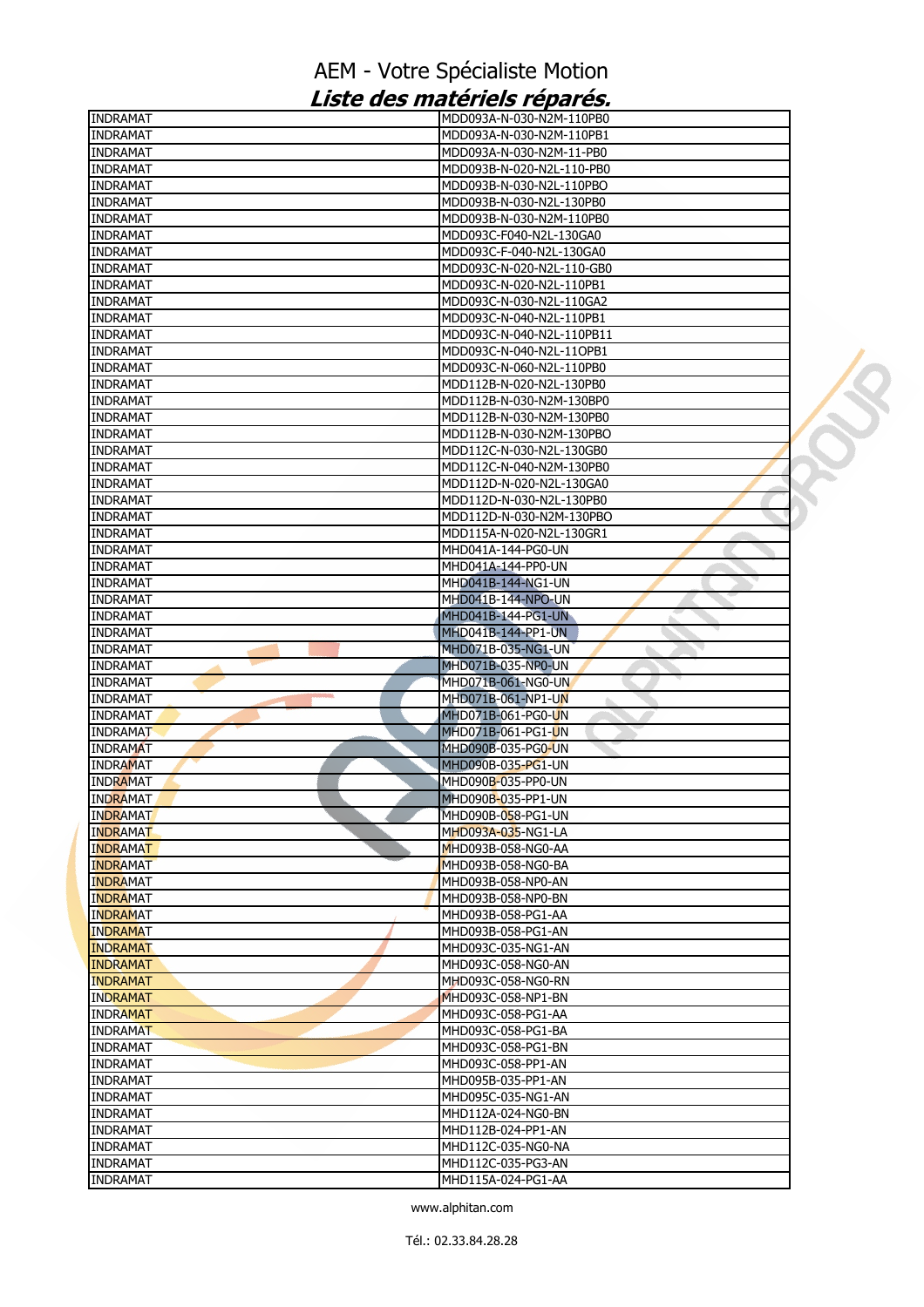# AEM - Votre Spécialiste Motion

## *Liste des matériels réparés.*

| | |
|---|---|
| INDRAMAT | MDD093A-N-030-N2M-110PB0 |
| INDRAMAT | MDD093A-N-030-N2M-110PB1 |
| INDRAMAT | MDD093A-N-030-N2M-11-PB0 |
| INDRAMAT | MDD093B-N-020-N2L-110-PB0 |
| INDRAMAT | MDD093B-N-030-N2L-110PBO |
| INDRAMAT | MDD093B-N-030-N2L-130PB0 |
| INDRAMAT | MDD093B-N-030-N2M-110PB0 |
| INDRAMAT | MDD093C-F040-N2L-130GA0 |
| INDRAMAT | MDD093C-F-040-N2L-130GA0 |
| INDRAMAT | MDD093C-N-020-N2L-110-GB0 |
| INDRAMAT | MDD093C-N-020-N2L-110PB1 |
| INDRAMAT | MDD093C-N-030-N2L-110GA2 |
| INDRAMAT | MDD093C-N-040-N2L-110PB1 |
| INDRAMAT | MDD093C-N-040-N2L-110PB11 |
| INDRAMAT | MDD093C-N-040-N2L-11OPB1 |
| INDRAMAT | MDD093C-N-060-N2L-110PB0 |
| INDRAMAT | MDD112B-N-020-N2L-130PB0 |
| INDRAMAT | MDD112B-N-030-N2M-130BP0 |
| INDRAMAT | MDD112B-N-030-N2M-130PB0 |
| INDRAMAT | MDD112B-N-030-N2M-130PBO |
| INDRAMAT | MDD112C-N-030-N2L-130GB0 |
| INDRAMAT | MDD112C-N-040-N2M-130PB0 |
| INDRAMAT | MDD112D-N-020-N2L-130GA0 |
| INDRAMAT | MDD112D-N-030-N2L-130PB0 |
| INDRAMAT | MDD112D-N-030-N2M-130PBO |
| INDRAMAT | MDD115A-N-020-N2L-130GR1 |
| INDRAMAT | MHD041A-144-PG0-UN |
| INDRAMAT | MHD041A-144-PP0-UN |
| INDRAMAT | MHD041B-144-NG1-UN |
| INDRAMAT | MHD041B-144-NPO-UN |
| INDRAMAT | MHD041B-144-PG1-UN |
| INDRAMAT | MHD041B-144-PP1-UN |
| INDRAMAT | MHD071B-035-NG1-UN |
| INDRAMAT | MHD071B-035-NP0-UN |
| INDRAMAT | MHD071B-061-NG0-UN |
| INDRAMAT | MHD071B-061-NP1-UN |
| INDRAMAT | MHD071B-061-PG0-UN |
| INDRAMAT | MHD071B-061-PG1-UN |
| INDRAMAT | MHD090B-035-PG0-UN |
| INDRAMAT | MHD090B-035-PG1-UN |
| INDRAMAT | MHD090B-035-PP0-UN |
| INDRAMAT | MHD090B-035-PP1-UN |
| INDRAMAT | MHD090B-058-PG1-UN |
| INDRAMAT | MHD093A-035-NG1-LA |
| INDRAMAT | MHD093B-058-NG0-AA |
| INDRAMAT | MHD093B-058-NG0-BA |
| INDRAMAT | MHD093B-058-NP0-AN |
| INDRAMAT | MHD093B-058-NP0-BN |
| INDRAMAT | MHD093B-058-PG1-AA |
| INDRAMAT | MHD093B-058-PG1-AN |
| INDRAMAT | MHD093C-035-NG1-AN |
| INDRAMAT | MHD093C-058-NG0-AN |
| INDRAMAT | MHD093C-058-NG0-RN |
| INDRAMAT | MHD093C-058-NP1-BN |
| INDRAMAT | MHD093C-058-PG1-AA |
| INDRAMAT | MHD093C-058-PG1-BA |
| INDRAMAT | MHD093C-058-PG1-BN |
| INDRAMAT | MHD093C-058-PP1-AN |
| INDRAMAT | MHD095B-035-PP1-AN |
| INDRAMAT | MHD095C-035-NG1-AN |
| INDRAMAT | MHD112A-024-NG0-BN |
| INDRAMAT | MHD112B-024-PP1-AN |
| INDRAMAT | MHD112C-035-NG0-NA |
| INDRAMAT | MHD112C-035-PG3-AN |
| INDRAMAT | MHD115A-024-PG1-AA |

www.alphitan.com

Tél.: 02.33.84.28.28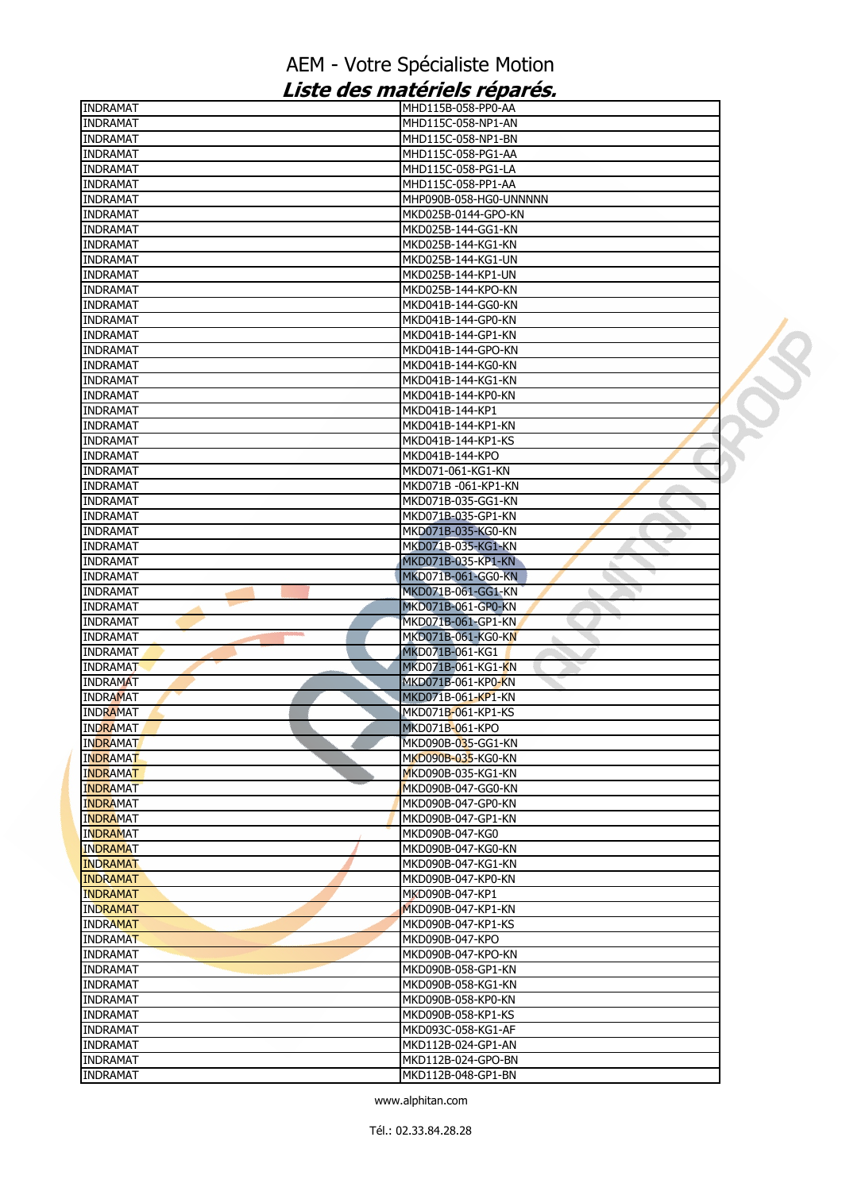# AEM - Votre Spécialiste Motion

## *Liste des matériels réparés.*

| | |
|---|---|
| INDRAMAT | MHD115B-058-PP0-AA |
| INDRAMAT | MHD115C-058-NP1-AN |
| INDRAMAT | MHD115C-058-NP1-BN |
| INDRAMAT | MHD115C-058-PG1-AA |
| INDRAMAT | MHD115C-058-PG1-LA |
| INDRAMAT | MHD115C-058-PP1-AA |
| INDRAMAT | MHP090B-058-HG0-UNNNNN |
| INDRAMAT | MKD025B-0144-GPO-KN |
| INDRAMAT | MKD025B-144-GG1-KN |
| INDRAMAT | MKD025B-144-KG1-KN |
| INDRAMAT | MKD025B-144-KG1-UN |
| INDRAMAT | MKD025B-144-KP1-UN |
| INDRAMAT | MKD025B-144-KPO-KN |
| INDRAMAT | MKD041B-144-GG0-KN |
| INDRAMAT | MKD041B-144-GP0-KN |
| INDRAMAT | MKD041B-144-GP1-KN |
| INDRAMAT | MKD041B-144-GPO-KN |
| INDRAMAT | MKD041B-144-KG0-KN |
| INDRAMAT | MKD041B-144-KG1-KN |
| INDRAMAT | MKD041B-144-KP0-KN |
| INDRAMAT | MKD041B-144-KP1 |
| INDRAMAT | MKD041B-144-KP1-KN |
| INDRAMAT | MKD041B-144-KP1-KS |
| INDRAMAT | MKD041B-144-KPO |
| INDRAMAT | MKD071-061-KG1-KN |
| INDRAMAT | MKD071B -061-KP1-KN |
| INDRAMAT | MKD071B-035-GG1-KN |
| INDRAMAT | MKD071B-035-GP1-KN |
| INDRAMAT | MKD071B-035-KG0-KN |
| INDRAMAT | MKD071B-035-KG1-KN |
| INDRAMAT | MKD071B-035-KP1-KN |
| INDRAMAT | MKD071B-061-GG0-KN |
| INDRAMAT | MKD071B-061-GG1-KN |
| INDRAMAT | MKD071B-061-GP0-KN |
| INDRAMAT | MKD071B-061-GP1-KN |
| INDRAMAT | MKD071B-061-KG0-KN |
| INDRAMAT | MKD071B-061-KG1 |
| INDRAMAT | MKD071B-061-KG1-KN |
| INDRAMAT | MKD071B-061-KP0-KN |
| INDRAMAT | MKD071B-061-KP1-KN |
| INDRAMAT | MKD071B-061-KP1-KS |
| INDRAMAT | MKD071B-061-KPO |
| INDRAMAT | MKD090B-035-GG1-KN |
| INDRAMAT | MKD090B-035-KG0-KN |
| INDRAMAT | MKD090B-035-KG1-KN |
| INDRAMAT | MKD090B-047-GG0-KN |
| INDRAMAT | MKD090B-047-GP0-KN |
| INDRAMAT | MKD090B-047-GP1-KN |
| INDRAMAT | MKD090B-047-KG0 |
| INDRAMAT | MKD090B-047-KG0-KN |
| INDRAMAT | MKD090B-047-KG1-KN |
| INDRAMAT | MKD090B-047-KP0-KN |
| INDRAMAT | MKD090B-047-KP1 |
| INDRAMAT | MKD090B-047-KP1-KN |
| INDRAMAT | MKD090B-047-KP1-KS |
| INDRAMAT | MKD090B-047-KPO |
| INDRAMAT | MKD090B-047-KPO-KN |
| INDRAMAT | MKD090B-058-GP1-KN |
| INDRAMAT | MKD090B-058-KG1-KN |
| INDRAMAT | MKD090B-058-KP0-KN |
| INDRAMAT | MKD090B-058-KP1-KS |
| INDRAMAT | MKD093C-058-KG1-AF |
| INDRAMAT | MKD112B-024-GP1-AN |
| INDRAMAT | MKD112B-024-GPO-BN |
| INDRAMAT | MKD112B-048-GP1-BN |

www.alphitan.com

Tél.: 02.33.84.28.28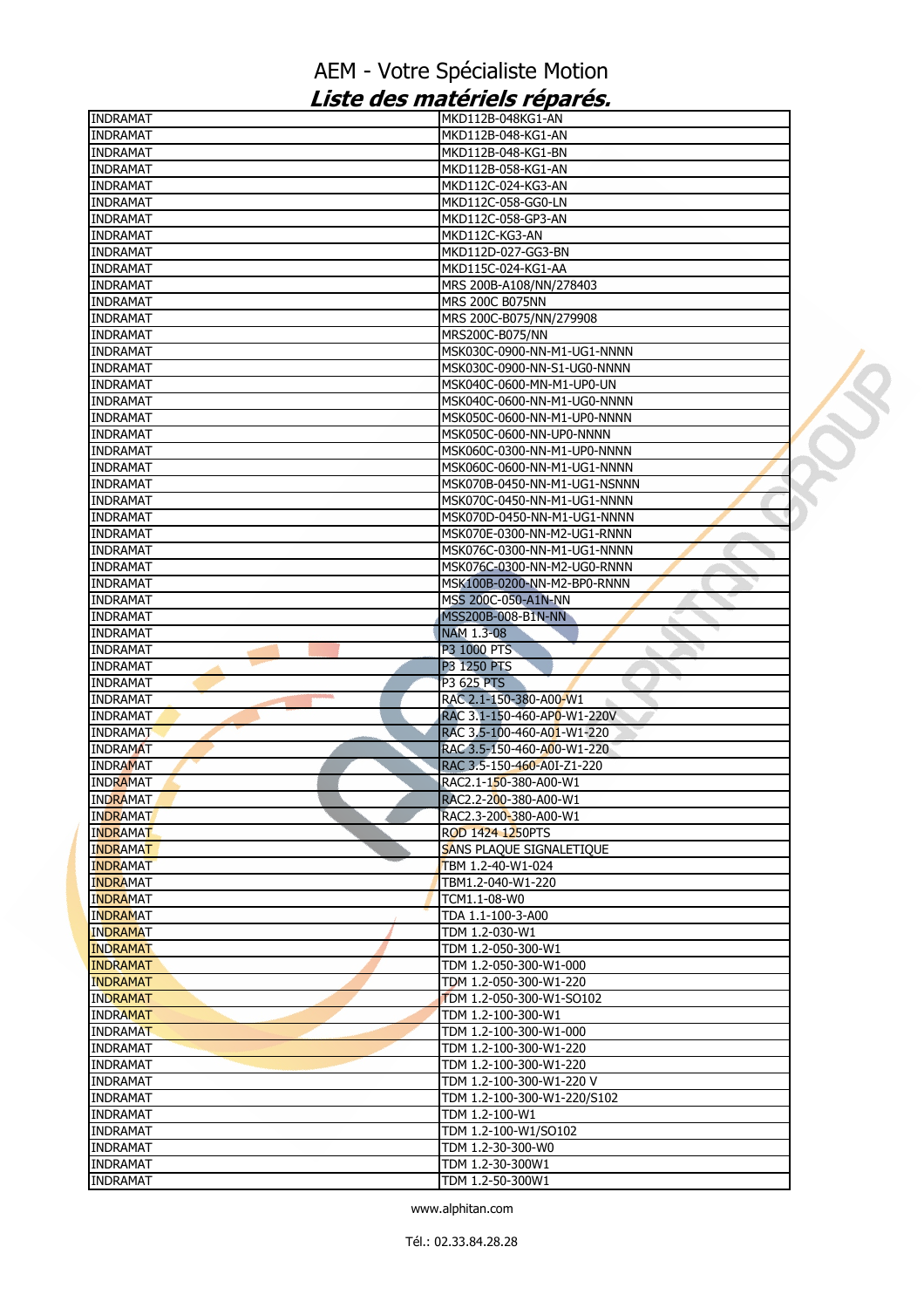# AEM - Votre Spécialiste Motion

## *Liste des matériels réparés.*

| | |
|---|---|
| INDRAMAT | MKD112B-048KG1-AN |
| INDRAMAT | MKD112B-048-KG1-AN |
| INDRAMAT | MKD112B-048-KG1-BN |
| INDRAMAT | MKD112B-058-KG1-AN |
| INDRAMAT | MKD112C-024-KG3-AN |
| INDRAMAT | MKD112C-058-GG0-LN |
| INDRAMAT | MKD112C-058-GP3-AN |
| INDRAMAT | MKD112C-KG3-AN |
| INDRAMAT | MKD112D-027-GG3-BN |
| INDRAMAT | MKD115C-024-KG1-AA |
| INDRAMAT | MRS 200B-A108/NN/278403 |
| INDRAMAT | MRS 200C B075NN |
| INDRAMAT | MRS 200C-B075/NN/279908 |
| INDRAMAT | MRS200C-B075/NN |
| INDRAMAT | MSK030C-0900-NN-M1-UG1-NNNN |
| INDRAMAT | MSK030C-0900-NN-S1-UG0-NNNN |
| INDRAMAT | MSK040C-0600-MN-M1-UP0-UN |
| INDRAMAT | MSK040C-0600-NN-M1-UG0-NNNN |
| INDRAMAT | MSK050C-0600-NN-M1-UP0-NNNN |
| INDRAMAT | MSK050C-0600-NN-UP0-NNNN |
| INDRAMAT | MSK060C-0300-NN-M1-UP0-NNNN |
| INDRAMAT | MSK060C-0600-NN-M1-UG1-NNNN |
| INDRAMAT | MSK070B-0450-NN-M1-UG1-NSNNN |
| INDRAMAT | MSK070C-0450-NN-M1-UG1-NNNN |
| INDRAMAT | MSK070D-0450-NN-M1-UG1-NNNN |
| INDRAMAT | MSK070E-0300-NN-M2-UG1-RNNN |
| INDRAMAT | MSK076C-0300-NN-M1-UG1-NNNN |
| INDRAMAT | MSK076C-0300-NN-M2-UG0-RNNN |
| INDRAMAT | MSK100B-0200-NN-M2-BP0-RNNN |
| INDRAMAT | MSS 200C-050-A1N-NN |
| INDRAMAT | MSS200B-008-B1N-NN |
| INDRAMAT | NAM 1.3-08 |
| INDRAMAT | P3 1000 PTS |
| INDRAMAT | P3 1250 PTS |
| INDRAMAT | P3 625 PTS |
| INDRAMAT | RAC 2.1-150-380-A00-W1 |
| INDRAMAT | RAC 3.1-150-460-AP0-W1-220V |
| INDRAMAT | RAC 3.5-100-460-A01-W1-220 |
| INDRAMAT | RAC 3.5-150-460-A00-W1-220 |
| INDRAMAT | RAC 3.5-150-460-A0I-Z1-220 |
| INDRAMAT | RAC2.1-150-380-A00-W1 |
| INDRAMAT | RAC2.2-200-380-A00-W1 |
| INDRAMAT | RAC2.3-200-380-A00-W1 |
| INDRAMAT | ROD 1424 1250PTS |
| INDRAMAT | SANS PLAQUE SIGNALETIQUE |
| INDRAMAT | TBM 1.2-40-W1-024 |
| INDRAMAT | TBM1.2-040-W1-220 |
| INDRAMAT | TCM1.1-08-W0 |
| INDRAMAT | TDA 1.1-100-3-A00 |
| INDRAMAT | TDM 1.2-030-W1 |
| INDRAMAT | TDM 1.2-050-300-W1 |
| INDRAMAT | TDM 1.2-050-300-W1-000 |
| INDRAMAT | TDM 1.2-050-300-W1-220 |
| INDRAMAT | TDM 1.2-050-300-W1-SO102 |
| INDRAMAT | TDM 1.2-100-300-W1 |
| INDRAMAT | TDM 1.2-100-300-W1-000 |
| INDRAMAT | TDM 1.2-100-300-W1-220 |
| INDRAMAT | TDM 1.2-100-300-W1-220 |
| INDRAMAT | TDM 1.2-100-300-W1-220 V |
| INDRAMAT | TDM 1.2-100-300-W1-220/S102 |
| INDRAMAT | TDM 1.2-100-W1 |
| INDRAMAT | TDM 1.2-100-W1/SO102 |
| INDRAMAT | TDM 1.2-30-300-W0 |
| INDRAMAT | TDM 1.2-30-300W1 |
| INDRAMAT | TDM 1.2-50-300W1 |

www.alphitan.com

Tél.: 02.33.84.28.28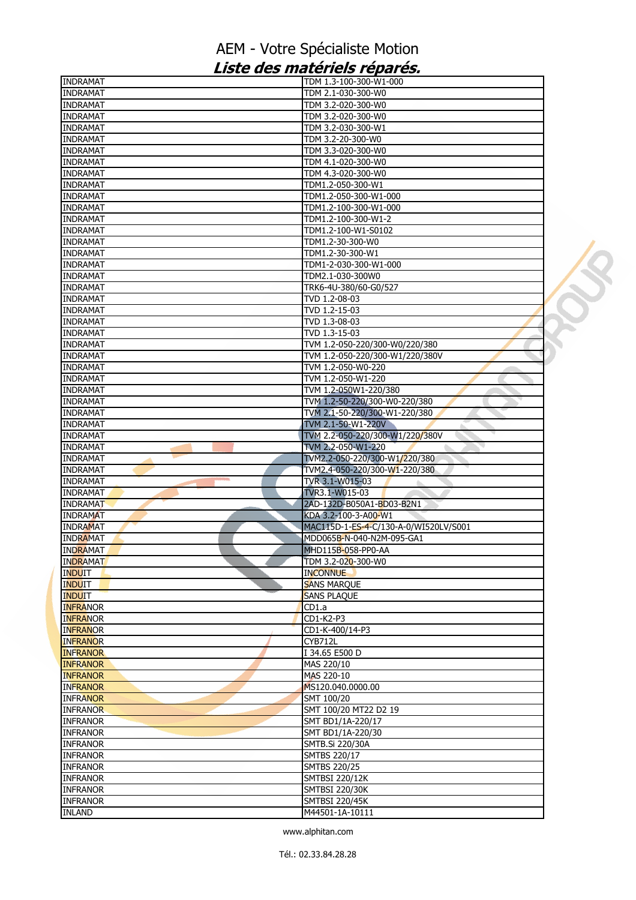# AEM - Votre Spécialiste Motion

## *Liste des matériels réparés.*

| | |
|---|---|
| INDRAMAT | TDM 1.3-100-300-W1-000 |
| INDRAMAT | TDM 2.1-030-300-W0 |
| INDRAMAT | TDM 3.2-020-300-W0 |
| INDRAMAT | TDM 3.2-020-300-W0 |
| INDRAMAT | TDM 3.2-030-300-W1 |
| INDRAMAT | TDM 3.2-20-300-W0 |
| INDRAMAT | TDM 3.3-020-300-W0 |
| INDRAMAT | TDM 4.1-020-300-W0 |
| INDRAMAT | TDM 4.3-020-300-W0 |
| INDRAMAT | TDM1.2-050-300-W1 |
| INDRAMAT | TDM1.2-050-300-W1-000 |
| INDRAMAT | TDM1.2-100-300-W1-000 |
| INDRAMAT | TDM1.2-100-300-W1-2 |
| INDRAMAT | TDM1.2-100-W1-S0102 |
| INDRAMAT | TDM1.2-30-300-W0 |
| INDRAMAT | TDM1.2-30-300-W1 |
| INDRAMAT | TDM1-2-030-300-W1-000 |
| INDRAMAT | TDM2.1-030-300W0 |
| INDRAMAT | TRK6-4U-380/60-G0/527 |
| INDRAMAT | TVD 1.2-08-03 |
| INDRAMAT | TVD 1.2-15-03 |
| INDRAMAT | TVD 1.3-08-03 |
| INDRAMAT | TVD 1.3-15-03 |
| INDRAMAT | TVM 1.2-050-220/300-W0/220/380 |
| INDRAMAT | TVM 1.2-050-220/300-W1/220/380V |
| INDRAMAT | TVM 1.2-050-W0-220 |
| INDRAMAT | TVM 1.2-050-W1-220 |
| INDRAMAT | TVM 1.2-050W1-220/380 |
| INDRAMAT | TVM 1.2-50-220/300-W0-220/380 |
| INDRAMAT | TVM 2.1-50-220/300-W1-220/380 |
| INDRAMAT | TVM 2.1-50-W1-220V |
| INDRAMAT | TVM 2.2-050-220/300-W1/220/380V |
| INDRAMAT | TVM 2.2-050-W1-220 |
| INDRAMAT | TVM2.2-050-220/300-W1/220/380 |
| INDRAMAT | TVM2.4-050-220/300-W1-220/380 |
| INDRAMAT | TVR 3.1-W015-03 |
| INDRAMAT | TVR3.1-W015-03 |
| INDRAMAT | 2AD-132D-B050A1-BD03-B2N1 |
| INDRAMAT | KDA 3.2-100-3-A00-W1 |
| INDRAMAT | MAC115D-1-ES-4-C/130-A-0/WI520LV/S001 |
| INDRAMAT | MDD065B-N-040-N2M-095-GA1 |
| INDRAMAT | MHD115B-058-PP0-AA |
| INDRAMAT | TDM 3.2-020-300-W0 |
| INDUIT | INCONNUE |
| INDUIT | SANS MARQUE |
| INDUIT | SANS PLAQUE |
| INFRANOR | CD1.a |
| INFRANOR | CD1-K2-P3 |
| INFRANOR | CD1-K-400/14-P3 |
| INFRANOR | CYB712L |
| INFRANOR | I 34.65 E500 D |
| INFRANOR | MAS 220/10 |
| INFRANOR | MAS 220-10 |
| INFRANOR | MS120.040.0000.00 |
| INFRANOR | SMT 100/20 |
| INFRANOR | SMT 100/20 MT22 D2 19 |
| INFRANOR | SMT BD1/1A-220/17 |
| INFRANOR | SMT BD1/1A-220/30 |
| INFRANOR | SMTB.Si 220/30A |
| INFRANOR | SMTBS 220/17 |
| INFRANOR | SMTBS 220/25 |
| INFRANOR | SMTBSI 220/12K |
| INFRANOR | SMTBSI 220/30K |
| INFRANOR | SMTBSI 220/45K |
| INLAND | M44501-1A-10111 |

www.alphitan.com

Tél.: 02.33.84.28.28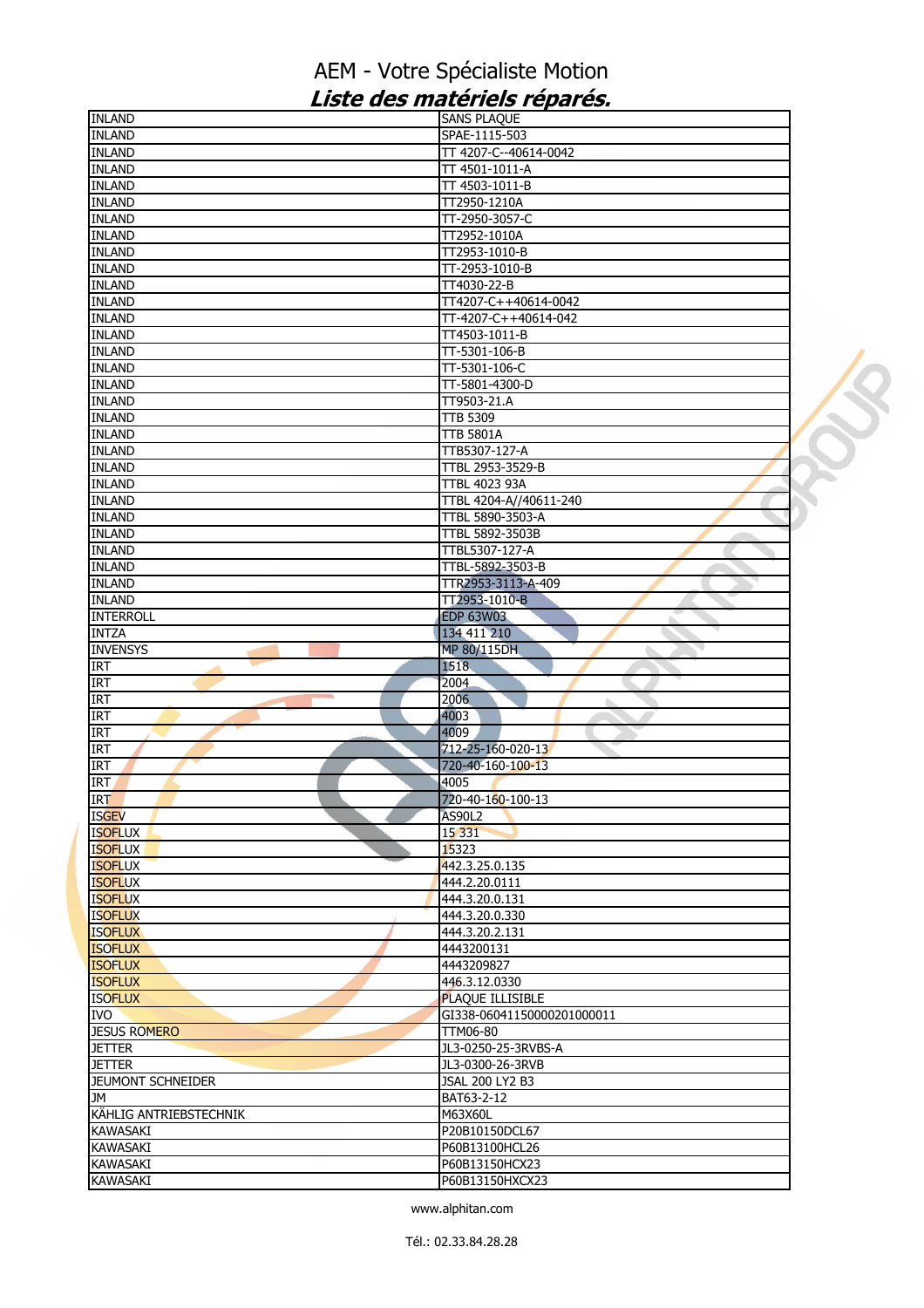# AEM - Votre Spécialiste Motion

## *Liste des matériels réparés.*

| | |
|---|---|
| INLAND | SANS PLAQUE |
| INLAND | SPAE-1115-503 |
| INLAND | TT 4207-C--40614-0042 |
| INLAND | TT 4501-1011-A |
| INLAND | TT 4503-1011-B |
| INLAND | TT2950-1210A |
| INLAND | TT-2950-3057-C |
| INLAND | TT2952-1010A |
| INLAND | TT2953-1010-B |
| INLAND | TT-2953-1010-B |
| INLAND | TT4030-22-B |
| INLAND | TT4207-C++40614-0042 |
| INLAND | TT-4207-C++40614-042 |
| INLAND | TT4503-1011-B |
| INLAND | TT-5301-106-B |
| INLAND | TT-5301-106-C |
| INLAND | TT-5801-4300-D |
| INLAND | TT9503-21.A |
| INLAND | TTB 5309 |
| INLAND | TTB 5801A |
| INLAND | TTB5307-127-A |
| INLAND | TTBL 2953-3529-B |
| INLAND | TTBL 4023 93A |
| INLAND | TTBL 4204-A//40611-240 |
| INLAND | TTBL 5890-3503-A |
| INLAND | TTBL 5892-3503B |
| INLAND | TTBL5307-127-A |
| INLAND | TTBL-5892-3503-B |
| INLAND | TTR2953-3113-A-409 |
| INLAND | TT2953-1010-B |
| INTERROLL | EDP 63W03 |
| INTZA | 134 411 210 |
| INVENSYS | MP 80/115DH |
| IRT | 1518 |
| IRT | 2004 |
| IRT | 2006 |
| IRT | 4003 |
| IRT | 4009 |
| IRT | 712-25-160-020-13 |
| IRT | 720-40-160-100-13 |
| IRT | 4005 |
| IRT | 720-40-160-100-13 |
| ISGEV | AS90L2 |
| ISOFLUX | 15 331 |
| ISOFLUX | 15323 |
| ISOFLUX | 442.3.25.0.135 |
| ISOFLUX | 444.2.20.0111 |
| ISOFLUX | 444.3.20.0.131 |
| ISOFLUX | 444.3.20.0.330 |
| ISOFLUX | 444.3.20.2.131 |
| ISOFLUX | 4443200131 |
| ISOFLUX | 4443209827 |
| ISOFLUX | 446.3.12.0330 |
| ISOFLUX | PLAQUE ILLISIBLE |
| IVO | GI338-06041150000201000011 |
| JESUS ROMERO | TTM06-80 |
| JETTER | JL3-0250-25-3RVBS-A |
| JETTER | JL3-0300-26-3RVB |
| JEUMONT SCHNEIDER | JSAL 200 LY2 B3 |
| JM | BAT63-2-12 |
| KÄHLIG ANTRIEBSTECHNIK | M63X60L |
| KAWASAKI | P20B10150DCL67 |
| KAWASAKI | P60B13100HCL26 |
| KAWASAKI | P60B13150HCX23 |
| KAWASAKI | P60B13150HXCX23 |

www.alphitan.com

Tél.: 02.33.84.28.28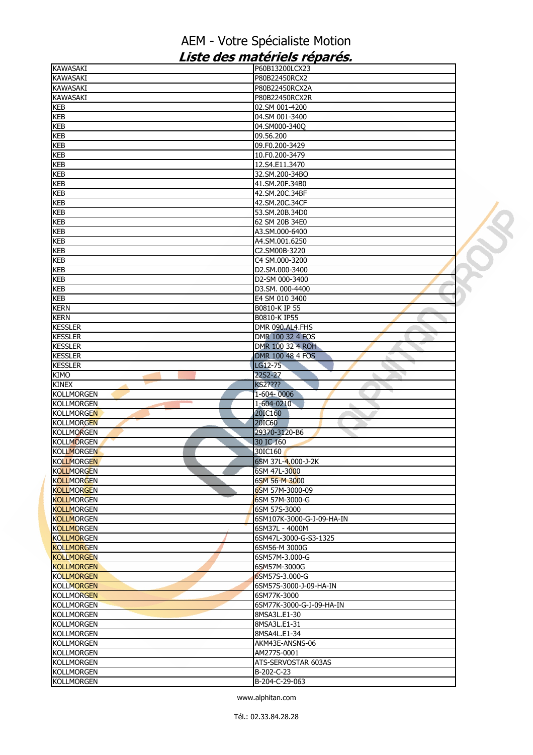# AEM - Votre Spécialiste Motion

## *Liste des matériels réparés.*

| | |
|---|---|
| KAWASAKI | P60B13200LCX23 |
| KAWASAKI | P80B22450RCX2 |
| KAWASAKI | P80B22450RCX2A |
| KAWASAKI | P80B22450RCX2R |
| KEB | 02.SM 001-4200 |
| KEB | 04.SM 001-3400 |
| KEB | 04.SM000-340Q |
| KEB | 09.56.200 |
| KEB | 09.F0.200-3429 |
| KEB | 10.F0.200-3479 |
| KEB | 12.S4.E11.3470 |
| KEB | 32.SM.200-34BO |
| KEB | 41.SM.20F.34B0 |
| KEB | 42.SM.20C.34BF |
| KEB | 42.SM.20C.34CF |
| KEB | 53.SM.20B.34D0 |
| KEB | 62 SM 20B 34E0 |
| KEB | A3.SM.000-6400 |
| KEB | A4.SM.001.6250 |
| KEB | C2.SM00B-3220 |
| KEB | C4 SM.000-3200 |
| KEB | D2.SM.000-3400 |
| KEB | D2-SM 000-3400 |
| KEB | D3.SM. 000-4400 |
| KEB | E4 SM 010 3400 |
| KERN | B0810-K IP 55 |
| KERN | B0810-K IP55 |
| KESSLER | DMR 090.AL4.FHS |
| KESSLER | DMR 100 32 4 FOS |
| KESSLER | DMR 100 32 4 ROH |
| KESSLER | DMR 100 48 4 FOS |
| KESSLER | LG12-75 |
| KIMO | 22S2-27 |
| KINEX | KS2???? |
| KOLLMORGEN | 1-604- 0006 |
| KOLLMORGEN | 1-604-0210 |
| KOLLMORGEN | 20IC160 |
| KOLLMORGEN | 20IC60 |
| KOLLMORGEN | 29370-3120-B6 |
| KOLLMORGEN | 30 IC 160 |
| KOLLMORGEN | 30IC160 |
| KOLLMORGEN | 6SM 37L-4.000-J-2K |
| KOLLMORGEN | 6SM 47L-3000 |
| KOLLMORGEN | 6SM 56-M 3000 |
| KOLLMORGEN | 6SM 57M-3000-09 |
| KOLLMORGEN | 6SM 57M-3000-G |
| KOLLMORGEN | 6SM 57S-3000 |
| KOLLMORGEN | 6SM107K-3000-G-J-09-HA-IN |
| KOLLMORGEN | 6SM37L - 4000M |
| KOLLMORGEN | 6SM47L-3000-G-S3-1325 |
| KOLLMORGEN | 6SM56-M 3000G |
| KOLLMORGEN | 6SM57M-3.000-G |
| KOLLMORGEN | 6SM57M-3000G |
| KOLLMORGEN | 6SM57S-3.000-G |
| KOLLMORGEN | 6SM57S-3000-J-09-HA-IN |
| KOLLMORGEN | 6SM77K-3000 |
| KOLLMORGEN | 6SM77K-3000-G-J-09-HA-IN |
| KOLLMORGEN | 8MSA3L.E1-30 |
| KOLLMORGEN | 8MSA3L.E1-31 |
| KOLLMORGEN | 8MSA4L.E1-34 |
| KOLLMORGEN | AKM43E-ANSNS-06 |
| KOLLMORGEN | AM277S-0001 |
| KOLLMORGEN | ATS-SERVOSTAR 603AS |
| KOLLMORGEN | B-202-C-23 |
| KOLLMORGEN | B-204-C-29-063 |

www.alphitan.com

Tél.: 02.33.84.28.28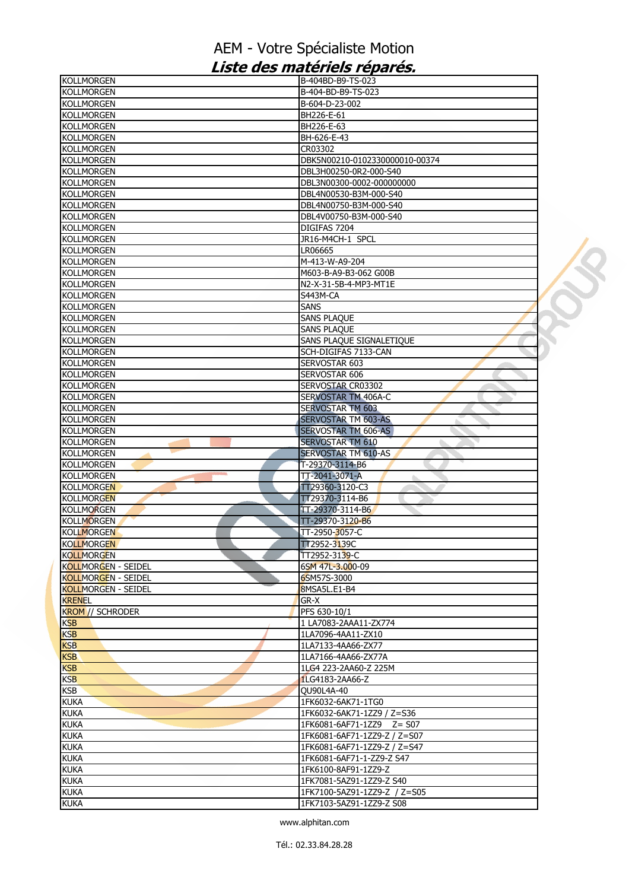# AEM - Votre Spécialiste Motion

## *Liste des matériels réparés.*

| KOLLMORGEN | B-404BD-B9-TS-023 |
|---|---|
| KOLLMORGEN | B-404-BD-B9-TS-023 |
| KOLLMORGEN | B-604-D-23-002 |
| KOLLMORGEN | BH226-E-61 |
| KOLLMORGEN | BH226-E-63 |
| KOLLMORGEN | BH-626-E-43 |
| KOLLMORGEN | CR03302 |
| KOLLMORGEN | DBK5N00210-0102330000010-00374 |
| KOLLMORGEN | DBL3H00250-0R2-000-S40 |
| KOLLMORGEN | DBL3N00300-0002-000000000 |
| KOLLMORGEN | DBL4N00530-B3M-000-S40 |
| KOLLMORGEN | DBL4N00750-B3M-000-S40 |
| KOLLMORGEN | DBL4V00750-B3M-000-S40 |
| KOLLMORGEN | DIGIFAS 7204 |
| KOLLMORGEN | JR16-M4CH-1 SPCL |
| KOLLMORGEN | LR06665 |
| KOLLMORGEN | M-413-W-A9-204 |
| KOLLMORGEN | M603-B-A9-B3-062 G00B |
| KOLLMORGEN | N2-X-31-5B-4-MP3-MT1E |
| KOLLMORGEN | S443M-CA |
| KOLLMORGEN | SANS |
| KOLLMORGEN | SANS PLAQUE |
| KOLLMORGEN | SANS PLAQUE |
| KOLLMORGEN | SANS PLAQUE SIGNALETIQUE |
| KOLLMORGEN | SCH-DIGIFAS 7133-CAN |
| KOLLMORGEN | SERVOSTAR 603 |
| KOLLMORGEN | SERVOSTAR 606 |
| KOLLMORGEN | SERVOSTAR CR03302 |
| KOLLMORGEN | SERVOSTAR TM 406A-C |
| KOLLMORGEN | SERVOSTAR TM 603 |
| KOLLMORGEN | SERVOSTAR TM 603-AS |
| KOLLMORGEN | SERVOSTAR TM 606-AS |
| KOLLMORGEN | SERVOSTAR TM 610 |
| KOLLMORGEN | SERVOSTAR TM 610-AS |
| KOLLMORGEN | T-29370-3114-B6 |
| KOLLMORGEN | TT-2041-3071-A |
| KOLLMORGEN | TT29360-3120-C3 |
| KOLLMORGEN | TT29370-3114-B6 |
| KOLLMORGEN | TT-29370-3114-B6 |
| KOLLMORGEN | TT-29370-3120-B6 |
| KOLLMORGEN | TT-2950-3057-C |
| KOLLMORGEN | TT2952-3139C |
| KOLLMORGEN | TT2952-3139-C |
| KOLLMORGEN - SEIDEL | 6SM 47L-3.000-09 |
| KOLLMORGEN - SEIDEL | 6SM57S-3000 |
| KOLLMORGEN - SEIDEL | 8MSA5L.E1-B4 |
| KRENEL | GR-X |
| KROM // SCHRODER | PFS 630-10/1 |
| KSB | 1 LA7083-2AAA11-ZX774 |
| KSB | 1LA7096-4AA11-ZX10 |
| KSB | 1LA7133-4AA66-ZX77 |
| KSB | 1LA7166-4AA66-ZX77A |
| KSB | 1LG4 223-2AA60-Z 225M |
| KSB | 1LG4183-2AA66-Z |
| KSB | QU90L4A-40 |
| KUKA | 1FK6032-6AK71-1TG0 |
| KUKA | 1FK6032-6AK71-1ZZ9 / Z=S36 |
| KUKA | 1FK6081-6AF71-1ZZ9 Z= S07 |
| KUKA | 1FK6081-6AF71-1ZZ9-Z / Z=S07 |
| KUKA | 1FK6081-6AF71-1ZZ9-Z / Z=S47 |
| KUKA | 1FK6081-6AF71-1-ZZ9-Z S47 |
| KUKA | 1FK6100-8AF91-1ZZ9-Z |
| KUKA | 1FK7081-5AZ91-1ZZ9-Z S40 |
| KUKA | 1FK7100-5AZ91-1ZZ9-Z / Z=S05 |
| KUKA | 1FK7103-5AZ91-1ZZ9-Z S08 |

www.alphitan.com

Tél.: 02.33.84.28.28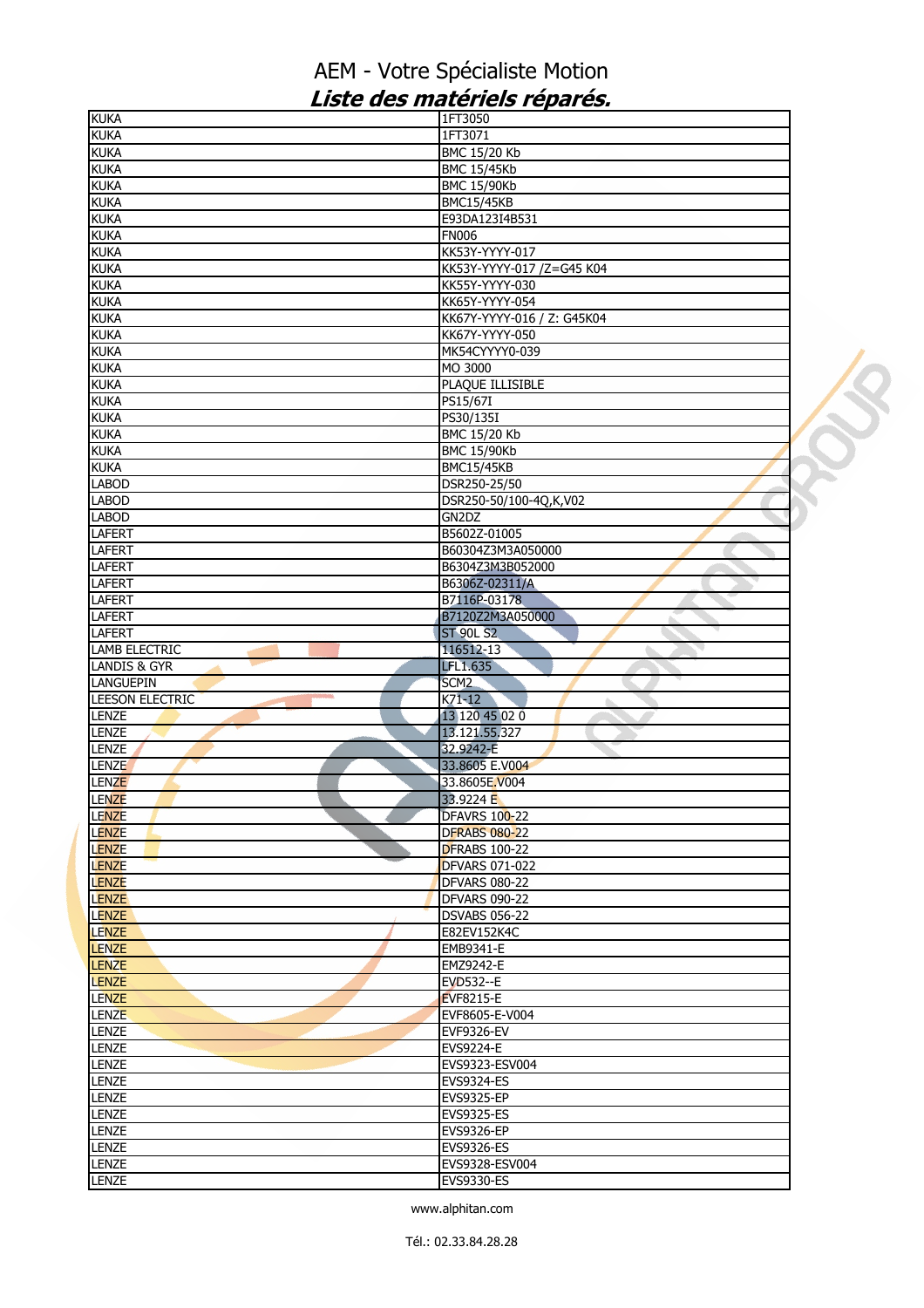# AEM - Votre Spécialiste Motion

## *Liste des matériels réparés.*

| | |
|---|---|
| KUKA | 1FT3050 |
| KUKA | 1FT3071 |
| KUKA | BMC 15/20 Kb |
| KUKA | BMC 15/45Kb |
| KUKA | BMC 15/90Kb |
| KUKA | BMC15/45KB |
| KUKA | E93DA123I4B531 |
| KUKA | FN006 |
| KUKA | KK53Y-YYYY-017 |
| KUKA | KK53Y-YYYY-017 /Z=G45 K04 |
| KUKA | KK55Y-YYYY-030 |
| KUKA | KK65Y-YYYY-054 |
| KUKA | KK67Y-YYYY-016 / Z: G45K04 |
| KUKA | KK67Y-YYYY-050 |
| KUKA | MK54CYYYY0-039 |
| KUKA | MO 3000 |
| KUKA | PLAQUE ILLISIBLE |
| KUKA | PS15/67I |
| KUKA | PS30/135I |
| KUKA | BMC 15/20 Kb |
| KUKA | BMC 15/90Kb |
| KUKA | BMC15/45KB |
| LABOD | DSR250-25/50 |
| LABOD | DSR250-50/100-4Q,K,V02 |
| LABOD | GN2DZ |
| LAFERT | B5602Z-01005 |
| LAFERT | B60304Z3M3A050000 |
| LAFERT | B6304Z3M3B052000 |
| LAFERT | B6306Z-02311/A |
| LAFERT | B7116P-03178 |
| LAFERT | B7120Z2M3A050000 |
| LAFERT | ST 90L S2 |
| LAMB ELECTRIC | 116512-13 |
| LANDIS & GYR | LFL1.635 |
| LANGUEPIN | SCM2 |
| LEESON ELECTRIC | K71-12 |
| LENZE | 13 120 45 02 0 |
| LENZE | 13.121.55.327 |
| LENZE | 32.9242-E |
| LENZE | 33.8605 E.V004 |
| LENZE | 33.8605E.V004 |
| LENZE | 33.9224 E |
| LENZE | DFAVRS 100-22 |
| LENZE | DFRABS 080-22 |
| LENZE | DFRABS 100-22 |
| LENZE | DFVARS 071-022 |
| LENZE | DFVARS 080-22 |
| LENZE | DFVARS 090-22 |
| LENZE | DSVABS 056-22 |
| LENZE | E82EV152K4C |
| LENZE | EMB9341-E |
| LENZE | EMZ9242-E |
| LENZE | EVD532--E |
| LENZE | EVF8215-E |
| LENZE | EVF8605-E-V004 |
| LENZE | EVF9326-EV |
| LENZE | EVS9224-E |
| LENZE | EVS9323-ESV004 |
| LENZE | EVS9324-ES |
| LENZE | EVS9325-EP |
| LENZE | EVS9325-ES |
| LENZE | EVS9326-EP |
| LENZE | EVS9326-ES |
| LENZE | EVS9328-ESV004 |
| LENZE | EVS9330-ES |

www.alphitan.com

Tél.: 02.33.84.28.28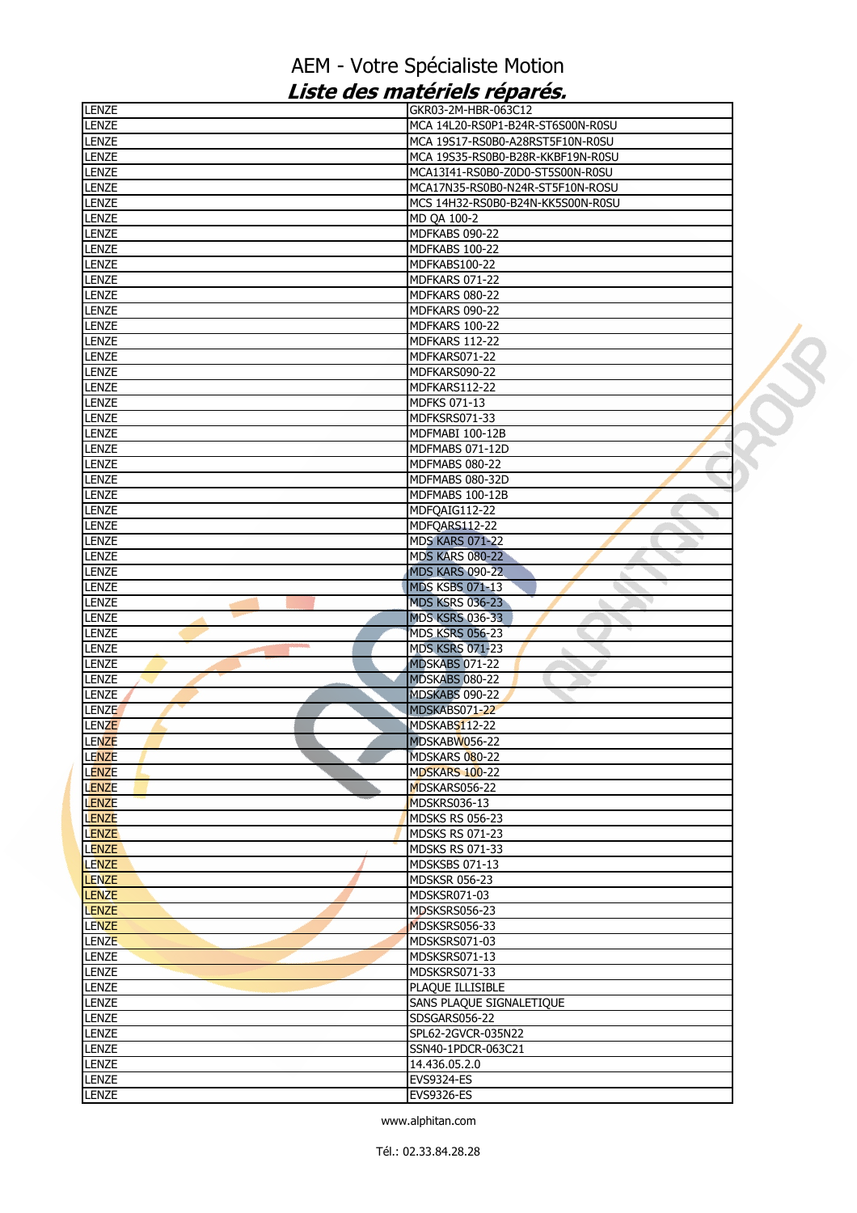# AEM - Votre Spécialiste Motion

## *Liste des matériels réparés.*

| | |
|---|---|
| LENZE | GKR03-2M-HBR-063C12 |
| LENZE | MCA 14L20-RS0P1-B24R-ST6S00N-R0SU |
| LENZE | MCA 19S17-RS0B0-A28RST5F10N-R0SU |
| LENZE | MCA 19S35-RS0B0-B28R-KKBF19N-R0SU |
| LENZE | MCA13I41-RS0B0-Z0D0-ST5S00N-R0SU |
| LENZE | MCA17N35-RS0B0-N24R-ST5F10N-ROSU |
| LENZE | MCS 14H32-RS0B0-B24N-KK5S00N-R0SU |
| LENZE | MD QA 100-2 |
| LENZE | MDFKABS 090-22 |
| LENZE | MDFKABS 100-22 |
| LENZE | MDFKABS100-22 |
| LENZE | MDFKARS 071-22 |
| LENZE | MDFKARS 080-22 |
| LENZE | MDFKARS 090-22 |
| LENZE | MDFKARS 100-22 |
| LENZE | MDFKARS 112-22 |
| LENZE | MDFKARS071-22 |
| LENZE | MDFKARS090-22 |
| LENZE | MDFKARS112-22 |
| LENZE | MDFKS 071-13 |
| LENZE | MDFKSRS071-33 |
| LENZE | MDFMABI 100-12B |
| LENZE | MDFMABS 071-12D |
| LENZE | MDFMABS 080-22 |
| LENZE | MDFMABS 080-32D |
| LENZE | MDFMABS 100-12B |
| LENZE | MDFQAIG112-22 |
| LENZE | MDFQARS112-22 |
| LENZE | MDS KARS 071-22 |
| LENZE | MDS KARS 080-22 |
| LENZE | MDS KARS 090-22 |
| LENZE | MDS KSBS 071-13 |
| LENZE | MDS KSRS 036-23 |
| LENZE | MDS KSRS 036-33 |
| LENZE | MDS KSRS 056-23 |
| LENZE | MDS KSRS 071-23 |
| LENZE | MDSKABS 071-22 |
| LENZE | MDSKABS 080-22 |
| LENZE | MDSKABS 090-22 |
| LENZE | MDSKABS071-22 |
| LENZE | MDSKABS112-22 |
| LENZE | MDSKABW056-22 |
| LENZE | MDSKARS 080-22 |
| LENZE | MDSKARS 100-22 |
| LENZE | MDSKARS056-22 |
| LENZE | MDSKRS036-13 |
| LENZE | MDSKS RS 056-23 |
| LENZE | MDSKS RS 071-23 |
| LENZE | MDSKS RS 071-33 |
| LENZE | MDSKSBS 071-13 |
| LENZE | MDSKSR 056-23 |
| LENZE | MDSKSR071-03 |
| LENZE | MDSKSRS056-23 |
| LENZE | MDSKSRS056-33 |
| LENZE | MDSKSRS071-03 |
| LENZE | MDSKSRS071-13 |
| LENZE | MDSKSRS071-33 |
| LENZE | PLAQUE ILLISIBLE |
| LENZE | SANS PLAQUE SIGNALETIQUE |
| LENZE | SDSGARS056-22 |
| LENZE | SPL62-2GVCR-035N22 |
| LENZE | SSN40-1PDCR-063C21 |
| LENZE | 14.436.05.2.0 |
| LENZE | EVS9324-ES |
| LENZE | EVS9326-ES |

www.alphitan.com

Tél.: 02.33.84.28.28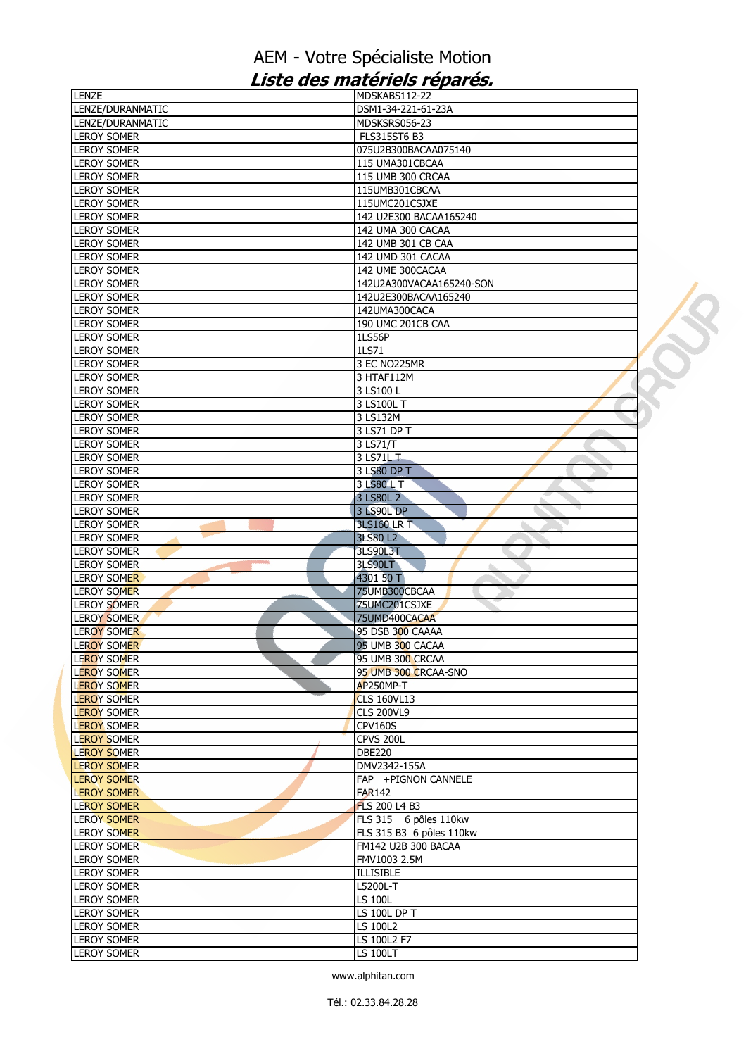# AEM - Votre Spécialiste Motion

## *Liste des matériels réparés.*

| | |
|---|---|
| LENZE | MDSKABS112-22 |
| LENZE/DURANMATIC | DSM1-34-221-61-23A |
| LENZE/DURANMATIC | MDSKSRS056-23 |
| LEROY SOMER | FLS315ST6 B3 |
| LEROY SOMER | 075U2B300BACAA075140 |
| LEROY SOMER | 115 UMA301CBCAA |
| LEROY SOMER | 115 UMB 300 CRCAA |
| LEROY SOMER | 115UMB301CBCAA |
| LEROY SOMER | 115UMC201CSJXE |
| LEROY SOMER | 142 U2E300 BACAA165240 |
| LEROY SOMER | 142 UMA 300 CACAA |
| LEROY SOMER | 142 UMB 301 CB CAA |
| LEROY SOMER | 142 UMD 301 CACAA |
| LEROY SOMER | 142 UME 300CACAA |
| LEROY SOMER | 142U2A300VACAA165240-SON |
| LEROY SOMER | 142U2E300BACAA165240 |
| LEROY SOMER | 142UMA300CACA |
| LEROY SOMER | 190 UMC 201CB CAA |
| LEROY SOMER | 1LS56P |
| LEROY SOMER | 1LS71 |
| LEROY SOMER | 3 EC NO225MR |
| LEROY SOMER | 3 HTAF112M |
| LEROY SOMER | 3 LS100 L |
| LEROY SOMER | 3 LS100L T |
| LEROY SOMER | 3 LS132M |
| LEROY SOMER | 3 LS71 DP T |
| LEROY SOMER | 3 LS71/T |
| LEROY SOMER | 3 LS71L T |
| LEROY SOMER | 3 LS80 DP T |
| LEROY SOMER | 3 LS80 L T |
| LEROY SOMER | 3 LS80L 2 |
| LEROY SOMER | 3 LS90L DP |
| LEROY SOMER | 3LS160 LR T |
| LEROY SOMER | 3LS80 L2 |
| LEROY SOMER | 3LS90L3T |
| LEROY SOMER | 3LS90LT |
| LEROY SOMER | 4301 50 T |
| LEROY SOMER | 75UMB300CBCAA |
| LEROY SOMER | 75UMC201CSJXE |
| LEROY SOMER | 75UMD400CACAA |
| LEROY SOMER | 95 DSB 300 CAAAA |
| LEROY SOMER | 95 UMB 300 CACAA |
| LEROY SOMER | 95 UMB 300 CRCAA |
| LEROY SOMER | 95 UMB 300 CRCAA-SNO |
| LEROY SOMER | AP250MP-T |
| LEROY SOMER | CLS 160VL13 |
| LEROY SOMER | CLS 200VL9 |
| LEROY SOMER | CPV160S |
| LEROY SOMER | CPVS 200L |
| LEROY SOMER | DBE220 |
| LEROY SOMER | DMV2342-155A |
| LEROY SOMER | FAP +PIGNON CANNELE |
| LEROY SOMER | FAR142 |
| LEROY SOMER | FLS 200 L4 B3 |
| LEROY SOMER | FLS 315 6 pôles 110kw |
| LEROY SOMER | FLS 315 B3 6 pôles 110kw |
| LEROY SOMER | FM142 U2B 300 BACAA |
| LEROY SOMER | FMV1003 2.5M |
| LEROY SOMER | ILLISIBLE |
| LEROY SOMER | L5200L-T |
| LEROY SOMER | LS 100L |
| LEROY SOMER | LS 100L DP T |
| LEROY SOMER | LS 100L2 |
| LEROY SOMER | LS 100L2 F7 |
| LEROY SOMER | LS 100LT |

www.alphitan.com

Tél.: 02.33.84.28.28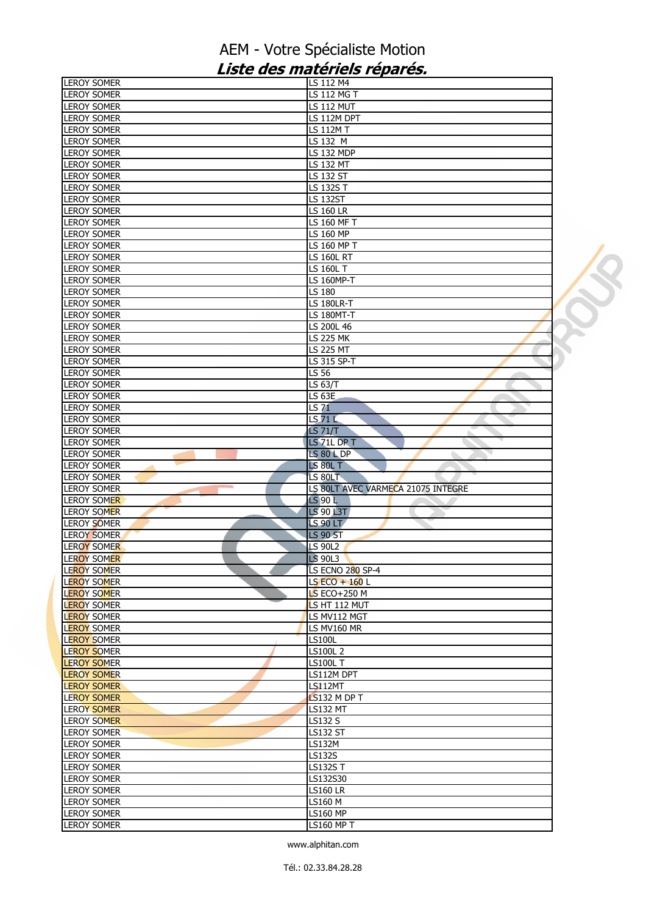# AEM - Votre Spécialiste Motion

## *Liste des matériels réparés.*

| | |
|---|---|
| LEROY SOMER | LS 112 M4 |
| LEROY SOMER | LS 112 MG T |
| LEROY SOMER | LS 112 MUT |
| LEROY SOMER | LS 112M DPT |
| LEROY SOMER | LS 112M T |
| LEROY SOMER | LS 132  M |
| LEROY SOMER | LS 132 MDP |
| LEROY SOMER | LS 132 MT |
| LEROY SOMER | LS 132 ST |
| LEROY SOMER | LS 132S T |
| LEROY SOMER | LS 132ST |
| LEROY SOMER | LS 160 LR |
| LEROY SOMER | LS 160 MF T |
| LEROY SOMER | LS 160 MP |
| LEROY SOMER | LS 160 MP T |
| LEROY SOMER | LS 160L RT |
| LEROY SOMER | LS 160L T |
| LEROY SOMER | LS 160MP-T |
| LEROY SOMER | LS 180 |
| LEROY SOMER | LS 180LR-T |
| LEROY SOMER | LS 180MT-T |
| LEROY SOMER | LS 200L 46 |
| LEROY SOMER | LS 225 MK |
| LEROY SOMER | LS 225 MT |
| LEROY SOMER | LS 315 SP-T |
| LEROY SOMER | LS 56 |
| LEROY SOMER | LS 63/T |
| LEROY SOMER | LS 63E |
| LEROY SOMER | LS 71 |
| LEROY SOMER | LS 71 L |
| LEROY SOMER | LS 71/T |
| LEROY SOMER | LS 71L DP T |
| LEROY SOMER | LS 80 L DP |
| LEROY SOMER | LS 80L T |
| LEROY SOMER | LS 80LT |
| LEROY SOMER | LS 80LT AVEC VARMECA 21075 INTEGRE |
| LEROY SOMER | LS 90 L |
| LEROY SOMER | LS 90 L3T |
| LEROY SOMER | LS 90 LT |
| LEROY SOMER | LS 90 ST |
| LEROY SOMER | LS 90L2 |
| LEROY SOMER | LS 90L3 |
| LEROY SOMER | LS ECNO 280 SP-4 |
| LEROY SOMER | LS ECO + 160 L |
| LEROY SOMER | LS ECO+250 M |
| LEROY SOMER | LS HT 112 MUT |
| LEROY SOMER | LS MV112 MGT |
| LEROY SOMER | LS MV160 MR |
| LEROY SOMER | LS100L |
| LEROY SOMER | LS100L 2 |
| LEROY SOMER | LS100L T |
| LEROY SOMER | LS112M DPT |
| LEROY SOMER | LS112MT |
| LEROY SOMER | LS132 M DP T |
| LEROY SOMER | LS132 MT |
| LEROY SOMER | LS132 S |
| LEROY SOMER | LS132 ST |
| LEROY SOMER | LS132M |
| LEROY SOMER | LS132S |
| LEROY SOMER | LS132S T |
| LEROY SOMER | LS132S30 |
| LEROY SOMER | LS160 LR |
| LEROY SOMER | LS160 M |
| LEROY SOMER | LS160 MP |
| LEROY SOMER | LS160 MP T |

www.alphitan.com

Tél.: 02.33.84.28.28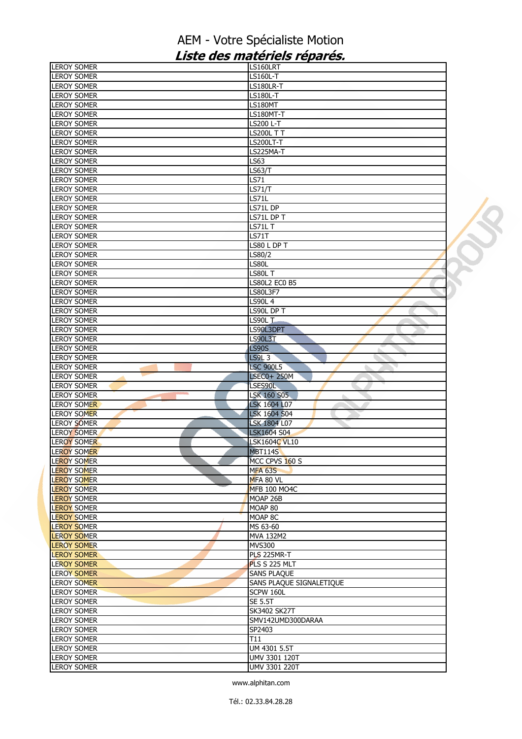# AEM - Votre Spécialiste Motion

## *Liste des matériels réparés.*

| | |
|---|---|
| LEROY SOMER | LS160LRT |
| LEROY SOMER | LS160L-T |
| LEROY SOMER | LS180LR-T |
| LEROY SOMER | LS180L-T |
| LEROY SOMER | LS180MT |
| LEROY SOMER | LS180MT-T |
| LEROY SOMER | LS200 L-T |
| LEROY SOMER | LS200L T T |
| LEROY SOMER | LS200LT-T |
| LEROY SOMER | LS225MA-T |
| LEROY SOMER | LS63 |
| LEROY SOMER | LS63/T |
| LEROY SOMER | LS71 |
| LEROY SOMER | LS71/T |
| LEROY SOMER | LS71L |
| LEROY SOMER | LS71L DP |
| LEROY SOMER | LS71L DP T |
| LEROY SOMER | LS71L T |
| LEROY SOMER | LS71T |
| LEROY SOMER | LS80 L DP T |
| LEROY SOMER | LS80/2 |
| LEROY SOMER | LS80L |
| LEROY SOMER | LS80L T |
| LEROY SOMER | LS80L2 ECO B5 |
| LEROY SOMER | LS80L3F7 |
| LEROY SOMER | LS90L 4 |
| LEROY SOMER | LS90L DP T |
| LEROY SOMER | LS90L T |
| LEROY SOMER | LS90L3DPT |
| LEROY SOMER | LS90L3T |
| LEROY SOMER | LS90S |
| LEROY SOMER | LS9L 3 |
| LEROY SOMER | LSC 900L5 |
| LEROY SOMER | LSEC0+ 250M |
| LEROY SOMER | LSES90L |
| LEROY SOMER | LSK 160 S05 |
| LEROY SOMER | LSK 1604 L07 |
| LEROY SOMER | LSK 1604 S04 |
| LEROY SOMER | LSK 1804 L07 |
| LEROY SOMER | LSK1604 S04 |
| LEROY SOMER | LSK1604C VL10 |
| LEROY SOMER | MBT114S |
| LEROY SOMER | MCC CPVS 160 S |
| LEROY SOMER | MFA 63S |
| LEROY SOMER | MFA 80 VL |
| LEROY SOMER | MFB 100 MO4C |
| LEROY SOMER | MOAP 26B |
| LEROY SOMER | MOAP 80 |
| LEROY SOMER | MOAP 8C |
| LEROY SOMER | MS 63-60 |
| LEROY SOMER | MVA 132M2 |
| LEROY SOMER | MVS300 |
| LEROY SOMER | PLS 225MR-T |
| LEROY SOMER | PLS S 225 MLT |
| LEROY SOMER | SANS PLAQUE |
| LEROY SOMER | SANS PLAQUE SIGNALETIQUE |
| LEROY SOMER | SCPW 160L |
| LEROY SOMER | SE 5.5T |
| LEROY SOMER | SK3402 SK27T |
| LEROY SOMER | SMV142UMD300DARAA |
| LEROY SOMER | SP2403 |
| LEROY SOMER | T11 |
| LEROY SOMER | UM 4301 5.5T |
| LEROY SOMER | UMV 3301 120T |
| LEROY SOMER | UMV 3301 220T |

www.alphitan.com

Tél.: 02.33.84.28.28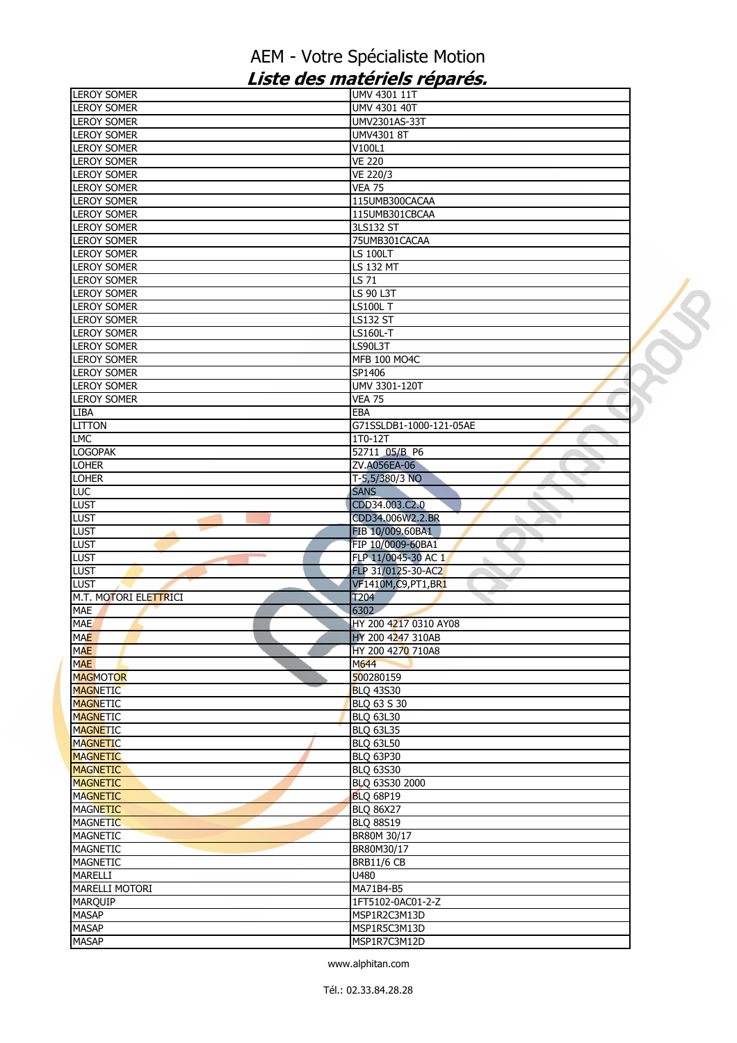# AEM - Votre Spécialiste Motion

## *Liste des matériels réparés.*

| | |
|---|---|
| LEROY SOMER | UMV 4301 11T |
| LEROY SOMER | UMV 4301 40T |
| LEROY SOMER | UMV2301AS-33T |
| LEROY SOMER | UMV4301 8T |
| LEROY SOMER | V100L1 |
| LEROY SOMER | VE 220 |
| LEROY SOMER | VE 220/3 |
| LEROY SOMER | VEA 75 |
| LEROY SOMER | 115UMB300CACAA |
| LEROY SOMER | 115UMB301CBCAA |
| LEROY SOMER | 3LS132 ST |
| LEROY SOMER | 75UMB301CACAA |
| LEROY SOMER | LS 100LT |
| LEROY SOMER | LS 132 MT |
| LEROY SOMER | LS 71 |
| LEROY SOMER | LS 90 L3T |
| LEROY SOMER | LS100L T |
| LEROY SOMER | LS132 ST |
| LEROY SOMER | LS160L-T |
| LEROY SOMER | LS90L3T |
| LEROY SOMER | MFB 100 MO4C |
| LEROY SOMER | SP1406 |
| LEROY SOMER | UMV 3301-120T |
| LEROY SOMER | VEA 75 |
| LIBA | EBA |
| LITTON | G71SSLDB1-1000-121-05AE |
| LMC | 1T0-12T |
| LOGOPAK | 52711_05/B_P6 |
| LOHER | ZV.A056EA-06 |
| LOHER | T-5,5/380/3 NO |
| LUC | SANS |
| LUST | CDD34.003.C2.0 |
| LUST | CDD34.006W2.2.BR |
| LUST | FIB 10/009.60BA1 |
| LUST | FIP 10/0009-60BA1 |
| LUST | FLP 11/0045-30 AC 1 |
| LUST | FLP 31/0125-30-AC2 |
| LUST | VF1410M,C9,PT1,BR1 |
| M.T. MOTORI ELETTRICI | T204 |
| MAE | 6302 |
| MAE | HY 200 4217 0310 AY08 |
| MAE | HY 200 4247 310AB |
| MAE | HY 200 4270 710A8 |
| MAE | M644 |
| MAGMOTOR | 500280159 |
| MAGNETIC | BLQ 43S30 |
| MAGNETIC | BLQ 63 S 30 |
| MAGNETIC | BLQ 63L30 |
| MAGNETIC | BLQ 63L35 |
| MAGNETIC | BLQ 63L50 |
| MAGNETIC | BLQ 63P30 |
| MAGNETIC | BLQ 63S30 |
| MAGNETIC | BLQ 63S30 2000 |
| MAGNETIC | BLQ 68P19 |
| MAGNETIC | BLQ 86X27 |
| MAGNETIC | BLQ 88S19 |
| MAGNETIC | BR80M 30/17 |
| MAGNETIC | BR80M30/17 |
| MAGNETIC | BRB11/6 CB |
| MARELLI | U480 |
| MARELLI MOTORI | MA71B4-B5 |
| MARQUIP | 1FT5102-0AC01-2-Z |
| MASAP | MSP1R2C3M13D |
| MASAP | MSP1R5C3M13D |
| MASAP | MSP1R7C3M12D |

www.alphitan.com

Tél.: 02.33.84.28.28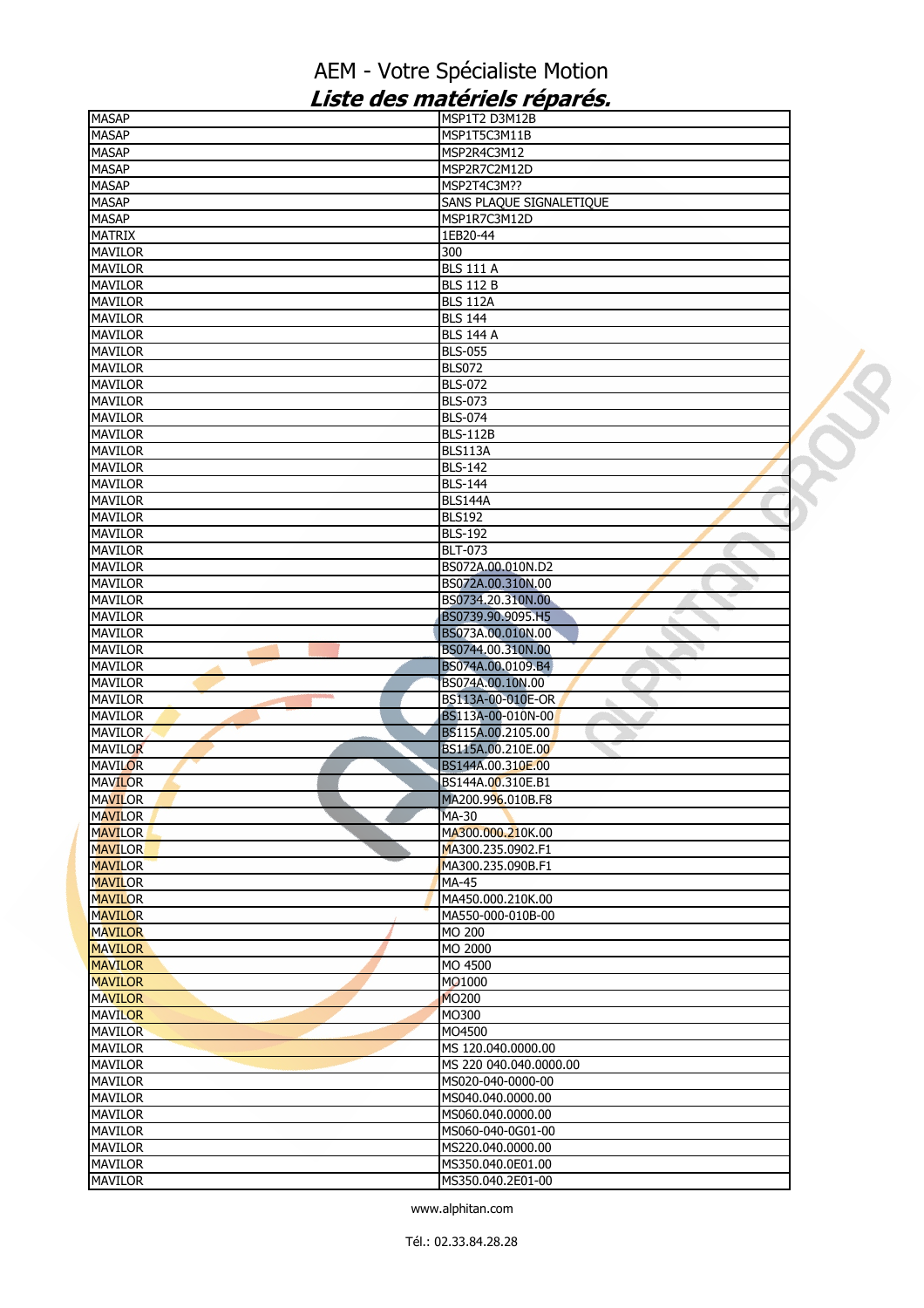# AEM - Votre Spécialiste Motion

## *Liste des matériels réparés.*

| MASAP | MSP1T2 D3M12B |
|---|---|
| MASAP | MSP1T5C3M11B |
| MASAP | MSP2R4C3M12 |
| MASAP | MSP2R7C2M12D |
| MASAP | MSP2T4C3M?? |
| MASAP | SANS PLAQUE SIGNALETIQUE |
| MASAP | MSP1R7C3M12D |
| MATRIX | 1EB20-44 |
| MAVILOR | 300 |
| MAVILOR | BLS 111 A |
| MAVILOR | BLS 112 B |
| MAVILOR | BLS 112A |
| MAVILOR | BLS 144 |
| MAVILOR | BLS 144 A |
| MAVILOR | BLS-055 |
| MAVILOR | BLS072 |
| MAVILOR | BLS-072 |
| MAVILOR | BLS-073 |
| MAVILOR | BLS-074 |
| MAVILOR | BLS-112B |
| MAVILOR | BLS113A |
| MAVILOR | BLS-142 |
| MAVILOR | BLS-144 |
| MAVILOR | BLS144A |
| MAVILOR | BLS192 |
| MAVILOR | BLS-192 |
| MAVILOR | BLT-073 |
| MAVILOR | BS072A.00.010N.D2 |
| MAVILOR | BS072A.00.310N.00 |
| MAVILOR | BS0734.20.310N.00 |
| MAVILOR | BS0739.90.9095.H5 |
| MAVILOR | BS073A.00.010N.00 |
| MAVILOR | BS0744.00.310N.00 |
| MAVILOR | BS074A.00.0109.B4 |
| MAVILOR | BS074A.00.10N.00 |
| MAVILOR | BS113A-00-010E-OR |
| MAVILOR | BS113A-00-010N-00 |
| MAVILOR | BS115A.00.2105.00 |
| MAVILOR | BS115A.00.210E.00 |
| MAVILOR | BS144A.00.310E.00 |
| MAVILOR | BS144A.00.310E.B1 |
| MAVILOR | MA200.996.010B.F8 |
| MAVILOR | MA-30 |
| MAVILOR | MA300.000.210K.00 |
| MAVILOR | MA300.235.0902.F1 |
| MAVILOR | MA300.235.090B.F1 |
| MAVILOR | MA-45 |
| MAVILOR | MA450.000.210K.00 |
| MAVILOR | MA550-000-010B-00 |
| MAVILOR | MO 200 |
| MAVILOR | MO 2000 |
| MAVILOR | MO 4500 |
| MAVILOR | MO1000 |
| MAVILOR | MO200 |
| MAVILOR | MO300 |
| MAVILOR | MO4500 |
| MAVILOR | MS 120.040.0000.00 |
| MAVILOR | MS 220 040.040.0000.00 |
| MAVILOR | MS020-040-0000-00 |
| MAVILOR | MS040.040.0000.00 |
| MAVILOR | MS060.040.0000.00 |
| MAVILOR | MS060-040-0G01-00 |
| MAVILOR | MS220.040.0000.00 |
| MAVILOR | MS350.040.0E01.00 |
| MAVILOR | MS350.040.2E01-00 |

www.alphitan.com

Tél.: 02.33.84.28.28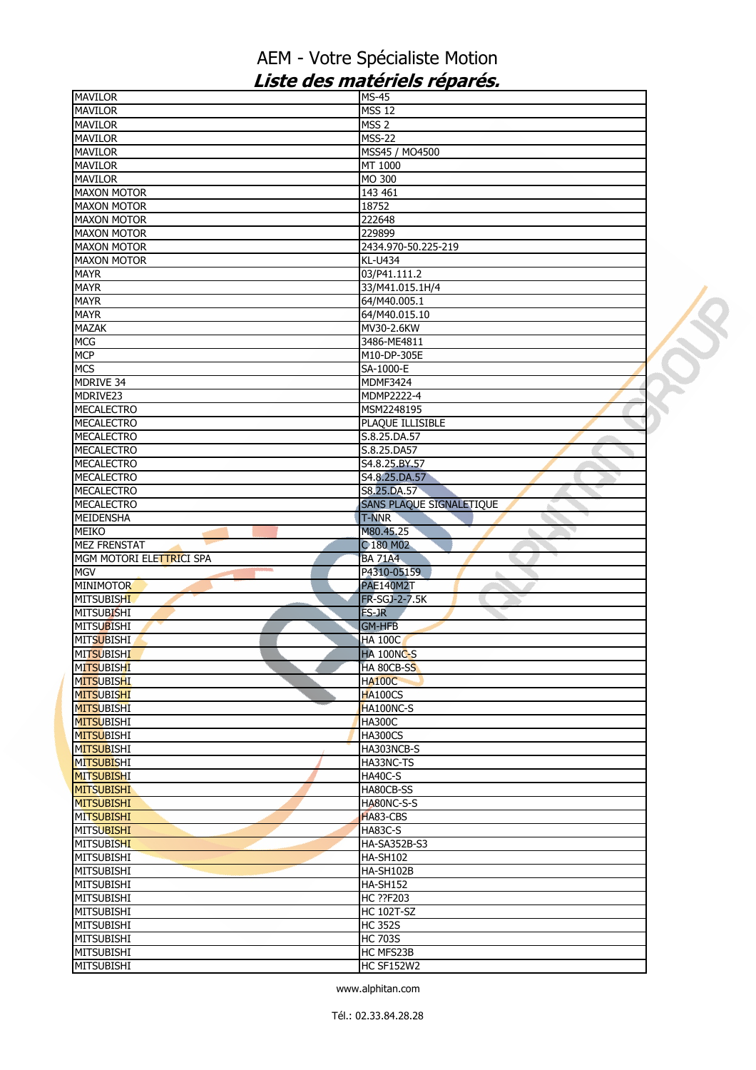# AEM - Votre Spécialiste Motion

## *Liste des matériels réparés.*

| | |
|---|---|
| MAVILOR | MS-45 |
| MAVILOR | MSS 12 |
| MAVILOR | MSS 2 |
| MAVILOR | MSS-22 |
| MAVILOR | MSS45 / MO4500 |
| MAVILOR | MT 1000 |
| MAVILOR | MO 300 |
| MAXON MOTOR | 143 461 |
| MAXON MOTOR | 18752 |
| MAXON MOTOR | 222648 |
| MAXON MOTOR | 229899 |
| MAXON MOTOR | 2434.970-50.225-219 |
| MAXON MOTOR | KL-U434 |
| MAYR | 03/P41.111.2 |
| MAYR | 33/M41.015.1H/4 |
| MAYR | 64/M40.005.1 |
| MAYR | 64/M40.015.10 |
| MAZAK | MV30-2.6KW |
| MCG | 3486-ME4811 |
| MCP | M10-DP-305E |
| MCS | SA-1000-E |
| MDRIVE 34 | MDMF3424 |
| MDRIVE23 | MDMP2222-4 |
| MECALECTRO | MSM2248195 |
| MECALECTRO | PLAQUE ILLISIBLE |
| MECALECTRO | S.8.25.DA.57 |
| MECALECTRO | S.8.25.DA57 |
| MECALECTRO | S4.8.25.BY.57 |
| MECALECTRO | S4.8.25.DA.57 |
| MECALECTRO | S8.25.DA.57 |
| MECALECTRO | SANS PLAQUE SIGNALETIQUE |
| MEIDENSHA | T-NNR |
| MEIKO | M80.45.25 |
| MEZ FRENSTAT | C 180 M02 |
| MGM MOTORI ELETTRICI SPA | BA 71A4 |
| MGV | P4310-05159 |
| MINIMOTOR | PAE140M2T |
| MITSUBISHI | FR-SGJ-2-7.5K |
| MITSUBISHI | FS-JR |
| MITSUBISHI | GM-HFB |
| MITSUBISHI | HA 100C |
| MITSUBISHI | HA 100NC-S |
| MITSUBISHI | HA 80CB-SS |
| MITSUBISHI | HA100C |
| MITSUBISHI | HA100CS |
| MITSUBISHI | HA100NC-S |
| MITSUBISHI | HA300C |
| MITSUBISHI | HA300CS |
| MITSUBISHI | HA303NCB-S |
| MITSUBISHI | HA33NC-TS |
| MITSUBISHI | HA40C-S |
| MITSUBISHI | HA80CB-SS |
| MITSUBISHI | HA80NC-S-S |
| MITSUBISHI | HA83-CBS |
| MITSUBISHI | HA83C-S |
| MITSUBISHI | HA-SA352B-S3 |
| MITSUBISHI | HA-SH102 |
| MITSUBISHI | HA-SH102B |
| MITSUBISHI | HA-SH152 |
| MITSUBISHI | HC ??F203 |
| MITSUBISHI | HC 102T-SZ |
| MITSUBISHI | HC 352S |
| MITSUBISHI | HC 703S |
| MITSUBISHI | HC MFS23B |
| MITSUBISHI | HC SF152W2 |

www.alphitan.com

Tél.: 02.33.84.28.28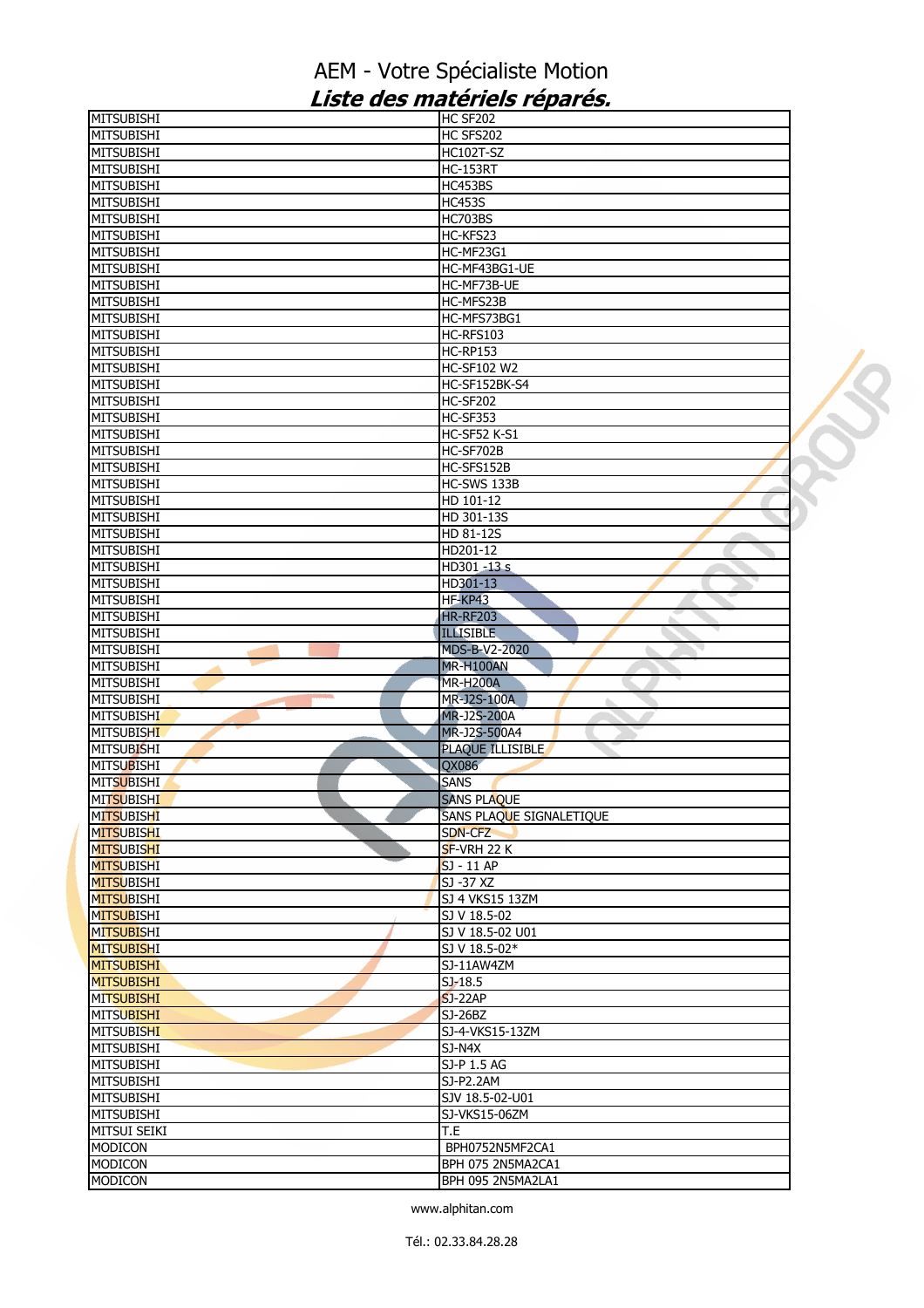# AEM - Votre Spécialiste Motion

## *Liste des matériels réparés.*

| | |
|---|---|
| MITSUBISHI | HC SF202 |
| MITSUBISHI | HC SFS202 |
| MITSUBISHI | HC102T-SZ |
| MITSUBISHI | HC-153RT |
| MITSUBISHI | HC453BS |
| MITSUBISHI | HC453S |
| MITSUBISHI | HC703BS |
| MITSUBISHI | HC-KFS23 |
| MITSUBISHI | HC-MF23G1 |
| MITSUBISHI | HC-MF43BG1-UE |
| MITSUBISHI | HC-MF73B-UE |
| MITSUBISHI | HC-MFS23B |
| MITSUBISHI | HC-MFS73BG1 |
| MITSUBISHI | HC-RFS103 |
| MITSUBISHI | HC-RP153 |
| MITSUBISHI | HC-SF102 W2 |
| MITSUBISHI | HC-SF152BK-S4 |
| MITSUBISHI | HC-SF202 |
| MITSUBISHI | HC-SF353 |
| MITSUBISHI | HC-SF52 K-S1 |
| MITSUBISHI | HC-SF702B |
| MITSUBISHI | HC-SFS152B |
| MITSUBISHI | HC-SWS 133B |
| MITSUBISHI | HD 101-12 |
| MITSUBISHI | HD 301-13S |
| MITSUBISHI | HD 81-12S |
| MITSUBISHI | HD201-12 |
| MITSUBISHI | HD301 -13 s |
| MITSUBISHI | HD301-13 |
| MITSUBISHI | HF-KP43 |
| MITSUBISHI | HR-RF203 |
| MITSUBISHI | ILLISIBLE |
| MITSUBISHI | MDS-B-V2-2020 |
| MITSUBISHI | MR-H100AN |
| MITSUBISHI | MR-H200A |
| MITSUBISHI | MR-J2S-100A |
| MITSUBISHI | MR-J2S-200A |
| MITSUBISHI | MR-J2S-500A4 |
| MITSUBISHI | PLAQUE ILLISIBLE |
| MITSUBISHI | QX086 |
| MITSUBISHI | SANS |
| MITSUBISHI | SANS PLAQUE |
| MITSUBISHI | SANS PLAQUE SIGNALETIQUE |
| MITSUBISHI | SDN-CFZ |
| MITSUBISHI | SF-VRH 22 K |
| MITSUBISHI | SJ - 11 AP |
| MITSUBISHI | SJ -37 XZ |
| MITSUBISHI | SJ 4 VKS15 13ZM |
| MITSUBISHI | SJ V 18.5-02 |
| MITSUBISHI | SJ V 18.5-02 U01 |
| MITSUBISHI | SJ V 18.5-02* |
| MITSUBISHI | SJ-11AW4ZM |
| MITSUBISHI | SJ-18.5 |
| MITSUBISHI | SJ-22AP |
| MITSUBISHI | SJ-26BZ |
| MITSUBISHI | SJ-4-VKS15-13ZM |
| MITSUBISHI | SJ-N4X |
| MITSUBISHI | SJ-P 1.5 AG |
| MITSUBISHI | SJ-P2.2AM |
| MITSUBISHI | SJV 18.5-02-U01 |
| MITSUBISHI | SJ-VKS15-06ZM |
| MITSUI SEIKI | T.E |
| MODICON | BPH0752N5MF2CA1 |
| MODICON | BPH 075 2N5MA2CA1 |
| MODICON | BPH 095 2N5MA2LA1 |

www.alphitan.com

Tél.: 02.33.84.28.28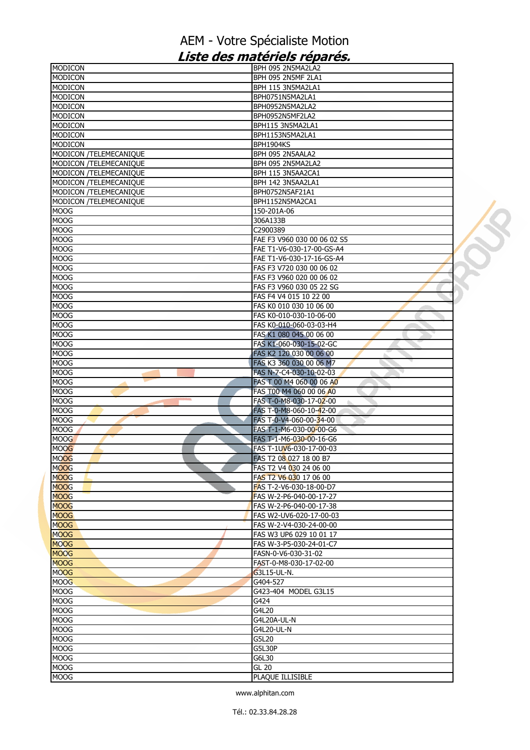# AEM - Votre Spécialiste Motion

## *Liste des matériels réparés.*

| | |
|---|---|
| MODICON | BPH 095 2N5MA2LA2 |
| MODICON | BPH 095 2N5MF 2LA1 |
| MODICON | BPH 115 3N5MA2LA1 |
| MODICON | BPH0751N5MA2LA1 |
| MODICON | BPH0952N5MA2LA2 |
| MODICON | BPH0952N5MF2LA2 |
| MODICON | BPH115 3N5MA2LA1 |
| MODICON | BPH1153N5MA2LA1 |
| MODICON | BPH1904KS |
| MODICON /TELEMECANIQUE | BPH 095 2N5AALA2 |
| MODICON /TELEMECANIQUE | BPH 095 2N5MA2LA2 |
| MODICON /TELEMECANIQUE | BPH 115 3N5AA2CA1 |
| MODICON /TELEMECANIQUE | BPH 142 3N5AA2LA1 |
| MODICON /TELEMECANIQUE | BPH0752N5AF21A1 |
| MODICON /TELEMECANIQUE | BPH1152N5MA2CA1 |
| MOOG | 150-201A-06 |
| MOOG | 306A133B |
| MOOG | C2900389 |
| MOOG | FAE F3 V960 030 00 06 02 S5 |
| MOOG | FAE T1-V6-030-17-00-GS-A4 |
| MOOG | FAE T1-V6-030-17-16-GS-A4 |
| MOOG | FAS F3 V720 030 00 06 02 |
| MOOG | FAS F3 V960 020 00 06 02 |
| MOOG | FAS F3 V960 030 05 22 SG |
| MOOG | FAS F4 V4 015 10 22 00 |
| MOOG | FAS K0 010 030 10 06 00 |
| MOOG | FAS K0-010-030-10-06-00 |
| MOOG | FAS K0-010-060-03-03-H4 |
| MOOG | FAS K1 080 045 00 06 00 |
| MOOG | FAS K1-060-030-15-02-GC |
| MOOG | FAS K2 120 030 00 06 00 |
| MOOG | FAS K3 360 030 00 06 M7 |
| MOOG | FAS N-7-C4-030-10-02-03 |
| MOOG | FAS T 00 M4 060 00 06 A0 |
| MOOG | FAS T00 M4 060 00 06 A0 |
| MOOG | FAS T-0-M8-030-17-02-00 |
| MOOG | FAS T-0-M8-060-10-42-00 |
| MOOG | FAS T-0-V4-060-00-34-00 |
| MOOG | FAS T-1-M6-030-00-00-G6 |
| MOOG | FAS T-1-M6-030-00-16-G6 |
| MOOG | FAS T-1UV6-030-17-00-03 |
| MOOG | FAS T2 08 027 18 00 B7 |
| MOOG | FAS T2 V4 030 24 06 00 |
| MOOG | FAS T2 V6 030 17 06 00 |
| MOOG | FAS T-2-V6-030-18-00-D7 |
| MOOG | FAS W-2-P6-040-00-17-27 |
| MOOG | FAS W-2-P6-040-00-17-38 |
| MOOG | FAS W2-UV6-020-17-00-03 |
| MOOG | FAS W-2-V4-030-24-00-00 |
| MOOG | FAS W3 UP6 029 10 01 17 |
| MOOG | FAS W-3-P5-030-24-01-C7 |
| MOOG | FASN-0-V6-030-31-02 |
| MOOG | FAST-0-M8-030-17-02-00 |
| MOOG | G3L15-UL-N. |
| MOOG | G404-527 |
| MOOG | G423-404 MODEL G3L15 |
| MOOG | G424 |
| MOOG | G4L20 |
| MOOG | G4L20A-UL-N |
| MOOG | G4L20-UL-N |
| MOOG | G5L20 |
| MOOG | G5L30P |
| MOOG | G6L30 |
| MOOG | GL 20 |
| MOOG | PLAQUE ILLISIBLE |

www.alphitan.com

Tél.: 02.33.84.28.28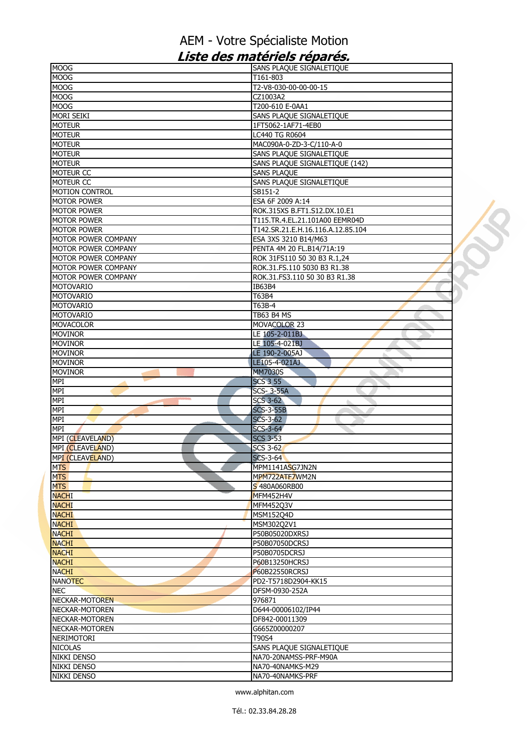# AEM - Votre Spécialiste Motion

## *Liste des matériels réparés.*

| | |
|---|---|
| MOOG | SANS PLAQUE SIGNALETIQUE |
| MOOG | T161-803 |
| MOOG | T2-V8-030-00-00-00-15 |
| MOOG | CZ1003A2 |
| MOOG | T200-610 E-0AA1 |
| MORI SEIKI | SANS PLAQUE SIGNALETIQUE |
| MOTEUR | 1FT5062-1AF71-4EB0 |
| MOTEUR | LC440 TG R0604 |
| MOTEUR | MAC090A-0-ZD-3-C/110-A-0 |
| MOTEUR | SANS PLAQUE SIGNALETIQUE |
| MOTEUR | SANS PLAQUE SIGNALETIQUE (142) |
| MOTEUR CC | SANS PLAQUE |
| MOTEUR CC | SANS PLAQUE SIGNALETIQUE |
| MOTION CONTROL | SB151-2 |
| MOTOR POWER | ESA 6F 2009 A:14 |
| MOTOR POWER | ROK.315XS B.FT1.S12.DX.10.E1 |
| MOTOR POWER | T115.TR.4.EL.21.101A00 EEMR04D |
| MOTOR POWER | T142.SR.21.E.H.16.116.A.12.85.104 |
| MOTOR POWER COMPANY | ESA 3XS 3210 B14/M63 |
| MOTOR POWER COMPANY | PENTA 4M 20 FL.B14/71A:19 |
| MOTOR POWER COMPANY | ROK 31FS110 50 30 B3 R.1,24 |
| MOTOR POWER COMPANY | ROK.31.FS.110 5030 B3 R1.38 |
| MOTOR POWER COMPANY | ROK.31.FS3.110 50 30 B3 R1.38 |
| MOTOVARIO | IB63B4 |
| MOTOVARIO | T63B4 |
| MOTOVARIO | T63B-4 |
| MOTOVARIO | TB63 B4 MS |
| MOVACOLOR | MOVACOLOR 23 |
| MOVINOR | LE 105-2-011BJ |
| MOVINOR | LE 105-4-021BJ |
| MOVINOR | LE 190-2-005AJ |
| MOVINOR | LE105-4-021AJ |
| MOVINOR | MM7030S |
| MPI | SCS 3 55 |
| MPI | SCS- 3-55A |
| MPI | SCS 3-62 |
| MPI | SCS-3-55B |
| MPI | SCS-3-62 |
| MPI | SCS-3-64 |
| MPI (CLEAVELAND) | SCS 3-53 |
| MPI (CLEAVELAND) | SCS 3-62 |
| MPI (CLEAVELAND) | SCS-3-64 |
| MTS | MPM1141ASG7JN2N |
| MTS | MPM722ATF7WM2N |
| MTS | S 480A060RB00 |
| NACHI | MFM452H4V |
| NACHI | MFM452Q3V |
| NACHI | MSM152Q4D |
| NACHI | MSM302Q2V1 |
| NACHI | P50B05020DXRSJ |
| NACHI | P50B07050DCRSJ |
| NACHI | P50B0705DCRSJ |
| NACHI | P60B13250HCRSJ |
| NACHI | P60B22550RCRSJ |
| NANOTEC | PD2-T5718D2904-KK15 |
| NEC | DFSM-0930-252A |
| NECKAR-MOTOREN | 976871 |
| NECKAR-MOTOREN | D644-00006102/IP44 |
| NECKAR-MOTOREN | DF842-00011309 |
| NECKAR-MOTOREN | G665Z00000207 |
| NERIMOTORI | T90S4 |
| NICOLAS | SANS PLAQUE SIGNALETIQUE |
| NIKKI DENSO | NA70-20NAMSS-PRF-M90A |
| NIKKI DENSO | NA70-40NAMKS-M29 |
| NIKKI DENSO | NA70-40NAMKS-PRF |

www.alphitan.com

Tél.: 02.33.84.28.28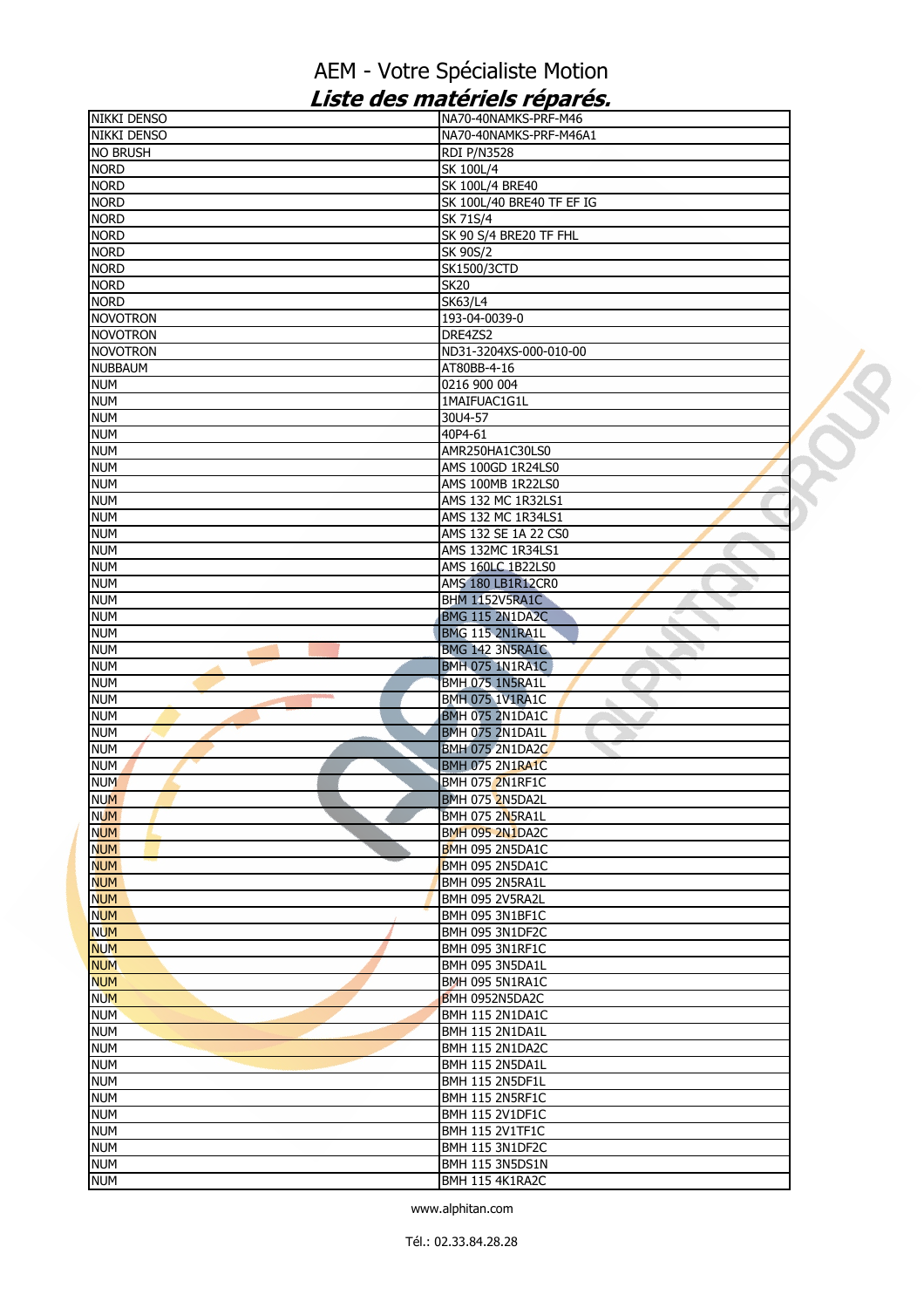# AEM - Votre Spécialiste Motion

## *Liste des matériels réparés.*

| | |
|---|---|
| NIKKI DENSO | NA70-40NAMKS-PRF-M46 |
| NIKKI DENSO | NA70-40NAMKS-PRF-M46A1 |
| NO BRUSH | RDI P/N3528 |
| NORD | SK 100L/4 |
| NORD | SK 100L/4 BRE40 |
| NORD | SK 100L/40 BRE40 TF EF IG |
| NORD | SK 71S/4 |
| NORD | SK 90 S/4 BRE20 TF FHL |
| NORD | SK 90S/2 |
| NORD | SK1500/3CTD |
| NORD | SK20 |
| NORD | SK63/L4 |
| NOVOTRON | 193-04-0039-0 |
| NOVOTRON | DRE4ZS2 |
| NOVOTRON | ND31-3204XS-000-010-00 |
| NUBBAUM | AT80BB-4-16 |
| NUM | 0216 900 004 |
| NUM | 1MAIFUAC1G1L |
| NUM | 30U4-57 |
| NUM | 40P4-61 |
| NUM | AMR250HA1C30LS0 |
| NUM | AMS 100GD 1R24LS0 |
| NUM | AMS 100MB 1R22LS0 |
| NUM | AMS 132 MC 1R32LS1 |
| NUM | AMS 132 MC 1R34LS1 |
| NUM | AMS 132 SE 1A 22 CS0 |
| NUM | AMS 132MC 1R34LS1 |
| NUM | AMS 160LC 1B22LS0 |
| NUM | AMS 180 LB1R12CR0 |
| NUM | BHM 1152V5RA1C |
| NUM | BMG 115 2N1DA2C |
| NUM | BMG 115 2N1RA1L |
| NUM | BMG 142 3N5RA1C |
| NUM | BMH 075 1N1RA1C |
| NUM | BMH 075 1N5RA1L |
| NUM | BMH 075 1V1RA1C |
| NUM | BMH 075 2N1DA1C |
| NUM | BMH 075 2N1DA1L |
| NUM | BMH 075 2N1DA2C |
| NUM | BMH 075 2N1RA1C |
| NUM | BMH 075 2N1RF1C |
| NUM | BMH 075 2N5DA2L |
| NUM | BMH 075 2N5RA1L |
| NUM | BMH 095 2N1DA2C |
| NUM | BMH 095 2N5DA1C |
| NUM | BMH 095 2N5DA1C |
| NUM | BMH 095 2N5RA1L |
| NUM | BMH 095 2V5RA2L |
| NUM | BMH 095 3N1BF1C |
| NUM | BMH 095 3N1DF2C |
| NUM | BMH 095 3N1RF1C |
| NUM | BMH 095 3N5DA1L |
| NUM | BMH 095 5N1RA1C |
| NUM | BMH 0952N5DA2C |
| NUM | BMH 115 2N1DA1C |
| NUM | BMH 115 2N1DA1L |
| NUM | BMH 115 2N1DA2C |
| NUM | BMH 115 2N5DA1L |
| NUM | BMH 115 2N5DF1L |
| NUM | BMH 115 2N5RF1C |
| NUM | BMH 115 2V1DF1C |
| NUM | BMH 115 2V1TF1C |
| NUM | BMH 115 3N1DF2C |
| NUM | BMH 115 3N5DS1N |
| NUM | BMH 115 4K1RA2C |

www.alphitan.com

Tél.: 02.33.84.28.28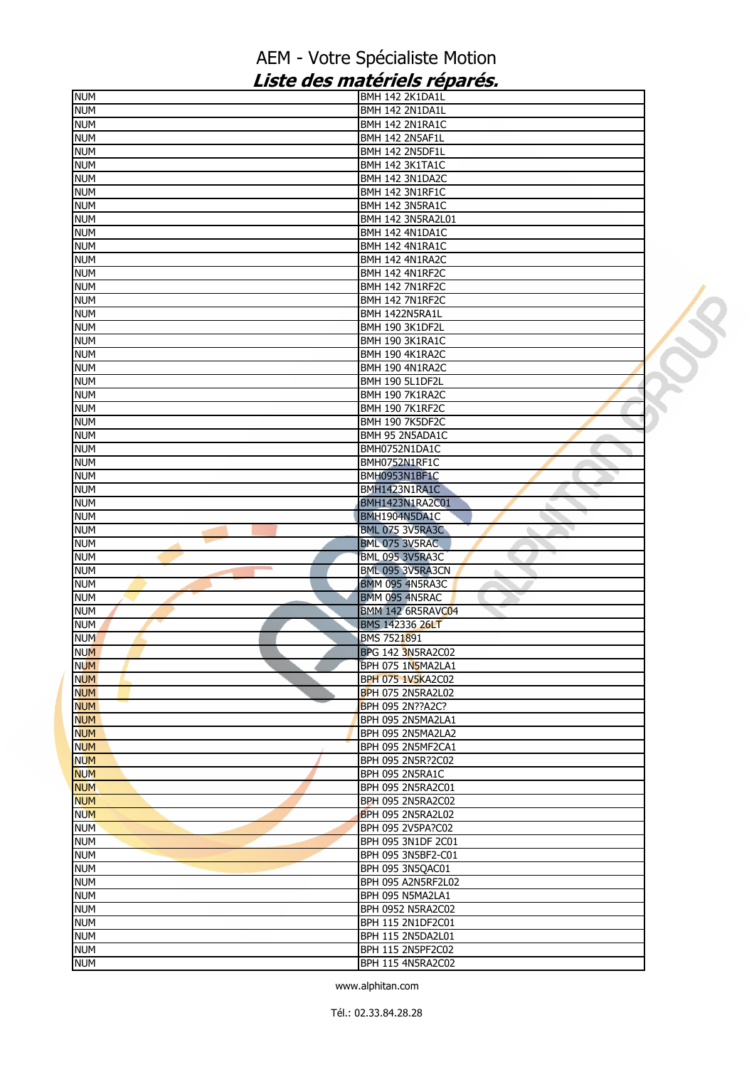# AEM - Votre Spécialiste Motion

## *Liste des matériels réparés.*

| | |
|---|---|
| NUM | BMH 142 2K1DA1L |
| NUM | BMH 142 2N1DA1L |
| NUM | BMH 142 2N1RA1C |
| NUM | BMH 142 2N5AF1L |
| NUM | BMH 142 2N5DF1L |
| NUM | BMH 142 3K1TA1C |
| NUM | BMH 142 3N1DA2C |
| NUM | BMH 142 3N1RF1C |
| NUM | BMH 142 3N5RA1C |
| NUM | BMH 142 3N5RA2L01 |
| NUM | BMH 142 4N1DA1C |
| NUM | BMH 142 4N1RA1C |
| NUM | BMH 142 4N1RA2C |
| NUM | BMH 142 4N1RF2C |
| NUM | BMH 142 7N1RF2C |
| NUM | BMH 142 7N1RF2C |
| NUM | BMH 1422N5RA1L |
| NUM | BMH 190 3K1DF2L |
| NUM | BMH 190 3K1RA1C |
| NUM | BMH 190 4K1RA2C |
| NUM | BMH 190 4N1RA2C |
| NUM | BMH 190 5L1DF2L |
| NUM | BMH 190 7K1RA2C |
| NUM | BMH 190 7K1RF2C |
| NUM | BMH 190 7K5DF2C |
| NUM | BMH 95 2N5ADA1C |
| NUM | BMH0752N1DA1C |
| NUM | BMH0752N1RF1C |
| NUM | BMH0953N1BF1C |
| NUM | BMH1423N1RA1C |
| NUM | BMH1423N1RA2C01 |
| NUM | BMH1904N5DA1C |
| NUM | BML 075 3V5RA3C |
| NUM | BML 075 3V5RAC |
| NUM | BML 095 3V5RA3C |
| NUM | BML 095 3V5RA3CN |
| NUM | BMM 095 4N5RA3C |
| NUM | BMM 095 4N5RAC |
| NUM | BMM 142 6R5RAVC04 |
| NUM | BMS 142336 26LT |
| NUM | BMS 7521891 |
| NUM | BPG 142 3N5RA2C02 |
| NUM | BPH 075 1N5MA2LA1 |
| NUM | BPH 075 1V5KA2C02 |
| NUM | BPH 075 2N5RA2L02 |
| NUM | BPH 095 2N??A2C? |
| NUM | BPH 095 2N5MA2LA1 |
| NUM | BPH 095 2N5MA2LA2 |
| NUM | BPH 095 2N5MF2CA1 |
| NUM | BPH 095 2N5R?2C02 |
| NUM | BPH 095 2N5RA1C |
| NUM | BPH 095 2N5RA2C01 |
| NUM | BPH 095 2N5RA2C02 |
| NUM | BPH 095 2N5RA2L02 |
| NUM | BPH 095 2V5PA?C02 |
| NUM | BPH 095 3N1DF 2C01 |
| NUM | BPH 095 3N5BF2-C01 |
| NUM | BPH 095 3N5QAC01 |
| NUM | BPH 095 A2N5RF2L02 |
| NUM | BPH 095 N5MA2LA1 |
| NUM | BPH 0952 N5RA2C02 |
| NUM | BPH 115 2N1DF2C01 |
| NUM | BPH 115 2N5DA2L01 |
| NUM | BPH 115 2N5PF2C02 |
| NUM | BPH 115 4N5RA2C02 |

www.alphitan.com

Tél.: 02.33.84.28.28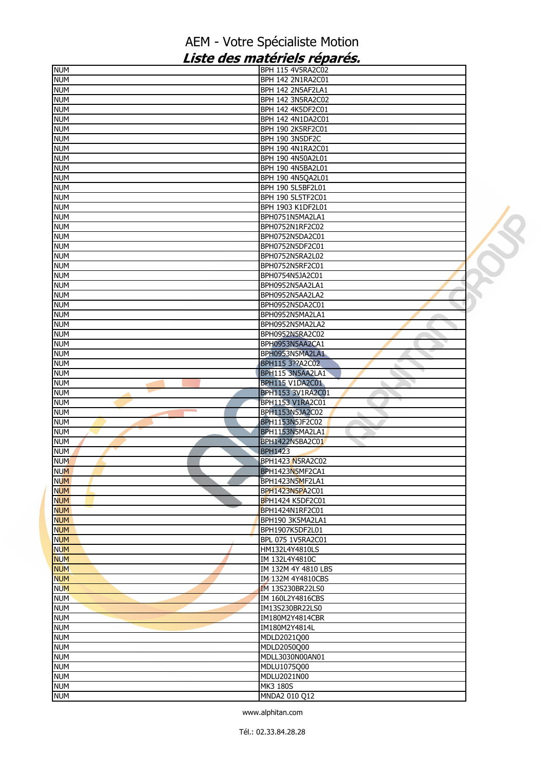# AEM - Votre Spécialiste Motion

## *Liste des matériels réparés.*

| NUM | BPH 115 4V5RA2C02 |
|---|---|
| NUM | BPH 142 2N1RA2C01 |
| NUM | BPH 142 2N5AF2LA1 |
| NUM | BPH 142 3N5RA2C02 |
| NUM | BPH 142 4K5DF2C01 |
| NUM | BPH 142 4N1DA2C01 |
| NUM | BPH 190 2K5RF2C01 |
| NUM | BPH 190 3N5DF2C |
| NUM | BPH 190 4N1RA2C01 |
| NUM | BPH 190 4N50A2L01 |
| NUM | BPH 190 4N5BA2L01 |
| NUM | BPH 190 4N5QA2L01 |
| NUM | BPH 190 5L5BF2L01 |
| NUM | BPH 190 5L5TF2C01 |
| NUM | BPH 1903 K1DF2L01 |
| NUM | BPH0751N5MA2LA1 |
| NUM | BPH0752N1RF2C02 |
| NUM | BPH0752N5DA2C01 |
| NUM | BPH0752N5DF2C01 |
| NUM | BPH0752N5RA2L02 |
| NUM | BPH0752N5RF2C01 |
| NUM | BPH0754N5JA2C01 |
| NUM | BPH0952N5AA2LA1 |
| NUM | BPH0952N5AA2LA2 |
| NUM | BPH0952N5DA2C01 |
| NUM | BPH0952N5MA2LA1 |
| NUM | BPH0952N5MA2LA2 |
| NUM | BPH0952N5RA2C02 |
| NUM | BPH0953N5AA2CA1 |
| NUM | BPH0953N5MA2LA1 |
| NUM | BPH115 3??A2C02 |
| NUM | BPH115 3N5AA2LA1 |
| NUM | BPH115 V1DA2C01 |
| NUM | BPH1153 3V1RA2C01 |
| NUM | BPH1153 V1RA2C01 |
| NUM | BPH1153N5JA2C02 |
| NUM | BPH1153N5JF2C02 |
| NUM | BPH1153N5MA2LA1 |
| NUM | BPH1422N5BA2C01 |
| NUM | BPH1423 |
| NUM | BPH1423 N5RA2C02 |
| NUM | BPH1423N5MF2CA1 |
| NUM | BPH1423N5MF2LA1 |
| NUM | BPH1423N5PA2C01 |
| NUM | BPH1424 K5DF2C01 |
| NUM | BPH1424N1RF2C01 |
| NUM | BPH190 3K5MA2LA1 |
| NUM | BPH1907K5DF2L01 |
| NUM | BPL 075 1V5RA2C01 |
| NUM | HM132L4Y4810LS |
| NUM | IM 132L4Y4810C |
| NUM | IM 132M 4Y 4810 LBS |
| NUM | IM 132M 4Y4810CBS |
| NUM | IM 13S230BR22LS0 |
| NUM | IM 160L2Y4816CBS |
| NUM | IM13S230BR22LS0 |
| NUM | IM180M2Y4814CBR |
| NUM | IM180M2Y4814L |
| NUM | MDLD2021Q00 |
| NUM | MDLD2050Q00 |
| NUM | MDLL3030N00AN01 |
| NUM | MDLU1075Q00 |
| NUM | MDLU2021N00 |
| NUM | MK3 180S |
| NUM | MNDA2 010 Q12 |

www.alphitan.com

Tél.: 02.33.84.28.28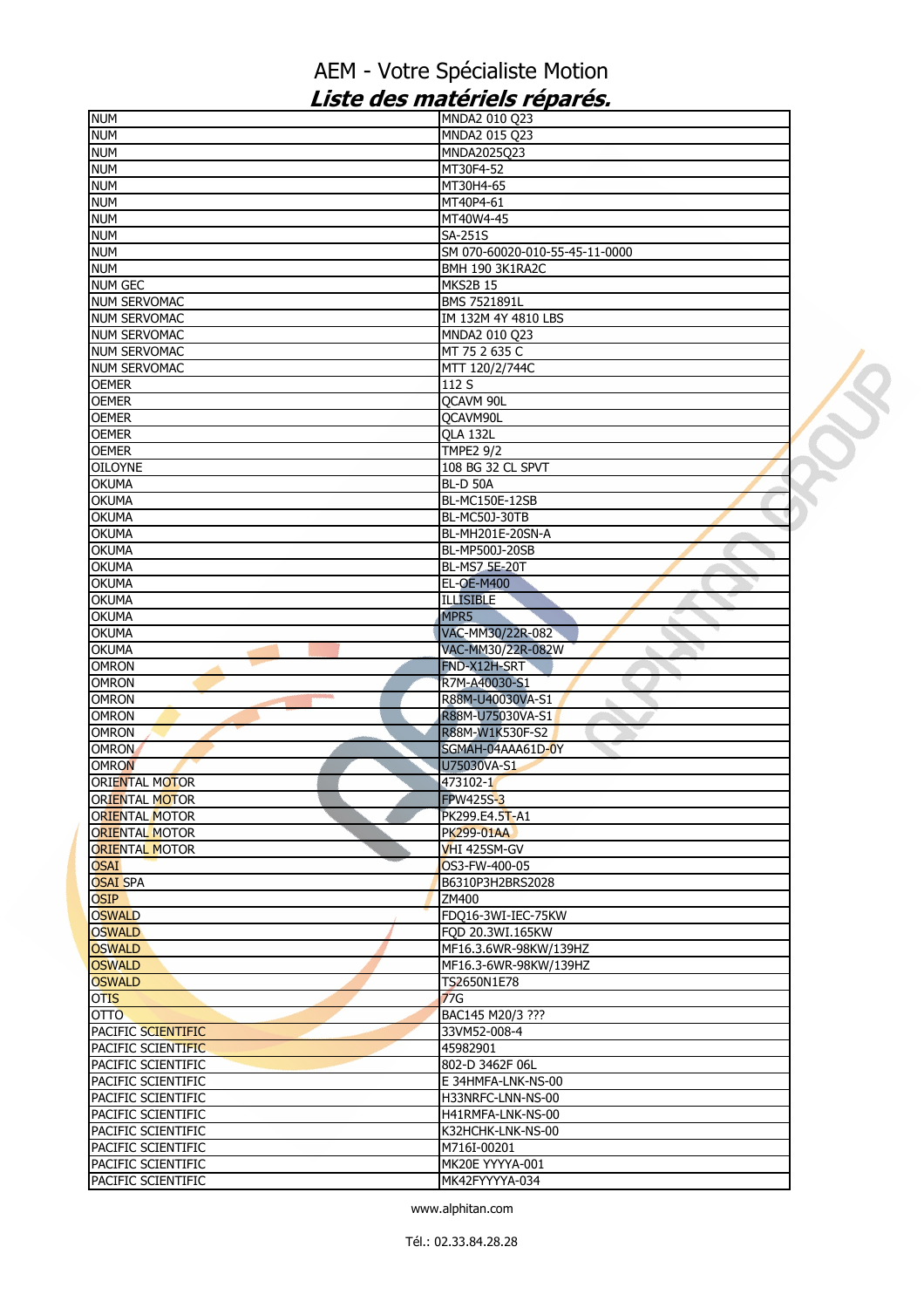# AEM - Votre Spécialiste Motion

## *Liste des matériels réparés.*

| | |
|---|---|
| NUM | MNDA2 010 Q23 |
| NUM | MNDA2 015 Q23 |
| NUM | MNDA2025Q23 |
| NUM | MT30F4-52 |
| NUM | MT30H4-65 |
| NUM | MT40P4-61 |
| NUM | MT40W4-45 |
| NUM | SA-251S |
| NUM | SM 070-60020-010-55-45-11-0000 |
| NUM | BMH 190 3K1RA2C |
| NUM GEC | MKS2B 15 |
| NUM SERVOMAC | BMS 7521891L |
| NUM SERVOMAC | IM 132M 4Y 4810 LBS |
| NUM SERVOMAC | MNDA2 010 Q23 |
| NUM SERVOMAC | MT 75 2 635 C |
| NUM SERVOMAC | MTT 120/2/744C |
| OEMER | 112 S |
| OEMER | QCAVM 90L |
| OEMER | QCAVM90L |
| OEMER | QLA 132L |
| OEMER | TMPE2 9/2 |
| OILOYNE | 108 BG 32 CL SPVT |
| OKUMA | BL-D 50A |
| OKUMA | BL-MC150E-12SB |
| OKUMA | BL-MC50J-30TB |
| OKUMA | BL-MH201E-20SN-A |
| OKUMA | BL-MP500J-20SB |
| OKUMA | BL-MS7 5E-20T |
| OKUMA | EL-OE-M400 |
| OKUMA | ILLISIBLE |
| OKUMA | MPR5 |
| OKUMA | VAC-MM30/22R-082 |
| OKUMA | VAC-MM30/22R-082W |
| OMRON | FND-X12H-SRT |
| OMRON | R7M-A40030-S1 |
| OMRON | R88M-U40030VA-S1 |
| OMRON | R88M-U75030VA-S1 |
| OMRON | R88M-W1K530F-S2 |
| OMRON | SGMAH-04AAA61D-0Y |
| OMRON | U75030VA-S1 |
| ORIENTAL MOTOR | 473102-1 |
| ORIENTAL MOTOR | FPW425S-3 |
| ORIENTAL MOTOR | PK299.E4.5T-A1 |
| ORIENTAL MOTOR | PK299-01AA |
| ORIENTAL MOTOR | VHI 425SM-GV |
| OSAI | OS3-FW-400-05 |
| OSAI SPA | B6310P3H2BRS2028 |
| OSIP | ZM400 |
| OSWALD | FDQ16-3WI-IEC-75KW |
| OSWALD | FQD 20.3WI.165KW |
| OSWALD | MF16.3.6WR-98KW/139HZ |
| OSWALD | MF16.3-6WR-98KW/139HZ |
| OSWALD | TS2650N1E78 |
| OTIS | 77G |
| OTTO | BAC145 M20/3 ??? |
| PACIFIC SCIENTIFIC | 33VM52-008-4 |
| PACIFIC SCIENTIFIC | 45982901 |
| PACIFIC SCIENTIFIC | 802-D 3462F 06L |
| PACIFIC SCIENTIFIC | E 34HMFA-LNK-NS-00 |
| PACIFIC SCIENTIFIC | H33NRFC-LNN-NS-00 |
| PACIFIC SCIENTIFIC | H41RMFA-LNK-NS-00 |
| PACIFIC SCIENTIFIC | K32HCHK-LNK-NS-00 |
| PACIFIC SCIENTIFIC | M716I-00201 |
| PACIFIC SCIENTIFIC | MK20E YYYYA-001 |
| PACIFIC SCIENTIFIC | MK42FYYYYA-034 |

www.alphitan.com

Tél.: 02.33.84.28.28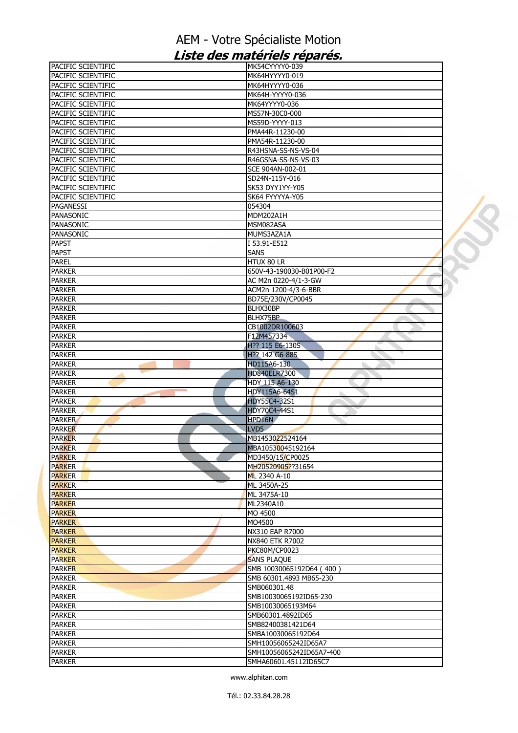# AEM - Votre Spécialiste Motion

## *Liste des matériels réparés.*

| | |
|---|---|
| PACIFIC SCIENTIFIC | MK54CYYYY0-039 |
| PACIFIC SCIENTIFIC | MK64HYYYY0-019 |
| PACIFIC SCIENTIFIC | MK64HYYYY0-036 |
| PACIFIC SCIENTIFIC | MK64H-YYYY0-036 |
| PACIFIC SCIENTIFIC | MK64YYYY0-036 |
| PACIFIC SCIENTIFIC | MS57N-30C0-000 |
| PACIFIC SCIENTIFIC | MS59D-YYYY-013 |
| PACIFIC SCIENTIFIC | PMA44R-11230-00 |
| PACIFIC SCIENTIFIC | PMA54R-11230-00 |
| PACIFIC SCIENTIFIC | R43HSNA-SS-NS-VS-04 |
| PACIFIC SCIENTIFIC | R46GSNA-SS-NS-VS-03 |
| PACIFIC SCIENTIFIC | SCE 904AN-002-01 |
| PACIFIC SCIENTIFIC | SD24N-115Y-016 |
| PACIFIC SCIENTIFIC | SK53 DYY1YY-Y05 |
| PACIFIC SCIENTIFIC | SK64 FYYYYA-Y05 |
| PAGANESSI | 054304 |
| PANASONIC | MDM202A1H |
| PANASONIC | MSM082ASA |
| PANASONIC | MUMS3AZA1A |
| PAPST | I 53.91-E512 |
| PAPST | SANS |
| PAREL | HTUX 80 LR |
| PARKER | 650V-43-190030-B01P00-F2 |
| PARKER | AC M2n 0220-4/1-3-GW |
| PARKER | ACM2n 1200-4/3-6-BBR |
| PARKER | BD75E/230V/CP0045 |
| PARKER | BLHX30BP |
| PARKER | BLHX75BP |
| PARKER | CB1002DR100603 |
| PARKER | F12M457334 |
| PARKER | H?? 115 E6-130S |
| PARKER | H?? 142 G6-88S |
| PARKER | HD115A6-130 |
| PARKER | HD840ELR7300 |
| PARKER | HDY 115 A6-130 |
| PARKER | HDY115A6-64S1 |
| PARKER | HDY55C4-32S1 |
| PARKER | HDY70C4-44S1 |
| PARKER | HPD16N |
| PARKER | LVD5 |
| PARKER | MB1453022524164 |
| PARKER | MBA10530045192164 |
| PARKER | MD3450/15/CP0025 |
| PARKER | MH20520905??31654 |
| PARKER | ML 2340 A-10 |
| PARKER | ML 3450A-25 |
| PARKER | ML 3475A-10 |
| PARKER | ML2340A10 |
| PARKER | MO 4500 |
| PARKER | MO4500 |
| PARKER | NX310 EAP R7000 |
| PARKER | NX840 ETK R7002 |
| PARKER | PKC80M/CP0023 |
| PARKER | SANS PLAQUE |
| PARKER | SMB 10030065192D64 ( 400 ) |
| PARKER | SMB 60301.4893 MB65-230 |
| PARKER | SMB060301.48 |
| PARKER | SMB10030065192ID65-230 |
| PARKER | SMB10030065193M64 |
| PARKER | SMB60301.4892ID65 |
| PARKER | SMB82400381421D64 |
| PARKER | SMBA10030065192D64 |
| PARKER | SMH10056065242ID65A7 |
| PARKER | SMH10056065242ID65A7-400 |
| PARKER | SMHA60601.45112ID65C7 |

www.alphitan.com

Tél.: 02.33.84.28.28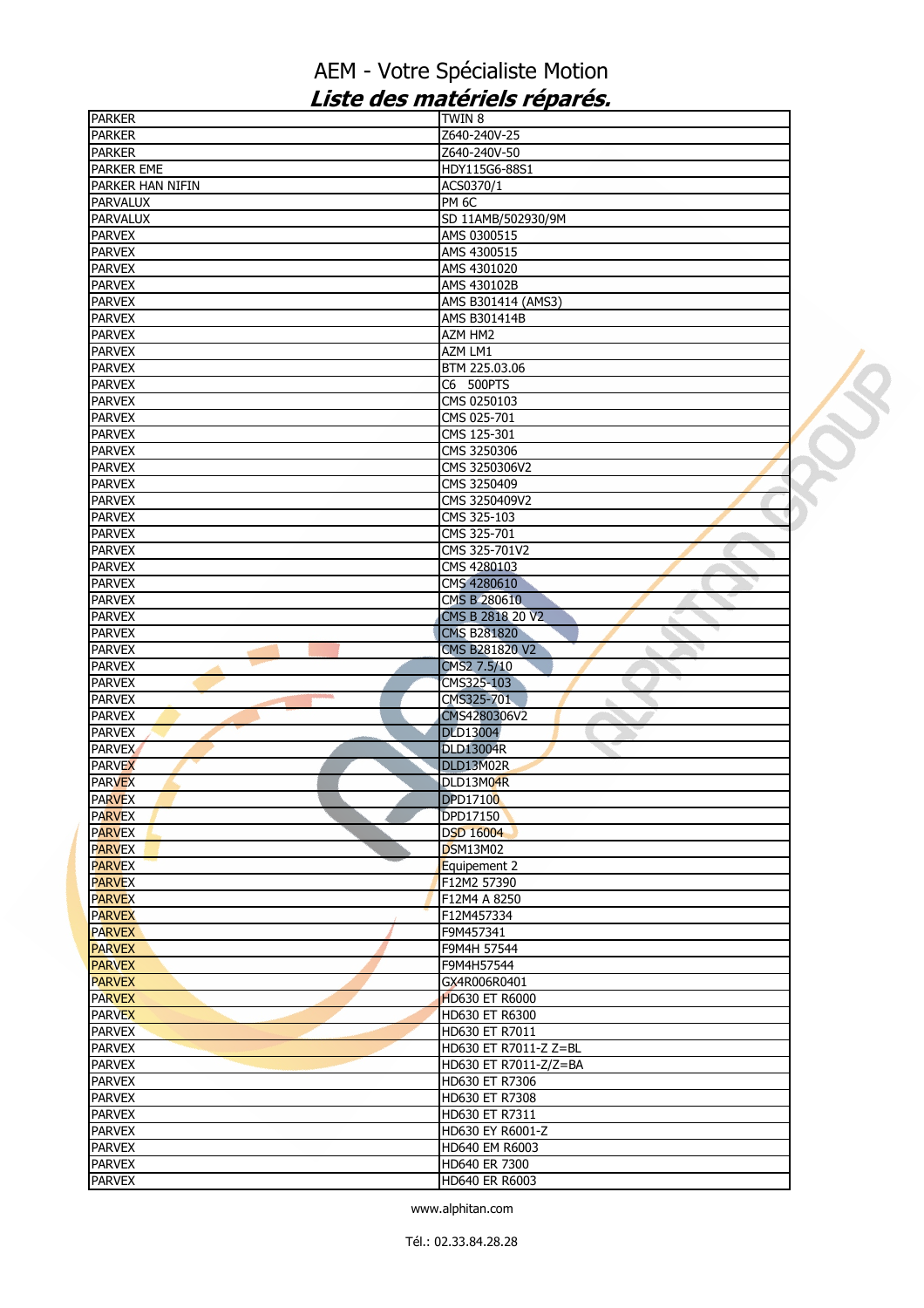# AEM - Votre Spécialiste Motion

## *Liste des matériels réparés.*

| | |
|---|---|
| PARKER | TWIN 8 |
| PARKER | Z640-240V-25 |
| PARKER | Z640-240V-50 |
| PARKER EME | HDY115G6-88S1 |
| PARKER HAN NIFIN | ACS0370/1 |
| PARVALUX | PM 6C |
| PARVALUX | SD 11AMB/502930/9M |
| PARVEX | AMS 0300515 |
| PARVEX | AMS 4300515 |
| PARVEX | AMS 4301020 |
| PARVEX | AMS 430102B |
| PARVEX | AMS B301414 (AMS3) |
| PARVEX | AMS B301414B |
| PARVEX | AZM HM2 |
| PARVEX | AZM LM1 |
| PARVEX | BTM 225.03.06 |
| PARVEX | C6 500PTS |
| PARVEX | CMS 0250103 |
| PARVEX | CMS 025-701 |
| PARVEX | CMS 125-301 |
| PARVEX | CMS 3250306 |
| PARVEX | CMS 3250306V2 |
| PARVEX | CMS 3250409 |
| PARVEX | CMS 3250409V2 |
| PARVEX | CMS 325-103 |
| PARVEX | CMS 325-701 |
| PARVEX | CMS 325-701V2 |
| PARVEX | CMS 4280103 |
| PARVEX | CMS 4280610 |
| PARVEX | CMS B 280610 |
| PARVEX | CMS B 2818 20 V2 |
| PARVEX | CMS B281820 |
| PARVEX | CMS B281820 V2 |
| PARVEX | CMS2 7.5/10 |
| PARVEX | CMS325-103 |
| PARVEX | CMS325-701 |
| PARVEX | CMS4280306V2 |
| PARVEX | DLD13004 |
| PARVEX | DLD13004R |
| PARVEX | DLD13M02R |
| PARVEX | DLD13M04R |
| PARVEX | DPD17100 |
| PARVEX | DPD17150 |
| PARVEX | DSD 16004 |
| PARVEX | DSM13M02 |
| PARVEX | Equipement 2 |
| PARVEX | F12M2 57390 |
| PARVEX | F12M4 A 8250 |
| PARVEX | F12M457334 |
| PARVEX | F9M457341 |
| PARVEX | F9M4H 57544 |
| PARVEX | F9M4H57544 |
| PARVEX | GX4R006R0401 |
| PARVEX | HD630 ET R6000 |
| PARVEX | HD630 ET R6300 |
| PARVEX | HD630 ET R7011 |
| PARVEX | HD630 ET R7011-Z Z=BL |
| PARVEX | HD630 ET R7011-Z/Z=BA |
| PARVEX | HD630 ET R7306 |
| PARVEX | HD630 ET R7308 |
| PARVEX | HD630 ET R7311 |
| PARVEX | HD630 EY R6001-Z |
| PARVEX | HD640 EM R6003 |
| PARVEX | HD640 ER 7300 |
| PARVEX | HD640 ER R6003 |

www.alphitan.com

Tél.: 02.33.84.28.28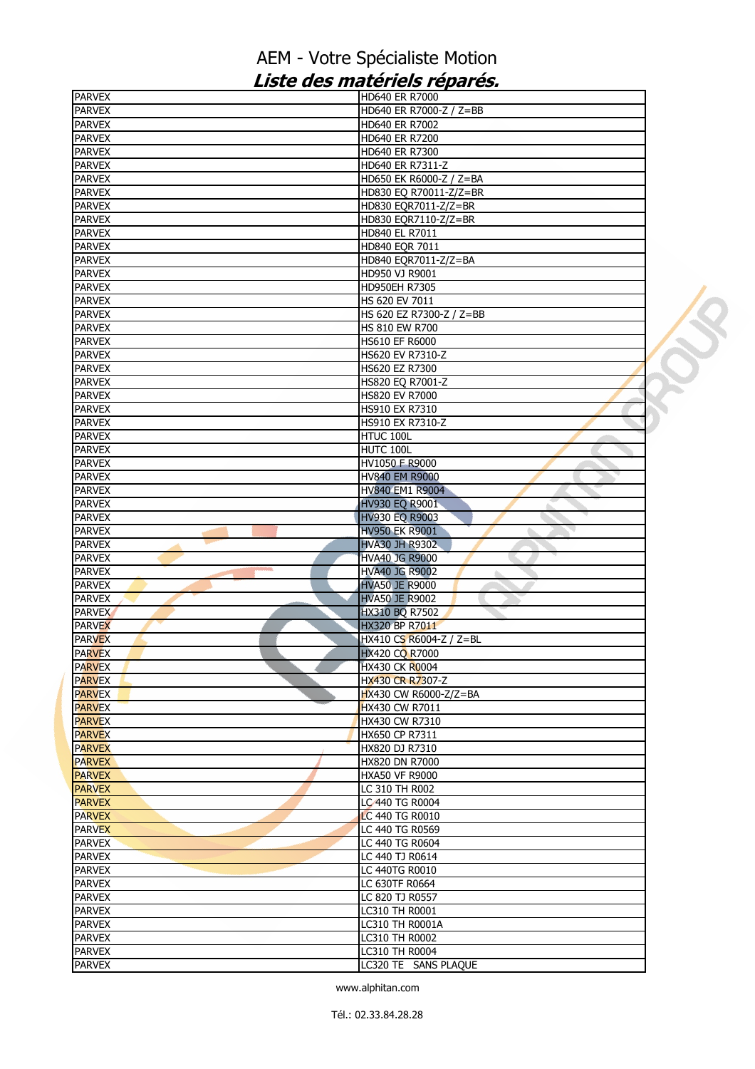# AEM - Votre Spécialiste Motion

## *Liste des matériels réparés.*

| | |
|---|---|
| PARVEX | HD640 ER R7000 |
| PARVEX | HD640 ER R7000-Z / Z=BB |
| PARVEX | HD640 ER R7002 |
| PARVEX | HD640 ER R7200 |
| PARVEX | HD640 ER R7300 |
| PARVEX | HD640 ER R7311-Z |
| PARVEX | HD650 EK R6000-Z / Z=BA |
| PARVEX | HD830 EQ R70011-Z/Z=BR |
| PARVEX | HD830 EQR7011-Z/Z=BR |
| PARVEX | HD830 EQR7110-Z/Z=BR |
| PARVEX | HD840 EL R7011 |
| PARVEX | HD840 EQR 7011 |
| PARVEX | HD840 EQR7011-Z/Z=BA |
| PARVEX | HD950 VJ R9001 |
| PARVEX | HD950EH R7305 |
| PARVEX | HS 620 EV 7011 |
| PARVEX | HS 620 EZ R7300-Z / Z=BB |
| PARVEX | HS 810 EW R700 |
| PARVEX | HS610 EF R6000 |
| PARVEX | HS620 EV R7310-Z |
| PARVEX | HS620 EZ R7300 |
| PARVEX | HS820 EQ R7001-Z |
| PARVEX | HS820 EV R7000 |
| PARVEX | HS910 EX R7310 |
| PARVEX | HS910 EX R7310-Z |
| PARVEX | HTUC 100L |
| PARVEX | HUTC 100L |
| PARVEX | HV1050 F R9000 |
| PARVEX | HV840 EM R9000 |
| PARVEX | HV840 EM1 R9004 |
| PARVEX | HV930 EQ R9001 |
| PARVEX | HV930 EQ R9003 |
| PARVEX | HV950 EK R9001 |
| PARVEX | HVA30 JH R9302 |
| PARVEX | HVA40 JG R9000 |
| PARVEX | HVA40 JG R9002 |
| PARVEX | HVA50 JE R9000 |
| PARVEX | HVA50 JE R9002 |
| PARVEX | HX310 BQ R7502 |
| PARVEX | HX320 BP R7011 |
| PARVEX | HX410 CS R6004-Z / Z=BL |
| PARVEX | HX420 CQ R7000 |
| PARVEX | HX430 CK R0004 |
| PARVEX | HX430 CR R7307-Z |
| PARVEX | HX430 CW R6000-Z/Z=BA |
| PARVEX | HX430 CW R7011 |
| PARVEX | HX430 CW R7310 |
| PARVEX | HX650 CP R7311 |
| PARVEX | HX820 DJ R7310 |
| PARVEX | HX820 DN R7000 |
| PARVEX | HXA50 VF R9000 |
| PARVEX | LC 310 TH R002 |
| PARVEX | LC 440 TG R0004 |
| PARVEX | LC 440 TG R0010 |
| PARVEX | LC 440 TG R0569 |
| PARVEX | LC 440 TG R0604 |
| PARVEX | LC 440 TJ R0614 |
| PARVEX | LC 440TG R0010 |
| PARVEX | LC 630TF R0664 |
| PARVEX | LC 820 TJ R0557 |
| PARVEX | LC310 TH R0001 |
| PARVEX | LC310 TH R0001A |
| PARVEX | LC310 TH R0002 |
| PARVEX | LC310 TH R0004 |
| PARVEX | LC320 TE SANS PLAQUE |

www.alphitan.com

Tél.: 02.33.84.28.28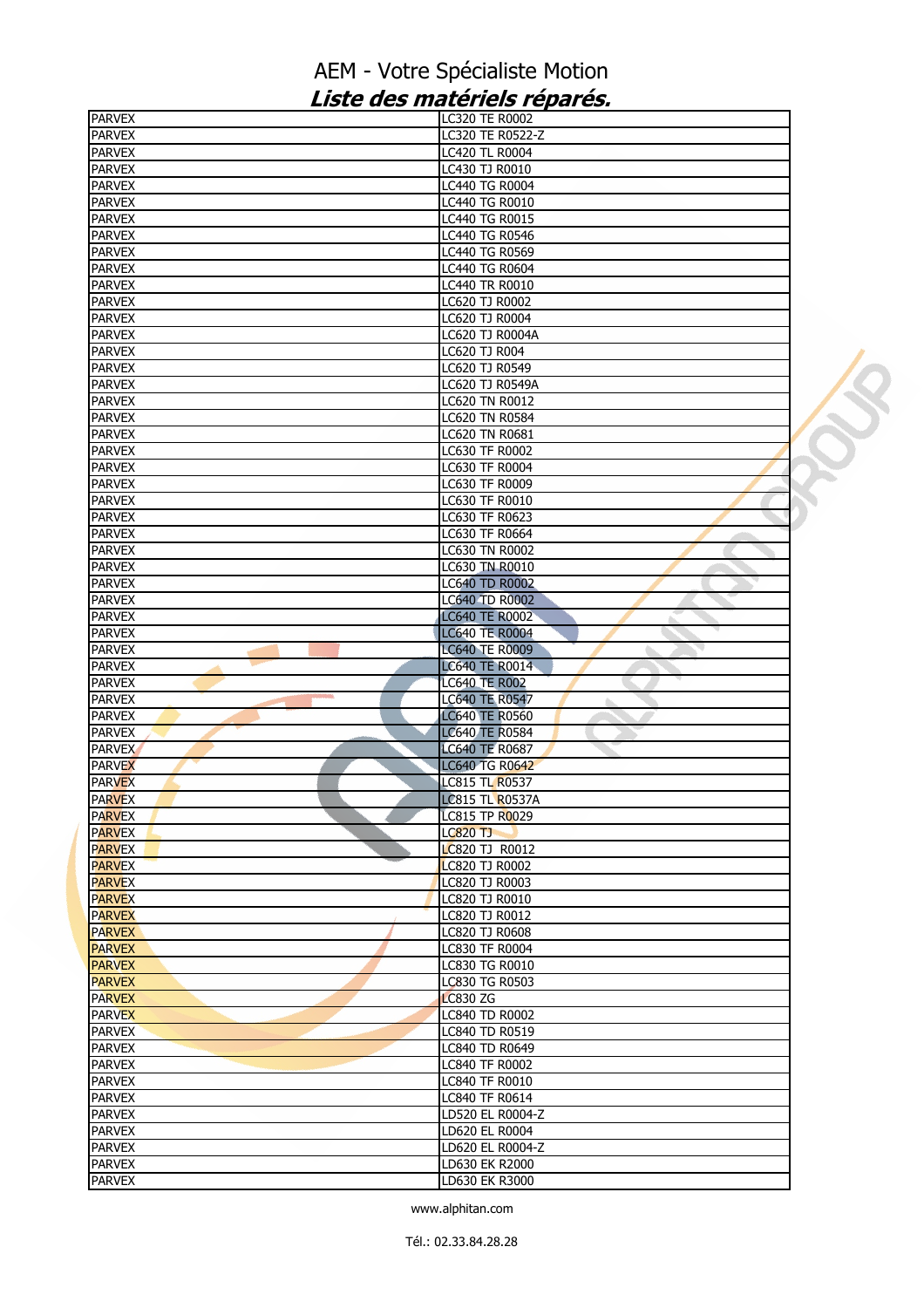# AEM - Votre Spécialiste Motion

## *Liste des matériels réparés.*

| | |
|---|---|
| PARVEX | LC320 TE R0002 |
| PARVEX | LC320 TE R0522-Z |
| PARVEX | LC420 TL R0004 |
| PARVEX | LC430 TJ R0010 |
| PARVEX | LC440 TG R0004 |
| PARVEX | LC440 TG R0010 |
| PARVEX | LC440 TG R0015 |
| PARVEX | LC440 TG R0546 |
| PARVEX | LC440 TG R0569 |
| PARVEX | LC440 TG R0604 |
| PARVEX | LC440 TR R0010 |
| PARVEX | LC620 TJ R0002 |
| PARVEX | LC620 TJ R0004 |
| PARVEX | LC620 TJ R0004A |
| PARVEX | LC620 TJ R004 |
| PARVEX | LC620 TJ R0549 |
| PARVEX | LC620 TJ R0549A |
| PARVEX | LC620 TN R0012 |
| PARVEX | LC620 TN R0584 |
| PARVEX | LC620 TN R0681 |
| PARVEX | LC630 TF R0002 |
| PARVEX | LC630 TF R0004 |
| PARVEX | LC630 TF R0009 |
| PARVEX | LC630 TF R0010 |
| PARVEX | LC630 TF R0623 |
| PARVEX | LC630 TF R0664 |
| PARVEX | LC630 TN R0002 |
| PARVEX | LC630 TN R0010 |
| PARVEX | LC640 TD R0002 |
| PARVEX | LC640 TD R0002 |
| PARVEX | LC640 TE R0002 |
| PARVEX | LC640 TE R0004 |
| PARVEX | LC640 TE R0009 |
| PARVEX | LC640 TE R0014 |
| PARVEX | LC640 TE R002 |
| PARVEX | LC640 TE R0547 |
| PARVEX | LC640 TE R0560 |
| PARVEX | LC640 TE R0584 |
| PARVEX | LC640 TE R0687 |
| PARVEX | LC640 TG R0642 |
| PARVEX | LC815 TL R0537 |
| PARVEX | LC815 TL R0537A |
| PARVEX | LC815 TP R0029 |
| PARVEX | LC820 TJ |
| PARVEX | LC820 TJ  R0012 |
| PARVEX | LC820 TJ R0002 |
| PARVEX | LC820 TJ R0003 |
| PARVEX | LC820 TJ R0010 |
| PARVEX | LC820 TJ R0012 |
| PARVEX | LC820 TJ R0608 |
| PARVEX | LC830 TF R0004 |
| PARVEX | LC830 TG R0010 |
| PARVEX | LC830 TG R0503 |
| PARVEX | LC830 ZG |
| PARVEX | LC840 TD R0002 |
| PARVEX | LC840 TD R0519 |
| PARVEX | LC840 TD R0649 |
| PARVEX | LC840 TF R0002 |
| PARVEX | LC840 TF R0010 |
| PARVEX | LC840 TF R0614 |
| PARVEX | LD520 EL R0004-Z |
| PARVEX | LD620 EL R0004 |
| PARVEX | LD620 EL R0004-Z |
| PARVEX | LD630 EK R2000 |
| PARVEX | LD630 EK R3000 |

www.alphitan.com

Tél.: 02.33.84.28.28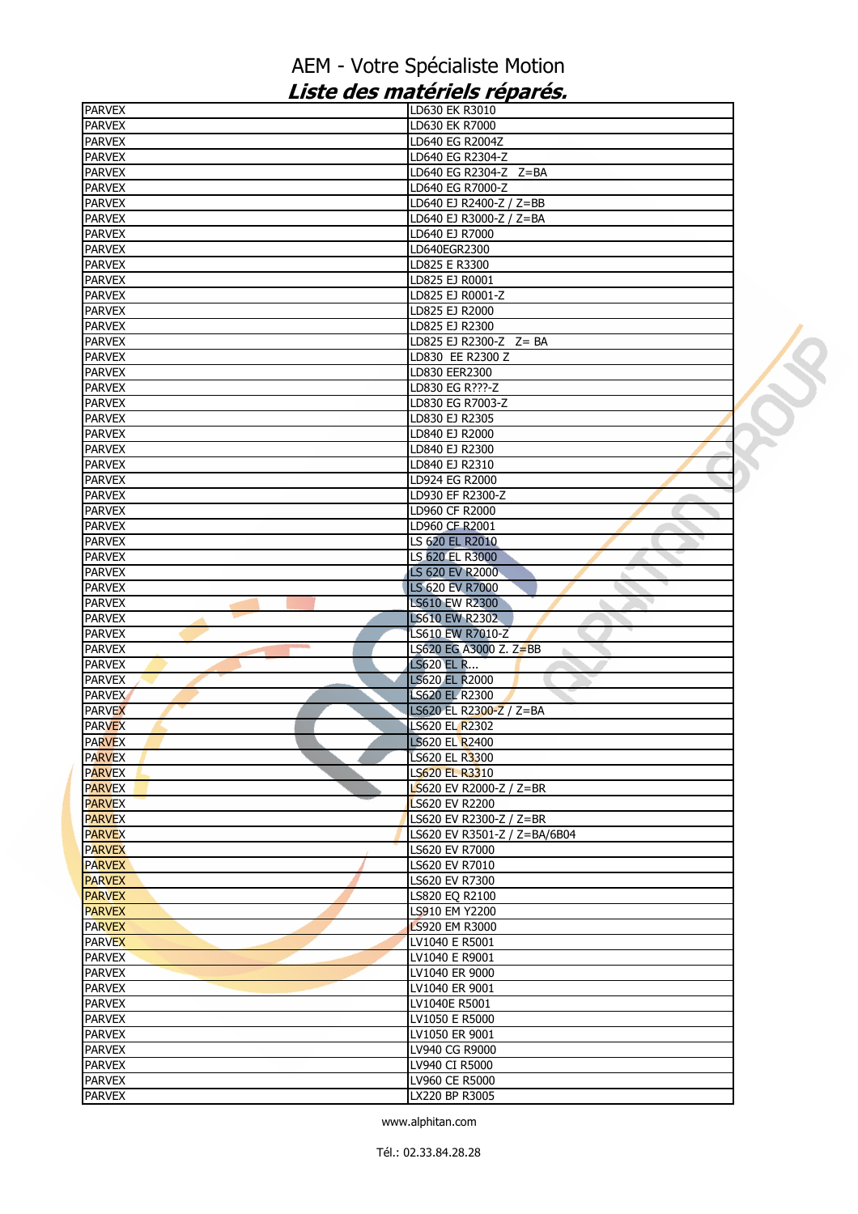# AEM - Votre Spécialiste Motion

## *Liste des matériels réparés.*

| | |
|---|---|
| PARVEX | LD630 EK R3010 |
| PARVEX | LD630 EK R7000 |
| PARVEX | LD640 EG R2004Z |
| PARVEX | LD640 EG R2304-Z |
| PARVEX | LD640 EG R2304-Z  Z=BA |
| PARVEX | LD640 EG R7000-Z |
| PARVEX | LD640 EJ R2400-Z / Z=BB |
| PARVEX | LD640 EJ R3000-Z / Z=BA |
| PARVEX | LD640 EJ R7000 |
| PARVEX | LD640EGR2300 |
| PARVEX | LD825 E R3300 |
| PARVEX | LD825 EJ R0001 |
| PARVEX | LD825 EJ R0001-Z |
| PARVEX | LD825 EJ R2000 |
| PARVEX | LD825 EJ R2300 |
| PARVEX | LD825 EJ R2300-Z  Z= BA |
| PARVEX | LD830  EE R2300 Z |
| PARVEX | LD830 EER2300 |
| PARVEX | LD830 EG R???-Z |
| PARVEX | LD830 EG R7003-Z |
| PARVEX | LD830 EJ R2305 |
| PARVEX | LD840 EJ R2000 |
| PARVEX | LD840 EJ R2300 |
| PARVEX | LD840 EJ R2310 |
| PARVEX | LD924 EG R2000 |
| PARVEX | LD930 EF R2300-Z |
| PARVEX | LD960 CF R2000 |
| PARVEX | LD960 CF R2001 |
| PARVEX | LS 620 EL R2010 |
| PARVEX | LS 620 EL R3000 |
| PARVEX | LS 620 EV R2000 |
| PARVEX | LS 620 EV R7000 |
| PARVEX | LS610 EW R2300 |
| PARVEX | LS610 EW R2302 |
| PARVEX | LS610 EW R7010-Z |
| PARVEX | LS620 EG A3000 Z. Z=BB |
| PARVEX | LS620 EL R... |
| PARVEX | LS620 EL R2000 |
| PARVEX | LS620 EL R2300 |
| PARVEX | LS620 EL R2300-Z / Z=BA |
| PARVEX | LS620 EL R2302 |
| PARVEX | LS620 EL R2400 |
| PARVEX | LS620 EL R3300 |
| PARVEX | LS620 EL R3310 |
| PARVEX | LS620 EV R2000-Z / Z=BR |
| PARVEX | LS620 EV R2200 |
| PARVEX | LS620 EV R2300-Z / Z=BR |
| PARVEX | LS620 EV R3501-Z / Z=BA/6B04 |
| PARVEX | LS620 EV R7000 |
| PARVEX | LS620 EV R7010 |
| PARVEX | LS620 EV R7300 |
| PARVEX | LS820 EQ R2100 |
| PARVEX | LS910 EM Y2200 |
| PARVEX | LS920 EM R3000 |
| PARVEX | LV1040 E R5001 |
| PARVEX | LV1040 E R9001 |
| PARVEX | LV1040 ER 9000 |
| PARVEX | LV1040 ER 9001 |
| PARVEX | LV1040E R5001 |
| PARVEX | LV1050 E R5000 |
| PARVEX | LV1050 ER 9001 |
| PARVEX | LV940 CG R9000 |
| PARVEX | LV940 CI R5000 |
| PARVEX | LV960 CE R5000 |
| PARVEX | LX220 BP R3005 |

www.alphitan.com

Tél.: 02.33.84.28.28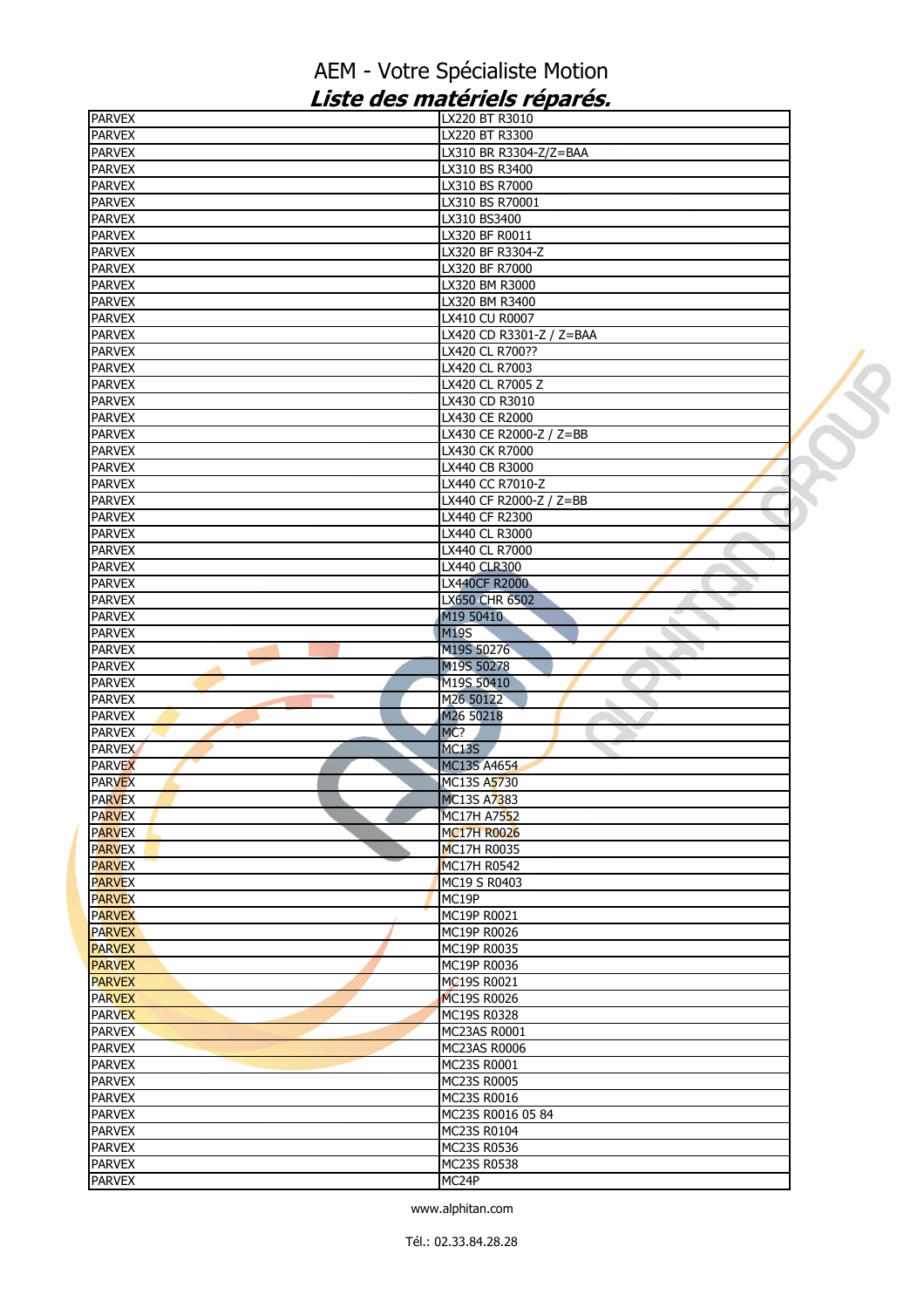# AEM - Votre Spécialiste Motion

## *Liste des matériels réparés.*

| PARVEX | LX220 BT R3010 |
|---|---|
| PARVEX | LX220 BT R3300 |
| PARVEX | LX310 BR R3304-Z/Z=BAA |
| PARVEX | LX310 BS R3400 |
| PARVEX | LX310 BS R7000 |
| PARVEX | LX310 BS R70001 |
| PARVEX | LX310 BS3400 |
| PARVEX | LX320 BF R0011 |
| PARVEX | LX320 BF R3304-Z |
| PARVEX | LX320 BF R7000 |
| PARVEX | LX320 BM R3000 |
| PARVEX | LX320 BM R3400 |
| PARVEX | LX410 CU R0007 |
| PARVEX | LX420 CD R3301-Z / Z=BAA |
| PARVEX | LX420 CL R700?? |
| PARVEX | LX420 CL R7003 |
| PARVEX | LX420 CL R7005 Z |
| PARVEX | LX430 CD R3010 |
| PARVEX | LX430 CE R2000 |
| PARVEX | LX430 CE R2000-Z / Z=BB |
| PARVEX | LX430 CK R7000 |
| PARVEX | LX440 CB R3000 |
| PARVEX | LX440 CC R7010-Z |
| PARVEX | LX440 CF R2000-Z / Z=BB |
| PARVEX | LX440 CF R2300 |
| PARVEX | LX440 CL R3000 |
| PARVEX | LX440 CL R7000 |
| PARVEX | LX440 CLR300 |
| PARVEX | LX440CF R2000 |
| PARVEX | LX650 CHR 6502 |
| PARVEX | M19 50410 |
| PARVEX | M19S |
| PARVEX | M19S 50276 |
| PARVEX | M19S 50278 |
| PARVEX | M19S 50410 |
| PARVEX | M26 50122 |
| PARVEX | M26 50218 |
| PARVEX | MC? |
| PARVEX | MC13S |
| PARVEX | MC13S A4654 |
| PARVEX | MC13S A5730 |
| PARVEX | MC13S A7383 |
| PARVEX | MC17H A7552 |
| PARVEX | MC17H R0026 |
| PARVEX | MC17H R0035 |
| PARVEX | MC17H R0542 |
| PARVEX | MC19 S R0403 |
| PARVEX | MC19P |
| PARVEX | MC19P R0021 |
| PARVEX | MC19P R0026 |
| PARVEX | MC19P R0035 |
| PARVEX | MC19P R0036 |
| PARVEX | MC19S R0021 |
| PARVEX | MC19S R0026 |
| PARVEX | MC19S R0328 |
| PARVEX | MC23AS R0001 |
| PARVEX | MC23AS R0006 |
| PARVEX | MC23S R0001 |
| PARVEX | MC23S R0005 |
| PARVEX | MC23S R0016 |
| PARVEX | MC23S R0016 05 84 |
| PARVEX | MC23S R0104 |
| PARVEX | MC23S R0536 |
| PARVEX | MC23S R0538 |
| PARVEX | MC24P |

www.alphitan.com

Tél.: 02.33.84.28.28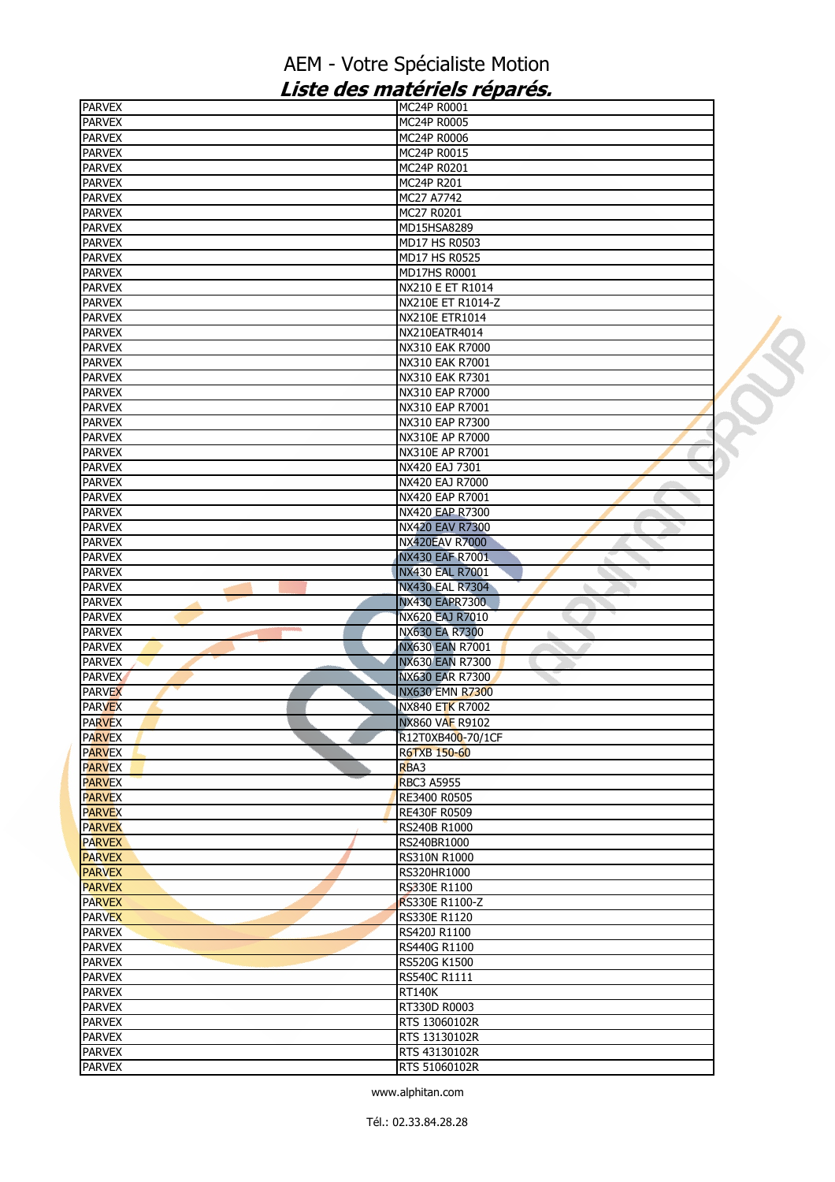# AEM - Votre Spécialiste Motion

## *Liste des matériels réparés.*

| | |
|---|---|
| PARVEX | MC24P R0001 |
| PARVEX | MC24P R0005 |
| PARVEX | MC24P R0006 |
| PARVEX | MC24P R0015 |
| PARVEX | MC24P R0201 |
| PARVEX | MC24P R201 |
| PARVEX | MC27 A7742 |
| PARVEX | MC27 R0201 |
| PARVEX | MD15HSA8289 |
| PARVEX | MD17 HS R0503 |
| PARVEX | MD17 HS R0525 |
| PARVEX | MD17HS R0001 |
| PARVEX | NX210 E ET R1014 |
| PARVEX | NX210E ET R1014-Z |
| PARVEX | NX210E ETR1014 |
| PARVEX | NX210EATR4014 |
| PARVEX | NX310 EAK R7000 |
| PARVEX | NX310 EAK R7001 |
| PARVEX | NX310 EAK R7301 |
| PARVEX | NX310 EAP R7000 |
| PARVEX | NX310 EAP R7001 |
| PARVEX | NX310 EAP R7300 |
| PARVEX | NX310E AP R7000 |
| PARVEX | NX310E AP R7001 |
| PARVEX | NX420 EAJ 7301 |
| PARVEX | NX420 EAJ R7000 |
| PARVEX | NX420 EAP R7001 |
| PARVEX | NX420 EAP R7300 |
| PARVEX | NX420 EAV R7300 |
| PARVEX | NX420EAV R7000 |
| PARVEX | NX430 EAF R7001 |
| PARVEX | NX430 EAL R7001 |
| PARVEX | NX430 EAL R7304 |
| PARVEX | NX430 EAPR7300 |
| PARVEX | NX620 EAJ R7010 |
| PARVEX | NX630 EA R7300 |
| PARVEX | NX630 EAN R7001 |
| PARVEX | NX630 EAN R7300 |
| PARVEX | NX630 EAR R7300 |
| PARVEX | NX630 EMN R7300 |
| PARVEX | NX840 ETK R7002 |
| PARVEX | NX860 VAF R9102 |
| PARVEX | R12T0XB400-70/1CF |
| PARVEX | R6TXB 150-60 |
| PARVEX | RBA3 |
| PARVEX | RBC3 A5955 |
| PARVEX | RE3400 R0505 |
| PARVEX | RE430F R0509 |
| PARVEX | RS240B R1000 |
| PARVEX | RS240BR1000 |
| PARVEX | RS310N R1000 |
| PARVEX | RS320HR1000 |
| PARVEX | RS330E R1100 |
| PARVEX | RS330E R1100-Z |
| PARVEX | RS330E R1120 |
| PARVEX | RS420J R1100 |
| PARVEX | RS440G R1100 |
| PARVEX | RS520G K1500 |
| PARVEX | RS540C R1111 |
| PARVEX | RT140K |
| PARVEX | RT330D R0003 |
| PARVEX | RTS 13060102R |
| PARVEX | RTS 13130102R |
| PARVEX | RTS 43130102R |
| PARVEX | RTS 51060102R |

www.alphitan.com

Tél.: 02.33.84.28.28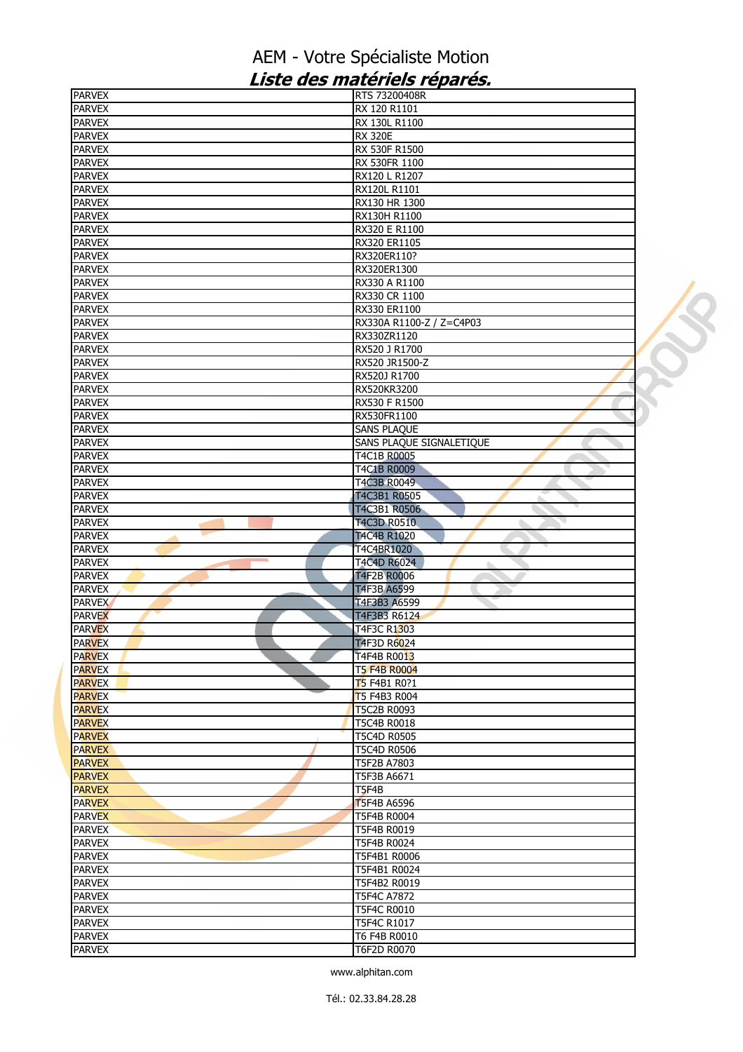# AEM - Votre Spécialiste Motion

## *Liste des matériels réparés.*

| | |
|---|---|
| PARVEX | RTS 73200408R |
| PARVEX | RX 120 R1101 |
| PARVEX | RX 130L R1100 |
| PARVEX | RX 320E |
| PARVEX | RX 530F R1500 |
| PARVEX | RX 530FR 1100 |
| PARVEX | RX120 L R1207 |
| PARVEX | RX120L R1101 |
| PARVEX | RX130 HR 1300 |
| PARVEX | RX130H R1100 |
| PARVEX | RX320 E R1100 |
| PARVEX | RX320 ER1105 |
| PARVEX | RX320ER110? |
| PARVEX | RX320ER1300 |
| PARVEX | RX330 A R1100 |
| PARVEX | RX330 CR 1100 |
| PARVEX | RX330 ER1100 |
| PARVEX | RX330A R1100-Z / Z=C4P03 |
| PARVEX | RX330ZR1120 |
| PARVEX | RX520 J R1700 |
| PARVEX | RX520 JR1500-Z |
| PARVEX | RX520J R1700 |
| PARVEX | RX520KR3200 |
| PARVEX | RX530 F R1500 |
| PARVEX | RX530FR1100 |
| PARVEX | SANS PLAQUE |
| PARVEX | SANS PLAQUE SIGNALETIQUE |
| PARVEX | T4C1B R0005 |
| PARVEX | T4C1B R0009 |
| PARVEX | T4C3B R0049 |
| PARVEX | T4C3B1 R0505 |
| PARVEX | T4C3B1 R0506 |
| PARVEX | T4C3D R0510 |
| PARVEX | T4C4B R1020 |
| PARVEX | T4C4BR1020 |
| PARVEX | T4C4D R6024 |
| PARVEX | T4F2B R0006 |
| PARVEX | T4F3B A6599 |
| PARVEX | T4F3B3 A6599 |
| PARVEX | T4F3B3 R6124 |
| PARVEX | T4F3C R1303 |
| PARVEX | T4F3D R6024 |
| PARVEX | T4F4B R0013 |
| PARVEX | T5 F4B R0004 |
| PARVEX | T5 F4B1 R0?1 |
| PARVEX | T5 F4B3 R004 |
| PARVEX | T5C2B R0093 |
| PARVEX | T5C4B R0018 |
| PARVEX | T5C4D R0505 |
| PARVEX | T5C4D R0506 |
| PARVEX | T5F2B A7803 |
| PARVEX | T5F3B A6671 |
| PARVEX | T5F4B |
| PARVEX | T5F4B A6596 |
| PARVEX | T5F4B R0004 |
| PARVEX | T5F4B R0019 |
| PARVEX | T5F4B R0024 |
| PARVEX | T5F4B1 R0006 |
| PARVEX | T5F4B1 R0024 |
| PARVEX | T5F4B2 R0019 |
| PARVEX | T5F4C A7872 |
| PARVEX | T5F4C R0010 |
| PARVEX | T5F4C R1017 |
| PARVEX | T6 F4B R0010 |
| PARVEX | T6F2D R0070 |

www.alphitan.com

Tél.: 02.33.84.28.28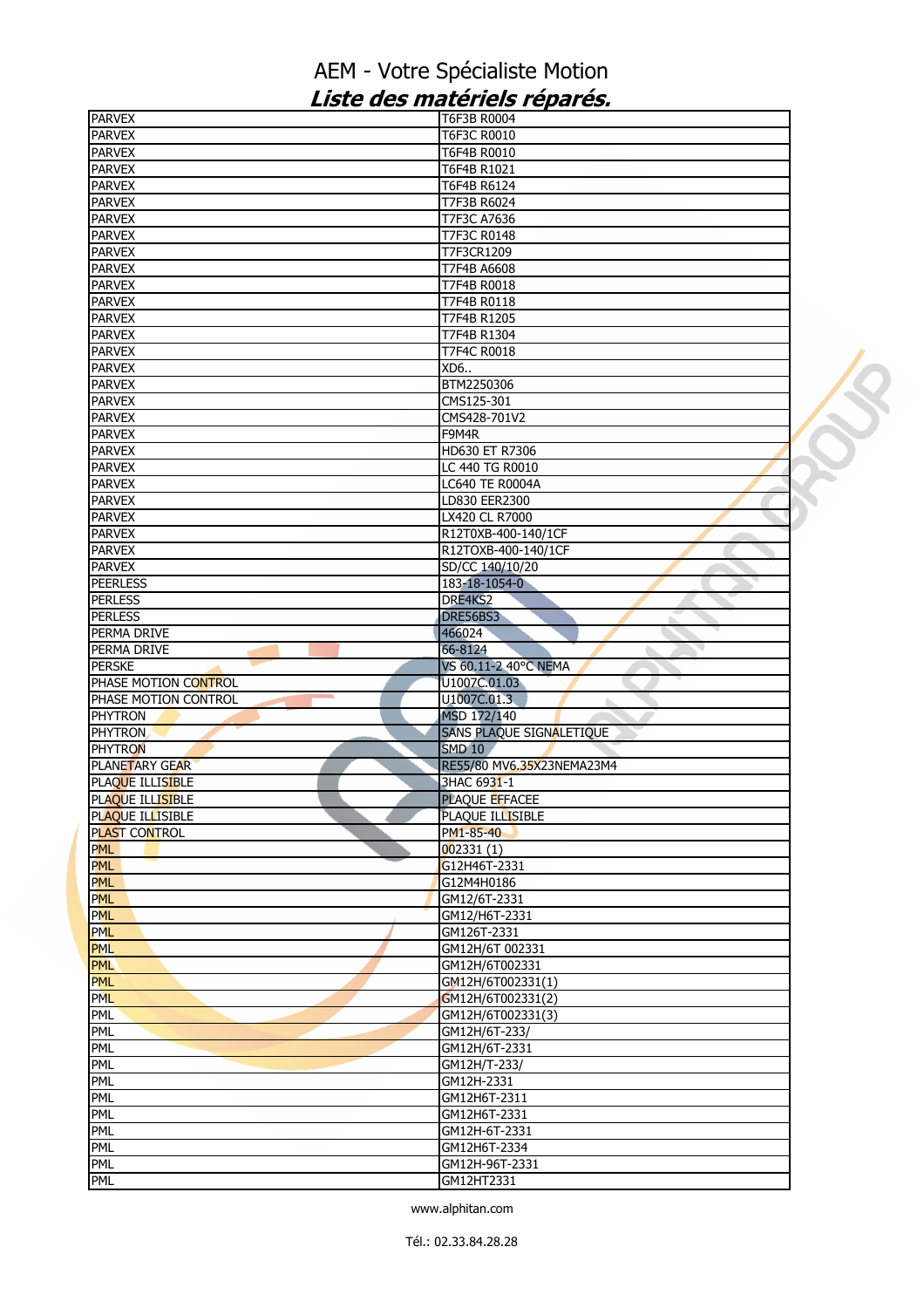# AEM - Votre Spécialiste Motion

## *Liste des matériels réparés.*

| | |
|---|---|
| PARVEX | T6F3B R0004 |
| PARVEX | T6F3C R0010 |
| PARVEX | T6F4B R0010 |
| PARVEX | T6F4B R1021 |
| PARVEX | T6F4B R6124 |
| PARVEX | T7F3B R6024 |
| PARVEX | T7F3C A7636 |
| PARVEX | T7F3C R0148 |
| PARVEX | T7F3CR1209 |
| PARVEX | T7F4B A6608 |
| PARVEX | T7F4B R0018 |
| PARVEX | T7F4B R0118 |
| PARVEX | T7F4B R1205 |
| PARVEX | T7F4B R1304 |
| PARVEX | T7F4C R0018 |
| PARVEX | XD6.. |
| PARVEX | BTM2250306 |
| PARVEX | CMS125-301 |
| PARVEX | CMS428-701V2 |
| PARVEX | F9M4R |
| PARVEX | HD630 ET R7306 |
| PARVEX | LC 440 TG R0010 |
| PARVEX | LC640 TE R0004A |
| PARVEX | LD830 EER2300 |
| PARVEX | LX420 CL R7000 |
| PARVEX | R12T0XB-400-140/1CF |
| PARVEX | R12TOXB-400-140/1CF |
| PARVEX | SD/CC 140/10/20 |
| PEERLESS | 183-18-1054-0 |
| PERLESS | DRE4KS2 |
| PERLESS | DRE56BS3 |
| PERMA DRIVE | 466024 |
| PERMA DRIVE | 66-8124 |
| PERSKE | VS 60.11-2 40°C NEMA |
| PHASE MOTION CONTROL | U1007C.01.03 |
| PHASE MOTION CONTROL | U1007C.01.3 |
| PHYTRON | MSD 172/140 |
| PHYTRON | SANS PLAQUE SIGNALETIQUE |
| PHYTRON | SMD 10 |
| PLANETARY GEAR | RE55/80 MV6.35X23NEMA23M4 |
| PLAQUE ILLISIBLE | 3HAC 6931-1 |
| PLAQUE ILLISIBLE | PLAQUE EFFACEE |
| PLAQUE ILLISIBLE | PLAQUE ILLISIBLE |
| PLAST CONTROL | PM1-85-40 |
| PML | 002331 (1) |
| PML | G12H46T-2331 |
| PML | G12M4H0186 |
| PML | GM12/6T-2331 |
| PML | GM12/H6T-2331 |
| PML | GM126T-2331 |
| PML | GM12H/6T 002331 |
| PML | GM12H/6T002331 |
| PML | GM12H/6T002331(1) |
| PML | GM12H/6T002331(2) |
| PML | GM12H/6T002331(3) |
| PML | GM12H/6T-233/ |
| PML | GM12H/6T-2331 |
| PML | GM12H/T-233/ |
| PML | GM12H-2331 |
| PML | GM12H6T-2311 |
| PML | GM12H6T-2331 |
| PML | GM12H-6T-2331 |
| PML | GM12H6T-2334 |
| PML | GM12H-96T-2331 |
| PML | GM12HT2331 |

www.alphitan.com

Tél.: 02.33.84.28.28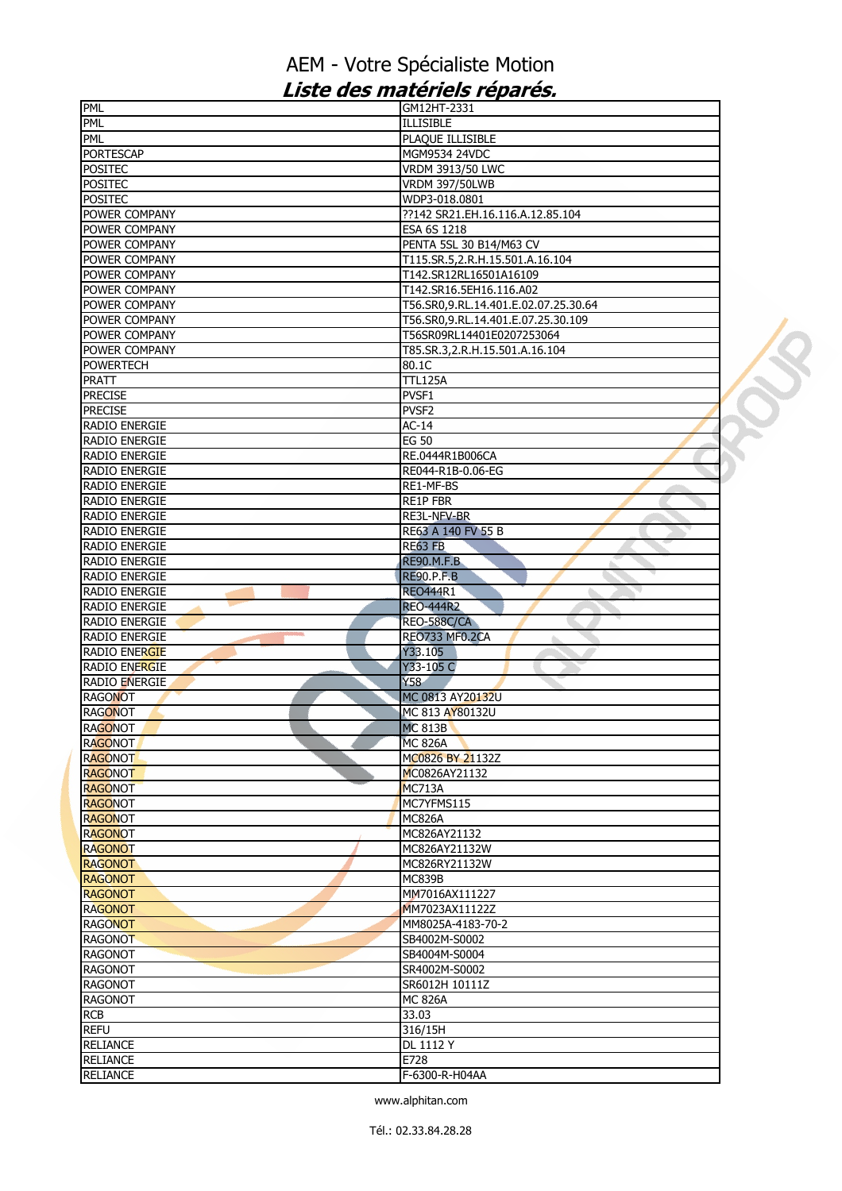# AEM - Votre Spécialiste Motion

## *Liste des matériels réparés.*

| | |
|---|---|
| PML | GM12HT-2331 |
| PML | ILLISIBLE |
| PML | PLAQUE ILLISIBLE |
| PORTESCAP | MGM9534 24VDC |
| POSITEC | VRDM 3913/50 LWC |
| POSITEC | VRDM 397/50LWB |
| POSITEC | WDP3-018.0801 |
| POWER COMPANY | ??142 SR21.EH.16.116.A.12.85.104 |
| POWER COMPANY | ESA 6S 1218 |
| POWER COMPANY | PENTA 5SL 30 B14/M63 CV |
| POWER COMPANY | T115.SR.5,2.R.H.15.501.A.16.104 |
| POWER COMPANY | T142.SR12RL16501A16109 |
| POWER COMPANY | T142.SR16.5EH16.116.A02 |
| POWER COMPANY | T56.SR0,9.RL.14.401.E.02.07.25.30.64 |
| POWER COMPANY | T56.SR0,9.RL.14.401.E.07.25.30.109 |
| POWER COMPANY | T56SR09RL14401E0207253064 |
| POWER COMPANY | T85.SR.3,2.R.H.15.501.A.16.104 |
| POWERTECH | 80.1C |
| PRATT | TTL125A |
| PRECISE | PVSF1 |
| PRECISE | PVSF2 |
| RADIO ENERGIE | AC-14 |
| RADIO ENERGIE | EG 50 |
| RADIO ENERGIE | RE.0444R1B006CA |
| RADIO ENERGIE | RE044-R1B-0.06-EG |
| RADIO ENERGIE | RE1-MF-BS |
| RADIO ENERGIE | RE1P FBR |
| RADIO ENERGIE | RE3L-NFV-BR |
| RADIO ENERGIE | RE63 A 140 FV 55 B |
| RADIO ENERGIE | RE63 FB |
| RADIO ENERGIE | RE90.M.F.B |
| RADIO ENERGIE | RE90.P.F.B |
| RADIO ENERGIE | REO444R1 |
| RADIO ENERGIE | REO-444R2 |
| RADIO ENERGIE | REO-588C/CA |
| RADIO ENERGIE | REO733 MF0.2CA |
| RADIO ENERGIE | Y33.105 |
| RADIO ENERGIE | Y33-105 C |
| RADIO ENERGIE | Y58 |
| RAGONOT | MC 0813 AY20132U |
| RAGONOT | MC 813 AY80132U |
| RAGONOT | MC 813B |
| RAGONOT | MC 826A |
| RAGONOT | MC0826 BY 21132Z |
| RAGONOT | MC0826AY21132 |
| RAGONOT | MC713A |
| RAGONOT | MC7YFMS115 |
| RAGONOT | MC826A |
| RAGONOT | MC826AY21132 |
| RAGONOT | MC826AY21132W |
| RAGONOT | MC826RY21132W |
| RAGONOT | MC839B |
| RAGONOT | MM7016AX111227 |
| RAGONOT | MM7023AX11122Z |
| RAGONOT | MM8025A-4183-70-2 |
| RAGONOT | SB4002M-S0002 |
| RAGONOT | SB4004M-S0004 |
| RAGONOT | SR4002M-S0002 |
| RAGONOT | SR6012H 10111Z |
| RAGONOT | MC 826A |
| RCB | 33.03 |
| REFU | 316/15H |
| RELIANCE | DL 1112 Y |
| RELIANCE | E728 |
| RELIANCE | F-6300-R-H04AA |

www.alphitan.com

Tél.: 02.33.84.28.28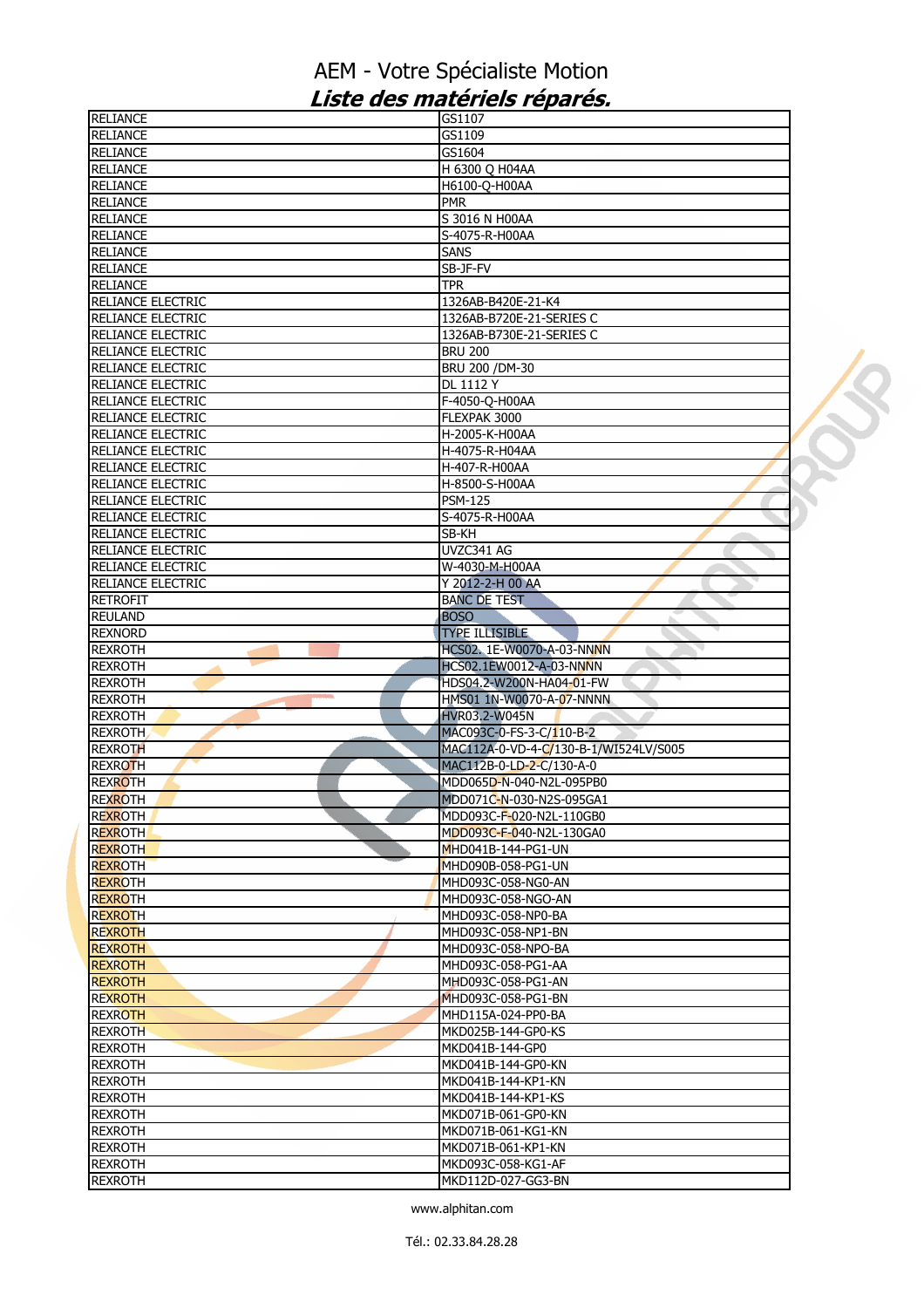# AEM - Votre Spécialiste Motion

## *Liste des matériels réparés.*

| | |
|---|---|
| RELIANCE | GS1107 |
| RELIANCE | GS1109 |
| RELIANCE | GS1604 |
| RELIANCE | H 6300 Q H04AA |
| RELIANCE | H6100-Q-H00AA |
| RELIANCE | PMR |
| RELIANCE | S 3016 N H00AA |
| RELIANCE | S-4075-R-H00AA |
| RELIANCE | SANS |
| RELIANCE | SB-JF-FV |
| RELIANCE | TPR |
| RELIANCE ELECTRIC | 1326AB-B420E-21-K4 |
| RELIANCE ELECTRIC | 1326AB-B720E-21-SERIES C |
| RELIANCE ELECTRIC | 1326AB-B730E-21-SERIES C |
| RELIANCE ELECTRIC | BRU 200 |
| RELIANCE ELECTRIC | BRU 200 /DM-30 |
| RELIANCE ELECTRIC | DL 1112 Y |
| RELIANCE ELECTRIC | F-4050-Q-H00AA |
| RELIANCE ELECTRIC | FLEXPAK 3000 |
| RELIANCE ELECTRIC | H-2005-K-H00AA |
| RELIANCE ELECTRIC | H-4075-R-H04AA |
| RELIANCE ELECTRIC | H-407-R-H00AA |
| RELIANCE ELECTRIC | H-8500-S-H00AA |
| RELIANCE ELECTRIC | PSM-125 |
| RELIANCE ELECTRIC | S-4075-R-H00AA |
| RELIANCE ELECTRIC | SB-KH |
| RELIANCE ELECTRIC | UVZC341 AG |
| RELIANCE ELECTRIC | W-4030-M-H00AA |
| RELIANCE ELECTRIC | Y 2012-2-H 00 AA |
| RETROFIT | BANC DE TEST |
| REULAND | BOSO |
| REXNORD | TYPE ILLISIBLE |
| REXROTH | HCS02. 1E-W0070-A-03-NNNN |
| REXROTH | HCS02.1EW0012-A-03-NNNN |
| REXROTH | HDS04.2-W200N-HA04-01-FW |
| REXROTH | HMS01 1N-W0070-A-07-NNNN |
| REXROTH | HVR03.2-W045N |
| REXROTH | MAC093C-0-FS-3-C/110-B-2 |
| REXROTH | MAC112A-0-VD-4-C/130-B-1/WI524LV/S005 |
| REXROTH | MAC112B-0-LD-2-C/130-A-0 |
| REXROTH | MDD065D-N-040-N2L-095PB0 |
| REXROTH | MDD071C-N-030-N2S-095GA1 |
| REXROTH | MDD093C-F-020-N2L-110GB0 |
| REXROTH | MDD093C-F-040-N2L-130GA0 |
| REXROTH | MHD041B-144-PG1-UN |
| REXROTH | MHD090B-058-PG1-UN |
| REXROTH | MHD093C-058-NG0-AN |
| REXROTH | MHD093C-058-NGO-AN |
| REXROTH | MHD093C-058-NP0-BA |
| REXROTH | MHD093C-058-NP1-BN |
| REXROTH | MHD093C-058-NPO-BA |
| REXROTH | MHD093C-058-PG1-AA |
| REXROTH | MHD093C-058-PG1-AN |
| REXROTH | MHD093C-058-PG1-BN |
| REXROTH | MHD115A-024-PP0-BA |
| REXROTH | MKD025B-144-GP0-KS |
| REXROTH | MKD041B-144-GP0 |
| REXROTH | MKD041B-144-GP0-KN |
| REXROTH | MKD041B-144-KP1-KN |
| REXROTH | MKD041B-144-KP1-KS |
| REXROTH | MKD071B-061-GP0-KN |
| REXROTH | MKD071B-061-KG1-KN |
| REXROTH | MKD071B-061-KP1-KN |
| REXROTH | MKD093C-058-KG1-AF |
| REXROTH | MKD112D-027-GG3-BN |

www.alphitan.com

Tél.: 02.33.84.28.28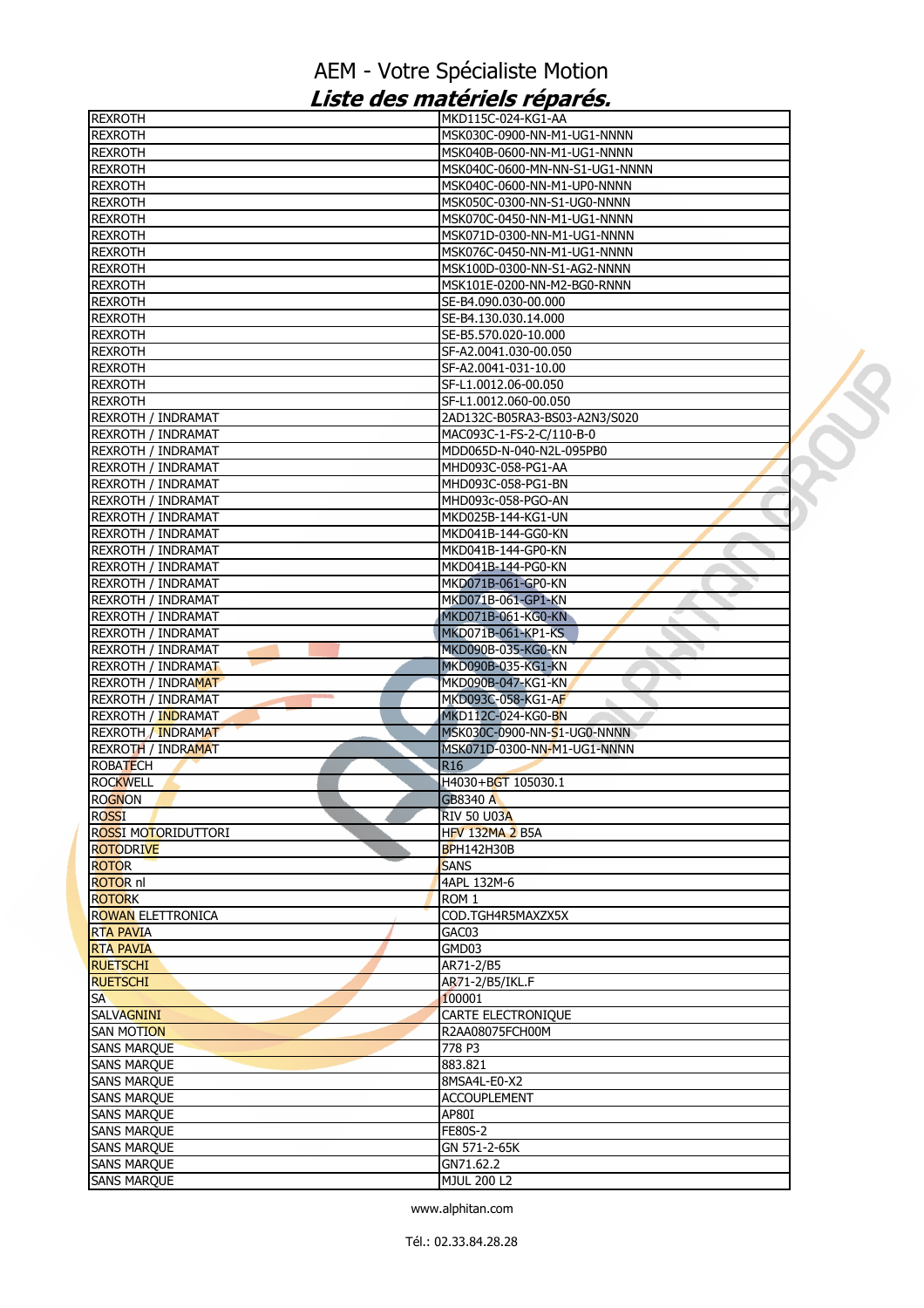# AEM - Votre Spécialiste Motion

## *Liste des matériels réparés.*

| | |
|---|---|
| REXROTH | MKD115C-024-KG1-AA |
| REXROTH | MSK030C-0900-NN-M1-UG1-NNNN |
| REXROTH | MSK040B-0600-NN-M1-UG1-NNNN |
| REXROTH | MSK040C-0600-MN-NN-S1-UG1-NNNN |
| REXROTH | MSK040C-0600-NN-M1-UP0-NNNN |
| REXROTH | MSK050C-0300-NN-S1-UG0-NNNN |
| REXROTH | MSK070C-0450-NN-M1-UG1-NNNN |
| REXROTH | MSK071D-0300-NN-M1-UG1-NNNN |
| REXROTH | MSK076C-0450-NN-M1-UG1-NNNN |
| REXROTH | MSK100D-0300-NN-S1-AG2-NNNN |
| REXROTH | MSK101E-0200-NN-M2-BG0-RNNN |
| REXROTH | SE-B4.090.030-00.000 |
| REXROTH | SE-B4.130.030.14.000 |
| REXROTH | SE-B5.570.020-10.000 |
| REXROTH | SF-A2.0041.030-00.050 |
| REXROTH | SF-A2.0041-031-10.00 |
| REXROTH | SF-L1.0012.06-00.050 |
| REXROTH | SF-L1.0012.060-00.050 |
| REXROTH / INDRAMAT | 2AD132C-B05RA3-BS03-A2N3/S020 |
| REXROTH / INDRAMAT | MAC093C-1-FS-2-C/110-B-0 |
| REXROTH / INDRAMAT | MDD065D-N-040-N2L-095PB0 |
| REXROTH / INDRAMAT | MHD093C-058-PG1-AA |
| REXROTH / INDRAMAT | MHD093C-058-PG1-BN |
| REXROTH / INDRAMAT | MHD093c-058-PGO-AN |
| REXROTH / INDRAMAT | MKD025B-144-KG1-UN |
| REXROTH / INDRAMAT | MKD041B-144-GG0-KN |
| REXROTH / INDRAMAT | MKD041B-144-GP0-KN |
| REXROTH / INDRAMAT | MKD041B-144-PG0-KN |
| REXROTH / INDRAMAT | MKD071B-061-GP0-KN |
| REXROTH / INDRAMAT | MKD071B-061-GP1-KN |
| REXROTH / INDRAMAT | MKD071B-061-KG0-KN |
| REXROTH / INDRAMAT | MKD071B-061-KP1-KS |
| REXROTH / INDRAMAT | MKD090B-035-KG0-KN |
| REXROTH / INDRAMAT | MKD090B-035-KG1-KN |
| REXROTH / INDRAMAT | MKD090B-047-KG1-KN |
| REXROTH / INDRAMAT | MKD093C-058-KG1-AF |
| REXROTH / INDRAMAT | MKD112C-024-KG0-BN |
| REXROTH / INDRAMAT | MSK030C-0900-NN-S1-UG0-NNNN |
| REXROTH / INDRAMAT | MSK071D-0300-NN-M1-UG1-NNNN |
| ROBATECH | R16 |
| ROCKWELL | H4030+BGT 105030.1 |
| ROGNON | GB8340 A |
| ROSSI | RIV 50 U03A |
| ROSSI MOTORIDUTTORI | HFV 132MA 2 B5A |
| ROTODRIVE | BPH142H30B |
| ROTOR | SANS |
| ROTOR nl | 4APL 132M-6 |
| ROTORK | ROM 1 |
| ROWAN ELETTRONICA | COD.TGH4R5MAXZX5X |
| RTA PAVIA | GAC03 |
| RTA PAVIA | GMD03 |
| RUETSCHI | AR71-2/B5 |
| RUETSCHI | AR71-2/B5/IKL.F |
| SA | 100001 |
| SALVAGNINI | CARTE ELECTRONIQUE |
| SAN MOTION | R2AA08075FCH00M |
| SANS MARQUE | 778 P3 |
| SANS MARQUE | 883.821 |
| SANS MARQUE | 8MSA4L-E0-X2 |
| SANS MARQUE | ACCOUPLEMENT |
| SANS MARQUE | AP80I |
| SANS MARQUE | FE80S-2 |
| SANS MARQUE | GN 571-2-65K |
| SANS MARQUE | GN71.62.2 |
| SANS MARQUE | MJUL 200 L2 |

www.alphitan.com

Tél.: 02.33.84.28.28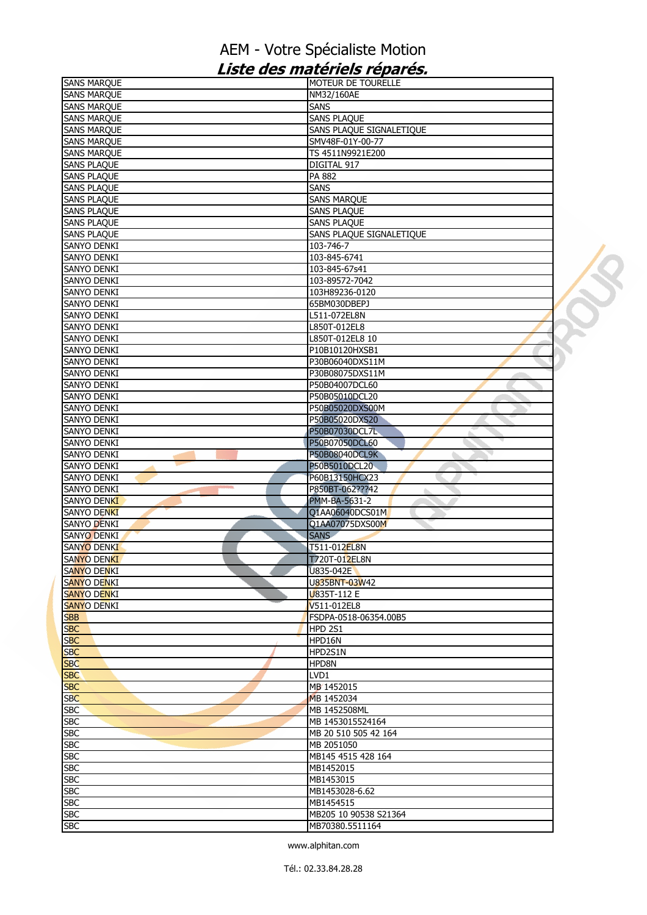# AEM - Votre Spécialiste Motion

## *Liste des matériels réparés.*

| | |
|---|---|
| SANS MARQUE | MOTEUR DE TOURELLE |
| SANS MARQUE | NM32/160AE |
| SANS MARQUE | SANS |
| SANS MARQUE | SANS PLAQUE |
| SANS MARQUE | SANS PLAQUE SIGNALETIQUE |
| SANS MARQUE | SMV48F-01Y-00-77 |
| SANS MARQUE | TS 4511N9921E200 |
| SANS PLAQUE | DIGITAL 917 |
| SANS PLAQUE | PA 882 |
| SANS PLAQUE | SANS |
| SANS PLAQUE | SANS MARQUE |
| SANS PLAQUE | SANS PLAQUE |
| SANS PLAQUE | SANS PLAQUE |
| SANS PLAQUE | SANS PLAQUE SIGNALETIQUE |
| SANYO DENKI | 103-746-7 |
| SANYO DENKI | 103-845-6741 |
| SANYO DENKI | 103-845-67s41 |
| SANYO DENKI | 103-89572-7042 |
| SANYO DENKI | 103H89236-0120 |
| SANYO DENKI | 65BM030DBEPJ |
| SANYO DENKI | L511-072EL8N |
| SANYO DENKI | L850T-012EL8 |
| SANYO DENKI | L850T-012EL8 10 |
| SANYO DENKI | P10B10120HXSB1 |
| SANYO DENKI | P30B06040DXS11M |
| SANYO DENKI | P30B08075DXS11M |
| SANYO DENKI | P50B04007DCL60 |
| SANYO DENKI | P50B05010DCL20 |
| SANYO DENKI | P50B05020DXS00M |
| SANYO DENKI | P50B05020DXS20 |
| SANYO DENKI | P50B07030DCL7L |
| SANYO DENKI | P50B07050DCL60 |
| SANYO DENKI | P50B08040DCL9K |
| SANYO DENKI | P50B5010DCL20 |
| SANYO DENKI | P60B13150HCX23 |
| SANYO DENKI | P850BT-062???42 |
| SANYO DENKI | PMM-BA-5631-2 |
| SANYO DENKI | Q1AA06040DCS01M |
| SANYO DENKI | Q1AA07075DXS00M |
| SANYO DENKI | SANS |
| SANYO DENKI | T511-012EL8N |
| SANYO DENKI | T720T-012EL8N |
| SANYO DENKI | U835-042E |
| SANYO DENKI | U835BNT-03W42 |
| SANYO DENKI | U835T-112 E |
| SANYO DENKI | V511-012EL8 |
| SBB | FSDPA-0518-06354.00B5 |
| SBC | HPD 2S1 |
| SBC | HPD16N |
| SBC | HPD2S1N |
| SBC | HPD8N |
| SBC | LVD1 |
| SBC | MB 1452015 |
| SBC | MB 1452034 |
| SBC | MB 1452508ML |
| SBC | MB 1453015524164 |
| SBC | MB 20 510 505 42 164 |
| SBC | MB 2051050 |
| SBC | MB145 4515 428 164 |
| SBC | MB1452015 |
| SBC | MB1453015 |
| SBC | MB1453028-6.62 |
| SBC | MB1454515 |
| SBC | MB205 10 90538 S21364 |
| SBC | MB70380.5511164 |

www.alphitan.com

Tél.: 02.33.84.28.28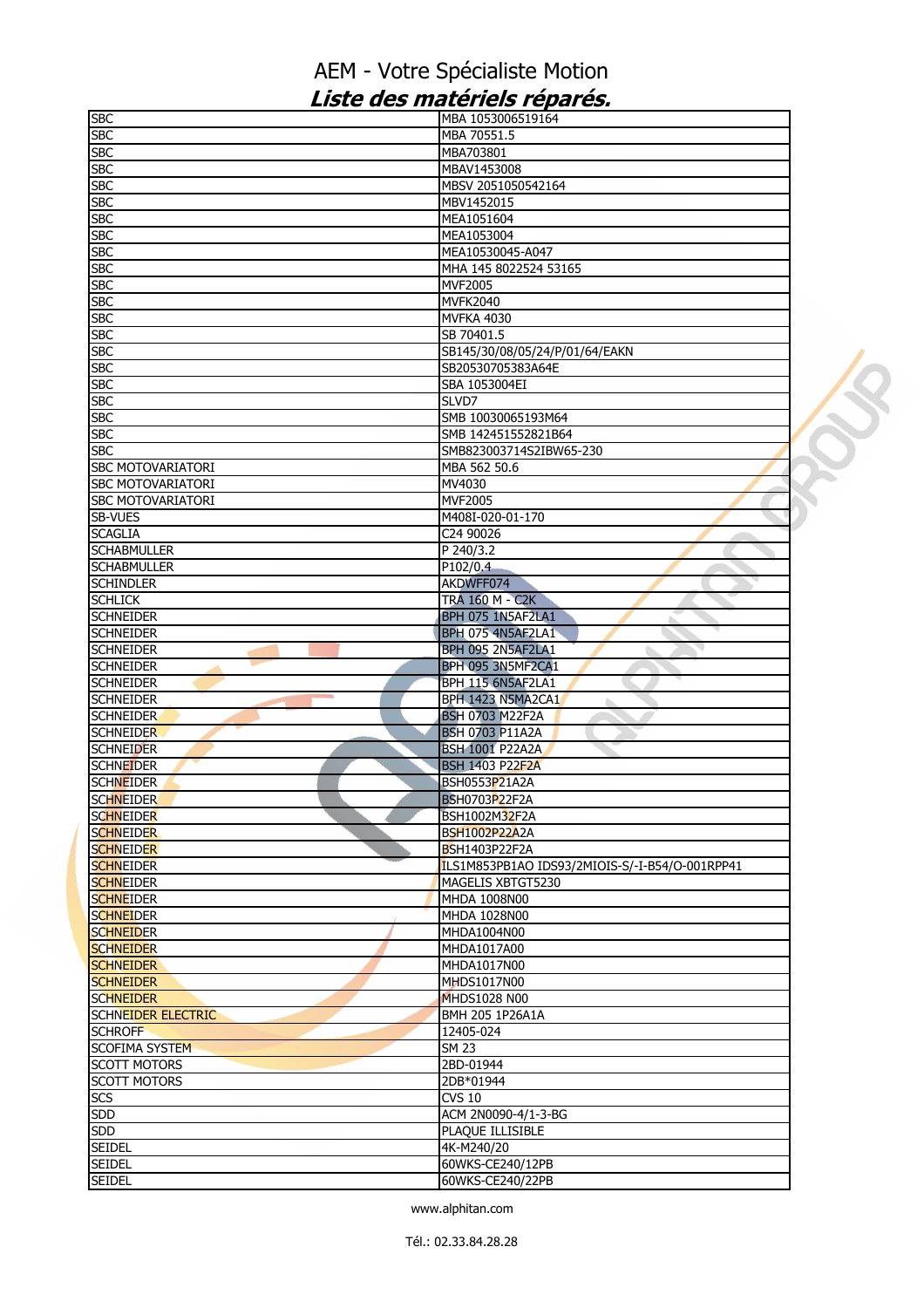# AEM - Votre Spécialiste Motion

## *Liste des matériels réparés.*

| | |
|---|---|
| SBC | MBA 1053006519164 |
| SBC | MBA 70551.5 |
| SBC | MBA703801 |
| SBC | MBAV1453008 |
| SBC | MBSV 2051050542164 |
| SBC | MBV1452015 |
| SBC | MEA1051604 |
| SBC | MEA1053004 |
| SBC | MEA10530045-A047 |
| SBC | MHA 145 8022524 53165 |
| SBC | MVF2005 |
| SBC | MVFK2040 |
| SBC | MVFKA 4030 |
| SBC | SB 70401.5 |
| SBC | SB145/30/08/05/24/P/01/64/EAKN |
| SBC | SB20530705383A64E |
| SBC | SBA 1053004EI |
| SBC | SLVD7 |
| SBC | SMB 10030065193M64 |
| SBC | SMB 142451552821B64 |
| SBC | SMB823003714S2IBW65-230 |
| SBC MOTOVARIATORI | MBA 562 50.6 |
| SBC MOTOVARIATORI | MV4030 |
| SBC MOTOVARIATORI | MVF2005 |
| SB-VUES | M408I-020-01-170 |
| SCAGLIA | C24 90026 |
| SCHABMULLER | P 240/3.2 |
| SCHABMULLER | P102/0.4 |
| SCHINDLER | AKDWFF074 |
| SCHLICK | TRA 160 M - C2K |
| SCHNEIDER | BPH 075 1N5AF2LA1 |
| SCHNEIDER | BPH 075 4N5AF2LA1 |
| SCHNEIDER | BPH 095 2N5AF2LA1 |
| SCHNEIDER | BPH 095 3N5MF2CA1 |
| SCHNEIDER | BPH 115 6N5AF2LA1 |
| SCHNEIDER | BPH 1423 N5MA2CA1 |
| SCHNEIDER | BSH 0703 M22F2A |
| SCHNEIDER | BSH 0703 P11A2A |
| SCHNEIDER | BSH 1001 P22A2A |
| SCHNEIDER | BSH 1403 P22F2A |
| SCHNEIDER | BSH0553P21A2A |
| SCHNEIDER | BSH0703P22F2A |
| SCHNEIDER | BSH1002M32F2A |
| SCHNEIDER | BSH1002P22A2A |
| SCHNEIDER | BSH1403P22F2A |
| SCHNEIDER | ILS1M853PB1AO IDS93/2MIOIS-S/-I-B54/O-001RPP41 |
| SCHNEIDER | MAGELIS XBTGT5230 |
| SCHNEIDER | MHDA 1008N00 |
| SCHNEIDER | MHDA 1028N00 |
| SCHNEIDER | MHDA1004N00 |
| SCHNEIDER | MHDA1017A00 |
| SCHNEIDER | MHDA1017N00 |
| SCHNEIDER | MHDS1017N00 |
| SCHNEIDER | MHDS1028 N00 |
| SCHNEIDER ELECTRIC | BMH 205 1P26A1A |
| SCHROFF | 12405-024 |
| SCOFIMA SYSTEM | SM 23 |
| SCOTT MOTORS | 2BD-01944 |
| SCOTT MOTORS | 2DB*01944 |
| SCS | CVS 10 |
| SDD | ACM 2N0090-4/1-3-BG |
| SDD | PLAQUE ILLISIBLE |
| SEIDEL | 4K-M240/20 |
| SEIDEL | 60WKS-CE240/12PB |
| SEIDEL | 60WKS-CE240/22PB |

www.alphitan.com

Tél.: 02.33.84.28.28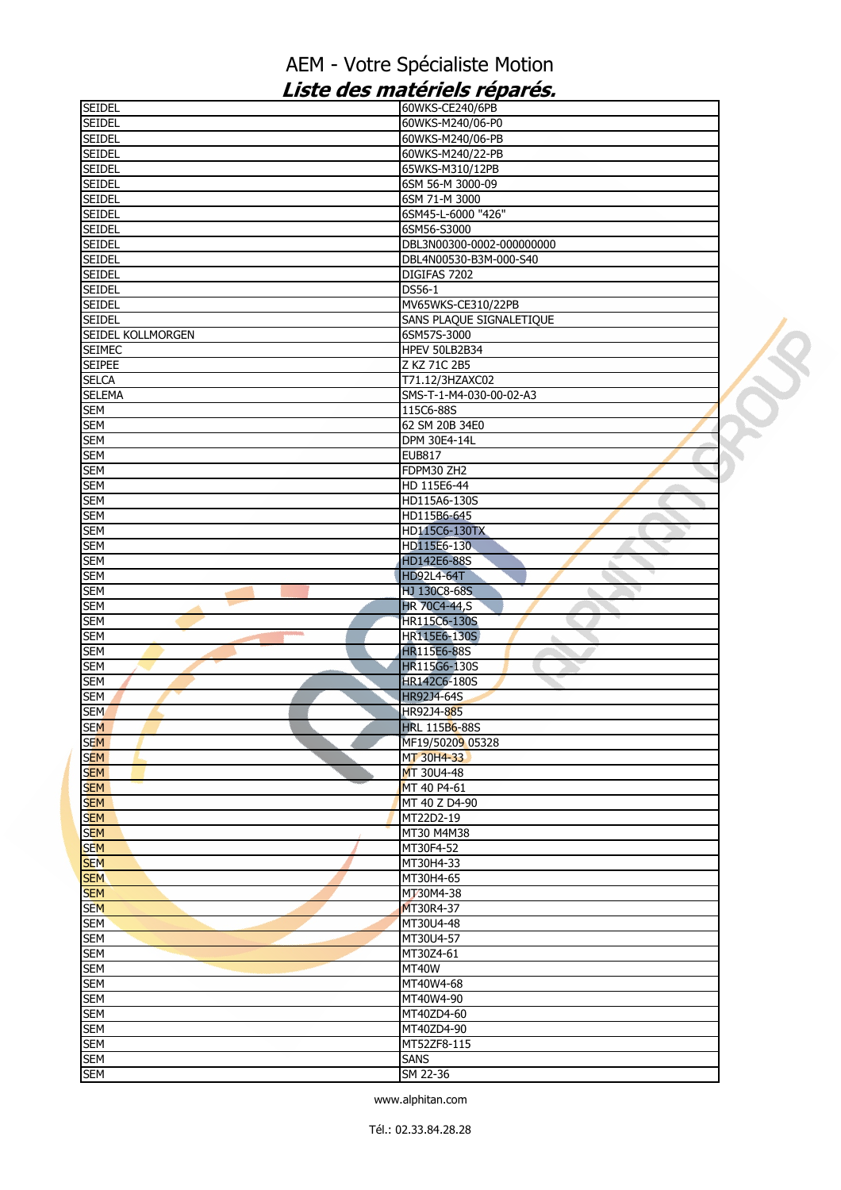# AEM - Votre Spécialiste Motion

## *Liste des matériels réparés.*

| | |
|---|---|
| SEIDEL | 60WKS-CE240/6PB |
| SEIDEL | 60WKS-M240/06-P0 |
| SEIDEL | 60WKS-M240/06-PB |
| SEIDEL | 60WKS-M240/22-PB |
| SEIDEL | 65WKS-M310/12PB |
| SEIDEL | 6SM 56-M 3000-09 |
| SEIDEL | 6SM 71-M 3000 |
| SEIDEL | 6SM45-L-6000 "426" |
| SEIDEL | 6SM56-S3000 |
| SEIDEL | DBL3N00300-0002-000000000 |
| SEIDEL | DBL4N00530-B3M-000-S40 |
| SEIDEL | DIGIFAS 7202 |
| SEIDEL | DS56-1 |
| SEIDEL | MV65WKS-CE310/22PB |
| SEIDEL | SANS PLAQUE SIGNALETIQUE |
| SEIDEL KOLLMORGEN | 6SM57S-3000 |
| SEIMEC | HPEV 50LB2B34 |
| SEIPEE | Z KZ 71C 2B5 |
| SELCA | T71.12/3HZAXC02 |
| SELEMA | SMS-T-1-M4-030-00-02-A3 |
| SEM | 115C6-88S |
| SEM | 62 SM 20B 34E0 |
| SEM | DPM 30E4-14L |
| SEM | EUB817 |
| SEM | FDPM30 ZH2 |
| SEM | HD 115E6-44 |
| SEM | HD115A6-130S |
| SEM | HD115B6-645 |
| SEM | HD115C6-130TX |
| SEM | HD115E6-130 |
| SEM | HD142E6-88S |
| SEM | HD92L4-64T |
| SEM | HJ 130C8-68S |
| SEM | HR 70C4-44,S |
| SEM | HR115C6-130S |
| SEM | HR115E6-130S |
| SEM | HR115E6-88S |
| SEM | HR115G6-130S |
| SEM | HR142C6-180S |
| SEM | HR92J4-64S |
| SEM | HR92J4-885 |
| SEM | HRL 115B6-88S |
| SEM | MF19/50209 05328 |
| SEM | MT 30H4-33 |
| SEM | MT 30U4-48 |
| SEM | MT 40 P4-61 |
| SEM | MT 40 Z D4-90 |
| SEM | MT22D2-19 |
| SEM | MT30 M4M38 |
| SEM | MT30F4-52 |
| SEM | MT30H4-33 |
| SEM | MT30H4-65 |
| SEM | MT30M4-38 |
| SEM | MT30R4-37 |
| SEM | MT30U4-48 |
| SEM | MT30U4-57 |
| SEM | MT30Z4-61 |
| SEM | MT40W |
| SEM | MT40W4-68 |
| SEM | MT40W4-90 |
| SEM | MT40ZD4-60 |
| SEM | MT40ZD4-90 |
| SEM | MT52ZF8-115 |
| SEM | SANS |
| SEM | SM 22-36 |

www.alphitan.com

Tél.: 02.33.84.28.28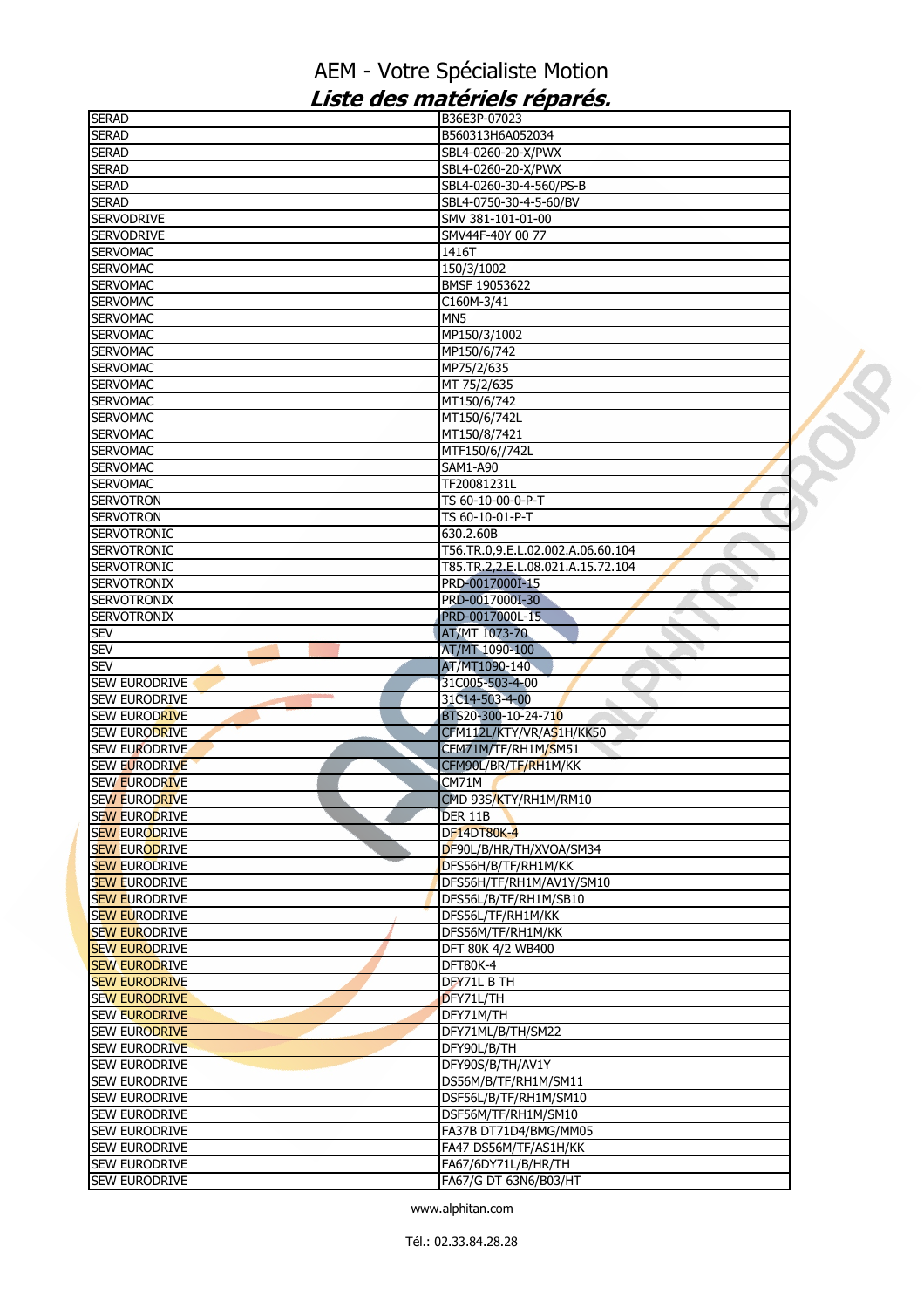# AEM - Votre Spécialiste Motion

## *Liste des matériels réparés.*

| | |
|---|---|
| SERAD | B36E3P-07023 |
| SERAD | B560313H6A052034 |
| SERAD | SBL4-0260-20-X/PWX |
| SERAD | SBL4-0260-20-X/PWX |
| SERAD | SBL4-0260-30-4-560/PS-B |
| SERAD | SBL4-0750-30-4-5-60/BV |
| SERVODRIVE | SMV 381-101-01-00 |
| SERVODRIVE | SMV44F-40Y 00 77 |
| SERVOMAC | 1416T |
| SERVOMAC | 150/3/1002 |
| SERVOMAC | BMSF 19053622 |
| SERVOMAC | C160M-3/41 |
| SERVOMAC | MN5 |
| SERVOMAC | MP150/3/1002 |
| SERVOMAC | MP150/6/742 |
| SERVOMAC | MP75/2/635 |
| SERVOMAC | MT 75/2/635 |
| SERVOMAC | MT150/6/742 |
| SERVOMAC | MT150/6/742L |
| SERVOMAC | MT150/8/7421 |
| SERVOMAC | MTF150/6//742L |
| SERVOMAC | SAM1-A90 |
| SERVOMAC | TF20081231L |
| SERVOTRON | TS 60-10-00-0-P-T |
| SERVOTRON | TS 60-10-01-P-T |
| SERVOTRONIC | 630.2.60B |
| SERVOTRONIC | T56.TR.0,9.E.L.02.002.A.06.60.104 |
| SERVOTRONIC | T85.TR.2,2.E.L.08.021.A.15.72.104 |
| SERVOTRONIX | PRD-0017000I-15 |
| SERVOTRONIX | PRD-0017000I-30 |
| SERVOTRONIX | PRD-0017000L-15 |
| SEV | AT/MT 1073-70 |
| SEV | AT/MT 1090-100 |
| SEV | AT/MT1090-140 |
| SEW EURODRIVE | 31C005-503-4-00 |
| SEW EURODRIVE | 31C14-503-4-00 |
| SEW EURODRIVE | BTS20-300-10-24-710 |
| SEW EURODRIVE | CFM112L/KTY/VR/AS1H/KK50 |
| SEW EURODRIVE | CFM71M/TF/RH1M/SM51 |
| SEW EURODRIVE | CFM90L/BR/TF/RH1M/KK |
| SEW EURODRIVE | CM71M |
| SEW EURODRIVE | CMD 93S/KTY/RH1M/RM10 |
| SEW EURODRIVE | DER 11B |
| SEW EURODRIVE | DF14DT80K-4 |
| SEW EURODRIVE | DF90L/B/HR/TH/XVOA/SM34 |
| SEW EURODRIVE | DFS56H/B/TF/RH1M/KK |
| SEW EURODRIVE | DFS56H/TF/RH1M/AV1Y/SM10 |
| SEW EURODRIVE | DFS56L/B/TF/RH1M/SB10 |
| SEW EURODRIVE | DFS56L/TF/RH1M/KK |
| SEW EURODRIVE | DFS56M/TF/RH1M/KK |
| SEW EURODRIVE | DFT 80K 4/2 WB400 |
| SEW EURODRIVE | DFT80K-4 |
| SEW EURODRIVE | DFY71L B TH |
| SEW EURODRIVE | DFY71L/TH |
| SEW EURODRIVE | DFY71M/TH |
| SEW EURODRIVE | DFY71ML/B/TH/SM22 |
| SEW EURODRIVE | DFY90L/B/TH |
| SEW EURODRIVE | DFY90S/B/TH/AV1Y |
| SEW EURODRIVE | DS56M/B/TF/RH1M/SM11 |
| SEW EURODRIVE | DSF56L/B/TF/RH1M/SM10 |
| SEW EURODRIVE | DSF56M/TF/RH1M/SM10 |
| SEW EURODRIVE | FA37B DT71D4/BMG/MM05 |
| SEW EURODRIVE | FA47 DS56M/TF/AS1H/KK |
| SEW EURODRIVE | FA67/6DY71L/B/HR/TH |
| SEW EURODRIVE | FA67/G DT 63N6/B03/HT |

www.alphitan.com

Tél.: 02.33.84.28.28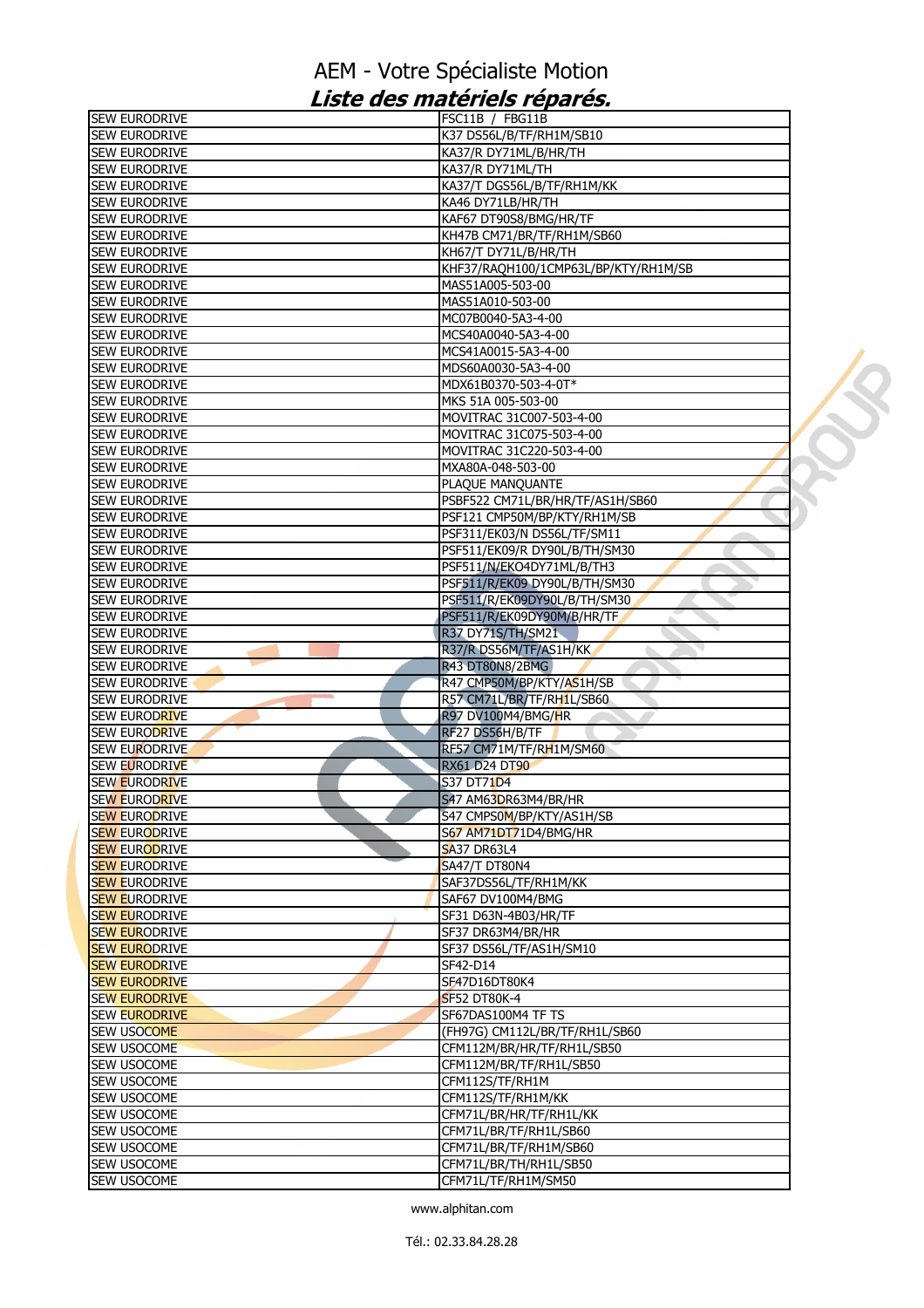# AEM - Votre Spécialiste Motion

## *Liste des matériels réparés.*

| | |
|---|---|
| SEW EURODRIVE | FSC11B / FBG11B |
| SEW EURODRIVE | K37 DS56L/B/TF/RH1M/SB10 |
| SEW EURODRIVE | KA37/R DY71ML/B/HR/TH |
| SEW EURODRIVE | KA37/R DY71ML/TH |
| SEW EURODRIVE | KA37/T DGS56L/B/TF/RH1M/KK |
| SEW EURODRIVE | KA46 DY71LB/HR/TH |
| SEW EURODRIVE | KAF67 DT90S8/BMG/HR/TF |
| SEW EURODRIVE | KH47B CM71/BR/TF/RH1M/SB60 |
| SEW EURODRIVE | KH67/T DY71L/B/HR/TH |
| SEW EURODRIVE | KHF37/RAQH100/1CMP63L/BP/KTY/RH1M/SB |
| SEW EURODRIVE | MAS51A005-503-00 |
| SEW EURODRIVE | MAS51A010-503-00 |
| SEW EURODRIVE | MC07B0040-5A3-4-00 |
| SEW EURODRIVE | MCS40A0040-5A3-4-00 |
| SEW EURODRIVE | MCS41A0015-5A3-4-00 |
| SEW EURODRIVE | MDS60A0030-5A3-4-00 |
| SEW EURODRIVE | MDX61B0370-503-4-0T* |
| SEW EURODRIVE | MKS 51A 005-503-00 |
| SEW EURODRIVE | MOVITRAC 31C007-503-4-00 |
| SEW EURODRIVE | MOVITRAC 31C075-503-4-00 |
| SEW EURODRIVE | MOVITRAC 31C220-503-4-00 |
| SEW EURODRIVE | MXA80A-048-503-00 |
| SEW EURODRIVE | PLAQUE MANQUANTE |
| SEW EURODRIVE | PSBF522 CM71L/BR/HR/TF/AS1H/SB60 |
| SEW EURODRIVE | PSF121 CMP50M/BP/KTY/RH1M/SB |
| SEW EURODRIVE | PSF311/EK03/N DS56L/TF/SM11 |
| SEW EURODRIVE | PSF511/EK09/R DY90L/B/TH/SM30 |
| SEW EURODRIVE | PSF511/N/EKO4DY71ML/B/TH3 |
| SEW EURODRIVE | PSF511/R/EK09 DY90L/B/TH/SM30 |
| SEW EURODRIVE | PSF511/R/EK09DY90L/B/TH/SM30 |
| SEW EURODRIVE | PSF511/R/EK09DY90M/B/HR/TF |
| SEW EURODRIVE | R37 DY71S/TH/SM21 |
| SEW EURODRIVE | R37/R DS56M/TF/AS1H/KK |
| SEW EURODRIVE | R43 DT80N8/2BMG |
| SEW EURODRIVE | R47 CMP50M/BP/KTY/AS1H/SB |
| SEW EURODRIVE | R57 CM71L/BR/TF/RH1L/SB60 |
| SEW EURODRIVE | R97 DV100M4/BMG/HR |
| SEW EURODRIVE | RF27 DS56H/B/TF |
| SEW EURODRIVE | RF57 CM71M/TF/RH1M/SM60 |
| SEW EURODRIVE | RX61 D24 DT90 |
| SEW EURODRIVE | S37 DT71D4 |
| SEW EURODRIVE | S47 AM63DR63M4/BR/HR |
| SEW EURODRIVE | S47 CMPS0M/BP/KTY/AS1H/SB |
| SEW EURODRIVE | S67 AM71DT71D4/BMG/HR |
| SEW EURODRIVE | SA37 DR63L4 |
| SEW EURODRIVE | SA47/T DT80N4 |
| SEW EURODRIVE | SAF37DS56L/TF/RH1M/KK |
| SEW EURODRIVE | SAF67 DV100M4/BMG |
| SEW EURODRIVE | SF31 D63N-4B03/HR/TF |
| SEW EURODRIVE | SF37 DR63M4/BR/HR |
| SEW EURODRIVE | SF37 DS56L/TF/AS1H/SM10 |
| SEW EURODRIVE | SF42-D14 |
| SEW EURODRIVE | SF47D16DT80K4 |
| SEW EURODRIVE | SF52 DT80K-4 |
| SEW EURODRIVE | SF67DAS100M4 TF TS |
| SEW USOCOME | (FH97G) CM112L/BR/TF/RH1L/SB60 |
| SEW USOCOME | CFM112M/BR/HR/TF/RH1L/SB50 |
| SEW USOCOME | CFM112M/BR/TF/RH1L/SB50 |
| SEW USOCOME | CFM112S/TF/RH1M |
| SEW USOCOME | CFM112S/TF/RH1M/KK |
| SEW USOCOME | CFM71L/BR/HR/TF/RH1L/KK |
| SEW USOCOME | CFM71L/BR/TF/RH1L/SB60 |
| SEW USOCOME | CFM71L/BR/TF/RH1M/SB60 |
| SEW USOCOME | CFM71L/BR/TH/RH1L/SB50 |
| SEW USOCOME | CFM71L/TF/RH1M/SM50 |

www.alphitan.com

Tél.: 02.33.84.28.28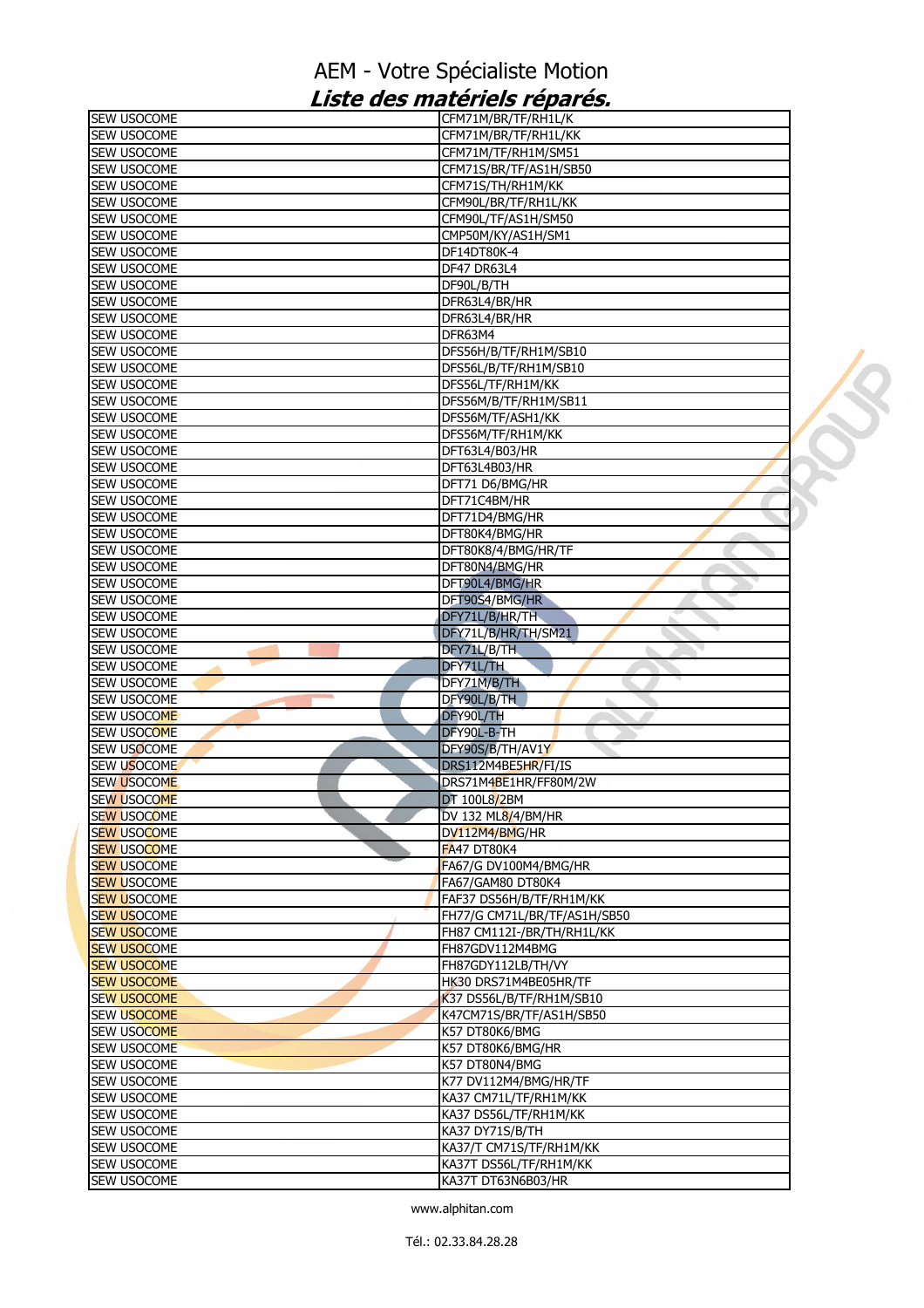# AEM - Votre Spécialiste Motion

## *Liste des matériels réparés.*

| | |
|---|---|
| SEW USOCOME | CFM71M/BR/TF/RH1L/K |
| SEW USOCOME | CFM71M/BR/TF/RH1L/KK |
| SEW USOCOME | CFM71M/TF/RH1M/SM51 |
| SEW USOCOME | CFM71S/BR/TF/AS1H/SB50 |
| SEW USOCOME | CFM71S/TH/RH1M/KK |
| SEW USOCOME | CFM90L/BR/TF/RH1L/KK |
| SEW USOCOME | CFM90L/TF/AS1H/SM50 |
| SEW USOCOME | CMP50M/KY/AS1H/SM1 |
| SEW USOCOME | DF14DT80K-4 |
| SEW USOCOME | DF47 DR63L4 |
| SEW USOCOME | DF90L/B/TH |
| SEW USOCOME | DFR63L4/BR/HR |
| SEW USOCOME | DFR63L4/BR/HR |
| SEW USOCOME | DFR63M4 |
| SEW USOCOME | DFS56H/B/TF/RH1M/SB10 |
| SEW USOCOME | DFS56L/B/TF/RH1M/SB10 |
| SEW USOCOME | DFS56L/TF/RH1M/KK |
| SEW USOCOME | DFS56M/B/TF/RH1M/SB11 |
| SEW USOCOME | DFS56M/TF/ASH1/KK |
| SEW USOCOME | DFS56M/TF/RH1M/KK |
| SEW USOCOME | DFT63L4/B03/HR |
| SEW USOCOME | DFT63L4B03/HR |
| SEW USOCOME | DFT71 D6/BMG/HR |
| SEW USOCOME | DFT71C4BM/HR |
| SEW USOCOME | DFT71D4/BMG/HR |
| SEW USOCOME | DFT80K4/BMG/HR |
| SEW USOCOME | DFT80K8/4/BMG/HR/TF |
| SEW USOCOME | DFT80N4/BMG/HR |
| SEW USOCOME | DFT90L4/BMG/HR |
| SEW USOCOME | DFT90S4/BMG/HR |
| SEW USOCOME | DFY71L/B/HR/TH |
| SEW USOCOME | DFY71L/B/HR/TH/SM21 |
| SEW USOCOME | DFY71L/B/TH |
| SEW USOCOME | DFY71L/TH |
| SEW USOCOME | DFY71M/B/TH |
| SEW USOCOME | DFY90L/B/TH |
| SEW USOCOME | DFY90L/TH |
| SEW USOCOME | DFY90L-B-TH |
| SEW USOCOME | DFY90S/B/TH/AV1Y |
| SEW USOCOME | DRS112M4BE5HR/FI/IS |
| SEW USOCOME | DRS71M4BE1HR/FF80M/2W |
| SEW USOCOME | DT 100L8/2BM |
| SEW USOCOME | DV 132 ML8/4/BM/HR |
| SEW USOCOME | DV112M4/BMG/HR |
| SEW USOCOME | FA47 DT80K4 |
| SEW USOCOME | FA67/G DV100M4/BMG/HR |
| SEW USOCOME | FA67/GAM80 DT80K4 |
| SEW USOCOME | FAF37 DS56H/B/TF/RH1M/KK |
| SEW USOCOME | FH77/G CM71L/BR/TF/AS1H/SB50 |
| SEW USOCOME | FH87 CM112I-/BR/TH/RH1L/KK |
| SEW USOCOME | FH87GDV112M4BMG |
| SEW USOCOME | FH87GDY112LB/TH/VY |
| SEW USOCOME | HK30 DRS71M4BE05HR/TF |
| SEW USOCOME | K37 DS56L/B/TF/RH1M/SB10 |
| SEW USOCOME | K47CM71S/BR/TF/AS1H/SB50 |
| SEW USOCOME | K57 DT80K6/BMG |
| SEW USOCOME | K57 DT80K6/BMG/HR |
| SEW USOCOME | K57 DT80N4/BMG |
| SEW USOCOME | K77 DV112M4/BMG/HR/TF |
| SEW USOCOME | KA37 CM71L/TF/RH1M/KK |
| SEW USOCOME | KA37 DS56L/TF/RH1M/KK |
| SEW USOCOME | KA37 DY71S/B/TH |
| SEW USOCOME | KA37/T CM71S/TF/RH1M/KK |
| SEW USOCOME | KA37T DS56L/TF/RH1M/KK |
| SEW USOCOME | KA37T DT63N6B03/HR |

www.alphitan.com

Tél.: 02.33.84.28.28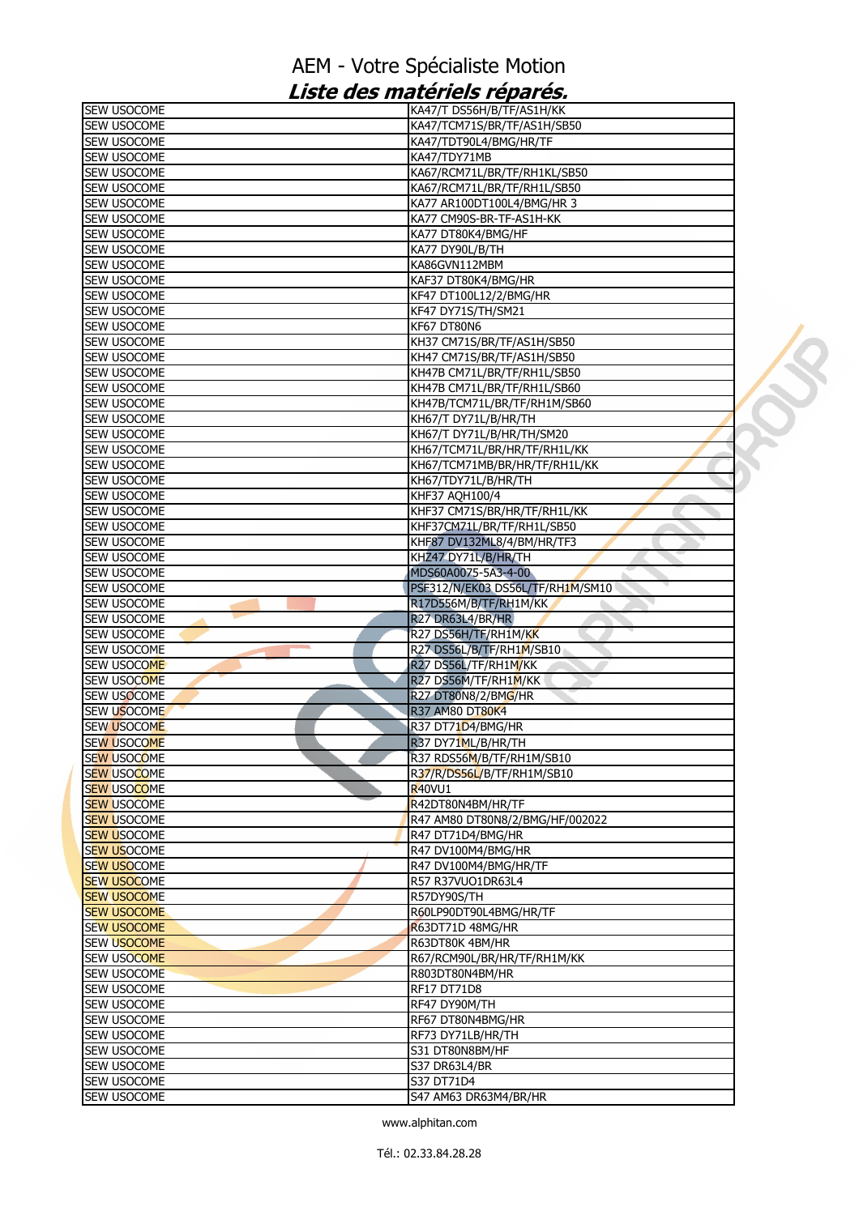# AEM - Votre Spécialiste Motion

## *Liste des matériels réparés.*

| | |
|---|---|
| SEW USOCOME | KA47/T DS56H/B/TF/AS1H/KK |
| SEW USOCOME | KA47/TCM71S/BR/TF/AS1H/SB50 |
| SEW USOCOME | KA47/TDT90L4/BMG/HR/TF |
| SEW USOCOME | KA47/TDY71MB |
| SEW USOCOME | KA67/RCM71L/BR/TF/RH1KL/SB50 |
| SEW USOCOME | KA67/RCM71L/BR/TF/RH1L/SB50 |
| SEW USOCOME | KA77 AR100DT100L4/BMG/HR 3 |
| SEW USOCOME | KA77 CM90S-BR-TF-AS1H-KK |
| SEW USOCOME | KA77 DT80K4/BMG/HF |
| SEW USOCOME | KA77 DY90L/B/TH |
| SEW USOCOME | KA86GVN112MBM |
| SEW USOCOME | KAF37 DT80K4/BMG/HR |
| SEW USOCOME | KF47 DT100L12/2/BMG/HR |
| SEW USOCOME | KF47 DY71S/TH/SM21 |
| SEW USOCOME | KF67 DT80N6 |
| SEW USOCOME | KH37 CM71S/BR/TF/AS1H/SB50 |
| SEW USOCOME | KH47 CM71S/BR/TF/AS1H/SB50 |
| SEW USOCOME | KH47B CM71L/BR/TF/RH1L/SB50 |
| SEW USOCOME | KH47B CM71L/BR/TF/RH1L/SB60 |
| SEW USOCOME | KH47B/TCM71L/BR/TF/RH1M/SB60 |
| SEW USOCOME | KH67/T DY71L/B/HR/TH |
| SEW USOCOME | KH67/T DY71L/B/HR/TH/SM20 |
| SEW USOCOME | KH67/TCM71L/BR/HR/TF/RH1L/KK |
| SEW USOCOME | KH67/TCM71MB/BR/HR/TF/RH1L/KK |
| SEW USOCOME | KH67/TDY71L/B/HR/TH |
| SEW USOCOME | KHF37 AQH100/4 |
| SEW USOCOME | KHF37 CM71S/BR/HR/TF/RH1L/KK |
| SEW USOCOME | KHF37CM71L/BR/TF/RH1L/SB50 |
| SEW USOCOME | KHF87 DV132ML8/4/BM/HR/TF3 |
| SEW USOCOME | KHZ47 DY71L/B/HR/TH |
| SEW USOCOME | MDS60A0075-5A3-4-00 |
| SEW USOCOME | PSF312/N/EK03 DS56L/TF/RH1M/SM10 |
| SEW USOCOME | R17DS56M/B/TF/RH1M/KK |
| SEW USOCOME | R27 DR63L4/BR/HR |
| SEW USOCOME | R27 DS56H/TF/RH1M/KK |
| SEW USOCOME | R27 DS56L/B/TF/RH1M/SB10 |
| SEW USOCOME | R27 DS56L/TF/RH1M/KK |
| SEW USOCOME | R27 DS56M/TF/RH1M/KK |
| SEW USOCOME | R27 DT80N8/2/BMG/HR |
| SEW USOCOME | R37 AM80 DT80K4 |
| SEW USOCOME | R37 DT71D4/BMG/HR |
| SEW USOCOME | R37 DY71ML/B/HR/TH |
| SEW USOCOME | R37 RDS56M/B/TF/RH1M/SB10 |
| SEW USOCOME | R37/R/DS56L/B/TF/RH1M/SB10 |
| SEW USOCOME | R40VU1 |
| SEW USOCOME | R42DT80N4BM/HR/TF |
| SEW USOCOME | R47 AM80 DT80N8/2/BMG/HF/002022 |
| SEW USOCOME | R47 DT71D4/BMG/HR |
| SEW USOCOME | R47 DV100M4/BMG/HR |
| SEW USOCOME | R47 DV100M4/BMG/HR/TF |
| SEW USOCOME | R57 R37VUO1DR63L4 |
| SEW USOCOME | R57DY90S/TH |
| SEW USOCOME | R60LP90DT90L4BMG/HR/TF |
| SEW USOCOME | R63DT71D 48MG/HR |
| SEW USOCOME | R63DT80K 4BM/HR |
| SEW USOCOME | R67/RCM90L/BR/HR/TF/RH1M/KK |
| SEW USOCOME | R803DT80N4BM/HR |
| SEW USOCOME | RF17 DT71D8 |
| SEW USOCOME | RF47 DY90M/TH |
| SEW USOCOME | RF67 DT80N4BMG/HR |
| SEW USOCOME | RF73 DY71LB/HR/TH |
| SEW USOCOME | S31 DT80N8BM/HF |
| SEW USOCOME | S37 DR63L4/BR |
| SEW USOCOME | S37 DT71D4 |
| SEW USOCOME | S47 AM63 DR63M4/BR/HR |

www.alphitan.com

Tél.: 02.33.84.28.28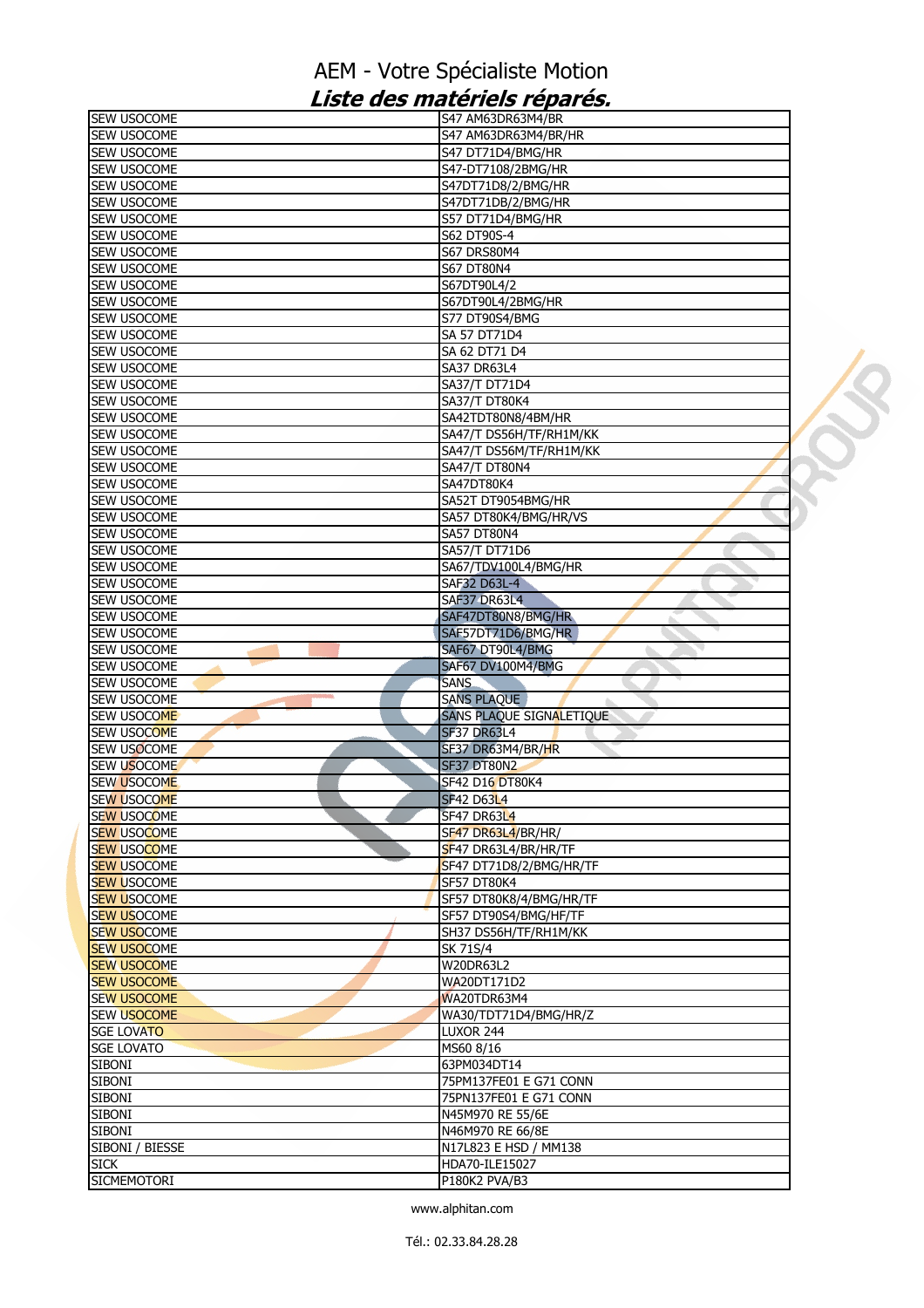# AEM - Votre Spécialiste Motion

## *Liste des matériels réparés.*

| | |
|---|---|
| SEW USOCOME | S47 AM63DR63M4/BR |
| SEW USOCOME | S47 AM63DR63M4/BR/HR |
| SEW USOCOME | S47 DT71D4/BMG/HR |
| SEW USOCOME | S47-DT7108/2BMG/HR |
| SEW USOCOME | S47DT71D8/2/BMG/HR |
| SEW USOCOME | S47DT71DB/2/BMG/HR |
| SEW USOCOME | S57 DT71D4/BMG/HR |
| SEW USOCOME | S62 DT90S-4 |
| SEW USOCOME | S67 DRS80M4 |
| SEW USOCOME | S67 DT80N4 |
| SEW USOCOME | S67DT90L4/2 |
| SEW USOCOME | S67DT90L4/2BMG/HR |
| SEW USOCOME | S77 DT90S4/BMG |
| SEW USOCOME | SA 57 DT71D4 |
| SEW USOCOME | SA 62 DT71 D4 |
| SEW USOCOME | SA37 DR63L4 |
| SEW USOCOME | SA37/T DT71D4 |
| SEW USOCOME | SA37/T DT80K4 |
| SEW USOCOME | SA42TDT80N8/4BM/HR |
| SEW USOCOME | SA47/T DS56H/TF/RH1M/KK |
| SEW USOCOME | SA47/T DS56M/TF/RH1M/KK |
| SEW USOCOME | SA47/T DT80N4 |
| SEW USOCOME | SA47DT80K4 |
| SEW USOCOME | SA52T DT9054BMG/HR |
| SEW USOCOME | SA57 DT80K4/BMG/HR/VS |
| SEW USOCOME | SA57 DT80N4 |
| SEW USOCOME | SA57/T DT71D6 |
| SEW USOCOME | SA67/TDV100L4/BMG/HR |
| SEW USOCOME | SAF32 D63L-4 |
| SEW USOCOME | SAF37 DR63L4 |
| SEW USOCOME | SAF47DT80N8/BMG/HR |
| SEW USOCOME | SAF57DT71D6/BMG/HR |
| SEW USOCOME | SAF67 DT90L4/BMG |
| SEW USOCOME | SAF67 DV100M4/BMG |
| SEW USOCOME | SANS |
| SEW USOCOME | SANS PLAQUE |
| SEW USOCOME | SANS PLAQUE SIGNALETIQUE |
| SEW USOCOME | SF37 DR63L4 |
| SEW USOCOME | SF37 DR63M4/BR/HR |
| SEW USOCOME | SF37 DT80N2 |
| SEW USOCOME | SF42 D16 DT80K4 |
| SEW USOCOME | SF42 D63L4 |
| SEW USOCOME | SF47 DR63L4 |
| SEW USOCOME | SF47 DR63L4/BR/HR/ |
| SEW USOCOME | SF47 DR63L4/BR/HR/TF |
| SEW USOCOME | SF47 DT71D8/2/BMG/HR/TF |
| SEW USOCOME | SF57 DT80K4 |
| SEW USOCOME | SF57 DT80K8/4/BMG/HR/TF |
| SEW USOCOME | SF57 DT90S4/BMG/HF/TF |
| SEW USOCOME | SH37 DS56H/TF/RH1M/KK |
| SEW USOCOME | SK 71S/4 |
| SEW USOCOME | W20DR63L2 |
| SEW USOCOME | WA20DT171D2 |
| SEW USOCOME | WA20TDR63M4 |
| SEW USOCOME | WA30/TDT71D4/BMG/HR/Z |
| SGE LOVATO | LUXOR 244 |
| SGE LOVATO | MS60 8/16 |
| SIBONI | 63PM034DT14 |
| SIBONI | 75PM137FE01 E G71 CONN |
| SIBONI | 75PN137FE01 E G71 CONN |
| SIBONI | N45M970 RE 55/6E |
| SIBONI | N46M970 RE 66/8E |
| SIBONI / BIESSE | N17L823 E HSD / MM138 |
| SICK | HDA70-ILE15027 |
| SICMEMOTORI | P180K2 PVA/B3 |

www.alphitan.com

Tél.: 02.33.84.28.28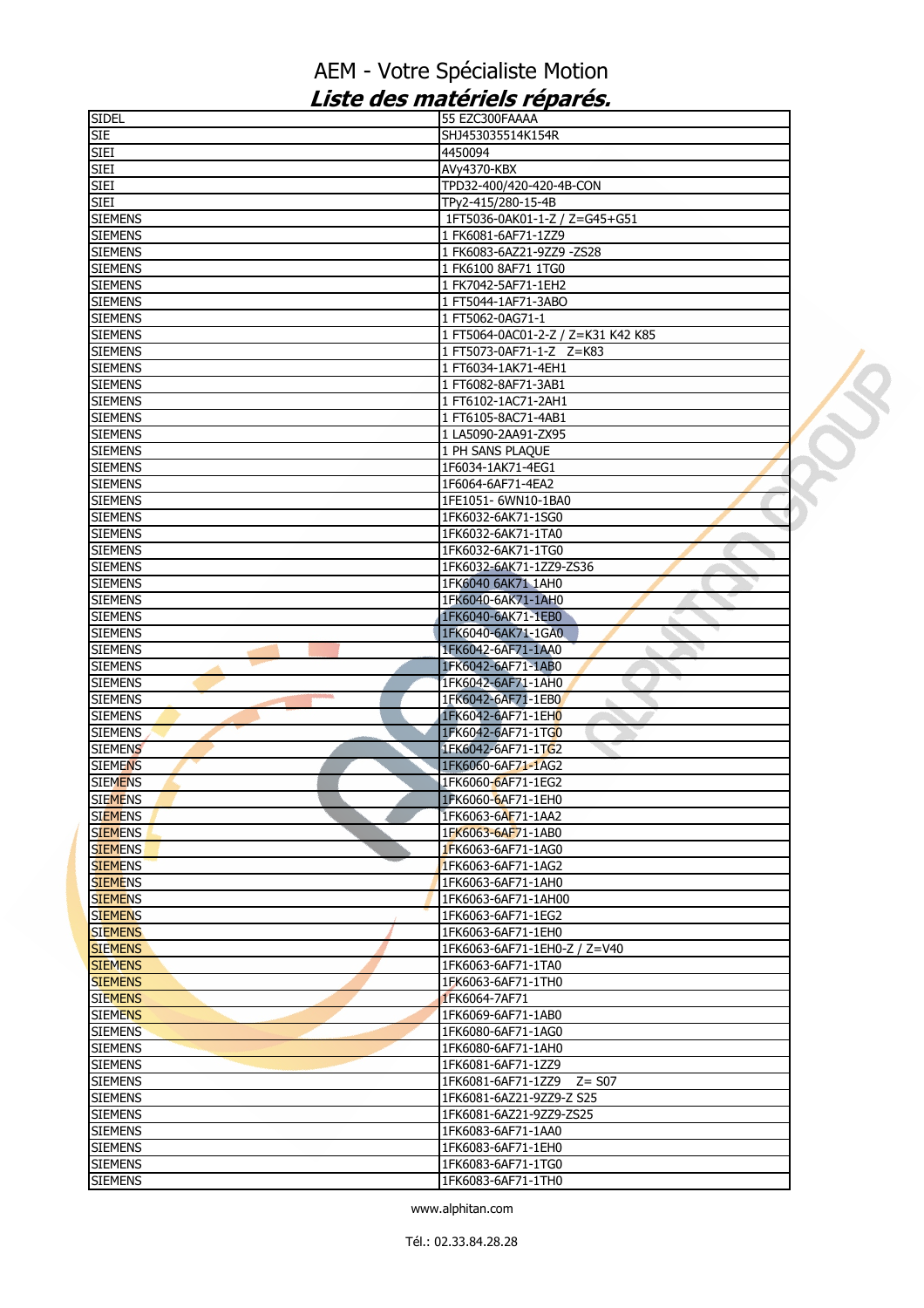# AEM - Votre Spécialiste Motion

## *Liste des matériels réparés.*

| | |
|---|---|
| SIDEL | 55 EZC300FAAAA |
| SIE | SHJ453035514K154R |
| SIEI | 4450094 |
| SIEI | AVy4370-KBX |
| SIEI | TPD32-400/420-420-4B-CON |
| SIEI | TPy2-415/280-15-4B |
| SIEMENS | 1FT5036-0AK01-1-Z / Z=G45+G51 |
| SIEMENS | 1 FK6081-6AF71-1ZZ9 |
| SIEMENS | 1 FK6083-6AZ21-9ZZ9 -ZS28 |
| SIEMENS | 1 FK6100 8AF71 1TG0 |
| SIEMENS | 1 FK7042-5AF71-1EH2 |
| SIEMENS | 1 FT5044-1AF71-3ABO |
| SIEMENS | 1 FT5062-0AG71-1 |
| SIEMENS | 1 FT5064-0AC01-2-Z / Z=K31 K42 K85 |
| SIEMENS | 1 FT5073-0AF71-1-Z  Z=K83 |
| SIEMENS | 1 FT6034-1AK71-4EH1 |
| SIEMENS | 1 FT6082-8AF71-3AB1 |
| SIEMENS | 1 FT6102-1AC71-2AH1 |
| SIEMENS | 1 FT6105-8AC71-4AB1 |
| SIEMENS | 1 LA5090-2AA91-ZX95 |
| SIEMENS | 1 PH SANS PLAQUE |
| SIEMENS | 1F6034-1AK71-4EG1 |
| SIEMENS | 1F6064-6AF71-4EA2 |
| SIEMENS | 1FE1051- 6WN10-1BA0 |
| SIEMENS | 1FK6032-6AK71-1SG0 |
| SIEMENS | 1FK6032-6AK71-1TA0 |
| SIEMENS | 1FK6032-6AK71-1TG0 |
| SIEMENS | 1FK6032-6AK71-1ZZ9-ZS36 |
| SIEMENS | 1FK6040 6AK71 1AH0 |
| SIEMENS | 1FK6040-6AK71-1AH0 |
| SIEMENS | 1FK6040-6AK71-1EB0 |
| SIEMENS | 1FK6040-6AK71-1GA0 |
| SIEMENS | 1FK6042-6AF71-1AA0 |
| SIEMENS | 1FK6042-6AF71-1AB0 |
| SIEMENS | 1FK6042-6AF71-1AH0 |
| SIEMENS | 1FK6042-6AF71-1EB0 |
| SIEMENS | 1FK6042-6AF71-1EH0 |
| SIEMENS | 1FK6042-6AF71-1TG0 |
| SIEMENS | 1FK6042-6AF71-1TG2 |
| SIEMENS | 1FK6060-6AF71-1AG2 |
| SIEMENS | 1FK6060-6AF71-1EG2 |
| SIEMENS | 1FK6060-6AF71-1EH0 |
| SIEMENS | 1FK6063-6AF71-1AA2 |
| SIEMENS | 1FK6063-6AF71-1AB0 |
| SIEMENS | 1FK6063-6AF71-1AG0 |
| SIEMENS | 1FK6063-6AF71-1AG2 |
| SIEMENS | 1FK6063-6AF71-1AH0 |
| SIEMENS | 1FK6063-6AF71-1AH00 |
| SIEMENS | 1FK6063-6AF71-1EG2 |
| SIEMENS | 1FK6063-6AF71-1EH0 |
| SIEMENS | 1FK6063-6AF71-1EH0-Z / Z=V40 |
| SIEMENS | 1FK6063-6AF71-1TA0 |
| SIEMENS | 1FK6063-6AF71-1TH0 |
| SIEMENS | 1FK6064-7AF71 |
| SIEMENS | 1FK6069-6AF71-1AB0 |
| SIEMENS | 1FK6080-6AF71-1AG0 |
| SIEMENS | 1FK6080-6AF71-1AH0 |
| SIEMENS | 1FK6081-6AF71-1ZZ9 |
| SIEMENS | 1FK6081-6AF71-1ZZ9  Z= S07 |
| SIEMENS | 1FK6081-6AZ21-9ZZ9-Z S25 |
| SIEMENS | 1FK6081-6AZ21-9ZZ9-ZS25 |
| SIEMENS | 1FK6083-6AF71-1AA0 |
| SIEMENS | 1FK6083-6AF71-1EH0 |
| SIEMENS | 1FK6083-6AF71-1TG0 |
| SIEMENS | 1FK6083-6AF71-1TH0 |

www.alphitan.com

Tél.: 02.33.84.28.28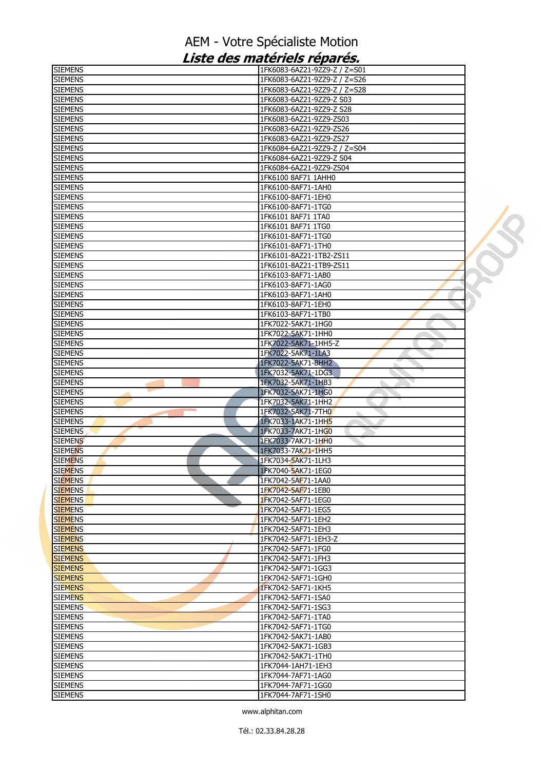# AEM - Votre Spécialiste Motion

## *Liste des matériels réparés.*

| | |
|---|---|
| SIEMENS | 1FK6083-6AZ21-9ZZ9-Z / Z=S01 |
| SIEMENS | 1FK6083-6AZ21-9ZZ9-Z / Z=S26 |
| SIEMENS | 1FK6083-6AZ21-9ZZ9-Z / Z=S28 |
| SIEMENS | 1FK6083-6AZ21-9ZZ9-Z S03 |
| SIEMENS | 1FK6083-6AZ21-9ZZ9-Z S28 |
| SIEMENS | 1FK6083-6AZ21-9ZZ9-ZS03 |
| SIEMENS | 1FK6083-6AZ21-9ZZ9-ZS26 |
| SIEMENS | 1FK6083-6AZ21-9ZZ9-ZS27 |
| SIEMENS | 1FK6084-6AZ21-9ZZ9-Z / Z=S04 |
| SIEMENS | 1FK6084-6AZ21-9ZZ9-Z S04 |
| SIEMENS | 1FK6084-6AZ21-9ZZ9-ZS04 |
| SIEMENS | 1FK6100 8AF71 1AHH0 |
| SIEMENS | 1FK6100-8AF71-1AH0 |
| SIEMENS | 1FK6100-8AF71-1EH0 |
| SIEMENS | 1FK6100-8AF71-1TG0 |
| SIEMENS | 1FK6101 8AF71 1TA0 |
| SIEMENS | 1FK6101 8AF71 1TG0 |
| SIEMENS | 1FK6101-8AF71-1TG0 |
| SIEMENS | 1FK6101-8AF71-1TH0 |
| SIEMENS | 1FK6101-8AZ21-1TB2-ZS11 |
| SIEMENS | 1FK6101-8AZ21-1TB9-ZS11 |
| SIEMENS | 1FK6103-8AF71-1AB0 |
| SIEMENS | 1FK6103-8AF71-1AG0 |
| SIEMENS | 1FK6103-8AF71-1AH0 |
| SIEMENS | 1FK6103-8AF71-1EH0 |
| SIEMENS | 1FK6103-8AF71-1TB0 |
| SIEMENS | 1FK7022-5AK71-1HG0 |
| SIEMENS | 1FK7022-5AK71-1HH0 |
| SIEMENS | 1FK7022-5AK71-1HH5-Z |
| SIEMENS | 1FK7022-5AK71-1LA3 |
| SIEMENS | 1FK7022-5AK71-8HH2 |
| SIEMENS | 1FK7032-5AK71-1DG3 |
| SIEMENS | 1FK7032-5AK71-1HB3 |
| SIEMENS | 1FK7032-5AK71-1HG0 |
| SIEMENS | 1FK7032-5AK71-1HH2 |
| SIEMENS | 1FK7032-5AK71-7TH0 |
| SIEMENS | 1FK7033-1AK71-1HH5 |
| SIEMENS | 1FK7033-7AK71-1HG0 |
| SIEMENS | 1FK7033-7AK71-1HH0 |
| SIEMENS | 1FK7033-7AK71-1HH5 |
| SIEMENS | 1FK7034-5AK71-1LH3 |
| SIEMENS | 1FK7040-5AK71-1EG0 |
| SIEMENS | 1FK7042-5AF71-1AA0 |
| SIEMENS | 1FK7042-5AF71-1EB0 |
| SIEMENS | 1FK7042-5AF71-1EG0 |
| SIEMENS | 1FK7042-5AF71-1EG5 |
| SIEMENS | 1FK7042-5AF71-1EH2 |
| SIEMENS | 1FK7042-5AF71-1EH3 |
| SIEMENS | 1FK7042-5AF71-1EH3-Z |
| SIEMENS | 1FK7042-5AF71-1FG0 |
| SIEMENS | 1FK7042-5AF71-1FH3 |
| SIEMENS | 1FK7042-5AF71-1GG3 |
| SIEMENS | 1FK7042-5AF71-1GH0 |
| SIEMENS | 1FK7042-5AF71-1KH5 |
| SIEMENS | 1FK7042-5AF71-1SA0 |
| SIEMENS | 1FK7042-5AF71-1SG3 |
| SIEMENS | 1FK7042-5AF71-1TA0 |
| SIEMENS | 1FK7042-5AF71-1TG0 |
| SIEMENS | 1FK7042-5AK71-1AB0 |
| SIEMENS | 1FK7042-5AK71-1GB3 |
| SIEMENS | 1FK7042-5AK71-1TH0 |
| SIEMENS | 1FK7044-1AH71-1EH3 |
| SIEMENS | 1FK7044-7AF71-1AG0 |
| SIEMENS | 1FK7044-7AF71-1GG0 |
| SIEMENS | 1FK7044-7AF71-1SH0 |

www.alphitan.com

Tél.: 02.33.84.28.28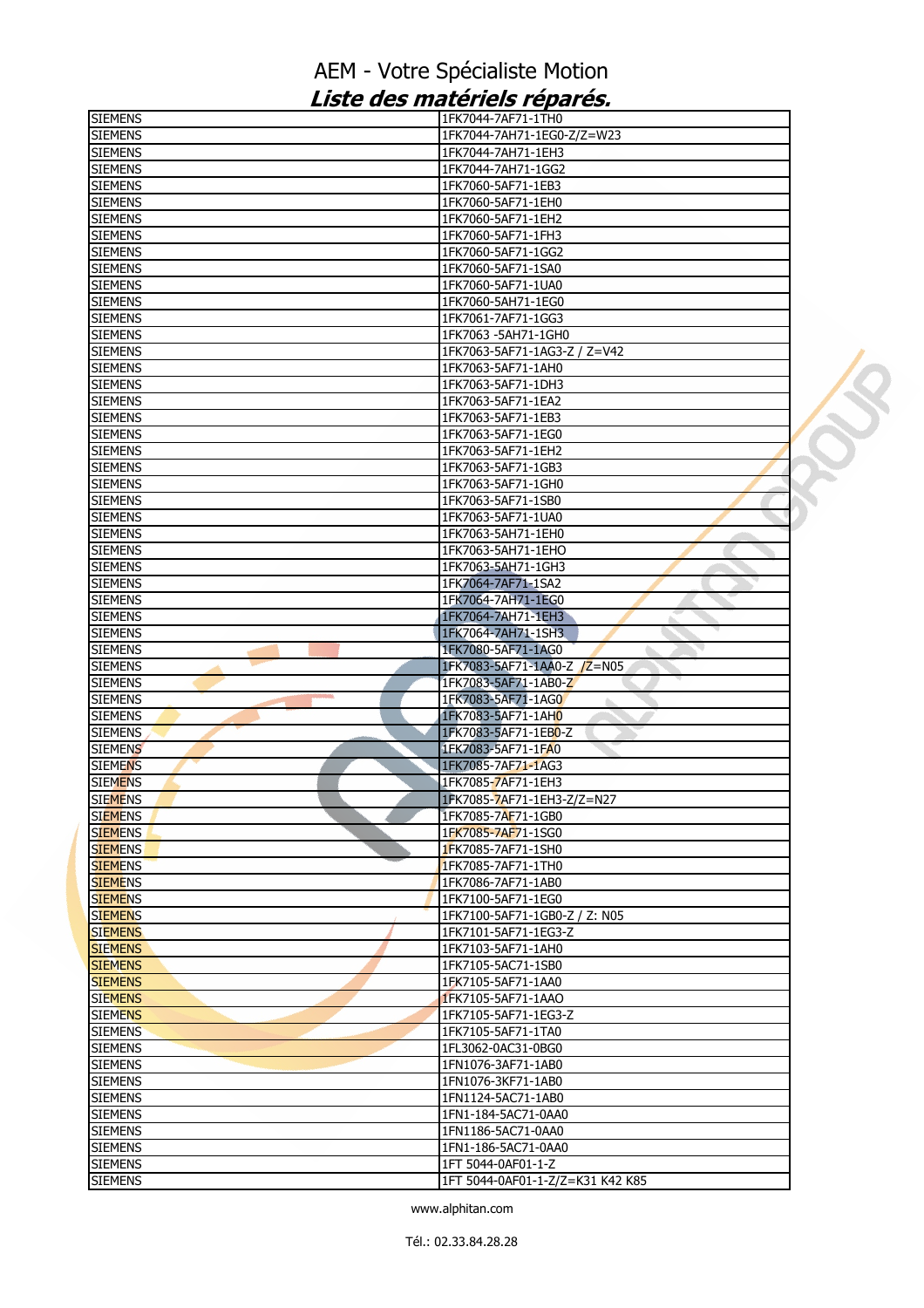# AEM - Votre Spécialiste Motion

## *Liste des matériels réparés.*

| | |
|---|---|
| SIEMENS | 1FK7044-7AF71-1TH0 |
| SIEMENS | 1FK7044-7AH71-1EG0-Z/Z=W23 |
| SIEMENS | 1FK7044-7AH71-1EH3 |
| SIEMENS | 1FK7044-7AH71-1GG2 |
| SIEMENS | 1FK7060-5AF71-1EB3 |
| SIEMENS | 1FK7060-5AF71-1EH0 |
| SIEMENS | 1FK7060-5AF71-1EH2 |
| SIEMENS | 1FK7060-5AF71-1FH3 |
| SIEMENS | 1FK7060-5AF71-1GG2 |
| SIEMENS | 1FK7060-5AF71-1SA0 |
| SIEMENS | 1FK7060-5AF71-1UA0 |
| SIEMENS | 1FK7060-5AH71-1EG0 |
| SIEMENS | 1FK7061-7AF71-1GG3 |
| SIEMENS | 1FK7063 -5AH71-1GH0 |
| SIEMENS | 1FK7063-5AF71-1AG3-Z / Z=V42 |
| SIEMENS | 1FK7063-5AF71-1AH0 |
| SIEMENS | 1FK7063-5AF71-1DH3 |
| SIEMENS | 1FK7063-5AF71-1EA2 |
| SIEMENS | 1FK7063-5AF71-1EB3 |
| SIEMENS | 1FK7063-5AF71-1EG0 |
| SIEMENS | 1FK7063-5AF71-1EH2 |
| SIEMENS | 1FK7063-5AF71-1GB3 |
| SIEMENS | 1FK7063-5AF71-1GH0 |
| SIEMENS | 1FK7063-5AF71-1SB0 |
| SIEMENS | 1FK7063-5AF71-1UA0 |
| SIEMENS | 1FK7063-5AH71-1EH0 |
| SIEMENS | 1FK7063-5AH71-1EHO |
| SIEMENS | 1FK7063-5AH71-1GH3 |
| SIEMENS | 1FK7064-7AF71-1SA2 |
| SIEMENS | 1FK7064-7AH71-1EG0 |
| SIEMENS | 1FK7064-7AH71-1EH3 |
| SIEMENS | 1FK7064-7AH71-1SH3 |
| SIEMENS | 1FK7080-5AF71-1AG0 |
| SIEMENS | 1FK7083-5AF71-1AA0-Z /Z=N05 |
| SIEMENS | 1FK7083-5AF71-1AB0-Z |
| SIEMENS | 1FK7083-5AF71-1AG0 |
| SIEMENS | 1FK7083-5AF71-1AH0 |
| SIEMENS | 1FK7083-5AF71-1EB0-Z |
| SIEMENS | 1FK7083-5AF71-1FA0 |
| SIEMENS | 1FK7085-7AF71-1AG3 |
| SIEMENS | 1FK7085-7AF71-1EH3 |
| SIEMENS | 1FK7085-7AF71-1EH3-Z/Z=N27 |
| SIEMENS | 1FK7085-7AF71-1GB0 |
| SIEMENS | 1FK7085-7AF71-1SG0 |
| SIEMENS | 1FK7085-7AF71-1SH0 |
| SIEMENS | 1FK7085-7AF71-1TH0 |
| SIEMENS | 1FK7086-7AF71-1AB0 |
| SIEMENS | 1FK7100-5AF71-1EG0 |
| SIEMENS | 1FK7100-5AF71-1GB0-Z / Z: N05 |
| SIEMENS | 1FK7101-5AF71-1EG3-Z |
| SIEMENS | 1FK7103-5AF71-1AH0 |
| SIEMENS | 1FK7105-5AC71-1SB0 |
| SIEMENS | 1FK7105-5AF71-1AA0 |
| SIEMENS | 1FK7105-5AF71-1AAO |
| SIEMENS | 1FK7105-5AF71-1EG3-Z |
| SIEMENS | 1FK7105-5AF71-1TA0 |
| SIEMENS | 1FL3062-0AC31-0BG0 |
| SIEMENS | 1FN1076-3AF71-1AB0 |
| SIEMENS | 1FN1076-3KF71-1AB0 |
| SIEMENS | 1FN1124-5AC71-1AB0 |
| SIEMENS | 1FN1-184-5AC71-0AA0 |
| SIEMENS | 1FN1186-5AC71-0AA0 |
| SIEMENS | 1FN1-186-5AC71-0AA0 |
| SIEMENS | 1FT 5044-0AF01-1-Z |
| SIEMENS | 1FT 5044-0AF01-1-Z/Z=K31 K42 K85 |

www.alphitan.com

Tél.: 02.33.84.28.28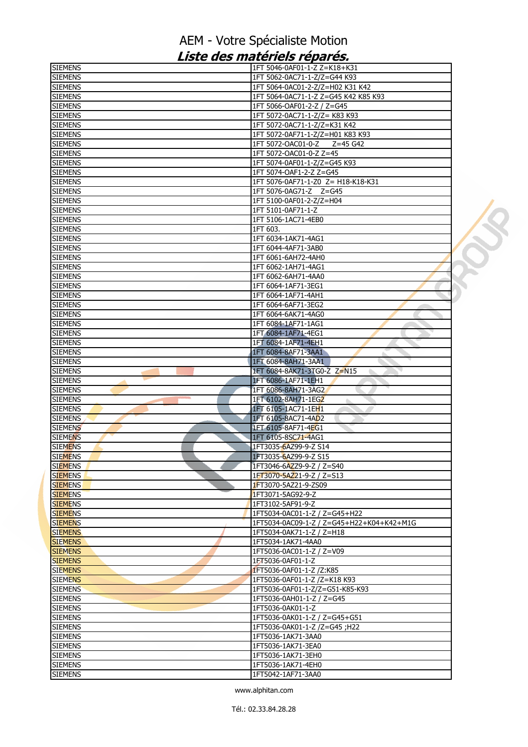# AEM - Votre Spécialiste Motion

## *Liste des matériels réparés.*

| | |
|---|---|
| SIEMENS | 1FT 5046-0AF01-1-Z Z=K18+K31 |
| SIEMENS | 1FT 5062-0AC71-1-Z/Z=G44 K93 |
| SIEMENS | 1FT 5064-0AC01-2-Z/Z=H02 K31 K42 |
| SIEMENS | 1FT 5064-0AC71-1-Z Z=G45 K42 K85 K93 |
| SIEMENS | 1FT 5066-OAF01-2-Z / Z=G45 |
| SIEMENS | 1FT 5072-0AC71-1-Z/Z= K83 K93 |
| SIEMENS | 1FT 5072-0AC71-1-Z/Z=K31 K42 |
| SIEMENS | 1FT 5072-0AF71-1-Z/Z=H01 K83 K93 |
| SIEMENS | 1FT 5072-OAC01-0-Z Z=45 G42 |
| SIEMENS | 1FT 5072-OAC01-0-Z Z=45 |
| SIEMENS | 1FT 5074-0AF01-1-Z/Z=G45 K93 |
| SIEMENS | 1FT 5074-OAF1-2-Z Z=G45 |
| SIEMENS | 1FT 5076-0AF71-1-Z0 Z= H18-K18-K31 |
| SIEMENS | 1FT 5076-0AG71-Z Z=G45 |
| SIEMENS | 1FT 5100-0AF01-2-Z/Z=H04 |
| SIEMENS | 1FT 5101-0AF71-1-Z |
| SIEMENS | 1FT 5106-1AC71-4EB0 |
| SIEMENS | 1FT 603. |
| SIEMENS | 1FT 6034-1AK71-4AG1 |
| SIEMENS | 1FT 6044-4AF71-3AB0 |
| SIEMENS | 1FT 6061-6AH72-4AH0 |
| SIEMENS | 1FT 6062-1AH71-4AG1 |
| SIEMENS | 1FT 6062-6AH71-4AA0 |
| SIEMENS | 1FT 6064-1AF71-3EG1 |
| SIEMENS | 1FT 6064-1AF71-4AH1 |
| SIEMENS | 1FT 6064-6AF71-3EG2 |
| SIEMENS | 1FT 6064-6AK71-4AG0 |
| SIEMENS | 1FT 6084-1AF71-1AG1 |
| SIEMENS | 1FT 6084-1AF71-4EG1 |
| SIEMENS | 1FT 6084-1AF71-4EH1 |
| SIEMENS | 1FT 6084-8AF71-3AA1 |
| SIEMENS | 1FT 6084-8AH71-3AA1 |
| SIEMENS | 1FT 6084-8AK71-3TG0-Z Z=N15 |
| SIEMENS | 1FT 6086-1AF71-1EH1 |
| SIEMENS | 1FT 6086-8AH71-3AG2 |
| SIEMENS | 1FT 6102-8AH71-1EG2 |
| SIEMENS | 1FT 6105-1AC71-1EH1 |
| SIEMENS | 1FT 6105-8AC71-4AD2 |
| SIEMENS | 1FT 6105-8AF71-4EG1 |
| SIEMENS | 1FT 6105-8SC71-4AG1 |
| SIEMENS | 1FT3035-6AZ99-9-Z S14 |
| SIEMENS | 1FT3035-6AZ99-9-Z S15 |
| SIEMENS | 1FT3046-6AZZ9-9-Z / Z=S40 |
| SIEMENS | 1FT3070-5AZ21-9-Z / Z=S13 |
| SIEMENS | 1FT3070-5AZ21-9-ZS09 |
| SIEMENS | 1FT3071-5AG92-9-Z |
| SIEMENS | 1FT3102-5AF91-9-Z |
| SIEMENS | 1FT5034-0AC01-1-Z / Z=G45+H22 |
| SIEMENS | 1FT5034-0AC09-1-Z / Z=G45+H22+K04+K42+M1G |
| SIEMENS | 1FT5034-0AK71-1-Z / Z=H18 |
| SIEMENS | 1FT5034-1AK71-4AA0 |
| SIEMENS | 1FT5036-0AC01-1-Z / Z=V09 |
| SIEMENS | 1FT5036-0AF01-1-Z |
| SIEMENS | 1FT5036-0AF01-1-Z /Z:K85 |
| SIEMENS | 1FT5036-0AF01-1-Z /Z=K18 K93 |
| SIEMENS | 1FT5036-0AF01-1-Z/Z=G51-K85-K93 |
| SIEMENS | 1FT5036-0AH01-1-Z / Z=G45 |
| SIEMENS | 1FT5036-0AK01-1-Z |
| SIEMENS | 1FT5036-0AK01-1-Z / Z=G45+G51 |
| SIEMENS | 1FT5036-0AK01-1-Z /Z=G45 ;H22 |
| SIEMENS | 1FT5036-1AK71-3AA0 |
| SIEMENS | 1FT5036-1AK71-3EA0 |
| SIEMENS | 1FT5036-1AK71-3EH0 |
| SIEMENS | 1FT5036-1AK71-4EH0 |
| SIEMENS | 1FT5042-1AF71-3AA0 |

www.alphitan.com

Tél.: 02.33.84.28.28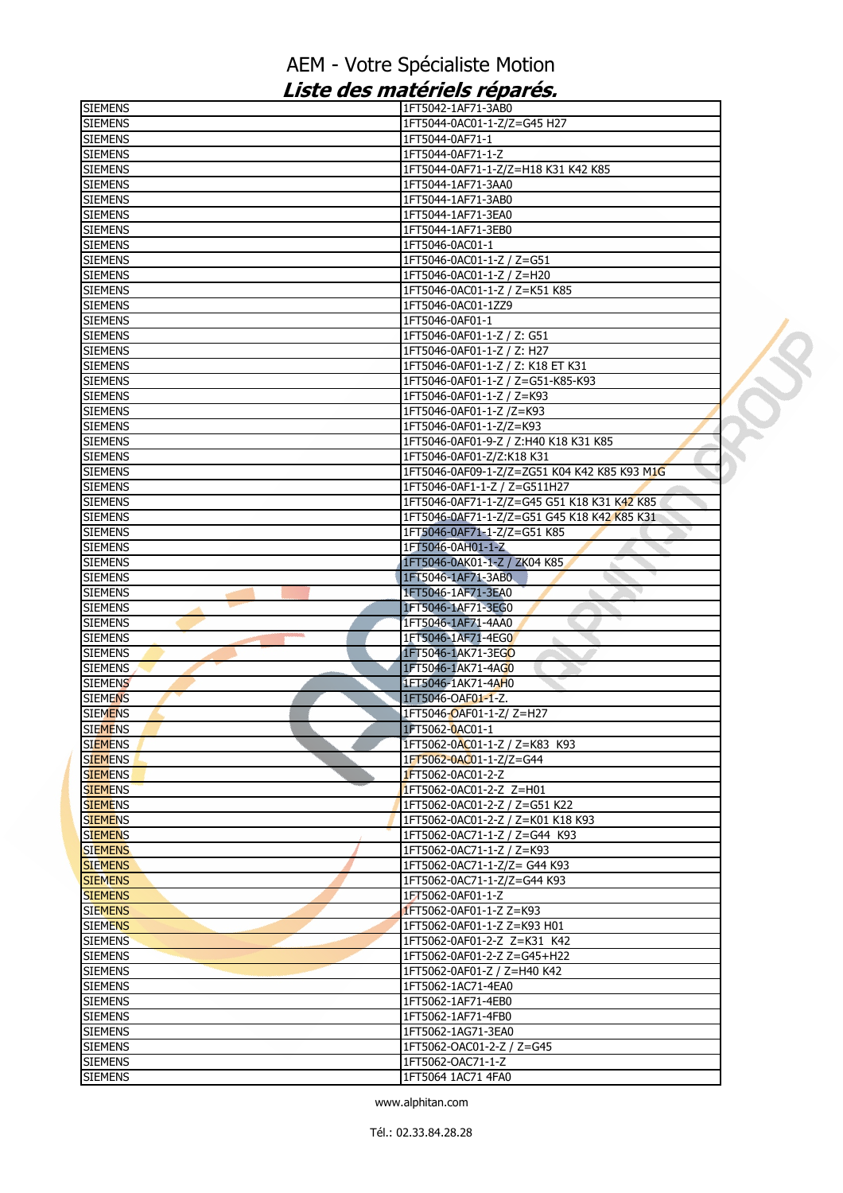# AEM - Votre Spécialiste Motion

## *Liste des matériels réparés.*

| | |
|---|---|
| SIEMENS | 1FT5042-1AF71-3AB0 |
| SIEMENS | 1FT5044-0AC01-1-Z/Z=G45 H27 |
| SIEMENS | 1FT5044-0AF71-1 |
| SIEMENS | 1FT5044-0AF71-1-Z |
| SIEMENS | 1FT5044-0AF71-1-Z/Z=H18 K31 K42 K85 |
| SIEMENS | 1FT5044-1AF71-3AA0 |
| SIEMENS | 1FT5044-1AF71-3AB0 |
| SIEMENS | 1FT5044-1AF71-3EA0 |
| SIEMENS | 1FT5044-1AF71-3EB0 |
| SIEMENS | 1FT5046-0AC01-1 |
| SIEMENS | 1FT5046-0AC01-1-Z / Z=G51 |
| SIEMENS | 1FT5046-0AC01-1-Z / Z=H20 |
| SIEMENS | 1FT5046-0AC01-1-Z / Z=K51 K85 |
| SIEMENS | 1FT5046-0AC01-1ZZ9 |
| SIEMENS | 1FT5046-0AF01-1 |
| SIEMENS | 1FT5046-0AF01-1-Z / Z: G51 |
| SIEMENS | 1FT5046-0AF01-1-Z / Z: H27 |
| SIEMENS | 1FT5046-0AF01-1-Z / Z: K18 ET K31 |
| SIEMENS | 1FT5046-0AF01-1-Z / Z=G51-K85-K93 |
| SIEMENS | 1FT5046-0AF01-1-Z / Z=K93 |
| SIEMENS | 1FT5046-0AF01-1-Z /Z=K93 |
| SIEMENS | 1FT5046-0AF01-1-Z/Z=K93 |
| SIEMENS | 1FT5046-0AF01-9-Z / Z:H40 K18 K31 K85 |
| SIEMENS | 1FT5046-0AF01-Z/Z:K18 K31 |
| SIEMENS | 1FT5046-0AF09-1-Z/Z=ZG51 K04 K42 K85 K93 M1G |
| SIEMENS | 1FT5046-0AF1-1-Z / Z=G511H27 |
| SIEMENS | 1FT5046-0AF71-1-Z/Z=G45 G51 K18 K31 K42 K85 |
| SIEMENS | 1FT5046-0AF71-1-Z/Z=G51 G45 K18 K42 K85 K31 |
| SIEMENS | 1FT5046-0AF71-1-Z/Z=G51 K85 |
| SIEMENS | 1FT5046-0AH01-1-Z |
| SIEMENS | 1FT5046-0AK01-1-Z / ZK04 K85 |
| SIEMENS | 1FT5046-1AF71-3AB0 |
| SIEMENS | 1FT5046-1AF71-3EA0 |
| SIEMENS | 1FT5046-1AF71-3EG0 |
| SIEMENS | 1FT5046-1AF71-4AA0 |
| SIEMENS | 1FT5046-1AF71-4EG0 |
| SIEMENS | 1FT5046-1AK71-3EGO |
| SIEMENS | 1FT5046-1AK71-4AG0 |
| SIEMENS | 1FT5046-1AK71-4AH0 |
| SIEMENS | 1FT5046-OAF01-1-Z. |
| SIEMENS | 1FT5046-OAF01-1-Z/ Z=H27 |
| SIEMENS | 1FT5062-0AC01-1 |
| SIEMENS | 1FT5062-0AC01-1-Z / Z=K83  K93 |
| SIEMENS | 1FT5062-0AC01-1-Z/Z=G44 |
| SIEMENS | 1FT5062-0AC01-2-Z |
| SIEMENS | 1FT5062-0AC01-2-Z  Z=H01 |
| SIEMENS | 1FT5062-0AC01-2-Z / Z=G51 K22 |
| SIEMENS | 1FT5062-0AC01-2-Z / Z=K01 K18 K93 |
| SIEMENS | 1FT5062-0AC71-1-Z / Z=G44  K93 |
| SIEMENS | 1FT5062-0AC71-1-Z / Z=K93 |
| SIEMENS | 1FT5062-0AC71-1-Z/Z= G44 K93 |
| SIEMENS | 1FT5062-0AC71-1-Z/Z=G44 K93 |
| SIEMENS | 1FT5062-0AF01-1-Z |
| SIEMENS | 1FT5062-0AF01-1-Z Z=K93 |
| SIEMENS | 1FT5062-0AF01-1-Z Z=K93 H01 |
| SIEMENS | 1FT5062-0AF01-2-Z  Z=K31  K42 |
| SIEMENS | 1FT5062-0AF01-2-Z Z=G45+H22 |
| SIEMENS | 1FT5062-0AF01-Z / Z=H40 K42 |
| SIEMENS | 1FT5062-1AC71-4EA0 |
| SIEMENS | 1FT5062-1AF71-4EB0 |
| SIEMENS | 1FT5062-1AF71-4FB0 |
| SIEMENS | 1FT5062-1AG71-3EA0 |
| SIEMENS | 1FT5062-OAC01-2-Z / Z=G45 |
| SIEMENS | 1FT5062-OAC71-1-Z |
| SIEMENS | 1FT5064 1AC71 4FA0 |

www.alphitan.com

Tél.: 02.33.84.28.28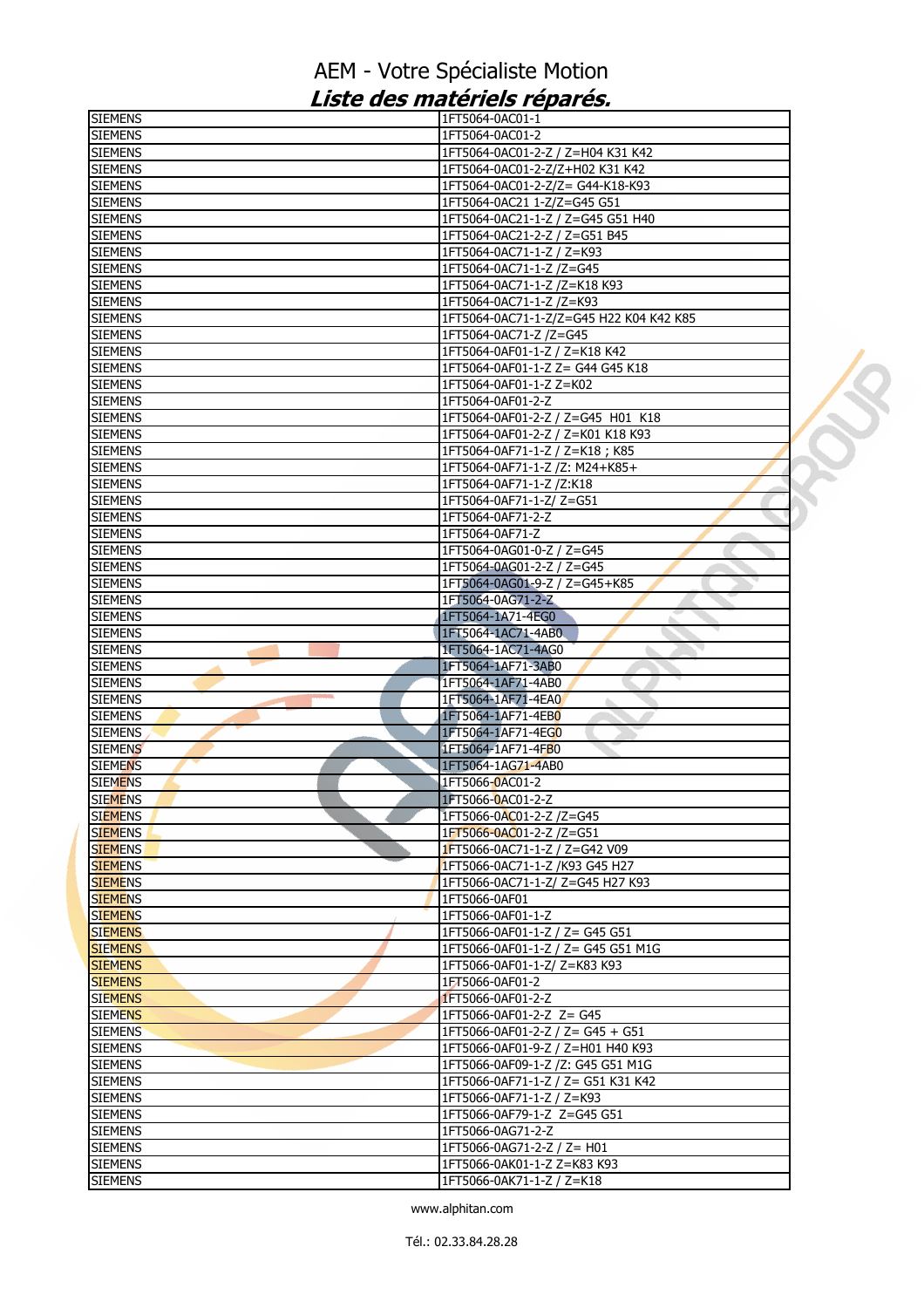AEM - Votre Spécialiste Motion

***Liste des matériels réparés.***

| | |
|---|---|
| SIEMENS | 1FT5064-0AC01-1 |
| SIEMENS | 1FT5064-0AC01-2 |
| SIEMENS | 1FT5064-0AC01-2-Z / Z=H04 K31 K42 |
| SIEMENS | 1FT5064-0AC01-2-Z/Z+H02 K31 K42 |
| SIEMENS | 1FT5064-0AC01-2-Z/Z= G44-K18-K93 |
| SIEMENS | 1FT5064-0AC21 1-Z/Z=G45 G51 |
| SIEMENS | 1FT5064-0AC21-1-Z / Z=G45 G51 H40 |
| SIEMENS | 1FT5064-0AC21-2-Z / Z=G51 B45 |
| SIEMENS | 1FT5064-0AC71-1-Z / Z=K93 |
| SIEMENS | 1FT5064-0AC71-1-Z /Z=G45 |
| SIEMENS | 1FT5064-0AC71-1-Z /Z=K18 K93 |
| SIEMENS | 1FT5064-0AC71-1-Z /Z=K93 |
| SIEMENS | 1FT5064-0AC71-1-Z/Z=G45 H22 K04 K42 K85 |
| SIEMENS | 1FT5064-0AC71-Z /Z=G45 |
| SIEMENS | 1FT5064-0AF01-1-Z / Z=K18 K42 |
| SIEMENS | 1FT5064-0AF01-1-Z Z= G44 G45 K18 |
| SIEMENS | 1FT5064-0AF01-1-Z Z=K02 |
| SIEMENS | 1FT5064-0AF01-2-Z |
| SIEMENS | 1FT5064-0AF01-2-Z / Z=G45  H01  K18 |
| SIEMENS | 1FT5064-0AF01-2-Z / Z=K01 K18 K93 |
| SIEMENS | 1FT5064-0AF71-1-Z / Z=K18 ; K85 |
| SIEMENS | 1FT5064-0AF71-1-Z /Z: M24+K85+ |
| SIEMENS | 1FT5064-0AF71-1-Z /Z:K18 |
| SIEMENS | 1FT5064-0AF71-1-Z/ Z=G51 |
| SIEMENS | 1FT5064-0AF71-2-Z |
| SIEMENS | 1FT5064-0AF71-Z |
| SIEMENS | 1FT5064-0AG01-0-Z / Z=G45 |
| SIEMENS | 1FT5064-0AG01-2-Z / Z=G45 |
| SIEMENS | 1FT5064-0AG01-9-Z / Z=G45+K85 |
| SIEMENS | 1FT5064-0AG71-2-Z |
| SIEMENS | 1FT5064-1A71-4EG0 |
| SIEMENS | 1FT5064-1AC71-4AB0 |
| SIEMENS | 1FT5064-1AC71-4AG0 |
| SIEMENS | 1FT5064-1AF71-3AB0 |
| SIEMENS | 1FT5064-1AF71-4AB0 |
| SIEMENS | 1FT5064-1AF71-4EA0 |
| SIEMENS | 1FT5064-1AF71-4EB0 |
| SIEMENS | 1FT5064-1AF71-4EG0 |
| SIEMENS | 1FT5064-1AF71-4FB0 |
| SIEMENS | 1FT5064-1AG71-4AB0 |
| SIEMENS | 1FT5066-0AC01-2 |
| SIEMENS | 1FT5066-0AC01-2-Z |
| SIEMENS | 1FT5066-0AC01-2-Z /Z=G45 |
| SIEMENS | 1FT5066-0AC01-2-Z /Z=G51 |
| SIEMENS | 1FT5066-0AC71-1-Z / Z=G42 V09 |
| SIEMENS | 1FT5066-0AC71-1-Z /K93 G45 H27 |
| SIEMENS | 1FT5066-0AC71-1-Z/ Z=G45 H27 K93 |
| SIEMENS | 1FT5066-0AF01 |
| SIEMENS | 1FT5066-0AF01-1-Z |
| SIEMENS | 1FT5066-0AF01-1-Z / Z= G45 G51 |
| SIEMENS | 1FT5066-0AF01-1-Z / Z= G45 G51 M1G |
| SIEMENS | 1FT5066-0AF01-1-Z/ Z=K83 K93 |
| SIEMENS | 1FT5066-0AF01-2 |
| SIEMENS | 1FT5066-0AF01-2-Z |
| SIEMENS | 1FT5066-0AF01-2-Z  Z= G45 |
| SIEMENS | 1FT5066-0AF01-2-Z / Z= G45 + G51 |
| SIEMENS | 1FT5066-0AF01-9-Z / Z=H01 H40 K93 |
| SIEMENS | 1FT5066-0AF09-1-Z /Z: G45 G51 M1G |
| SIEMENS | 1FT5066-0AF71-1-Z / Z= G51 K31 K42 |
| SIEMENS | 1FT5066-0AF71-1-Z / Z=K93 |
| SIEMENS | 1FT5066-0AF79-1-Z  Z=G45 G51 |
| SIEMENS | 1FT5066-0AG71-2-Z |
| SIEMENS | 1FT5066-0AG71-2-Z / Z= H01 |
| SIEMENS | 1FT5066-0AK01-1-Z Z=K83 K93 |
| SIEMENS | 1FT5066-0AK71-1-Z / Z=K18 |

www.alphitan.com

Tél.: 02.33.84.28.28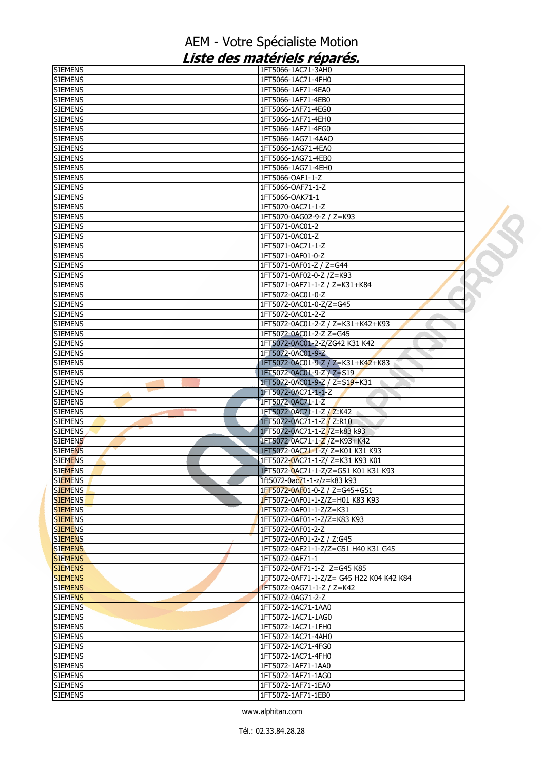# AEM - Votre Spécialiste Motion

## *Liste des matériels réparés.*

| SIEMENS | 1FT5066-1AC71-3AH0 |
|---|---|
| SIEMENS | 1FT5066-1AC71-4FH0 |
| SIEMENS | 1FT5066-1AF71-4EA0 |
| SIEMENS | 1FT5066-1AF71-4EB0 |
| SIEMENS | 1FT5066-1AF71-4EG0 |
| SIEMENS | 1FT5066-1AF71-4EH0 |
| SIEMENS | 1FT5066-1AF71-4FG0 |
| SIEMENS | 1FT5066-1AG71-4AAO |
| SIEMENS | 1FT5066-1AG71-4EA0 |
| SIEMENS | 1FT5066-1AG71-4EB0 |
| SIEMENS | 1FT5066-1AG71-4EH0 |
| SIEMENS | 1FT5066-OAF1-1-Z |
| SIEMENS | 1FT5066-OAF71-1-Z |
| SIEMENS | 1FT5066-OAK71-1 |
| SIEMENS | 1FT5070-0AC71-1-Z |
| SIEMENS | 1FT5070-0AG02-9-Z / Z=K93 |
| SIEMENS | 1FT5071-0AC01-2 |
| SIEMENS | 1FT5071-0AC01-Z |
| SIEMENS | 1FT5071-0AC71-1-Z |
| SIEMENS | 1FT5071-0AF01-0-Z |
| SIEMENS | 1FT5071-0AF01-Z / Z=G44 |
| SIEMENS | 1FT5071-0AF02-0-Z /Z=K93 |
| SIEMENS | 1FT5071-0AF71-1-Z / Z=K31+K84 |
| SIEMENS | 1FT5072-0AC01-0-Z |
| SIEMENS | 1FT5072-0AC01-0-Z/Z=G45 |
| SIEMENS | 1FT5072-0AC01-2-Z |
| SIEMENS | 1FT5072-0AC01-2-Z / Z=K31+K42+K93 |
| SIEMENS | 1FT5072-0AC01-2-Z Z=G45 |
| SIEMENS | 1FT5072-0AC01-2-Z/ZG42 K31 K42 |
| SIEMENS | 1FT5072-0AC01-9-Z |
| SIEMENS | 1FT5072-0AC01-9-Z / Z=K31+K42+K83 |
| SIEMENS | 1FT5072-0AC01-9-Z / Z=S19 |
| SIEMENS | 1FT5072-0AC01-9-Z / Z=S19+K31 |
| SIEMENS | 1FT5072-0AC71-1-1-Z |
| SIEMENS | 1FT5072-0AC71-1-Z |
| SIEMENS | 1FT5072-0AC71-1-Z / Z:K42 |
| SIEMENS | 1FT5072-0AC71-1-Z / Z:R10 |
| SIEMENS | 1FT5072-0AC71-1-Z /Z=k83 k93 |
| SIEMENS | 1FT5072-0AC71-1-Z /Z=K93+K42 |
| SIEMENS | 1FT5072-0AC71-1-Z/ Z=K01 K31 K93 |
| SIEMENS | 1FT5072-0AC71-1-Z/ Z=K31 K93 K01 |
| SIEMENS | 1FT5072-0AC71-1-Z/Z=G51 K01 K31 K93 |
| SIEMENS | 1ft5072-0ac71-1-z/z=k83 k93 |
| SIEMENS | 1FT5072-0AF01-0-Z / Z=G45+G51 |
| SIEMENS | 1FT5072-0AF01-1-Z/Z=H01 K83 K93 |
| SIEMENS | 1FT5072-0AF01-1-Z/Z=K31 |
| SIEMENS | 1FT5072-0AF01-1-Z/Z=K83 K93 |
| SIEMENS | 1FT5072-0AF01-2-Z |
| SIEMENS | 1FT5072-0AF01-2-Z / Z:G45 |
| SIEMENS | 1FT5072-0AF21-1-Z/Z=G51 H40 K31 G45 |
| SIEMENS | 1FT5072-0AF71-1 |
| SIEMENS | 1FT5072-0AF71-1-Z  Z=G45 K85 |
| SIEMENS | 1FT5072-0AF71-1-Z/Z= G45 H22 K04 K42 K84 |
| SIEMENS | 1FT5072-0AG71-1-Z / Z=K42 |
| SIEMENS | 1FT5072-0AG71-2-Z |
| SIEMENS | 1FT5072-1AC71-1AA0 |
| SIEMENS | 1FT5072-1AC71-1AG0 |
| SIEMENS | 1FT5072-1AC71-1FH0 |
| SIEMENS | 1FT5072-1AC71-4AH0 |
| SIEMENS | 1FT5072-1AC71-4FG0 |
| SIEMENS | 1FT5072-1AC71-4FH0 |
| SIEMENS | 1FT5072-1AF71-1AA0 |
| SIEMENS | 1FT5072-1AF71-1AG0 |
| SIEMENS | 1FT5072-1AF71-1EA0 |
| SIEMENS | 1FT5072-1AF71-1EB0 |

www.alphitan.com

Tél.: 02.33.84.28.28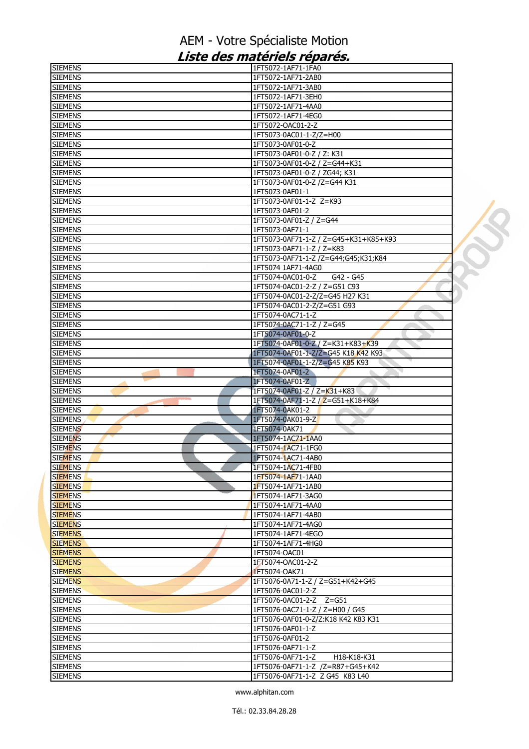# AEM - Votre Spécialiste Motion

## *Liste des matériels réparés.*

| | |
|---|---|
| SIEMENS | 1FT5072-1AF71-1FA0 |
| SIEMENS | 1FT5072-1AF71-2AB0 |
| SIEMENS | 1FT5072-1AF71-3AB0 |
| SIEMENS | 1FT5072-1AF71-3EH0 |
| SIEMENS | 1FT5072-1AF71-4AA0 |
| SIEMENS | 1FT5072-1AF71-4EG0 |
| SIEMENS | 1FT5072-OAC01-2-Z |
| SIEMENS | 1FT5073-0AC01-1-Z/Z=H00 |
| SIEMENS | 1FT5073-0AF01-0-Z |
| SIEMENS | 1FT5073-0AF01-0-Z / Z: K31 |
| SIEMENS | 1FT5073-0AF01-0-Z / Z=G44+K31 |
| SIEMENS | 1FT5073-0AF01-0-Z / ZG44; K31 |
| SIEMENS | 1FT5073-0AF01-0-Z /Z=G44 K31 |
| SIEMENS | 1FT5073-0AF01-1 |
| SIEMENS | 1FT5073-0AF01-1-Z  Z=K93 |
| SIEMENS | 1FT5073-0AF01-2 |
| SIEMENS | 1FT5073-0AF01-Z / Z=G44 |
| SIEMENS | 1FT5073-0AF71-1 |
| SIEMENS | 1FT5073-0AF71-1-Z / Z=G45+K31+K85+K93 |
| SIEMENS | 1FT5073-0AF71-1-Z / Z=K83 |
| SIEMENS | 1FT5073-0AF71-1-Z /Z=G44;G45;K31;K84 |
| SIEMENS | 1FT5074 1AF71-4AG0 |
| SIEMENS | 1FT5074-0AC01-0-Z      G42 - G45 |
| SIEMENS | 1FT5074-0AC01-2-Z / Z=G51 C93 |
| SIEMENS | 1FT5074-0AC01-2-Z/Z=G45 H27 K31 |
| SIEMENS | 1FT5074-0AC01-2-Z/Z=G51 G93 |
| SIEMENS | 1FT5074-0AC71-1-Z |
| SIEMENS | 1FT5074-0AC71-1-Z / Z=G45 |
| SIEMENS | 1FT5074-0AF01-0-Z |
| SIEMENS | 1FT5074-0AF01-0-Z / Z=K31+K83+K39 |
| SIEMENS | 1FT5074-0AF01-1-Z/Z=G45 K18 K42 K93 |
| SIEMENS | 1FT5074-0AF01-1-Z/Z=G45 K85 K93 |
| SIEMENS | 1FT5074-0AF01-2 |
| SIEMENS | 1FT5074-0AF01-Z |
| SIEMENS | 1FT5074-0AF01-Z / Z=K31+K83 |
| SIEMENS | 1FT5074-0AF71-1-Z / Z=G51+K18+K84 |
| SIEMENS | 1FT5074-0AK01-2 |
| SIEMENS | 1FT5074-0AK01-9-Z |
| SIEMENS | 1FT5074-0AK71 |
| SIEMENS | 1FT5074-1AC71-1AA0 |
| SIEMENS | 1FT5074-1AC71-1FG0 |
| SIEMENS | 1FT5074-1AC71-4AB0 |
| SIEMENS | 1FT5074-1AC71-4FB0 |
| SIEMENS | 1FT5074-1AF71-1AA0 |
| SIEMENS | 1FT5074-1AF71-1AB0 |
| SIEMENS | 1FT5074-1AF71-3AG0 |
| SIEMENS | 1FT5074-1AF71-4AA0 |
| SIEMENS | 1FT5074-1AF71-4AB0 |
| SIEMENS | 1FT5074-1AF71-4AG0 |
| SIEMENS | 1FT5074-1AF71-4EGO |
| SIEMENS | 1FT5074-1AF71-4HG0 |
| SIEMENS | 1FT5074-OAC01 |
| SIEMENS | 1FT5074-OAC01-2-Z |
| SIEMENS | 1FT5074-OAK71 |
| SIEMENS | 1FT5076-0A71-1-Z / Z=G51+K42+G45 |
| SIEMENS | 1FT5076-0AC01-2-Z |
| SIEMENS | 1FT5076-0AC01-2-Z    Z=G51 |
| SIEMENS | 1FT5076-0AC71-1-Z / Z=H00 / G45 |
| SIEMENS | 1FT5076-0AF01-0-Z/Z:K18 K42 K83 K31 |
| SIEMENS | 1FT5076-0AF01-1-Z |
| SIEMENS | 1FT5076-0AF01-2 |
| SIEMENS | 1FT5076-0AF71-1-Z |
| SIEMENS | 1FT5076-0AF71-1-Z        H18-K18-K31 |
| SIEMENS | 1FT5076-0AF71-1-Z  /Z=R87+G45+K42 |
| SIEMENS | 1FT5076-0AF71-1-Z  Z G45  K83 L40 |

www.alphitan.com

Tél.: 02.33.84.28.28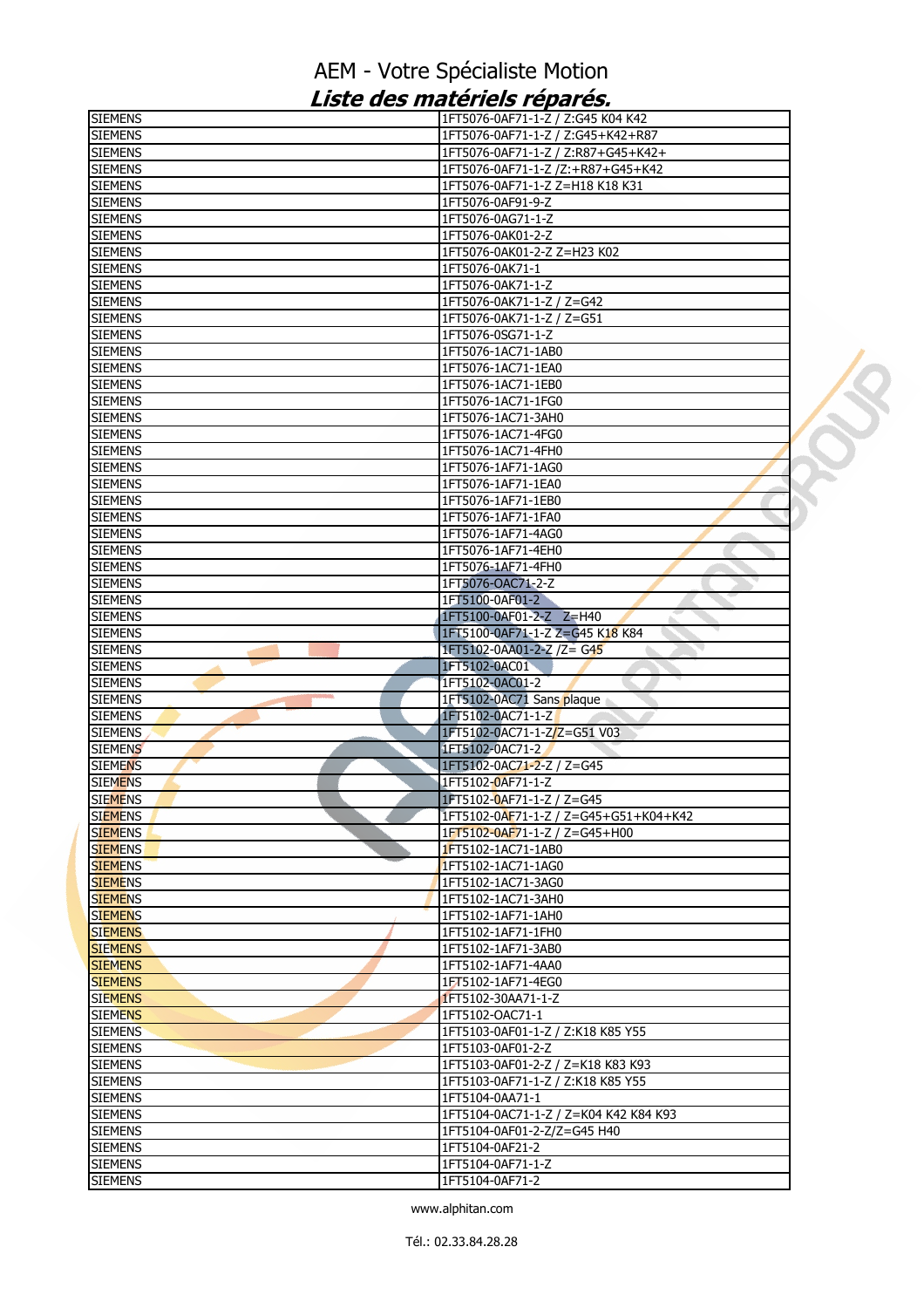# AEM - Votre Spécialiste Motion

## *Liste des matériels réparés.*

| | |
|---|---|
| SIEMENS | 1FT5076-0AF71-1-Z / Z:G45 K04 K42 |
| SIEMENS | 1FT5076-0AF71-1-Z / Z:G45+K42+R87 |
| SIEMENS | 1FT5076-0AF71-1-Z / Z:R87+G45+K42+ |
| SIEMENS | 1FT5076-0AF71-1-Z /Z:+R87+G45+K42 |
| SIEMENS | 1FT5076-0AF71-1-Z Z=H18 K18 K31 |
| SIEMENS | 1FT5076-0AF91-9-Z |
| SIEMENS | 1FT5076-0AG71-1-Z |
| SIEMENS | 1FT5076-0AK01-2-Z |
| SIEMENS | 1FT5076-0AK01-2-Z Z=H23 K02 |
| SIEMENS | 1FT5076-0AK71-1 |
| SIEMENS | 1FT5076-0AK71-1-Z |
| SIEMENS | 1FT5076-0AK71-1-Z / Z=G42 |
| SIEMENS | 1FT5076-0AK71-1-Z / Z=G51 |
| SIEMENS | 1FT5076-0SG71-1-Z |
| SIEMENS | 1FT5076-1AC71-1AB0 |
| SIEMENS | 1FT5076-1AC71-1EA0 |
| SIEMENS | 1FT5076-1AC71-1EB0 |
| SIEMENS | 1FT5076-1AC71-1FG0 |
| SIEMENS | 1FT5076-1AC71-3AH0 |
| SIEMENS | 1FT5076-1AC71-4FG0 |
| SIEMENS | 1FT5076-1AC71-4FH0 |
| SIEMENS | 1FT5076-1AF71-1AG0 |
| SIEMENS | 1FT5076-1AF71-1EA0 |
| SIEMENS | 1FT5076-1AF71-1EB0 |
| SIEMENS | 1FT5076-1AF71-1FA0 |
| SIEMENS | 1FT5076-1AF71-4AG0 |
| SIEMENS | 1FT5076-1AF71-4EH0 |
| SIEMENS | 1FT5076-1AF71-4FH0 |
| SIEMENS | 1FT5076-OAC71-2-Z |
| SIEMENS | 1FT5100-0AF01-2 |
| SIEMENS | 1FT5100-0AF01-2-Z Z=H40 |
| SIEMENS | 1FT5100-0AF71-1-Z Z=G45 K18 K84 |
| SIEMENS | 1FT5102-0AA01-2-Z /Z= G45 |
| SIEMENS | 1FT5102-0AC01 |
| SIEMENS | 1FT5102-0AC01-2 |
| SIEMENS | 1FT5102-0AC71 Sans plaque |
| SIEMENS | 1FT5102-0AC71-1-Z |
| SIEMENS | 1FT5102-0AC71-1-Z/Z=G51 V03 |
| SIEMENS | 1FT5102-0AC71-2 |
| SIEMENS | 1FT5102-0AC71-2-Z / Z=G45 |
| SIEMENS | 1FT5102-0AF71-1-Z |
| SIEMENS | 1FT5102-0AF71-1-Z / Z=G45 |
| SIEMENS | 1FT5102-0AF71-1-Z / Z=G45+G51+K04+K42 |
| SIEMENS | 1FT5102-0AF71-1-Z / Z=G45+H00 |
| SIEMENS | 1FT5102-1AC71-1AB0 |
| SIEMENS | 1FT5102-1AC71-1AG0 |
| SIEMENS | 1FT5102-1AC71-3AG0 |
| SIEMENS | 1FT5102-1AC71-3AH0 |
| SIEMENS | 1FT5102-1AF71-1AH0 |
| SIEMENS | 1FT5102-1AF71-1FH0 |
| SIEMENS | 1FT5102-1AF71-3AB0 |
| SIEMENS | 1FT5102-1AF71-4AA0 |
| SIEMENS | 1FT5102-1AF71-4EG0 |
| SIEMENS | 1FT5102-30AA71-1-Z |
| SIEMENS | 1FT5102-OAC71-1 |
| SIEMENS | 1FT5103-0AF01-1-Z / Z:K18 K85 Y55 |
| SIEMENS | 1FT5103-0AF01-2-Z |
| SIEMENS | 1FT5103-0AF01-2-Z / Z=K18 K83 K93 |
| SIEMENS | 1FT5103-0AF71-1-Z / Z:K18 K85 Y55 |
| SIEMENS | 1FT5104-0AA71-1 |
| SIEMENS | 1FT5104-0AC71-1-Z / Z=K04 K42 K84 K93 |
| SIEMENS | 1FT5104-0AF01-2-Z/Z=G45 H40 |
| SIEMENS | 1FT5104-0AF21-2 |
| SIEMENS | 1FT5104-0AF71-1-Z |
| SIEMENS | 1FT5104-0AF71-2 |

www.alphitan.com

Tél.: 02.33.84.28.28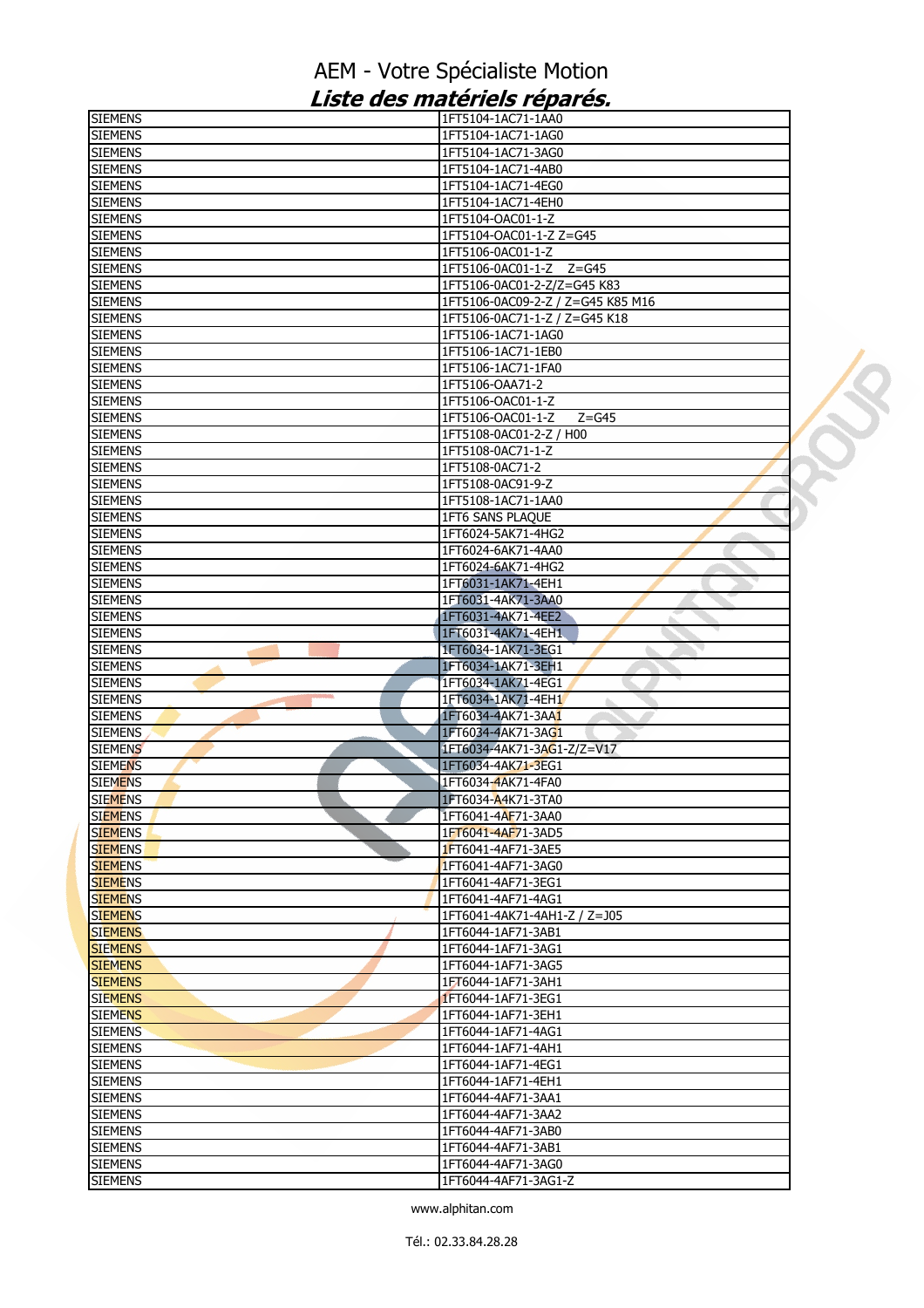# AEM - Votre Spécialiste Motion

## *Liste des matériels réparés.*

| SIEMENS | 1FT5104-1AC71-1AA0 |
|---|---|
| SIEMENS | 1FT5104-1AC71-1AG0 |
| SIEMENS | 1FT5104-1AC71-3AG0 |
| SIEMENS | 1FT5104-1AC71-4AB0 |
| SIEMENS | 1FT5104-1AC71-4EG0 |
| SIEMENS | 1FT5104-1AC71-4EH0 |
| SIEMENS | 1FT5104-OAC01-1-Z |
| SIEMENS | 1FT5104-OAC01-1-Z Z=G45 |
| SIEMENS | 1FT5106-0AC01-1-Z |
| SIEMENS | 1FT5106-0AC01-1-Z Z=G45 |
| SIEMENS | 1FT5106-0AC01-2-Z/Z=G45 K83 |
| SIEMENS | 1FT5106-0AC09-2-Z / Z=G45 K85 M16 |
| SIEMENS | 1FT5106-0AC71-1-Z / Z=G45 K18 |
| SIEMENS | 1FT5106-1AC71-1AG0 |
| SIEMENS | 1FT5106-1AC71-1EB0 |
| SIEMENS | 1FT5106-1AC71-1FA0 |
| SIEMENS | 1FT5106-OAA71-2 |
| SIEMENS | 1FT5106-OAC01-1-Z |
| SIEMENS | 1FT5106-OAC01-1-Z Z=G45 |
| SIEMENS | 1FT5108-0AC01-2-Z / H00 |
| SIEMENS | 1FT5108-0AC71-1-Z |
| SIEMENS | 1FT5108-0AC71-2 |
| SIEMENS | 1FT5108-0AC91-9-Z |
| SIEMENS | 1FT5108-1AC71-1AA0 |
| SIEMENS | 1FT6 SANS PLAQUE |
| SIEMENS | 1FT6024-5AK71-4HG2 |
| SIEMENS | 1FT6024-6AK71-4AA0 |
| SIEMENS | 1FT6024-6AK71-4HG2 |
| SIEMENS | 1FT6031-1AK71-4EH1 |
| SIEMENS | 1FT6031-4AK71-3AA0 |
| SIEMENS | 1FT6031-4AK71-4EE2 |
| SIEMENS | 1FT6031-4AK71-4EH1 |
| SIEMENS | 1FT6034-1AK71-3EG1 |
| SIEMENS | 1FT6034-1AK71-3EH1 |
| SIEMENS | 1FT6034-1AK71-4EG1 |
| SIEMENS | 1FT6034-1AK71-4EH1 |
| SIEMENS | 1FT6034-4AK71-3AA1 |
| SIEMENS | 1FT6034-4AK71-3AG1 |
| SIEMENS | 1FT6034-4AK71-3AG1-Z/Z=V17 |
| SIEMENS | 1FT6034-4AK71-3EG1 |
| SIEMENS | 1FT6034-4AK71-4FA0 |
| SIEMENS | 1FT6034-A4K71-3TA0 |
| SIEMENS | 1FT6041-4AF71-3AA0 |
| SIEMENS | 1FT6041-4AF71-3AD5 |
| SIEMENS | 1FT6041-4AF71-3AE5 |
| SIEMENS | 1FT6041-4AF71-3AG0 |
| SIEMENS | 1FT6041-4AF71-3EG1 |
| SIEMENS | 1FT6041-4AF71-4AG1 |
| SIEMENS | 1FT6041-4AK71-4AH1-Z / Z=J05 |
| SIEMENS | 1FT6044-1AF71-3AB1 |
| SIEMENS | 1FT6044-1AF71-3AG1 |
| SIEMENS | 1FT6044-1AF71-3AG5 |
| SIEMENS | 1FT6044-1AF71-3AH1 |
| SIEMENS | 1FT6044-1AF71-3EG1 |
| SIEMENS | 1FT6044-1AF71-3EH1 |
| SIEMENS | 1FT6044-1AF71-4AG1 |
| SIEMENS | 1FT6044-1AF71-4AH1 |
| SIEMENS | 1FT6044-1AF71-4EG1 |
| SIEMENS | 1FT6044-1AF71-4EH1 |
| SIEMENS | 1FT6044-4AF71-3AA1 |
| SIEMENS | 1FT6044-4AF71-3AA2 |
| SIEMENS | 1FT6044-4AF71-3AB0 |
| SIEMENS | 1FT6044-4AF71-3AB1 |
| SIEMENS | 1FT6044-4AF71-3AG0 |
| SIEMENS | 1FT6044-4AF71-3AG1-Z |

www.alphitan.com

Tél.: 02.33.84.28.28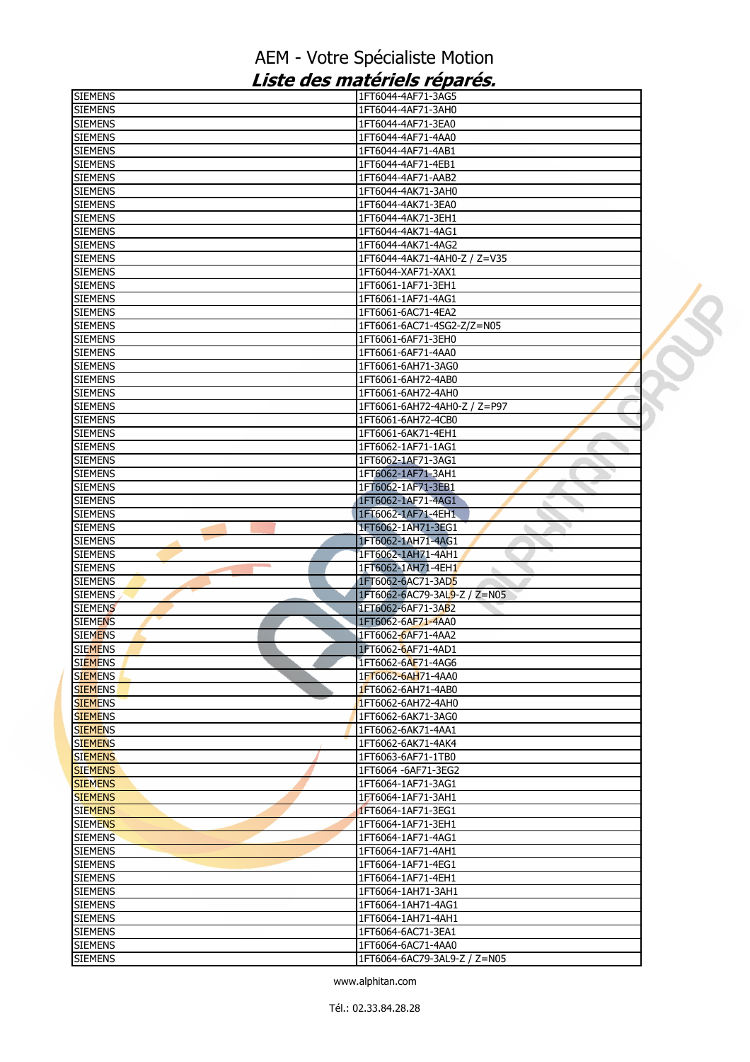# AEM - Votre Spécialiste Motion

## *Liste des matériels réparés.*

| | |
|---|---|
| SIEMENS | 1FT6044-4AF71-3AG5 |
| SIEMENS | 1FT6044-4AF71-3AH0 |
| SIEMENS | 1FT6044-4AF71-3EA0 |
| SIEMENS | 1FT6044-4AF71-4AA0 |
| SIEMENS | 1FT6044-4AF71-4AB1 |
| SIEMENS | 1FT6044-4AF71-4EB1 |
| SIEMENS | 1FT6044-4AF71-AAB2 |
| SIEMENS | 1FT6044-4AK71-3AH0 |
| SIEMENS | 1FT6044-4AK71-3EA0 |
| SIEMENS | 1FT6044-4AK71-3EH1 |
| SIEMENS | 1FT6044-4AK71-4AG1 |
| SIEMENS | 1FT6044-4AK71-4AG2 |
| SIEMENS | 1FT6044-4AK71-4AH0-Z / Z=V35 |
| SIEMENS | 1FT6044-XAF71-XAX1 |
| SIEMENS | 1FT6061-1AF71-3EH1 |
| SIEMENS | 1FT6061-1AF71-4AG1 |
| SIEMENS | 1FT6061-6AC71-4EA2 |
| SIEMENS | 1FT6061-6AC71-4SG2-Z/Z=N05 |
| SIEMENS | 1FT6061-6AF71-3EH0 |
| SIEMENS | 1FT6061-6AF71-4AA0 |
| SIEMENS | 1FT6061-6AH71-3AG0 |
| SIEMENS | 1FT6061-6AH72-4AB0 |
| SIEMENS | 1FT6061-6AH72-4AH0 |
| SIEMENS | 1FT6061-6AH72-4AH0-Z / Z=P97 |
| SIEMENS | 1FT6061-6AH72-4CB0 |
| SIEMENS | 1FT6061-6AK71-4EH1 |
| SIEMENS | 1FT6062-1AF71-1AG1 |
| SIEMENS | 1FT6062-1AF71-3AG1 |
| SIEMENS | 1FT6062-1AF71-3AH1 |
| SIEMENS | 1FT6062-1AF71-3EB1 |
| SIEMENS | 1FT6062-1AF71-4AG1 |
| SIEMENS | 1FT6062-1AF71-4EH1 |
| SIEMENS | 1FT6062-1AH71-3EG1 |
| SIEMENS | 1FT6062-1AH71-4AG1 |
| SIEMENS | 1FT6062-1AH71-4AH1 |
| SIEMENS | 1FT6062-1AH71-4EH1 |
| SIEMENS | 1FT6062-6AC71-3AD5 |
| SIEMENS | 1FT6062-6AC79-3AL9-Z / Z=N05 |
| SIEMENS | 1FT6062-6AF71-3AB2 |
| SIEMENS | 1FT6062-6AF71-4AA0 |
| SIEMENS | 1FT6062-6AF71-4AA2 |
| SIEMENS | 1FT6062-6AF71-4AD1 |
| SIEMENS | 1FT6062-6AF71-4AG6 |
| SIEMENS | 1FT6062-6AH71-4AA0 |
| SIEMENS | 1FT6062-6AH71-4AB0 |
| SIEMENS | 1FT6062-6AH72-4AH0 |
| SIEMENS | 1FT6062-6AK71-3AG0 |
| SIEMENS | 1FT6062-6AK71-4AA1 |
| SIEMENS | 1FT6062-6AK71-4AK4 |
| SIEMENS | 1FT6063-6AF71-1TB0 |
| SIEMENS | 1FT6064 -6AF71-3EG2 |
| SIEMENS | 1FT6064-1AF71-3AG1 |
| SIEMENS | 1FT6064-1AF71-3AH1 |
| SIEMENS | 1FT6064-1AF71-3EG1 |
| SIEMENS | 1FT6064-1AF71-3EH1 |
| SIEMENS | 1FT6064-1AF71-4AG1 |
| SIEMENS | 1FT6064-1AF71-4AH1 |
| SIEMENS | 1FT6064-1AF71-4EG1 |
| SIEMENS | 1FT6064-1AF71-4EH1 |
| SIEMENS | 1FT6064-1AH71-3AH1 |
| SIEMENS | 1FT6064-1AH71-4AG1 |
| SIEMENS | 1FT6064-1AH71-4AH1 |
| SIEMENS | 1FT6064-6AC71-3EA1 |
| SIEMENS | 1FT6064-6AC71-4AA0 |
| SIEMENS | 1FT6064-6AC79-3AL9-Z / Z=N05 |

www.alphitan.com

Tél.: 02.33.84.28.28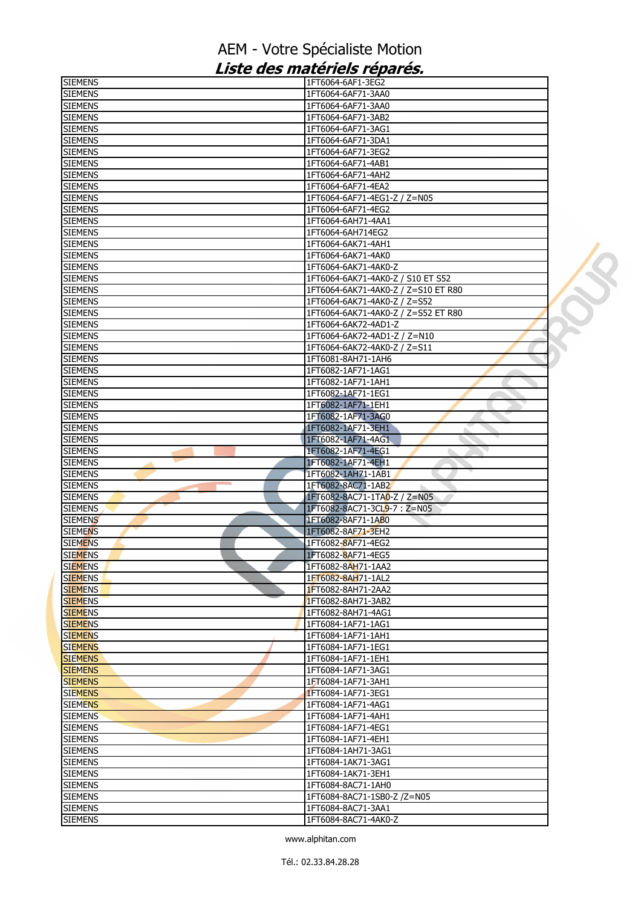# AEM - Votre Spécialiste Motion

## *Liste des matériels réparés.*

| | |
|---|---|
| SIEMENS | 1FT6064-6AF1-3EG2 |
| SIEMENS | 1FT6064-6AF71-3AA0 |
| SIEMENS | 1FT6064-6AF71-3AA0 |
| SIEMENS | 1FT6064-6AF71-3AB2 |
| SIEMENS | 1FT6064-6AF71-3AG1 |
| SIEMENS | 1FT6064-6AF71-3DA1 |
| SIEMENS | 1FT6064-6AF71-3EG2 |
| SIEMENS | 1FT6064-6AF71-4AB1 |
| SIEMENS | 1FT6064-6AF71-4AH2 |
| SIEMENS | 1FT6064-6AF71-4EA2 |
| SIEMENS | 1FT6064-6AF71-4EG1-Z / Z=N05 |
| SIEMENS | 1FT6064-6AF71-4EG2 |
| SIEMENS | 1FT6064-6AH71-4AA1 |
| SIEMENS | 1FT6064-6AH714EG2 |
| SIEMENS | 1FT6064-6AK71-4AH1 |
| SIEMENS | 1FT6064-6AK71-4AK0 |
| SIEMENS | 1FT6064-6AK71-4AK0-Z |
| SIEMENS | 1FT6064-6AK71-4AK0-Z / S10 ET S52 |
| SIEMENS | 1FT6064-6AK71-4AK0-Z / Z=S10 ET R80 |
| SIEMENS | 1FT6064-6AK71-4AK0-Z / Z=S52 |
| SIEMENS | 1FT6064-6AK71-4AK0-Z / Z=S52 ET R80 |
| SIEMENS | 1FT6064-6AK72-4AD1-Z |
| SIEMENS | 1FT6064-6AK72-4AD1-Z / Z=N10 |
| SIEMENS | 1FT6064-6AK72-4AK0-Z / Z=S11 |
| SIEMENS | 1FT6081-8AH71-1AH6 |
| SIEMENS | 1FT6082-1AF71-1AG1 |
| SIEMENS | 1FT6082-1AF71-1AH1 |
| SIEMENS | 1FT6082-1AF71-1EG1 |
| SIEMENS | 1FT6082-1AF71-1EH1 |
| SIEMENS | 1FT6082-1AF71-3AG0 |
| SIEMENS | 1FT6082-1AF71-3EH1 |
| SIEMENS | 1FT6082-1AF71-4AG1 |
| SIEMENS | 1FT6082-1AF71-4EG1 |
| SIEMENS | 1FT6082-1AF71-4EH1 |
| SIEMENS | 1FT6082-1AH71-1AB1 |
| SIEMENS | 1FT6082-8AC71-1AB2 |
| SIEMENS | 1FT6082-8AC71-1TA0-Z / Z=N05 |
| SIEMENS | 1FT6082-8AC71-3CL9-7 : Z=N05 |
| SIEMENS | 1FT6082-8AF71-1AB0 |
| SIEMENS | 1FT6082-8AF71-3EH2 |
| SIEMENS | 1FT6082-8AF71-4EG2 |
| SIEMENS | 1FT6082-8AF71-4EG5 |
| SIEMENS | 1FT6082-8AH71-1AA2 |
| SIEMENS | 1FT6082-8AH71-1AL2 |
| SIEMENS | 1FT6082-8AH71-2AA2 |
| SIEMENS | 1FT6082-8AH71-3AB2 |
| SIEMENS | 1FT6082-8AH71-4AG1 |
| SIEMENS | 1FT6084-1AF71-1AG1 |
| SIEMENS | 1FT6084-1AF71-1AH1 |
| SIEMENS | 1FT6084-1AF71-1EG1 |
| SIEMENS | 1FT6084-1AF71-1EH1 |
| SIEMENS | 1FT6084-1AF71-3AG1 |
| SIEMENS | 1FT6084-1AF71-3AH1 |
| SIEMENS | 1FT6084-1AF71-3EG1 |
| SIEMENS | 1FT6084-1AF71-4AG1 |
| SIEMENS | 1FT6084-1AF71-4AH1 |
| SIEMENS | 1FT6084-1AF71-4EG1 |
| SIEMENS | 1FT6084-1AF71-4EH1 |
| SIEMENS | 1FT6084-1AH71-3AG1 |
| SIEMENS | 1FT6084-1AK71-3AG1 |
| SIEMENS | 1FT6084-1AK71-3EH1 |
| SIEMENS | 1FT6084-8AC71-1AH0 |
| SIEMENS | 1FT6084-8AC71-1SB0-Z /Z=N05 |
| SIEMENS | 1FT6084-8AC71-3AA1 |
| SIEMENS | 1FT6084-8AC71-4AK0-Z |

www.alphitan.com

Tél.: 02.33.84.28.28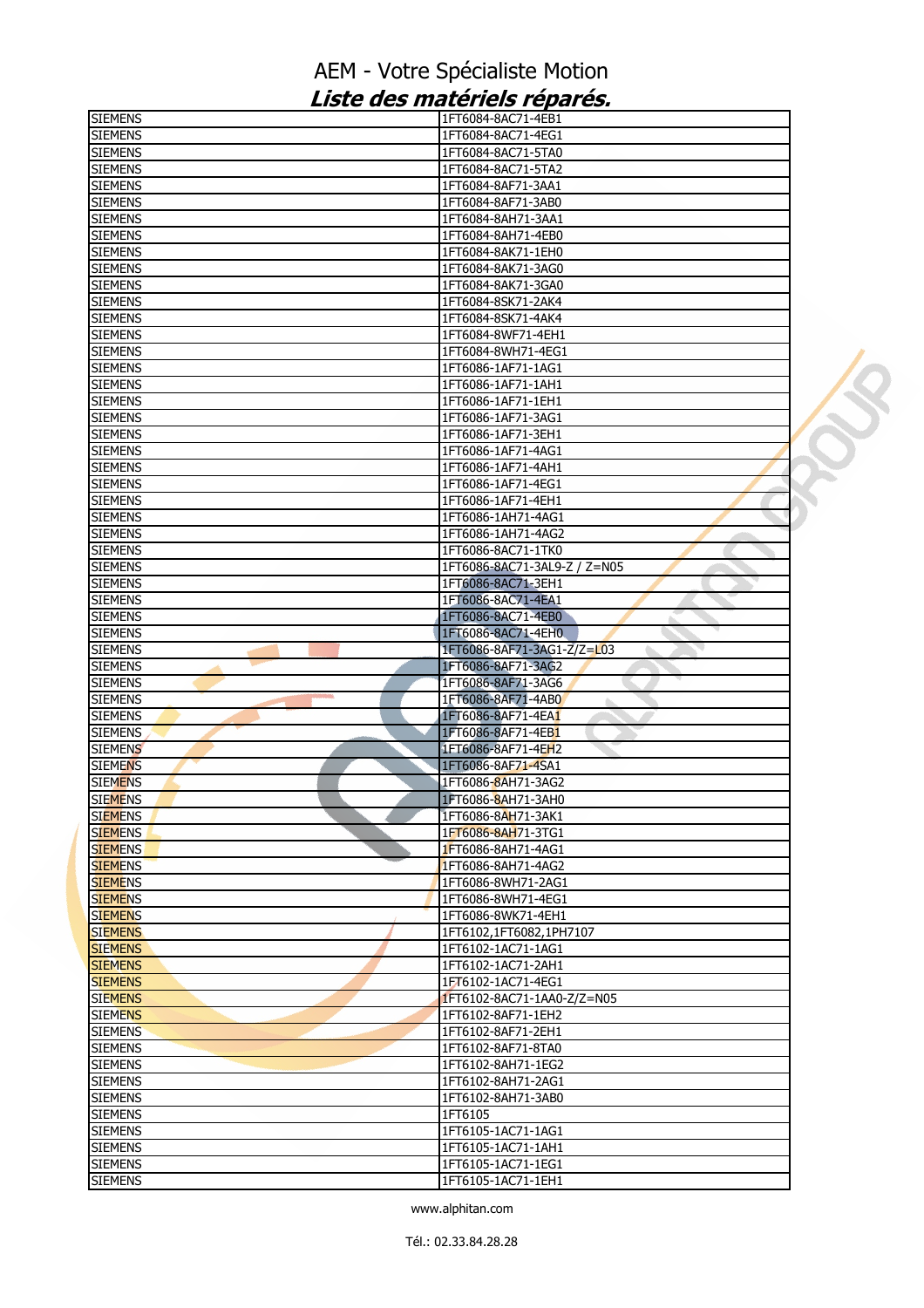# AEM - Votre Spécialiste Motion

## *Liste des matériels réparés.*

| | |
|---|---|
| SIEMENS | 1FT6084-8AC71-4EB1 |
| SIEMENS | 1FT6084-8AC71-4EG1 |
| SIEMENS | 1FT6084-8AC71-5TA0 |
| SIEMENS | 1FT6084-8AC71-5TA2 |
| SIEMENS | 1FT6084-8AF71-3AA1 |
| SIEMENS | 1FT6084-8AF71-3AB0 |
| SIEMENS | 1FT6084-8AH71-3AA1 |
| SIEMENS | 1FT6084-8AH71-4EB0 |
| SIEMENS | 1FT6084-8AK71-1EH0 |
| SIEMENS | 1FT6084-8AK71-3AG0 |
| SIEMENS | 1FT6084-8AK71-3GA0 |
| SIEMENS | 1FT6084-8SK71-2AK4 |
| SIEMENS | 1FT6084-8SK71-4AK4 |
| SIEMENS | 1FT6084-8WF71-4EH1 |
| SIEMENS | 1FT6084-8WH71-4EG1 |
| SIEMENS | 1FT6086-1AF71-1AG1 |
| SIEMENS | 1FT6086-1AF71-1AH1 |
| SIEMENS | 1FT6086-1AF71-1EH1 |
| SIEMENS | 1FT6086-1AF71-3AG1 |
| SIEMENS | 1FT6086-1AF71-3EH1 |
| SIEMENS | 1FT6086-1AF71-4AG1 |
| SIEMENS | 1FT6086-1AF71-4AH1 |
| SIEMENS | 1FT6086-1AF71-4EG1 |
| SIEMENS | 1FT6086-1AF71-4EH1 |
| SIEMENS | 1FT6086-1AH71-4AG1 |
| SIEMENS | 1FT6086-1AH71-4AG2 |
| SIEMENS | 1FT6086-8AC71-1TK0 |
| SIEMENS | 1FT6086-8AC71-3AL9-Z / Z=N05 |
| SIEMENS | 1FT6086-8AC71-3EH1 |
| SIEMENS | 1FT6086-8AC71-4EA1 |
| SIEMENS | 1FT6086-8AC71-4EB0 |
| SIEMENS | 1FT6086-8AC71-4EH0 |
| SIEMENS | 1FT6086-8AF71-3AG1-Z/Z=L03 |
| SIEMENS | 1FT6086-8AF71-3AG2 |
| SIEMENS | 1FT6086-8AF71-3AG6 |
| SIEMENS | 1FT6086-8AF71-4AB0 |
| SIEMENS | 1FT6086-8AF71-4EA1 |
| SIEMENS | 1FT6086-8AF71-4EB1 |
| SIEMENS | 1FT6086-8AF71-4EH2 |
| SIEMENS | 1FT6086-8AF71-4SA1 |
| SIEMENS | 1FT6086-8AH71-3AG2 |
| SIEMENS | 1FT6086-8AH71-3AH0 |
| SIEMENS | 1FT6086-8AH71-3AK1 |
| SIEMENS | 1FT6086-8AH71-3TG1 |
| SIEMENS | 1FT6086-8AH71-4AG1 |
| SIEMENS | 1FT6086-8AH71-4AG2 |
| SIEMENS | 1FT6086-8WH71-2AG1 |
| SIEMENS | 1FT6086-8WH71-4EG1 |
| SIEMENS | 1FT6086-8WK71-4EH1 |
| SIEMENS | 1FT6102,1FT6082,1PH7107 |
| SIEMENS | 1FT6102-1AC71-1AG1 |
| SIEMENS | 1FT6102-1AC71-2AH1 |
| SIEMENS | 1FT6102-1AC71-4EG1 |
| SIEMENS | 1FT6102-8AC71-1AA0-Z/Z=N05 |
| SIEMENS | 1FT6102-8AF71-1EH2 |
| SIEMENS | 1FT6102-8AF71-2EH1 |
| SIEMENS | 1FT6102-8AF71-8TA0 |
| SIEMENS | 1FT6102-8AH71-1EG2 |
| SIEMENS | 1FT6102-8AH71-2AG1 |
| SIEMENS | 1FT6102-8AH71-3AB0 |
| SIEMENS | 1FT6105 |
| SIEMENS | 1FT6105-1AC71-1AG1 |
| SIEMENS | 1FT6105-1AC71-1AH1 |
| SIEMENS | 1FT6105-1AC71-1EG1 |
| SIEMENS | 1FT6105-1AC71-1EH1 |

www.alphitan.com

Tél.: 02.33.84.28.28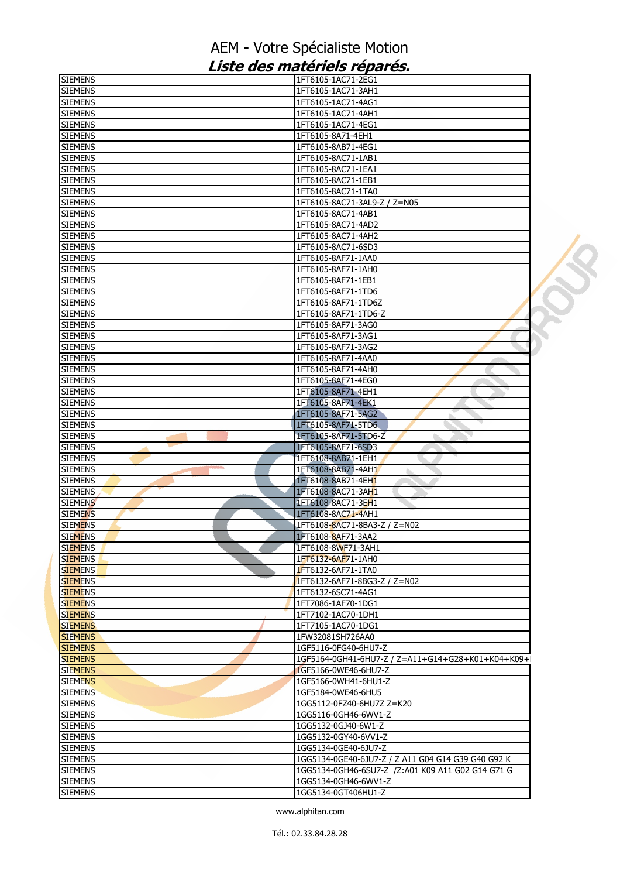# AEM - Votre Spécialiste Motion

## *Liste des matériels réparés.*

| | |
|---|---|
| SIEMENS | 1FT6105-1AC71-2EG1 |
| SIEMENS | 1FT6105-1AC71-3AH1 |
| SIEMENS | 1FT6105-1AC71-4AG1 |
| SIEMENS | 1FT6105-1AC71-4AH1 |
| SIEMENS | 1FT6105-1AC71-4EG1 |
| SIEMENS | 1FT6105-8A71-4EH1 |
| SIEMENS | 1FT6105-8AB71-4EG1 |
| SIEMENS | 1FT6105-8AC71-1AB1 |
| SIEMENS | 1FT6105-8AC71-1EA1 |
| SIEMENS | 1FT6105-8AC71-1EB1 |
| SIEMENS | 1FT6105-8AC71-1TA0 |
| SIEMENS | 1FT6105-8AC71-3AL9-Z / Z=N05 |
| SIEMENS | 1FT6105-8AC71-4AB1 |
| SIEMENS | 1FT6105-8AC71-4AD2 |
| SIEMENS | 1FT6105-8AC71-4AH2 |
| SIEMENS | 1FT6105-8AC71-6SD3 |
| SIEMENS | 1FT6105-8AF71-1AA0 |
| SIEMENS | 1FT6105-8AF71-1AH0 |
| SIEMENS | 1FT6105-8AF71-1EB1 |
| SIEMENS | 1FT6105-8AF71-1TD6 |
| SIEMENS | 1FT6105-8AF71-1TD6Z |
| SIEMENS | 1FT6105-8AF71-1TD6-Z |
| SIEMENS | 1FT6105-8AF71-3AG0 |
| SIEMENS | 1FT6105-8AF71-3AG1 |
| SIEMENS | 1FT6105-8AF71-3AG2 |
| SIEMENS | 1FT6105-8AF71-4AA0 |
| SIEMENS | 1FT6105-8AF71-4AH0 |
| SIEMENS | 1FT6105-8AF71-4EG0 |
| SIEMENS | 1FT6105-8AF71-4EH1 |
| SIEMENS | 1FT6105-8AF71-4EK1 |
| SIEMENS | 1FT6105-8AF71-5AG2 |
| SIEMENS | 1FT6105-8AF71-5TD6 |
| SIEMENS | 1FT6105-8AF71-5TD6-Z |
| SIEMENS | 1FT6105-8AF71-6SD3 |
| SIEMENS | 1FT6108-8AB71-1EH1 |
| SIEMENS | 1FT6108-8AB71-4AH1 |
| SIEMENS | 1FT6108-8AB71-4EH1 |
| SIEMENS | 1FT6108-8AC71-3AH1 |
| SIEMENS | 1FT6108-8AC71-3EH1 |
| SIEMENS | 1FT6108-8AC71-4AH1 |
| SIEMENS | 1FT6108-8AC71-8BA3-Z / Z=N02 |
| SIEMENS | 1FT6108-8AF71-3AA2 |
| SIEMENS | 1FT6108-8WF71-3AH1 |
| SIEMENS | 1FT6132-6AF71-1AH0 |
| SIEMENS | 1FT6132-6AF71-1TA0 |
| SIEMENS | 1FT6132-6AF71-8BG3-Z / Z=N02 |
| SIEMENS | 1FT6132-6SC71-4AG1 |
| SIEMENS | 1FT7086-1AF70-1DG1 |
| SIEMENS | 1FT7102-1AC70-1DH1 |
| SIEMENS | 1FT7105-1AC70-1DG1 |
| SIEMENS | 1FW32081SH726AA0 |
| SIEMENS | 1GF5116-0FG40-6HU7-Z |
| SIEMENS | 1GF5164-0GH41-6HU7-Z / Z=A11+G14+G28+K01+K04+K09+ |
| SIEMENS | 1GF5166-0WE46-6HU7-Z |
| SIEMENS | 1GF5166-0WH41-6HU1-Z |
| SIEMENS | 1GF5184-0WE46-6HU5 |
| SIEMENS | 1GG5112-0FZ40-6HU7Z Z=K20 |
| SIEMENS | 1GG5116-0GH46-6WV1-Z |
| SIEMENS | 1GG5132-0GJ40-6W1-Z |
| SIEMENS | 1GG5132-0GY40-6VV1-Z |
| SIEMENS | 1GG5134-0GE40-6JU7-Z |
| SIEMENS | 1GG5134-0GE40-6JU7-Z / Z A11 G04 G14 G39 G40 G92 K |
| SIEMENS | 1GG5134-0GH46-6SU7-Z /Z:A01 K09 A11 G02 G14 G71 G |
| SIEMENS | 1GG5134-0GH46-6WV1-Z |
| SIEMENS | 1GG5134-0GT406HU1-Z |

www.alphitan.com

Tél.: 02.33.84.28.28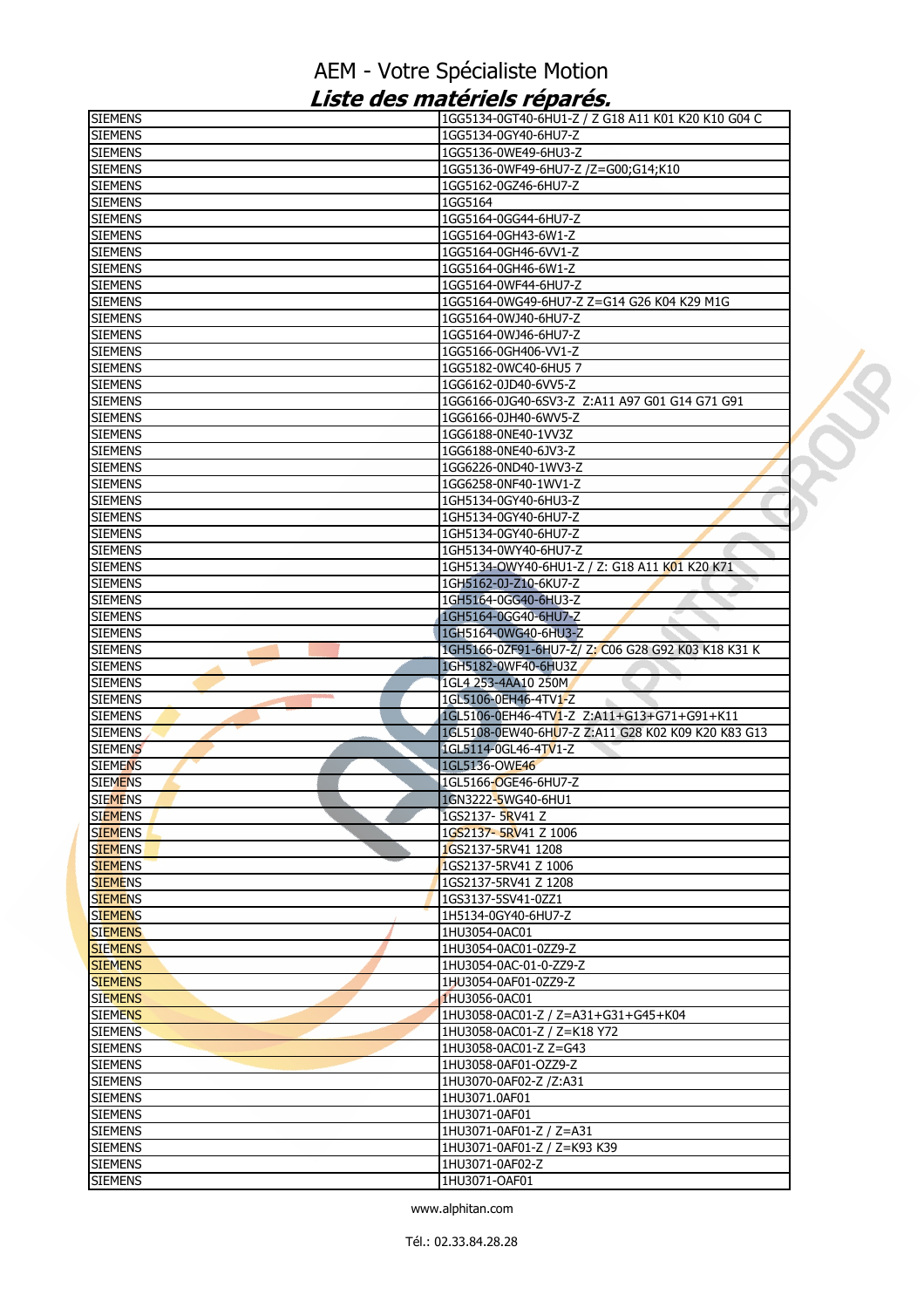# AEM - Votre Spécialiste Motion

## *Liste des matériels réparés.*

| | |
|---|---|
| SIEMENS | 1GG5134-0GT40-6HU1-Z / Z G18 A11 K01 K20 K10 G04 C |
| SIEMENS | 1GG5134-0GY40-6HU7-Z |
| SIEMENS | 1GG5136-0WE49-6HU3-Z |
| SIEMENS | 1GG5136-0WF49-6HU7-Z /Z=G00;G14;K10 |
| SIEMENS | 1GG5162-0GZ46-6HU7-Z |
| SIEMENS | 1GG5164 |
| SIEMENS | 1GG5164-0GG44-6HU7-Z |
| SIEMENS | 1GG5164-0GH43-6W1-Z |
| SIEMENS | 1GG5164-0GH46-6VV1-Z |
| SIEMENS | 1GG5164-0GH46-6W1-Z |
| SIEMENS | 1GG5164-0WF44-6HU7-Z |
| SIEMENS | 1GG5164-0WG49-6HU7-Z Z=G14 G26 K04 K29 M1G |
| SIEMENS | 1GG5164-0WJ40-6HU7-Z |
| SIEMENS | 1GG5164-0WJ46-6HU7-Z |
| SIEMENS | 1GG5166-0GH406-VV1-Z |
| SIEMENS | 1GG5182-0WC40-6HU5 7 |
| SIEMENS | 1GG6162-0JD40-6VV5-Z |
| SIEMENS | 1GG6166-0JG40-6SV3-Z Z:A11 A97 G01 G14 G71 G91 |
| SIEMENS | 1GG6166-0JH40-6WV5-Z |
| SIEMENS | 1GG6188-0NE40-1VV3Z |
| SIEMENS | 1GG6188-0NE40-6JV3-Z |
| SIEMENS | 1GG6226-0ND40-1WV3-Z |
| SIEMENS | 1GG6258-0NF40-1WV1-Z |
| SIEMENS | 1GH5134-0GY40-6HU3-Z |
| SIEMENS | 1GH5134-0GY40-6HU7-Z |
| SIEMENS | 1GH5134-0GY40-6HU7-Z |
| SIEMENS | 1GH5134-0WY40-6HU7-Z |
| SIEMENS | 1GH5134-OWY40-6HU1-Z / Z: G18 A11 K01 K20 K71 |
| SIEMENS | 1GH5162-0J-Z10-6KU7-Z |
| SIEMENS | 1GH5164-0GG40-6HU3-Z |
| SIEMENS | 1GH5164-0GG40-6HU7-Z |
| SIEMENS | 1GH5164-0WG40-6HU3-Z |
| SIEMENS | 1GH5166-0ZF91-6HU7-Z/ Z: C06 G28 G92 K03 K18 K31 K |
| SIEMENS | 1GH5182-0WF40-6HU3Z |
| SIEMENS | 1GL4 253-4AA10 250M |
| SIEMENS | 1GL5106-0EH46-4TV1-Z |
| SIEMENS | 1GL5106-0EH46-4TV1-Z Z:A11+G13+G71+G91+K11 |
| SIEMENS | 1GL5108-0EW40-6HU7-Z Z:A11 G28 K02 K09 K20 K83 G13 |
| SIEMENS | 1GL5114-0GL46-4TV1-Z |
| SIEMENS | 1GL5136-OWE46 |
| SIEMENS | 1GL5166-OGE46-6HU7-Z |
| SIEMENS | 1GN3222-5WG40-6HU1 |
| SIEMENS | 1GS2137- 5RV41 Z |
| SIEMENS | 1GS2137- 5RV41 Z 1006 |
| SIEMENS | 1GS2137-5RV41 1208 |
| SIEMENS | 1GS2137-5RV41 Z 1006 |
| SIEMENS | 1GS2137-5RV41 Z 1208 |
| SIEMENS | 1GS3137-5SV41-0ZZ1 |
| SIEMENS | 1H5134-0GY40-6HU7-Z |
| SIEMENS | 1HU3054-0AC01 |
| SIEMENS | 1HU3054-0AC01-0ZZ9-Z |
| SIEMENS | 1HU3054-0AC-01-0-ZZ9-Z |
| SIEMENS | 1HU3054-0AF01-0ZZ9-Z |
| SIEMENS | 1HU3056-0AC01 |
| SIEMENS | 1HU3058-0AC01-Z / Z=A31+G31+G45+K04 |
| SIEMENS | 1HU3058-0AC01-Z / Z=K18 Y72 |
| SIEMENS | 1HU3058-0AC01-Z Z=G43 |
| SIEMENS | 1HU3058-0AF01-0ZZ9-Z |
| SIEMENS | 1HU3070-0AF02-Z /Z:A31 |
| SIEMENS | 1HU3071.0AF01 |
| SIEMENS | 1HU3071-0AF01 |
| SIEMENS | 1HU3071-0AF01-Z / Z=A31 |
| SIEMENS | 1HU3071-0AF01-Z / Z=K93 K39 |
| SIEMENS | 1HU3071-0AF02-Z |
| SIEMENS | 1HU3071-OAF01 |

www.alphitan.com

Tél.: 02.33.84.28.28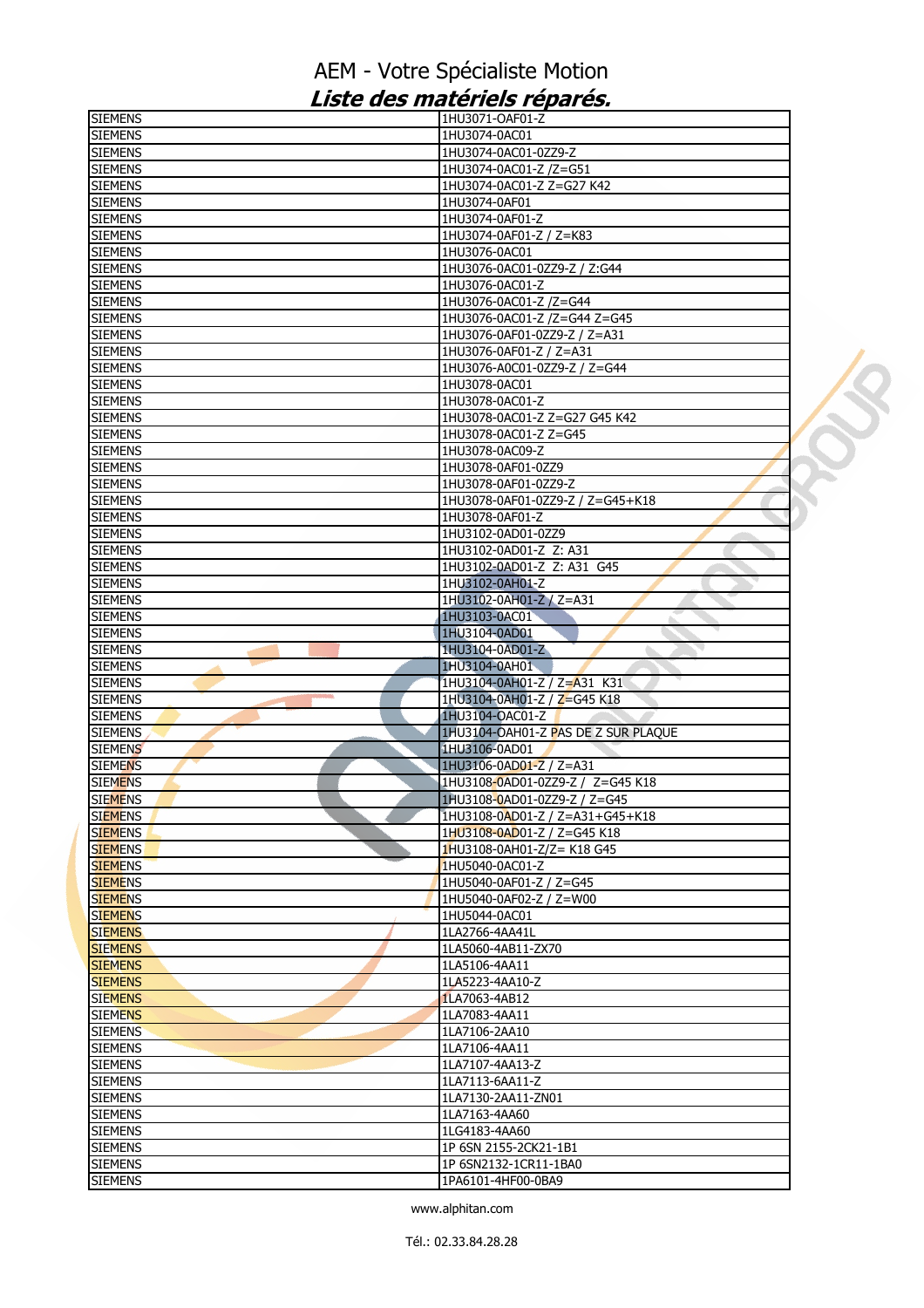# AEM - Votre Spécialiste Motion

## *Liste des matériels réparés.*

| | |
|---|---|
| SIEMENS | 1HU3071-OAF01-Z |
| SIEMENS | 1HU3074-0AC01 |
| SIEMENS | 1HU3074-0AC01-0ZZ9-Z |
| SIEMENS | 1HU3074-0AC01-Z /Z=G51 |
| SIEMENS | 1HU3074-0AC01-Z Z=G27 K42 |
| SIEMENS | 1HU3074-0AF01 |
| SIEMENS | 1HU3074-0AF01-Z |
| SIEMENS | 1HU3074-0AF01-Z / Z=K83 |
| SIEMENS | 1HU3076-0AC01 |
| SIEMENS | 1HU3076-0AC01-0ZZ9-Z / Z:G44 |
| SIEMENS | 1HU3076-0AC01-Z |
| SIEMENS | 1HU3076-0AC01-Z /Z=G44 |
| SIEMENS | 1HU3076-0AC01-Z /Z=G44 Z=G45 |
| SIEMENS | 1HU3076-0AF01-0ZZ9-Z / Z=A31 |
| SIEMENS | 1HU3076-0AF01-Z / Z=A31 |
| SIEMENS | 1HU3076-A0C01-0ZZ9-Z / Z=G44 |
| SIEMENS | 1HU3078-0AC01 |
| SIEMENS | 1HU3078-0AC01-Z |
| SIEMENS | 1HU3078-0AC01-Z Z=G27 G45 K42 |
| SIEMENS | 1HU3078-0AC01-Z Z=G45 |
| SIEMENS | 1HU3078-0AC09-Z |
| SIEMENS | 1HU3078-0AF01-0ZZ9 |
| SIEMENS | 1HU3078-0AF01-0ZZ9-Z |
| SIEMENS | 1HU3078-0AF01-0ZZ9-Z / Z=G45+K18 |
| SIEMENS | 1HU3078-0AF01-Z |
| SIEMENS | 1HU3102-0AD01-0ZZ9 |
| SIEMENS | 1HU3102-0AD01-Z  Z: A31 |
| SIEMENS | 1HU3102-0AD01-Z  Z: A31  G45 |
| SIEMENS | 1HU3102-0AH01-Z |
| SIEMENS | 1HU3102-0AH01-Z / Z=A31 |
| SIEMENS | 1HU3103-0AC01 |
| SIEMENS | 1HU3104-0AD01 |
| SIEMENS | 1HU3104-0AD01-Z |
| SIEMENS | 1HU3104-0AH01 |
| SIEMENS | 1HU3104-0AH01-Z / Z=A31  K31 |
| SIEMENS | 1HU3104-0AH01-Z / Z=G45 K18 |
| SIEMENS | 1HU3104-OAC01-Z |
| SIEMENS | 1HU3104-OAH01-Z PAS DE Z SUR PLAQUE |
| SIEMENS | 1HU3106-0AD01 |
| SIEMENS | 1HU3106-0AD01-Z / Z=A31 |
| SIEMENS | 1HU3108-0AD01-0ZZ9-Z /  Z=G45 K18 |
| SIEMENS | 1HU3108-0AD01-0ZZ9-Z / Z=G45 |
| SIEMENS | 1HU3108-0AD01-Z / Z=A31+G45+K18 |
| SIEMENS | 1HU3108-0AD01-Z / Z=G45 K18 |
| SIEMENS | 1HU3108-0AH01-Z/Z= K18 G45 |
| SIEMENS | 1HU5040-0AC01-Z |
| SIEMENS | 1HU5040-0AF01-Z / Z=G45 |
| SIEMENS | 1HU5040-0AF02-Z / Z=W00 |
| SIEMENS | 1HU5044-0AC01 |
| SIEMENS | 1LA2766-4AA41L |
| SIEMENS | 1LA5060-4AB11-ZX70 |
| SIEMENS | 1LA5106-4AA11 |
| SIEMENS | 1LA5223-4AA10-Z |
| SIEMENS | 1LA7063-4AB12 |
| SIEMENS | 1LA7083-4AA11 |
| SIEMENS | 1LA7106-2AA10 |
| SIEMENS | 1LA7106-4AA11 |
| SIEMENS | 1LA7107-4AA13-Z |
| SIEMENS | 1LA7113-6AA11-Z |
| SIEMENS | 1LA7130-2AA11-ZN01 |
| SIEMENS | 1LA7163-4AA60 |
| SIEMENS | 1LG4183-4AA60 |
| SIEMENS | 1P 6SN 2155-2CK21-1B1 |
| SIEMENS | 1P 6SN2132-1CR11-1BA0 |
| SIEMENS | 1PA6101-4HF00-0BA9 |

www.alphitan.com

Tél.: 02.33.84.28.28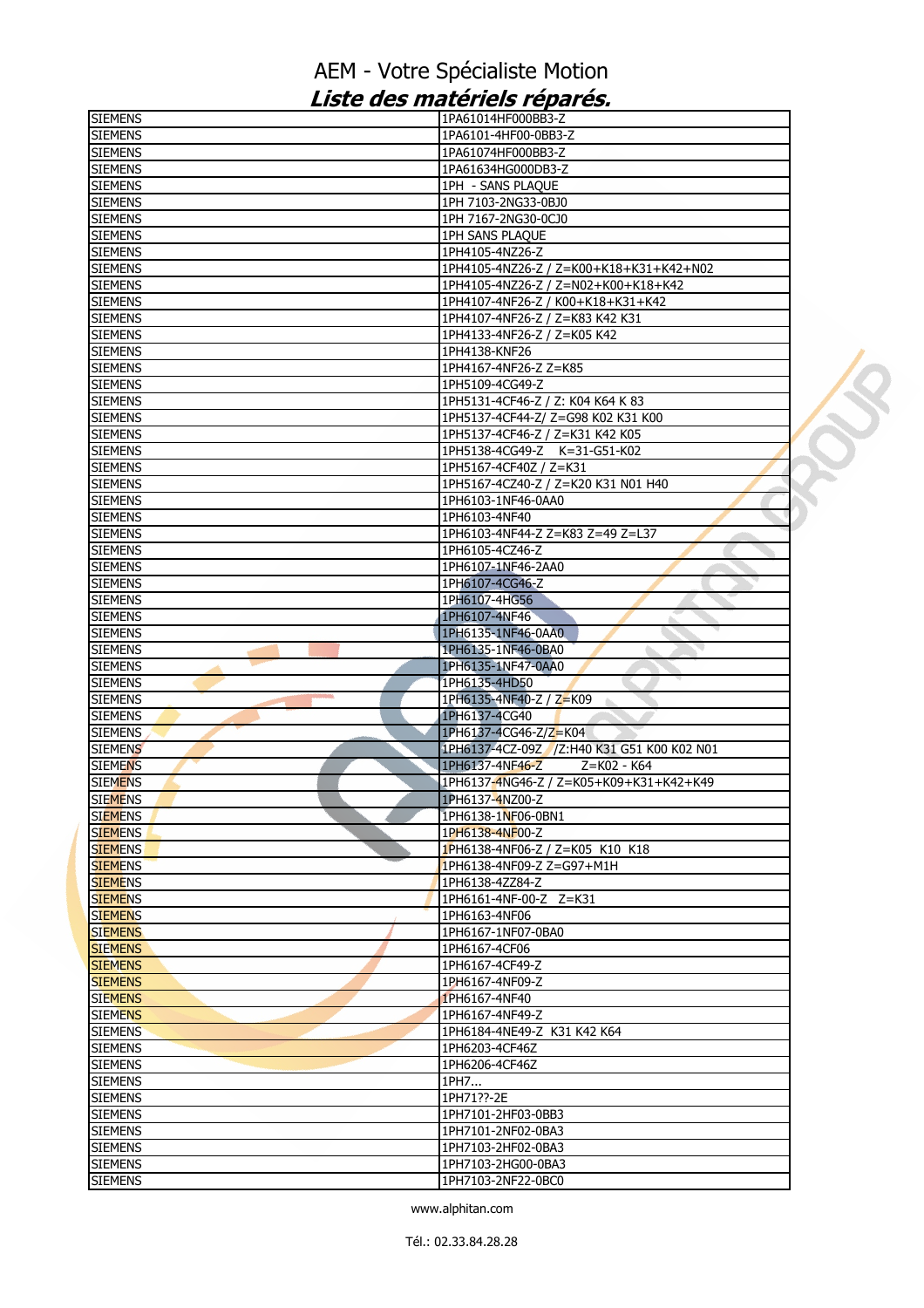AEM - Votre Spécialiste Motion

***Liste des matériels réparés.***

| | |
|---|---|
| SIEMENS | 1PA61014HF000BB3-Z |
| SIEMENS | 1PA6101-4HF00-0BB3-Z |
| SIEMENS | 1PA61074HF000BB3-Z |
| SIEMENS | 1PA61634HG000DB3-Z |
| SIEMENS | 1PH - SANS PLAQUE |
| SIEMENS | 1PH 7103-2NG33-0BJ0 |
| SIEMENS | 1PH 7167-2NG30-0CJ0 |
| SIEMENS | 1PH SANS PLAQUE |
| SIEMENS | 1PH4105-4NZ26-Z |
| SIEMENS | 1PH4105-4NZ26-Z / Z=K00+K18+K31+K42+N02 |
| SIEMENS | 1PH4105-4NZ26-Z / Z=N02+K00+K18+K42 |
| SIEMENS | 1PH4107-4NF26-Z / K00+K18+K31+K42 |
| SIEMENS | 1PH4107-4NF26-Z / Z=K83 K42 K31 |
| SIEMENS | 1PH4133-4NF26-Z / Z=K05 K42 |
| SIEMENS | 1PH4138-KNF26 |
| SIEMENS | 1PH4167-4NF26-Z Z=K85 |
| SIEMENS | 1PH5109-4CG49-Z |
| SIEMENS | 1PH5131-4CF46-Z / Z: K04 K64 K 83 |
| SIEMENS | 1PH5137-4CF44-Z/ Z=G98 K02 K31 K00 |
| SIEMENS | 1PH5137-4CF46-Z / Z=K31 K42 K05 |
| SIEMENS | 1PH5138-4CG49-Z K=31-G51-K02 |
| SIEMENS | 1PH5167-4CF40Z / Z=K31 |
| SIEMENS | 1PH5167-4CZ40-Z / Z=K20 K31 N01 H40 |
| SIEMENS | 1PH6103-1NF46-0AA0 |
| SIEMENS | 1PH6103-4NF40 |
| SIEMENS | 1PH6103-4NF44-Z Z=K83 Z=49 Z=L37 |
| SIEMENS | 1PH6105-4CZ46-Z |
| SIEMENS | 1PH6107-1NF46-2AA0 |
| SIEMENS | 1PH6107-4CG46-Z |
| SIEMENS | 1PH6107-4HG56 |
| SIEMENS | 1PH6107-4NF46 |
| SIEMENS | 1PH6135-1NF46-0AA0 |
| SIEMENS | 1PH6135-1NF46-0BA0 |
| SIEMENS | 1PH6135-1NF47-0AA0 |
| SIEMENS | 1PH6135-4HD50 |
| SIEMENS | 1PH6135-4NF40-Z / Z=K09 |
| SIEMENS | 1PH6137-4CG40 |
| SIEMENS | 1PH6137-4CG46-Z/Z=K04 |
| SIEMENS | 1PH6137-4CZ-09Z /Z:H40 K31 G51 K00 K02 N01 |
| SIEMENS | 1PH6137-4NF46-Z Z=K02 - K64 |
| SIEMENS | 1PH6137-4NG46-Z / Z=K05+K09+K31+K42+K49 |
| SIEMENS | 1PH6137-4NZ00-Z |
| SIEMENS | 1PH6138-1NF06-0BN1 |
| SIEMENS | 1PH6138-4NF00-Z |
| SIEMENS | 1PH6138-4NF06-Z / Z=K05 K10 K18 |
| SIEMENS | 1PH6138-4NF09-Z Z=G97+M1H |
| SIEMENS | 1PH6138-4ZZ84-Z |
| SIEMENS | 1PH6161-4NF-00-Z Z=K31 |
| SIEMENS | 1PH6163-4NF06 |
| SIEMENS | 1PH6167-1NF07-0BA0 |
| SIEMENS | 1PH6167-4CF06 |
| SIEMENS | 1PH6167-4CF49-Z |
| SIEMENS | 1PH6167-4NF09-Z |
| SIEMENS | 1PH6167-4NF40 |
| SIEMENS | 1PH6167-4NF49-Z |
| SIEMENS | 1PH6184-4NE49-Z K31 K42 K64 |
| SIEMENS | 1PH6203-4CF46Z |
| SIEMENS | 1PH6206-4CF46Z |
| SIEMENS | 1PH7... |
| SIEMENS | 1PH71??-2E |
| SIEMENS | 1PH7101-2HF03-0BB3 |
| SIEMENS | 1PH7101-2NF02-0BA3 |
| SIEMENS | 1PH7103-2HF02-0BA3 |
| SIEMENS | 1PH7103-2HG00-0BA3 |
| SIEMENS | 1PH7103-2NF22-0BC0 |

www.alphitan.com

Tél.: 02.33.84.28.28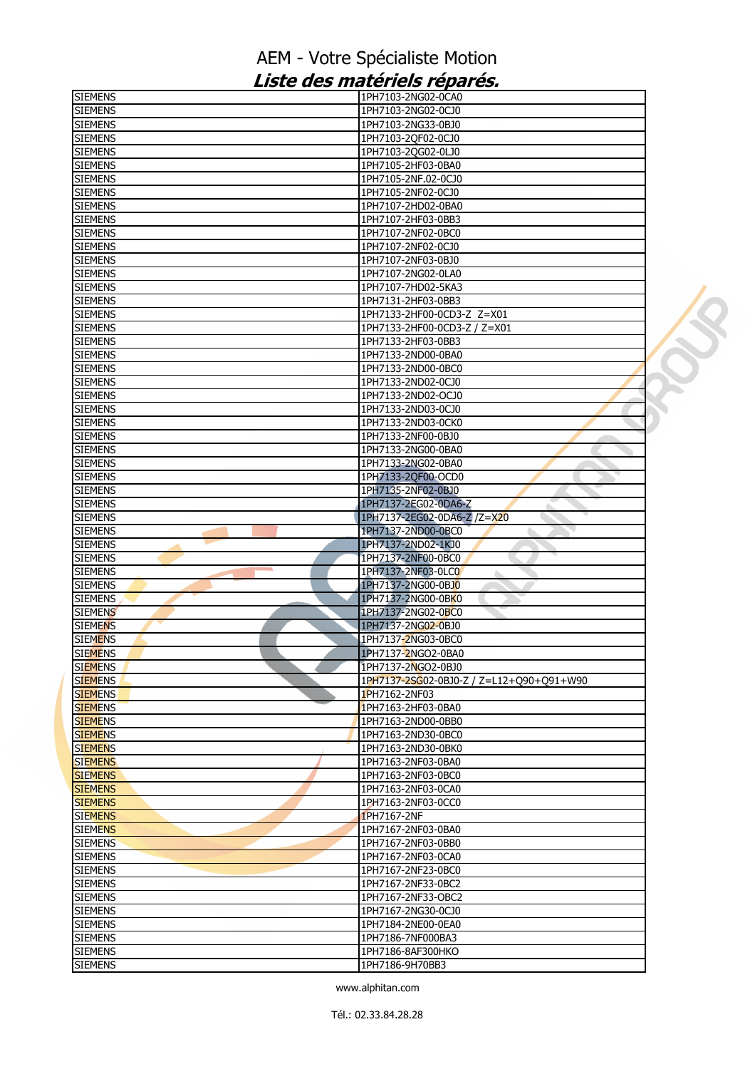# AEM - Votre Spécialiste Motion

## *Liste des matériels réparés.*

| | |
|---|---|
| SIEMENS | 1PH7103-2NG02-0CA0 |
| SIEMENS | 1PH7103-2NG02-0CJ0 |
| SIEMENS | 1PH7103-2NG33-0BJ0 |
| SIEMENS | 1PH7103-2QF02-0CJ0 |
| SIEMENS | 1PH7103-2QG02-0LJ0 |
| SIEMENS | 1PH7105-2HF03-0BA0 |
| SIEMENS | 1PH7105-2NF.02-0CJ0 |
| SIEMENS | 1PH7105-2NF02-0CJ0 |
| SIEMENS | 1PH7107-2HD02-0BA0 |
| SIEMENS | 1PH7107-2HF03-0BB3 |
| SIEMENS | 1PH7107-2NF02-0BC0 |
| SIEMENS | 1PH7107-2NF02-0CJ0 |
| SIEMENS | 1PH7107-2NF03-0BJ0 |
| SIEMENS | 1PH7107-2NG02-0LA0 |
| SIEMENS | 1PH7107-7HD02-5KA3 |
| SIEMENS | 1PH7131-2HF03-0BB3 |
| SIEMENS | 1PH7133-2HF00-0CD3-Z Z=X01 |
| SIEMENS | 1PH7133-2HF00-0CD3-Z / Z=X01 |
| SIEMENS | 1PH7133-2HF03-0BB3 |
| SIEMENS | 1PH7133-2ND00-0BA0 |
| SIEMENS | 1PH7133-2ND00-0BC0 |
| SIEMENS | 1PH7133-2ND02-0CJ0 |
| SIEMENS | 1PH7133-2ND02-OCJ0 |
| SIEMENS | 1PH7133-2ND03-0CJ0 |
| SIEMENS | 1PH7133-2ND03-0CK0 |
| SIEMENS | 1PH7133-2NF00-0BJ0 |
| SIEMENS | 1PH7133-2NG00-0BA0 |
| SIEMENS | 1PH7133-2NG02-0BA0 |
| SIEMENS | 1PH7133-2QF00-OCD0 |
| SIEMENS | 1PH7135-2NF02-0BJ0 |
| SIEMENS | 1PH7137-2EG02-0DA6-Z |
| SIEMENS | 1PH7137-2EG02-0DA6-Z /Z=X20 |
| SIEMENS | 1PH7137-2ND00-0BC0 |
| SIEMENS | 1PH7137-2ND02-1KJ0 |
| SIEMENS | 1PH7137-2NF00-0BC0 |
| SIEMENS | 1PH7137-2NF03-0LC0 |
| SIEMENS | 1PH7137-2NG00-0BJ0 |
| SIEMENS | 1PH7137-2NG00-0BK0 |
| SIEMENS | 1PH7137-2NG02-0BC0 |
| SIEMENS | 1PH7137-2NG02-0BJ0 |
| SIEMENS | 1PH7137-2NG03-0BC0 |
| SIEMENS | 1PH7137-2NGO2-0BA0 |
| SIEMENS | 1PH7137-2NGO2-0BJ0 |
| SIEMENS | 1PH7137-2SG02-0BJ0-Z / Z=L12+Q90+Q91+W90 |
| SIEMENS | 1PH7162-2NF03 |
| SIEMENS | 1PH7163-2HF03-0BA0 |
| SIEMENS | 1PH7163-2ND00-0BB0 |
| SIEMENS | 1PH7163-2ND30-0BC0 |
| SIEMENS | 1PH7163-2ND30-0BK0 |
| SIEMENS | 1PH7163-2NF03-0BA0 |
| SIEMENS | 1PH7163-2NF03-0BC0 |
| SIEMENS | 1PH7163-2NF03-0CA0 |
| SIEMENS | 1PH7163-2NF03-0CC0 |
| SIEMENS | 1PH7167-2NF |
| SIEMENS | 1PH7167-2NF03-0BA0 |
| SIEMENS | 1PH7167-2NF03-0BB0 |
| SIEMENS | 1PH7167-2NF03-0CA0 |
| SIEMENS | 1PH7167-2NF23-0BC0 |
| SIEMENS | 1PH7167-2NF33-0BC2 |
| SIEMENS | 1PH7167-2NF33-OBC2 |
| SIEMENS | 1PH7167-2NG30-0CJ0 |
| SIEMENS | 1PH7184-2NE00-0EA0 |
| SIEMENS | 1PH7186-7NF000BA3 |
| SIEMENS | 1PH7186-8AF300HKO |
| SIEMENS | 1PH7186-9H70BB3 |

www.alphitan.com

Tél.: 02.33.84.28.28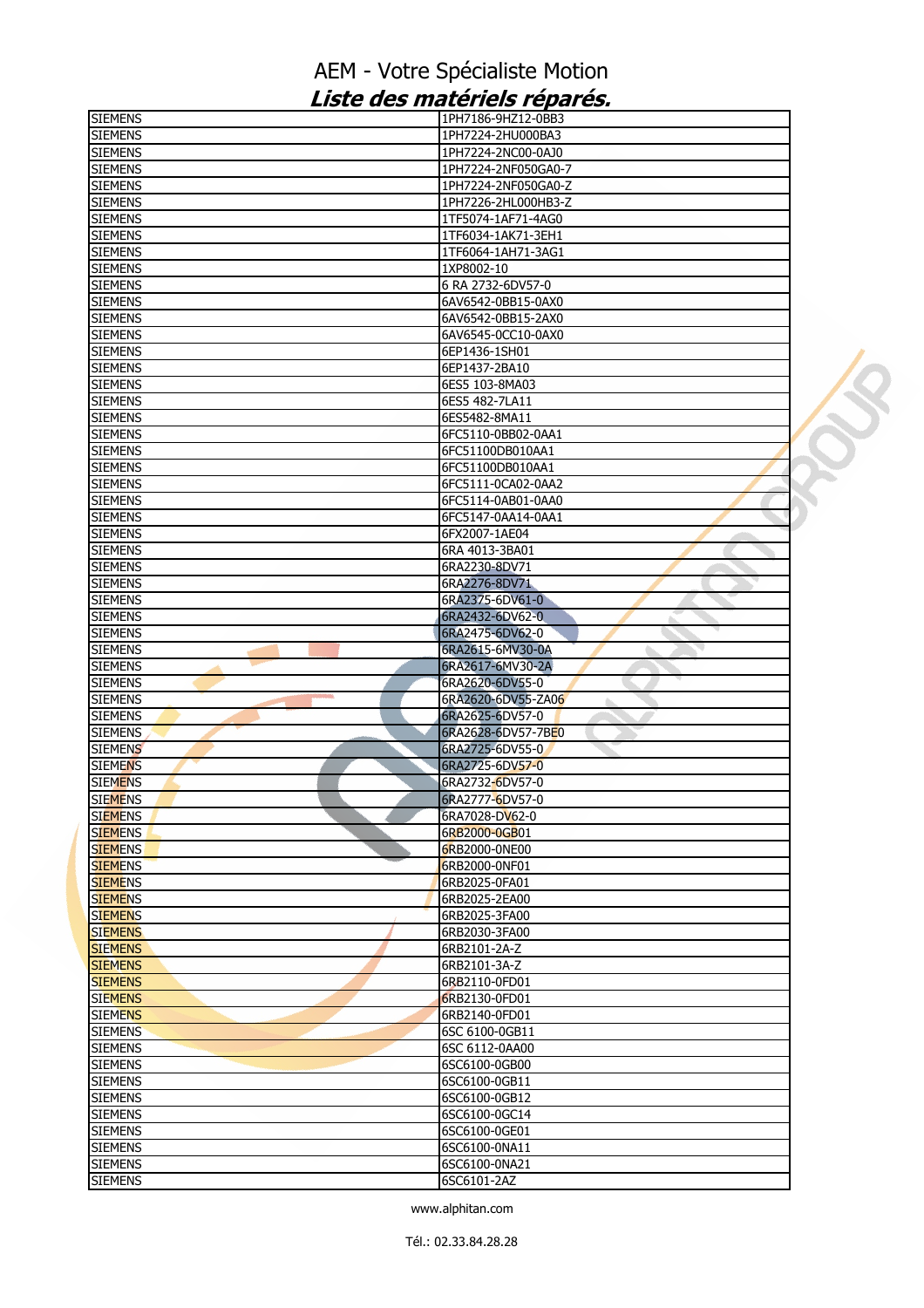# AEM - Votre Spécialiste Motion

## *Liste des matériels réparés.*

| | |
|---|---|
| SIEMENS | 1PH7186-9HZ12-0BB3 |
| SIEMENS | 1PH7224-2HU000BA3 |
| SIEMENS | 1PH7224-2NC00-0AJ0 |
| SIEMENS | 1PH7224-2NF050GA0-7 |
| SIEMENS | 1PH7224-2NF050GA0-Z |
| SIEMENS | 1PH7226-2HL000HB3-Z |
| SIEMENS | 1TF5074-1AF71-4AG0 |
| SIEMENS | 1TF6034-1AK71-3EH1 |
| SIEMENS | 1TF6064-1AH71-3AG1 |
| SIEMENS | 1XP8002-10 |
| SIEMENS | 6 RA 2732-6DV57-0 |
| SIEMENS | 6AV6542-0BB15-0AX0 |
| SIEMENS | 6AV6542-0BB15-2AX0 |
| SIEMENS | 6AV6545-0CC10-0AX0 |
| SIEMENS | 6EP1436-1SH01 |
| SIEMENS | 6EP1437-2BA10 |
| SIEMENS | 6ES5 103-8MA03 |
| SIEMENS | 6ES5 482-7LA11 |
| SIEMENS | 6ES5482-8MA11 |
| SIEMENS | 6FC5110-0BB02-0AA1 |
| SIEMENS | 6FC51100DB010AA1 |
| SIEMENS | 6FC51100DB010AA1 |
| SIEMENS | 6FC5111-0CA02-0AA2 |
| SIEMENS | 6FC5114-0AB01-0AA0 |
| SIEMENS | 6FC5147-0AA14-0AA1 |
| SIEMENS | 6FX2007-1AE04 |
| SIEMENS | 6RA 4013-3BA01 |
| SIEMENS | 6RA2230-8DV71 |
| SIEMENS | 6RA2276-8DV71 |
| SIEMENS | 6RA2375-6DV61-0 |
| SIEMENS | 6RA2432-6DV62-0 |
| SIEMENS | 6RA2475-6DV62-0 |
| SIEMENS | 6RA2615-6MV30-0A |
| SIEMENS | 6RA2617-6MV30-2A |
| SIEMENS | 6RA2620-6DV55-0 |
| SIEMENS | 6RA2620-6DV55-ZA06 |
| SIEMENS | 6RA2625-6DV57-0 |
| SIEMENS | 6RA2628-6DV57-7BE0 |
| SIEMENS | 6RA2725-6DV55-0 |
| SIEMENS | 6RA2725-6DV57-0 |
| SIEMENS | 6RA2732-6DV57-0 |
| SIEMENS | 6RA2777-6DV57-0 |
| SIEMENS | 6RA7028-DV62-0 |
| SIEMENS | 6RB2000-0GB01 |
| SIEMENS | 6RB2000-0NE00 |
| SIEMENS | 6RB2000-0NF01 |
| SIEMENS | 6RB2025-0FA01 |
| SIEMENS | 6RB2025-2EA00 |
| SIEMENS | 6RB2025-3FA00 |
| SIEMENS | 6RB2030-3FA00 |
| SIEMENS | 6RB2101-2A-Z |
| SIEMENS | 6RB2101-3A-Z |
| SIEMENS | 6RB2110-0FD01 |
| SIEMENS | 6RB2130-0FD01 |
| SIEMENS | 6RB2140-0FD01 |
| SIEMENS | 6SC 6100-0GB11 |
| SIEMENS | 6SC 6112-0AA00 |
| SIEMENS | 6SC6100-0GB00 |
| SIEMENS | 6SC6100-0GB11 |
| SIEMENS | 6SC6100-0GB12 |
| SIEMENS | 6SC6100-0GC14 |
| SIEMENS | 6SC6100-0GE01 |
| SIEMENS | 6SC6100-0NA11 |
| SIEMENS | 6SC6100-0NA21 |
| SIEMENS | 6SC6101-2AZ |

www.alphitan.com

Tél.: 02.33.84.28.28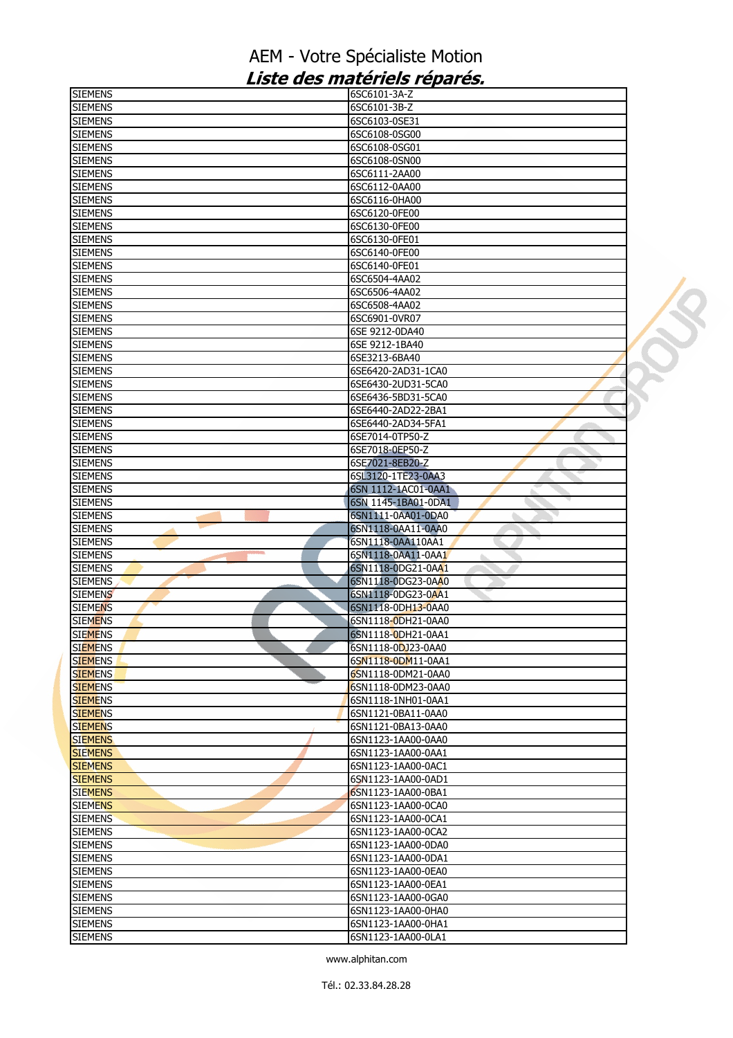# AEM - Votre Spécialiste Motion

## *Liste des matériels réparés.*

| | |
|---|---|
| SIEMENS | 6SC6101-3A-Z |
| SIEMENS | 6SC6101-3B-Z |
| SIEMENS | 6SC6103-0SE31 |
| SIEMENS | 6SC6108-0SG00 |
| SIEMENS | 6SC6108-0SG01 |
| SIEMENS | 6SC6108-0SN00 |
| SIEMENS | 6SC6111-2AA00 |
| SIEMENS | 6SC6112-0AA00 |
| SIEMENS | 6SC6116-0HA00 |
| SIEMENS | 6SC6120-0FE00 |
| SIEMENS | 6SC6130-0FE00 |
| SIEMENS | 6SC6130-0FE01 |
| SIEMENS | 6SC6140-0FE00 |
| SIEMENS | 6SC6140-0FE01 |
| SIEMENS | 6SC6504-4AA02 |
| SIEMENS | 6SC6506-4AA02 |
| SIEMENS | 6SC6508-4AA02 |
| SIEMENS | 6SC6901-0VR07 |
| SIEMENS | 6SE 9212-0DA40 |
| SIEMENS | 6SE 9212-1BA40 |
| SIEMENS | 6SE3213-6BA40 |
| SIEMENS | 6SE6420-2AD31-1CA0 |
| SIEMENS | 6SE6430-2UD31-5CA0 |
| SIEMENS | 6SE6436-5BD31-5CA0 |
| SIEMENS | 6SE6440-2AD22-2BA1 |
| SIEMENS | 6SE6440-2AD34-5FA1 |
| SIEMENS | 6SE7014-0TP50-Z |
| SIEMENS | 6SE7018-0EP50-Z |
| SIEMENS | 6SE7021-8EB20-Z |
| SIEMENS | 6SL3120-1TE23-0AA3 |
| SIEMENS | 6SN 1112-1AC01-0AA1 |
| SIEMENS | 6SN 1145-1BA01-0DA1 |
| SIEMENS | 6SN1111-0AA01-0DA0 |
| SIEMENS | 6SN1118-0AA11-0AA0 |
| SIEMENS | 6SN1118-0AA110AA1 |
| SIEMENS | 6SN1118-0AA11-0AA1 |
| SIEMENS | 6SN1118-0DG21-0AA1 |
| SIEMENS | 6SN1118-0DG23-0AA0 |
| SIEMENS | 6SN1118-0DG23-0AA1 |
| SIEMENS | 6SN1118-0DH13-0AA0 |
| SIEMENS | 6SN1118-0DH21-0AA0 |
| SIEMENS | 6SN1118-0DH21-0AA1 |
| SIEMENS | 6SN1118-0DJ23-0AA0 |
| SIEMENS | 6SN1118-0DM11-0AA1 |
| SIEMENS | 6SN1118-0DM21-0AA0 |
| SIEMENS | 6SN1118-0DM23-0AA0 |
| SIEMENS | 6SN1118-1NH01-0AA1 |
| SIEMENS | 6SN1121-0BA11-0AA0 |
| SIEMENS | 6SN1121-0BA13-0AA0 |
| SIEMENS | 6SN1123-1AA00-0AA0 |
| SIEMENS | 6SN1123-1AA00-0AA1 |
| SIEMENS | 6SN1123-1AA00-0AC1 |
| SIEMENS | 6SN1123-1AA00-0AD1 |
| SIEMENS | 6SN1123-1AA00-0BA1 |
| SIEMENS | 6SN1123-1AA00-0CA0 |
| SIEMENS | 6SN1123-1AA00-0CA1 |
| SIEMENS | 6SN1123-1AA00-0CA2 |
| SIEMENS | 6SN1123-1AA00-0DA0 |
| SIEMENS | 6SN1123-1AA00-0DA1 |
| SIEMENS | 6SN1123-1AA00-0EA0 |
| SIEMENS | 6SN1123-1AA00-0EA1 |
| SIEMENS | 6SN1123-1AA00-0GA0 |
| SIEMENS | 6SN1123-1AA00-0HA0 |
| SIEMENS | 6SN1123-1AA00-0HA1 |
| SIEMENS | 6SN1123-1AA00-0LA1 |

www.alphitan.com

Tél.: 02.33.84.28.28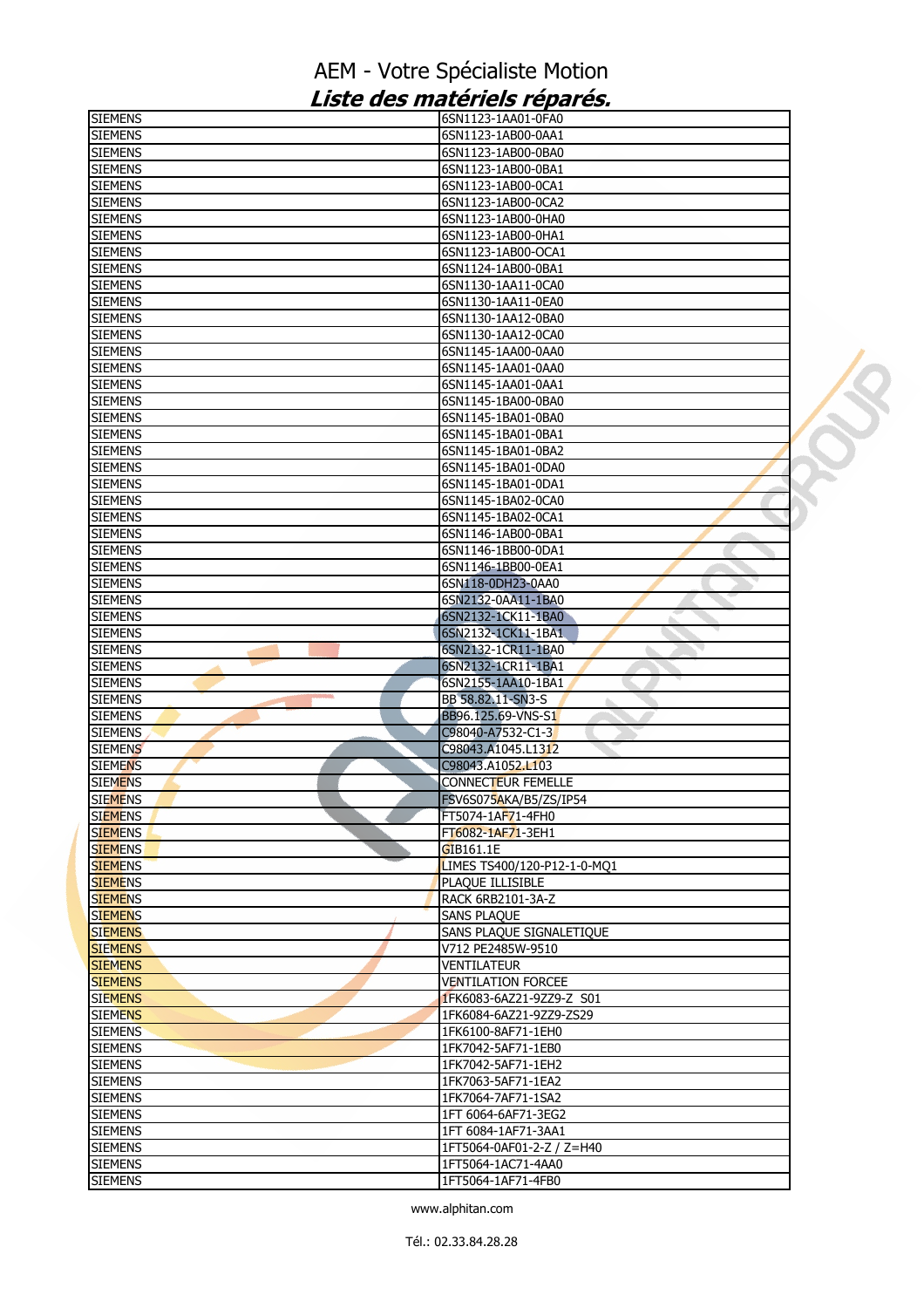# AEM - Votre Spécialiste Motion

## *Liste des matériels réparés.*

| | |
|---|---|
| SIEMENS | 6SN1123-1AA01-0FA0 |
| SIEMENS | 6SN1123-1AB00-0AA1 |
| SIEMENS | 6SN1123-1AB00-0BA0 |
| SIEMENS | 6SN1123-1AB00-0BA1 |
| SIEMENS | 6SN1123-1AB00-0CA1 |
| SIEMENS | 6SN1123-1AB00-0CA2 |
| SIEMENS | 6SN1123-1AB00-0HA0 |
| SIEMENS | 6SN1123-1AB00-0HA1 |
| SIEMENS | 6SN1123-1AB00-OCA1 |
| SIEMENS | 6SN1124-1AB00-0BA1 |
| SIEMENS | 6SN1130-1AA11-0CA0 |
| SIEMENS | 6SN1130-1AA11-0EA0 |
| SIEMENS | 6SN1130-1AA12-0BA0 |
| SIEMENS | 6SN1130-1AA12-0CA0 |
| SIEMENS | 6SN1145-1AA00-0AA0 |
| SIEMENS | 6SN1145-1AA01-0AA0 |
| SIEMENS | 6SN1145-1AA01-0AA1 |
| SIEMENS | 6SN1145-1BA00-0BA0 |
| SIEMENS | 6SN1145-1BA01-0BA0 |
| SIEMENS | 6SN1145-1BA01-0BA1 |
| SIEMENS | 6SN1145-1BA01-0BA2 |
| SIEMENS | 6SN1145-1BA01-0DA0 |
| SIEMENS | 6SN1145-1BA01-0DA1 |
| SIEMENS | 6SN1145-1BA02-0CA0 |
| SIEMENS | 6SN1145-1BA02-0CA1 |
| SIEMENS | 6SN1146-1AB00-0BA1 |
| SIEMENS | 6SN1146-1BB00-0DA1 |
| SIEMENS | 6SN1146-1BB00-0EA1 |
| SIEMENS | 6SN118-0DH23-0AA0 |
| SIEMENS | 6SN2132-0AA11-1BA0 |
| SIEMENS | 6SN2132-1CK11-1BA0 |
| SIEMENS | 6SN2132-1CK11-1BA1 |
| SIEMENS | 6SN2132-1CR11-1BA0 |
| SIEMENS | 6SN2132-1CR11-1BA1 |
| SIEMENS | 6SN2155-1AA10-1BA1 |
| SIEMENS | BB 58.82.11-SN3-S |
| SIEMENS | BB96.125.69-VNS-S1 |
| SIEMENS | C98040-A7532-C1-3 |
| SIEMENS | C98043.A1045.L1312 |
| SIEMENS | C98043.A1052.L103 |
| SIEMENS | CONNECTEUR FEMELLE |
| SIEMENS | FSV6S075AKA/B5/ZS/IP54 |
| SIEMENS | FT5074-1AF71-4FH0 |
| SIEMENS | FT6082-1AF71-3EH1 |
| SIEMENS | GIB161.1E |
| SIEMENS | LIMES TS400/120-P12-1-0-MQ1 |
| SIEMENS | PLAQUE ILLISIBLE |
| SIEMENS | RACK 6RB2101-3A-Z |
| SIEMENS | SANS PLAQUE |
| SIEMENS | SANS PLAQUE SIGNALETIQUE |
| SIEMENS | V712 PE2485W-9510 |
| SIEMENS | VENTILATEUR |
| SIEMENS | VENTILATION FORCEE |
| SIEMENS | 1FK6083-6AZ21-9ZZ9-Z S01 |
| SIEMENS | 1FK6084-6AZ21-9ZZ9-ZS29 |
| SIEMENS | 1FK6100-8AF71-1EH0 |
| SIEMENS | 1FK7042-5AF71-1EB0 |
| SIEMENS | 1FK7042-5AF71-1EH2 |
| SIEMENS | 1FK7063-5AF71-1EA2 |
| SIEMENS | 1FK7064-7AF71-1SA2 |
| SIEMENS | 1FT 6064-6AF71-3EG2 |
| SIEMENS | 1FT 6084-1AF71-3AA1 |
| SIEMENS | 1FT5064-0AF01-2-Z / Z=H40 |
| SIEMENS | 1FT5064-1AC71-4AA0 |
| SIEMENS | 1FT5064-1AF71-4FB0 |

www.alphitan.com

Tél.: 02.33.84.28.28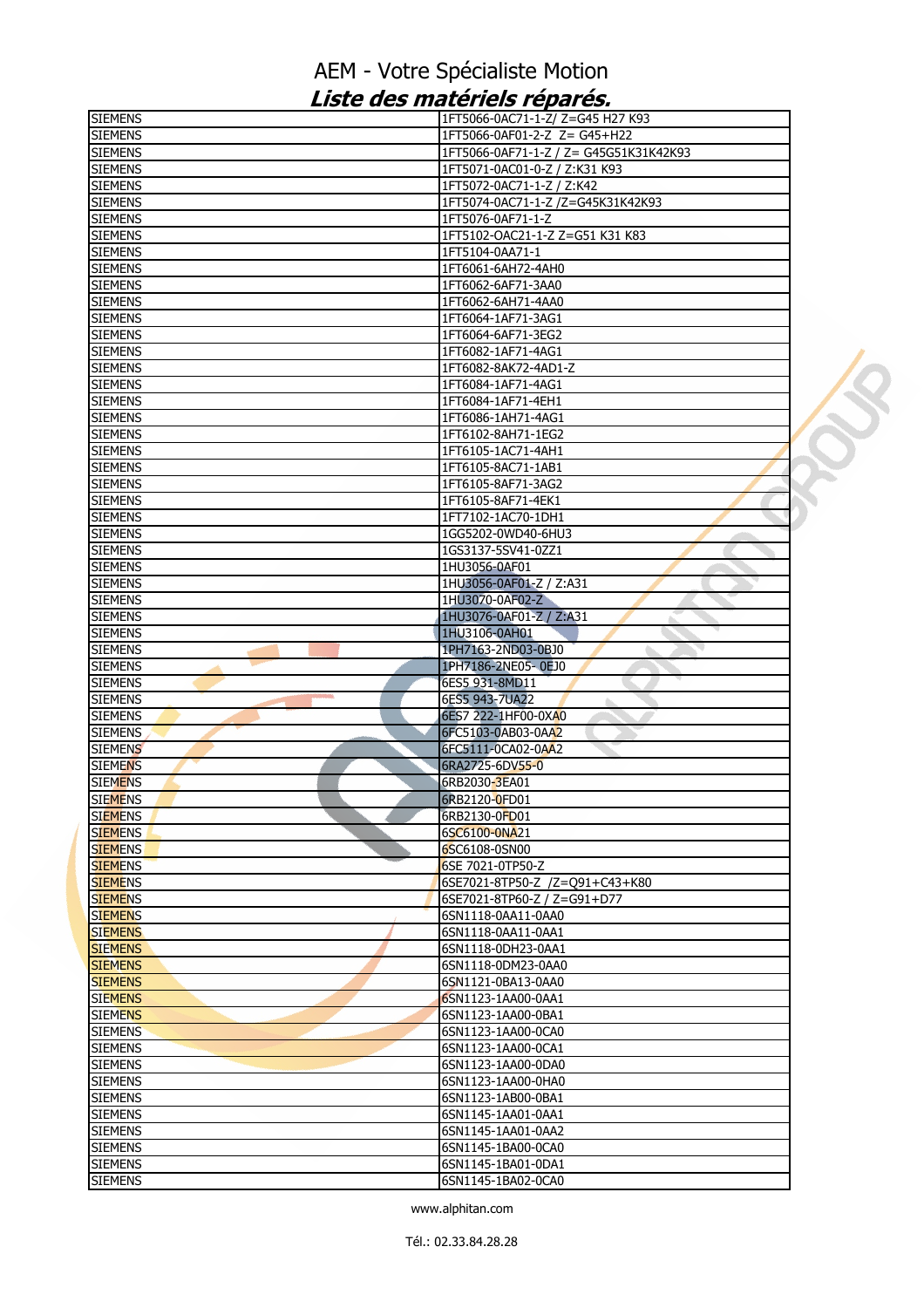AEM - Votre Spécialiste Motion

***Liste des matériels réparés.***

| | |
|---|---|
| SIEMENS | 1FT5066-0AC71-1-Z/ Z=G45 H27 K93 |
| SIEMENS | 1FT5066-0AF01-2-Z  Z= G45+H22 |
| SIEMENS | 1FT5066-0AF71-1-Z / Z= G45G51K31K42K93 |
| SIEMENS | 1FT5071-0AC01-0-Z / Z:K31 K93 |
| SIEMENS | 1FT5072-0AC71-1-Z / Z:K42 |
| SIEMENS | 1FT5074-0AC71-1-Z /Z=G45K31K42K93 |
| SIEMENS | 1FT5076-0AF71-1-Z |
| SIEMENS | 1FT5102-OAC21-1-Z Z=G51 K31 K83 |
| SIEMENS | 1FT5104-0AA71-1 |
| SIEMENS | 1FT6061-6AH72-4AH0 |
| SIEMENS | 1FT6062-6AF71-3AA0 |
| SIEMENS | 1FT6062-6AH71-4AA0 |
| SIEMENS | 1FT6064-1AF71-3AG1 |
| SIEMENS | 1FT6064-6AF71-3EG2 |
| SIEMENS | 1FT6082-1AF71-4AG1 |
| SIEMENS | 1FT6082-8AK72-4AD1-Z |
| SIEMENS | 1FT6084-1AF71-4AG1 |
| SIEMENS | 1FT6084-1AF71-4EH1 |
| SIEMENS | 1FT6086-1AH71-4AG1 |
| SIEMENS | 1FT6102-8AH71-1EG2 |
| SIEMENS | 1FT6105-1AC71-4AH1 |
| SIEMENS | 1FT6105-8AC71-1AB1 |
| SIEMENS | 1FT6105-8AF71-3AG2 |
| SIEMENS | 1FT6105-8AF71-4EK1 |
| SIEMENS | 1FT7102-1AC70-1DH1 |
| SIEMENS | 1GG5202-0WD40-6HU3 |
| SIEMENS | 1GS3137-5SV41-0ZZ1 |
| SIEMENS | 1HU3056-0AF01 |
| SIEMENS | 1HU3056-0AF01-Z / Z:A31 |
| SIEMENS | 1HU3070-0AF02-Z |
| SIEMENS | 1HU3076-0AF01-Z / Z:A31 |
| SIEMENS | 1HU3106-0AH01 |
| SIEMENS | 1PH7163-2ND03-0BJ0 |
| SIEMENS | 1PH7186-2NE05- 0EJ0 |
| SIEMENS | 6ES5 931-8MD11 |
| SIEMENS | 6ES5 943-7UA22 |
| SIEMENS | 6ES7 222-1HF00-0XA0 |
| SIEMENS | 6FC5103-0AB03-0AA2 |
| SIEMENS | 6FC5111-0CA02-0AA2 |
| SIEMENS | 6RA2725-6DV55-0 |
| SIEMENS | 6RB2030-3EA01 |
| SIEMENS | 6RB2120-0FD01 |
| SIEMENS | 6RB2130-0FD01 |
| SIEMENS | 6SC6100-0NA21 |
| SIEMENS | 6SC6108-0SN00 |
| SIEMENS | 6SE 7021-0TP50-Z |
| SIEMENS | 6SE7021-8TP50-Z  /Z=Q91+C43+K80 |
| SIEMENS | 6SE7021-8TP60-Z / Z=G91+D77 |
| SIEMENS | 6SN1118-0AA11-0AA0 |
| SIEMENS | 6SN1118-0AA11-0AA1 |
| SIEMENS | 6SN1118-0DH23-0AA1 |
| SIEMENS | 6SN1118-0DM23-0AA0 |
| SIEMENS | 6SN1121-0BA13-0AA0 |
| SIEMENS | 6SN1123-1AA00-0AA1 |
| SIEMENS | 6SN1123-1AA00-0BA1 |
| SIEMENS | 6SN1123-1AA00-0CA0 |
| SIEMENS | 6SN1123-1AA00-0CA1 |
| SIEMENS | 6SN1123-1AA00-0DA0 |
| SIEMENS | 6SN1123-1AA00-0HA0 |
| SIEMENS | 6SN1123-1AB00-0BA1 |
| SIEMENS | 6SN1145-1AA01-0AA1 |
| SIEMENS | 6SN1145-1AA01-0AA2 |
| SIEMENS | 6SN1145-1BA00-0CA0 |
| SIEMENS | 6SN1145-1BA01-0DA1 |
| SIEMENS | 6SN1145-1BA02-0CA0 |

www.alphitan.com

Tél.: 02.33.84.28.28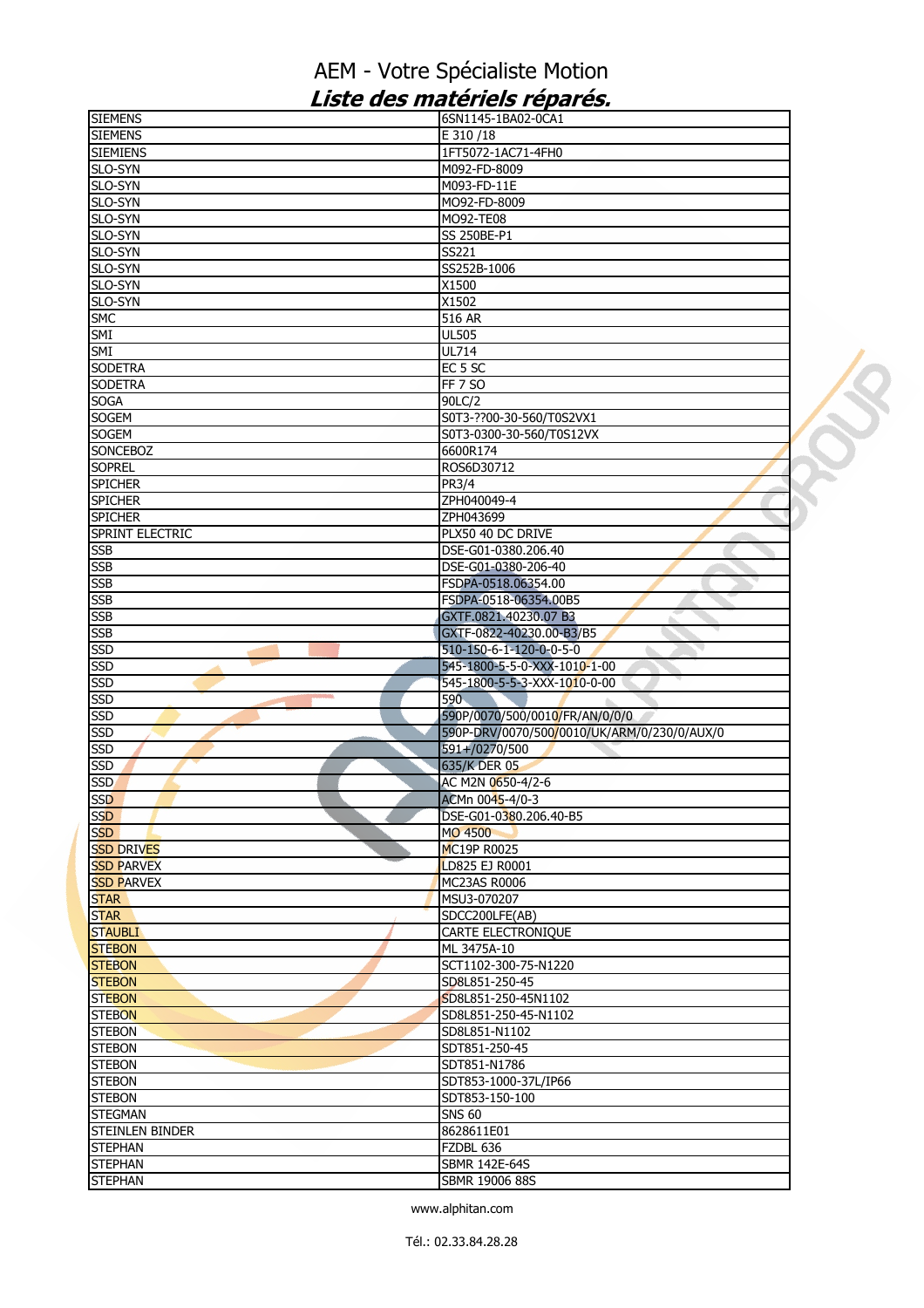# AEM - Votre Spécialiste Motion

## *Liste des matériels réparés.*

| | |
|---|---|
| SIEMENS | 6SN1145-1BA02-0CA1 |
| SIEMENS | E 310 /18 |
| SIEMIENS | 1FT5072-1AC71-4FH0 |
| SLO-SYN | M092-FD-8009 |
| SLO-SYN | M093-FD-11E |
| SLO-SYN | MO92-FD-8009 |
| SLO-SYN | MO92-TE08 |
| SLO-SYN | SS 250BE-P1 |
| SLO-SYN | SS221 |
| SLO-SYN | SS252B-1006 |
| SLO-SYN | X1500 |
| SLO-SYN | X1502 |
| SMC | 516 AR |
| SMI | UL505 |
| SMI | UL714 |
| SODETRA | EC 5 SC |
| SODETRA | FF 7 SO |
| SOGA | 90LC/2 |
| SOGEM | S0T3-??00-30-560/T0S2VX1 |
| SOGEM | S0T3-0300-30-560/T0S12VX |
| SONCEBOZ | 6600R174 |
| SOPREL | ROS6D30712 |
| SPICHER | PR3/4 |
| SPICHER | ZPH040049-4 |
| SPICHER | ZPH043699 |
| SPRINT ELECTRIC | PLX50 40 DC DRIVE |
| SSB | DSE-G01-0380.206.40 |
| SSB | DSE-G01-0380-206-40 |
| SSB | FSDPA-0518.06354.00 |
| SSB | FSDPA-0518-06354.00B5 |
| SSB | GXTF.0821.40230.07 B3 |
| SSB | GXTF-0822-40230.00-B3/B5 |
| SSD | 510-150-6-1-120-0-0-5-0 |
| SSD | 545-1800-5-5-0-XXX-1010-1-00 |
| SSD | 545-1800-5-5-3-XXX-1010-0-00 |
| SSD | 590 |
| SSD | 590P/0070/500/0010/FR/AN/0/0/0 |
| SSD | 590P-DRV/0070/500/0010/UK/ARM/0/230/0/AUX/0 |
| SSD | 591+/0270/500 |
| SSD | 635/K DER 05 |
| SSD | AC M2N 0650-4/2-6 |
| SSD | ACMn 0045-4/0-3 |
| SSD | DSE-G01-0380.206.40-B5 |
| SSD | MO 4500 |
| SSD DRIVES | MC19P R0025 |
| SSD PARVEX | LD825 EJ R0001 |
| SSD PARVEX | MC23AS R0006 |
| STAR | MSU3-070207 |
| STAR | SDCC200LFE(AB) |
| STAUBLI | CARTE ELECTRONIQUE |
| STEBON | ML 3475A-10 |
| STEBON | SCT1102-300-75-N1220 |
| STEBON | SD8L851-250-45 |
| STEBON | SD8L851-250-45N1102 |
| STEBON | SD8L851-250-45-N1102 |
| STEBON | SD8L851-N1102 |
| STEBON | SDT851-250-45 |
| STEBON | SDT851-N1786 |
| STEBON | SDT853-1000-37L/IP66 |
| STEBON | SDT853-150-100 |
| STEGMAN | SNS 60 |
| STEINLEN BINDER | 8628611E01 |
| STEPHAN | FZDBL 636 |
| STEPHAN | SBMR 142E-64S |
| STEPHAN | SBMR 19006 88S |

www.alphitan.com

Tél.: 02.33.84.28.28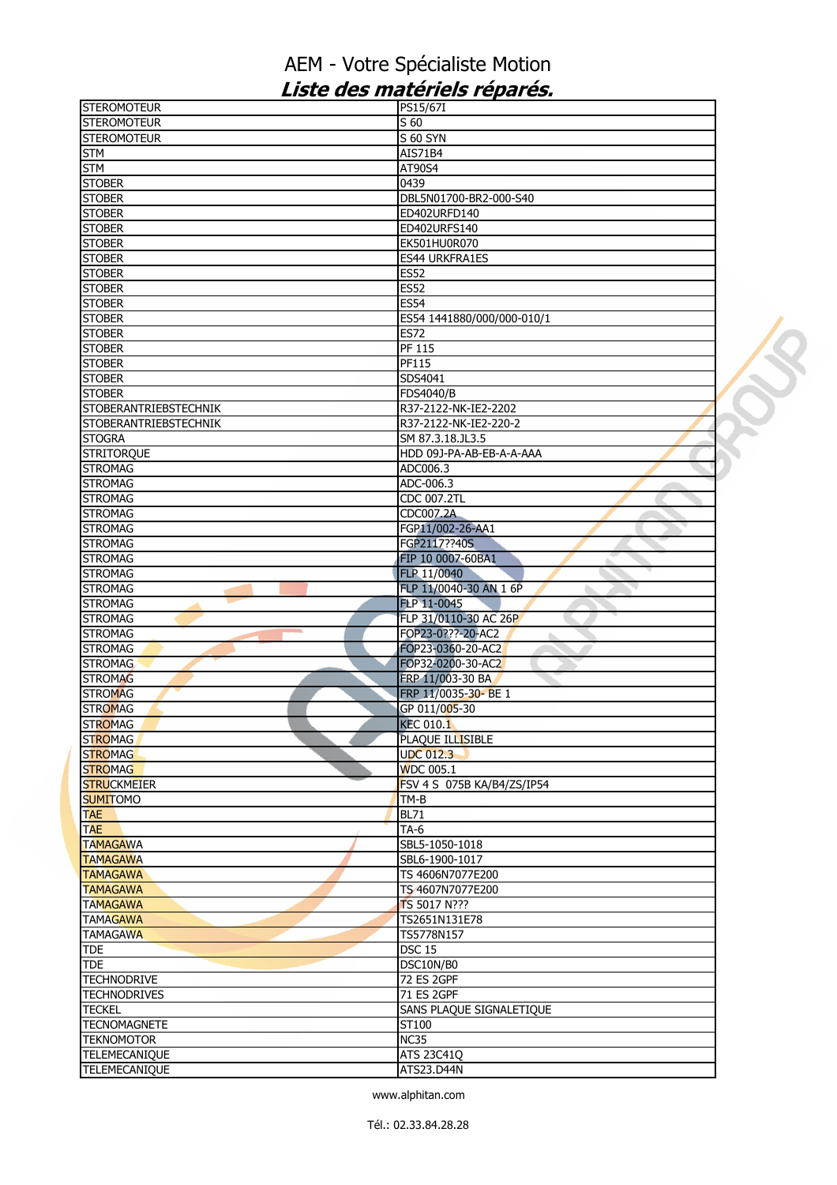# AEM - Votre Spécialiste Motion

## *Liste des matériels réparés.*

| | |
|---|---|
| STEROMOTEUR | PS15/67I |
| STEROMOTEUR | S 60 |
| STEROMOTEUR | S 60 SYN |
| STM | AIS71B4 |
| STM | AT90S4 |
| STOBER | 0439 |
| STOBER | DBL5N01700-BR2-000-S40 |
| STOBER | ED402URFD140 |
| STOBER | ED402URFS140 |
| STOBER | EK501HU0R070 |
| STOBER | ES44 URKFRA1ES |
| STOBER | ES52 |
| STOBER | ES52 |
| STOBER | ES54 |
| STOBER | ES54 1441880/000/000-010/1 |
| STOBER | ES72 |
| STOBER | PF 115 |
| STOBER | PF115 |
| STOBER | SDS4041 |
| STOBER | FDS4040/B |
| STOBERANTRIEBSTECHNIK | R37-2122-NK-IE2-2202 |
| STOBERANTRIEBSTECHNIK | R37-2122-NK-IE2-220-2 |
| STOGRA | SM 87.3.18.JL3.5 |
| STRITORQUE | HDD 09J-PA-AB-EB-A-A-AAA |
| STROMAG | ADC006.3 |
| STROMAG | ADC-006.3 |
| STROMAG | CDC 007.2TL |
| STROMAG | CDC007.2A |
| STROMAG | FGP11/002-26-AA1 |
| STROMAG | FGP2117??40S |
| STROMAG | FIP 10 0007-60BA1 |
| STROMAG | FLP 11/0040 |
| STROMAG | FLP 11/0040-30 AN 1 6P |
| STROMAG | FLP 11-0045 |
| STROMAG | FLP 31/0110-30 AC 26P |
| STROMAG | FOP23-0???-20-AC2 |
| STROMAG | FOP23-0360-20-AC2 |
| STROMAG | FOP32-0200-30-AC2 |
| STROMAG | FRP 11/003-30 BA |
| STROMAG | FRP 11/0035-30- BE 1 |
| STROMAG | GP 011/005-30 |
| STROMAG | KEC 010.1 |
| STROMAG | PLAQUE ILLISIBLE |
| STROMAG | UDC 012.3 |
| STROMAG | WDC 005.1 |
| STRUCKMEIER | FSV 4 S 075B KA/B4/ZS/IP54 |
| SUMITOMO | TM-B |
| TAE | BL71 |
| TAE | TA-6 |
| TAMAGAWA | SBL5-1050-1018 |
| TAMAGAWA | SBL6-1900-1017 |
| TAMAGAWA | TS 4606N7077E200 |
| TAMAGAWA | TS 4607N7077E200 |
| TAMAGAWA | TS 5017 N??? |
| TAMAGAWA | TS2651N131E78 |
| TAMAGAWA | TS5778N157 |
| TDE | DSC 15 |
| TDE | DSC10N/B0 |
| TECHNODRIVE | 72 ES 2GPF |
| TECHNODRIVES | 71 ES 2GPF |
| TECKEL | SANS PLAQUE SIGNALETIQUE |
| TECNOMAGNETE | ST100 |
| TEKNOMOTOR | NC35 |
| TELEMECANIQUE | ATS 23C41Q |
| TELEMECANIQUE | ATS23.D44N |

www.alphitan.com

Tél.: 02.33.84.28.28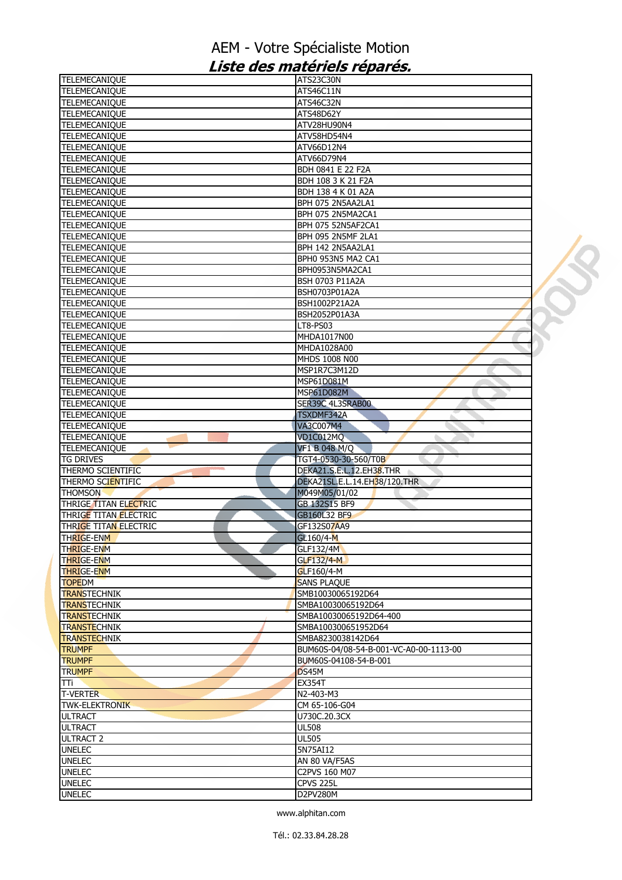# AEM - Votre Spécialiste Motion

## *Liste des matériels réparés.*

| | |
|---|---|
| TELEMECANIQUE | ATS23C30N |
| TELEMECANIQUE | ATS46C11N |
| TELEMECANIQUE | ATS46C32N |
| TELEMECANIQUE | ATS48D62Y |
| TELEMECANIQUE | ATV28HU90N4 |
| TELEMECANIQUE | ATV58HD54N4 |
| TELEMECANIQUE | ATV66D12N4 |
| TELEMECANIQUE | ATV66D79N4 |
| TELEMECANIQUE | BDH 0841 E 22 F2A |
| TELEMECANIQUE | BDH 108 3 K 21 F2A |
| TELEMECANIQUE | BDH 138 4 K 01 A2A |
| TELEMECANIQUE | BPH 075 2N5AA2LA1 |
| TELEMECANIQUE | BPH 075 2N5MA2CA1 |
| TELEMECANIQUE | BPH 075 52N5AF2CA1 |
| TELEMECANIQUE | BPH 095 2N5MF 2LA1 |
| TELEMECANIQUE | BPH 142 2N5AA2LA1 |
| TELEMECANIQUE | BPH0 953N5 MA2 CA1 |
| TELEMECANIQUE | BPH0953N5MA2CA1 |
| TELEMECANIQUE | BSH 0703 P11A2A |
| TELEMECANIQUE | BSH0703P01A2A |
| TELEMECANIQUE | BSH1002P21A2A |
| TELEMECANIQUE | BSH2052P01A3A |
| TELEMECANIQUE | LT8-PS03 |
| TELEMECANIQUE | MHDA1017N00 |
| TELEMECANIQUE | MHDA1028A00 |
| TELEMECANIQUE | MHDS 1008 N00 |
| TELEMECANIQUE | MSP1R7C3M12D |
| TELEMECANIQUE | MSP61D081M |
| TELEMECANIQUE | MSP61D082M |
| TELEMECANIQUE | SER39C 4L3SRAB00 |
| TELEMECANIQUE | TSXDMF342A |
| TELEMECANIQUE | VA3C007M4 |
| TELEMECANIQUE | VD1C012MQ |
| TELEMECANIQUE | VF1 B 048 M/Q |
| TG DRIVES | TGT4-0530-30-560/T0B |
| THERMO SCIENTIFIC | DEKA21.S.E.L.12.EH38.THR |
| THERMO SCIENTIFIC | DEKA21SL.E.L.14.EH38/120.THR |
| THOMSON | M049M05/01/02 |
| THRIGE TITAN ELECTRIC | GB 132S15 BF9 |
| THRIGE TITAN ELECTRIC | GB160L32 BF9 |
| THRIGE TITAN ELECTRIC | GF132S07AA9 |
| THRIGE-ENM | GL160/4-M |
| THRIGE-ENM | GLF132/4M |
| THRIGE-ENM | GLF132/4-M |
| THRIGE-ENM | GLF160/4-M |
| TOPEDM | SANS PLAQUE |
| TRANSTECHNIK | SMB10030065192D64 |
| TRANSTECHNIK | SMBA10030065192D64 |
| TRANSTECHNIK | SMBA10030065192D64-400 |
| TRANSTECHNIK | SMBA100300651952D64 |
| TRANSTECHNIK | SMBA8230038142D64 |
| TRUMPF | BUM60S-04/08-54-B-001-VC-A0-00-1113-00 |
| TRUMPF | BUM60S-04108-54-B-001 |
| TRUMPF | DS45M |
| TTi | EX354T |
| T-VERTER | N2-403-M3 |
| TWK-ELEKTRONIK | CM 65-106-G04 |
| ULTRACT | U730C.20.3CX |
| ULTRACT | UL508 |
| ULTRACT 2 | UL505 |
| UNELEC | 5N75AI12 |
| UNELEC | AN 80 VA/F5AS |
| UNELEC | C2PVS 160 M07 |
| UNELEC | CPVS 225L |
| UNELEC | D2PV280M |

www.alphitan.com

Tél.: 02.33.84.28.28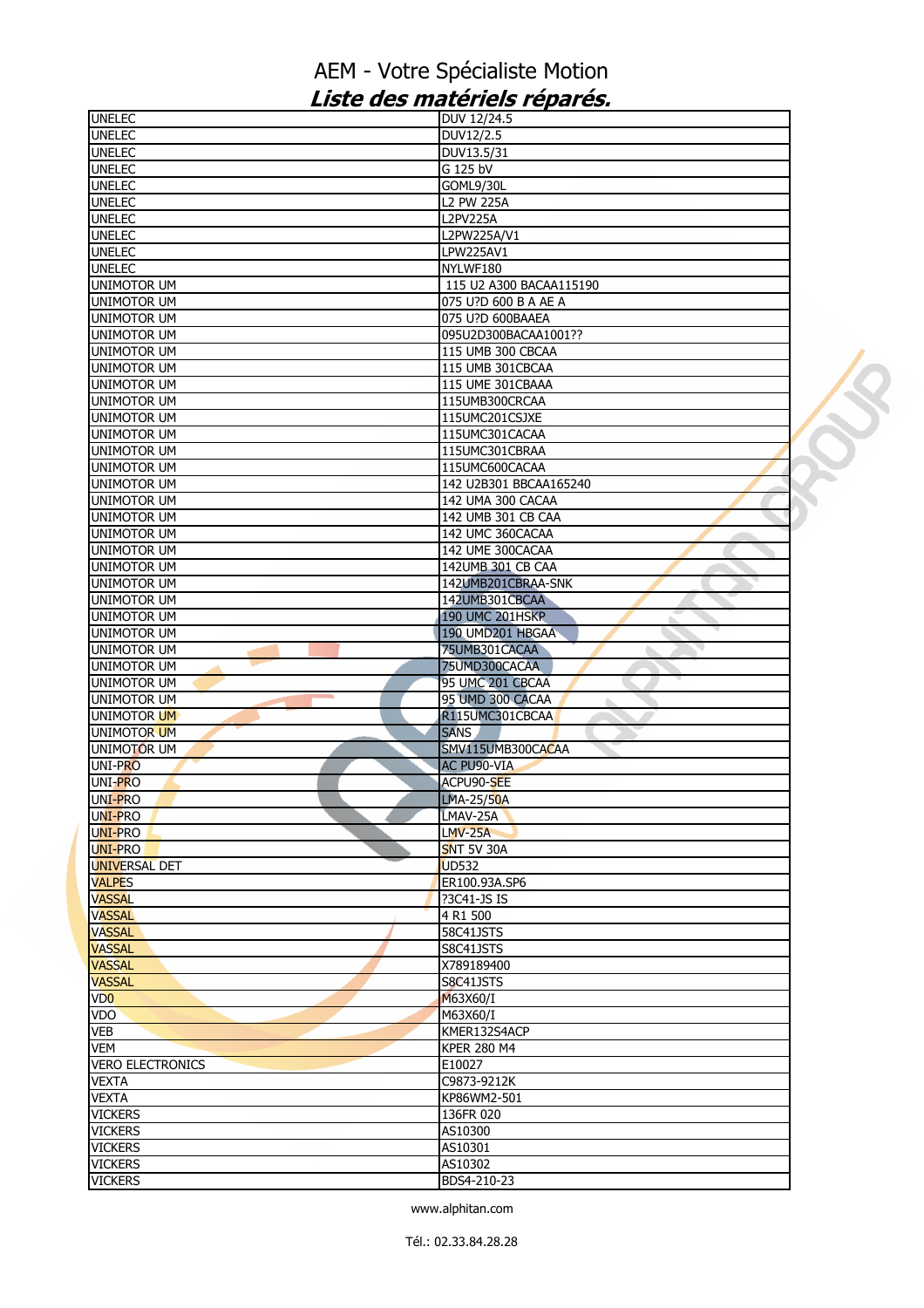# AEM - Votre Spécialiste Motion

## *Liste des matériels réparés.*

| | |
|---|---|
| UNELEC | DUV 12/24.5 |
| UNELEC | DUV12/2.5 |
| UNELEC | DUV13.5/31 |
| UNELEC | G 125 bV |
| UNELEC | GOML9/30L |
| UNELEC | L2 PW 225A |
| UNELEC | L2PV225A |
| UNELEC | L2PW225A/V1 |
| UNELEC | LPW225AV1 |
| UNELEC | NYLWF180 |
| UNIMOTOR UM | 115 U2 A300 BACAA115190 |
| UNIMOTOR UM | 075 U?D 600 B A AE A |
| UNIMOTOR UM | 075 U?D 600BAAEA |
| UNIMOTOR UM | 095U2D300BACAA1001?? |
| UNIMOTOR UM | 115 UMB 300 CBCAA |
| UNIMOTOR UM | 115 UMB 301CBCAA |
| UNIMOTOR UM | 115 UME 301CBAAA |
| UNIMOTOR UM | 115UMB300CRCAA |
| UNIMOTOR UM | 115UMC201CSJXE |
| UNIMOTOR UM | 115UMC301CACAA |
| UNIMOTOR UM | 115UMC301CBRAA |
| UNIMOTOR UM | 115UMC600CACAA |
| UNIMOTOR UM | 142 U2B301 BBCAA165240 |
| UNIMOTOR UM | 142 UMA 300 CACAA |
| UNIMOTOR UM | 142 UMB 301 CB CAA |
| UNIMOTOR UM | 142 UMC 360CACAA |
| UNIMOTOR UM | 142 UME 300CACAA |
| UNIMOTOR UM | 142UMB 301 CB CAA |
| UNIMOTOR UM | 142UMB201CBRAA-SNK |
| UNIMOTOR UM | 142UMB301CBCAA |
| UNIMOTOR UM | 190 UMC 201HSKP |
| UNIMOTOR UM | 190 UMD201 HBGAA |
| UNIMOTOR UM | 75UMB301CACAA |
| UNIMOTOR UM | 75UMD300CACAA |
| UNIMOTOR UM | 95 UMC 201 CBCAA |
| UNIMOTOR UM | 95 UMD 300 CACAA |
| UNIMOTOR UM | R115UMC301CBCAA |
| UNIMOTOR UM | SANS |
| UNIMOTOR UM | SMV115UMB300CACAA |
| UNI-PRO | AC PU90-VIA |
| UNI-PRO | ACPU90-SEE |
| UNI-PRO | LMA-25/50A |
| UNI-PRO | LMAV-25A |
| UNI-PRO | LMV-25A |
| UNI-PRO | SNT 5V 30A |
| UNIVERSAL DET | UD532 |
| VALPES | ER100.93A.SP6 |
| VASSAL | ?3C41-JS IS |
| VASSAL | 4 R1 500 |
| VASSAL | 58C41JSTS |
| VASSAL | S8C41JSTS |
| VASSAL | X789189400 |
| VASSAL | S8C41JSTS |
| VD0 | M63X60/I |
| VDO | M63X60/I |
| VEB | KMER132S4ACP |
| VEM | KPER 280 M4 |
| VERO ELECTRONICS | E10027 |
| VEXTA | C9873-9212K |
| VEXTA | KP86WM2-501 |
| VICKERS | 136FR 020 |
| VICKERS | AS10300 |
| VICKERS | AS10301 |
| VICKERS | AS10302 |
| VICKERS | BDS4-210-23 |

www.alphitan.com

Tél.: 02.33.84.28.28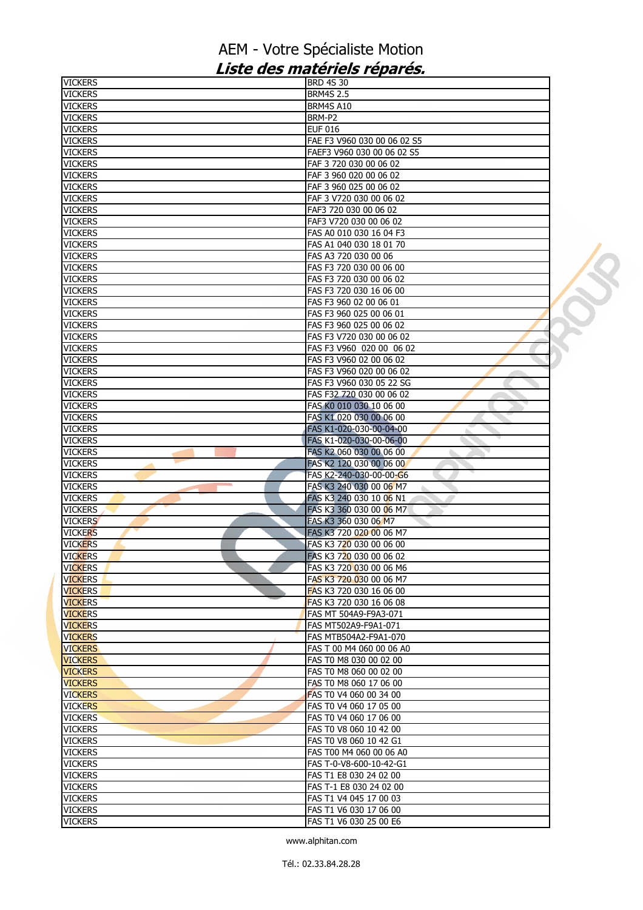# AEM - Votre Spécialiste Motion

## *Liste des matériels réparés.*

| | |
|---|---|
| VICKERS | BRD 4S 30 |
| VICKERS | BRM4S 2.5 |
| VICKERS | BRM4S A10 |
| VICKERS | BRM-P2 |
| VICKERS | EUF 016 |
| VICKERS | FAE F3 V960 030 00 06 02 S5 |
| VICKERS | FAEF3 V960 030 00 06 02 S5 |
| VICKERS | FAF 3 720 030 00 06 02 |
| VICKERS | FAF 3 960 020 00 06 02 |
| VICKERS | FAF 3 960 025 00 06 02 |
| VICKERS | FAF 3 V720 030 00 06 02 |
| VICKERS | FAF3 720 030 00 06 02 |
| VICKERS | FAF3 V720 030 00 06 02 |
| VICKERS | FAS A0 010 030 16 04 F3 |
| VICKERS | FAS A1 040 030 18 01 70 |
| VICKERS | FAS A3 720 030 00 06 |
| VICKERS | FAS F3 720 030 00 06 00 |
| VICKERS | FAS F3 720 030 00 06 02 |
| VICKERS | FAS F3 720 030 16 06 00 |
| VICKERS | FAS F3 960 02 00 06 01 |
| VICKERS | FAS F3 960 025 00 06 01 |
| VICKERS | FAS F3 960 025 00 06 02 |
| VICKERS | FAS F3 V720 030 00 06 02 |
| VICKERS | FAS F3 V960 020 00 06 02 |
| VICKERS | FAS F3 V960 02 00 06 02 |
| VICKERS | FAS F3 V960 020 00 06 02 |
| VICKERS | FAS F3 V960 030 05 22 SG |
| VICKERS | FAS F32 720 030 00 06 02 |
| VICKERS | FAS K0 010 030 10 06 00 |
| VICKERS | FAS K1 020 030 00 06 00 |
| VICKERS | FAS K1-020-030-00-04-00 |
| VICKERS | FAS K1-020-030-00-06-00 |
| VICKERS | FAS K2 060 030 00 06 00 |
| VICKERS | FAS K2 120 030 00 06 00 |
| VICKERS | FAS K2-240-030-00-00-G6 |
| VICKERS | FAS K3 240 030 00 06 M7 |
| VICKERS | FAS K3 240 030 10 06 N1 |
| VICKERS | FAS K3 360 030 00 06 M7 |
| VICKERS | FAS K3 360 030 06 M7 |
| VICKERS | FAS K3 720 020 00 06 M7 |
| VICKERS | FAS K3 720 030 00 06 00 |
| VICKERS | FAS K3 720 030 00 06 02 |
| VICKERS | FAS K3 720 030 00 06 M6 |
| VICKERS | FAS K3 720 030 00 06 M7 |
| VICKERS | FAS K3 720 030 16 06 00 |
| VICKERS | FAS K3 720 030 16 06 08 |
| VICKERS | FAS MT 504A9-F9A3-071 |
| VICKERS | FAS MT502A9-F9A1-071 |
| VICKERS | FAS MTB504A2-F9A1-070 |
| VICKERS | FAS T 00 M4 060 00 06 A0 |
| VICKERS | FAS T0 M8 030 00 02 00 |
| VICKERS | FAS T0 M8 060 00 02 00 |
| VICKERS | FAS T0 M8 060 17 06 00 |
| VICKERS | FAS T0 V4 060 00 34 00 |
| VICKERS | FAS T0 V4 060 17 05 00 |
| VICKERS | FAS T0 V4 060 17 06 00 |
| VICKERS | FAS T0 V8 060 10 42 00 |
| VICKERS | FAS T0 V8 060 10 42 G1 |
| VICKERS | FAS T00 M4 060 00 06 A0 |
| VICKERS | FAS T-0-V8-600-10-42-G1 |
| VICKERS | FAS T1 E8 030 24 02 00 |
| VICKERS | FAS T-1 E8 030 24 02 00 |
| VICKERS | FAS T1 V4 045 17 00 03 |
| VICKERS | FAS T1 V6 030 17 06 00 |
| VICKERS | FAS T1 V6 030 25 00 E6 |

www.alphitan.com

Tél.: 02.33.84.28.28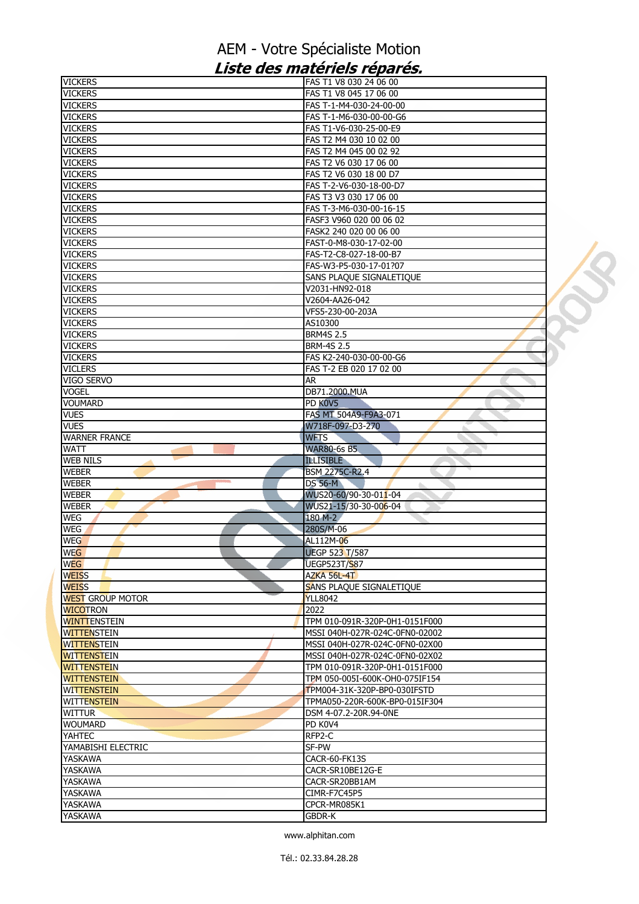# AEM - Votre Spécialiste Motion

## *Liste des matériels réparés.*

| | |
|---|---|
| VICKERS | FAS T1 V8 030 24 06 00 |
| VICKERS | FAS T1 V8 045 17 06 00 |
| VICKERS | FAS T-1-M4-030-24-00-00 |
| VICKERS | FAS T-1-M6-030-00-00-G6 |
| VICKERS | FAS T1-V6-030-25-00-E9 |
| VICKERS | FAS T2 M4 030 10 02 00 |
| VICKERS | FAS T2 M4 045 00 02 92 |
| VICKERS | FAS T2 V6 030 17 06 00 |
| VICKERS | FAS T2 V6 030 18 00 D7 |
| VICKERS | FAS T-2-V6-030-18-00-D7 |
| VICKERS | FAS T3 V3 030 17 06 00 |
| VICKERS | FAS T-3-M6-030-00-16-15 |
| VICKERS | FASF3 V960 020 00 06 02 |
| VICKERS | FASK2 240 020 00 06 00 |
| VICKERS | FAST-0-M8-030-17-02-00 |
| VICKERS | FAS-T2-C8-027-18-00-B7 |
| VICKERS | FAS-W3-P5-030-17-01?07 |
| VICKERS | SANS PLAQUE SIGNALETIQUE |
| VICKERS | V2031-HN92-018 |
| VICKERS | V2604-AA26-042 |
| VICKERS | VFS5-230-00-203A |
| VICKERS | AS10300 |
| VICKERS | BRM4S 2.5 |
| VICKERS | BRM-4S 2.5 |
| VICKERS | FAS K2-240-030-00-00-G6 |
| VICLERS | FAS T-2 EB 020 17 02 00 |
| VIGO SERVO | AR |
| VOGEL | DB71.2000.MUA |
| VOUMARD | PD K0V5 |
| VUES | FAS MT 504A9-F9A3-071 |
| VUES | W718F-097-D3-270 |
| WARNER FRANCE | WFTS |
| WATT | WAR80-6s B5 |
| WEB NILS | ILLISIBLE |
| WEBER | BSM 2275C-R2.4 |
| WEBER | DS 56-M |
| WEBER | WUS20-60/90-30-011-04 |
| WEBER | WUS21-15/30-30-006-04 |
| WEG | 180 M-2 |
| WEG | 280S/M-06 |
| WEG | AL112M-06 |
| WEG | UEGP 523 T/587 |
| WEG | UEGP523T/S87 |
| WEISS | AZKA 56L-4T |
| WEISS | SANS PLAQUE SIGNALETIQUE |
| WEST GROUP MOTOR | YLL8042 |
| WICOTRON | 2022 |
| WINTTENSTEIN | TPM 010-091R-320P-0H1-0151F000 |
| WITTENSTEIN | MSSI 040H-027R-024C-0FN0-02002 |
| WITTENSTEIN | MSSI 040H-027R-024C-0FN0-02X00 |
| WITTENSTEIN | MSSI 040H-027R-024C-0FN0-02X02 |
| WITTENSTEIN | TPM 010-091R-320P-0H1-0151F000 |
| WITTENSTEIN | TPM 050-005I-600K-OH0-075IF154 |
| WITTENSTEIN | TPM004-31K-320P-BP0-030IFSTD |
| WITTENSTEIN | TPMA050-220R-600K-BP0-015IF304 |
| WITTUR | DSM 4-07.2-20R.94-0NE |
| WOUMARD | PD K0V4 |
| YAHTEC | RFP2-C |
| YAMABISHI ELECTRIC | SF-PW |
| YASKAWA | CACR-60-FK13S |
| YASKAWA | CACR-SR10BE12G-E |
| YASKAWA | CACR-SR20BB1AM |
| YASKAWA | CIMR-F7C45P5 |
| YASKAWA | CPCR-MR085K1 |
| YASKAWA | GBDR-K |

www.alphitan.com

Tél.: 02.33.84.28.28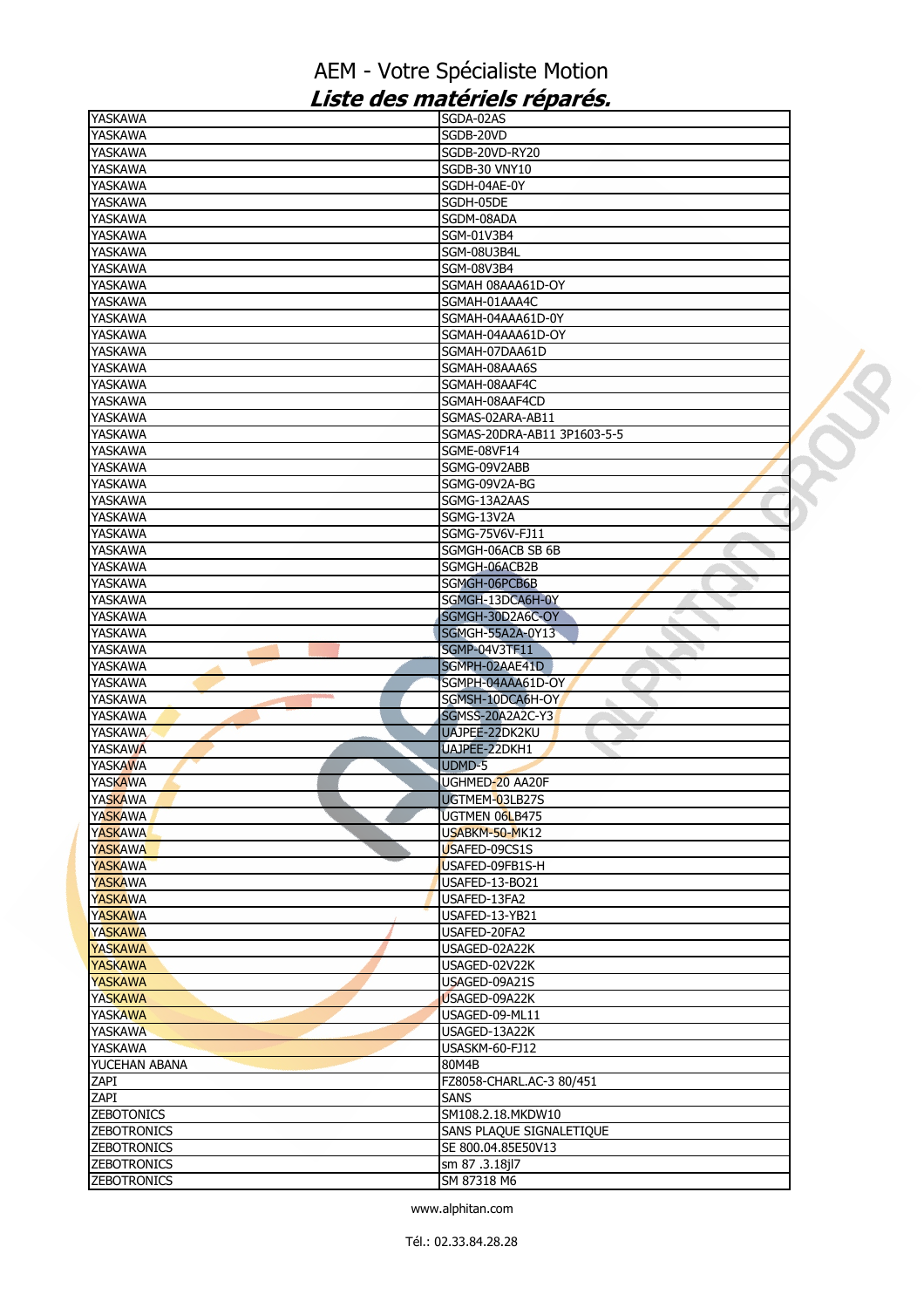# AEM - Votre Spécialiste Motion

## *Liste des matériels réparés.*

| | |
|---|---|
| YASKAWA | SGDA-02AS |
| YASKAWA | SGDB-20VD |
| YASKAWA | SGDB-20VD-RY20 |
| YASKAWA | SGDB-30 VNY10 |
| YASKAWA | SGDH-04AE-0Y |
| YASKAWA | SGDH-05DE |
| YASKAWA | SGDM-08ADA |
| YASKAWA | SGM-01V3B4 |
| YASKAWA | SGM-08U3B4L |
| YASKAWA | SGM-08V3B4 |
| YASKAWA | SGMAH 08AAA61D-OY |
| YASKAWA | SGMAH-01AAA4C |
| YASKAWA | SGMAH-04AAA61D-0Y |
| YASKAWA | SGMAH-04AAA61D-OY |
| YASKAWA | SGMAH-07DAA61D |
| YASKAWA | SGMAH-08AAA6S |
| YASKAWA | SGMAH-08AAF4C |
| YASKAWA | SGMAH-08AAF4CD |
| YASKAWA | SGMAS-02ARA-AB11 |
| YASKAWA | SGMAS-20DRA-AB11 3P1603-5-5 |
| YASKAWA | SGME-08VF14 |
| YASKAWA | SGMG-09V2ABB |
| YASKAWA | SGMG-09V2A-BG |
| YASKAWA | SGMG-13A2AAS |
| YASKAWA | SGMG-13V2A |
| YASKAWA | SGMG-75V6V-FJ11 |
| YASKAWA | SGMGH-06ACB SB 6B |
| YASKAWA | SGMGH-06ACB2B |
| YASKAWA | SGMGH-06PCB6B |
| YASKAWA | SGMGH-13DCA6H-0Y |
| YASKAWA | SGMGH-30D2A6C-OY |
| YASKAWA | SGMGH-55A2A-0Y13 |
| YASKAWA | SGMP-04V3TF11 |
| YASKAWA | SGMPH-02AAE41D |
| YASKAWA | SGMPH-04AAA61D-OY |
| YASKAWA | SGMSH-10DCA6H-OY |
| YASKAWA | SGMSS-20A2A2C-Y3 |
| YASKAWA | UAJPEE-22DK2KU |
| YASKAWA | UAJPEE-22DKH1 |
| YASKAWA | UDMD-5 |
| YASKAWA | UGHMED-20 AA20F |
| YASKAWA | UGTMEM-03LB27S |
| YASKAWA | UGTMEN 06LB475 |
| YASKAWA | USABKM-50-MK12 |
| YASKAWA | USAFED-09CS1S |
| YASKAWA | USAFED-09FB1S-H |
| YASKAWA | USAFED-13-BO21 |
| YASKAWA | USAFED-13FA2 |
| YASKAWA | USAFED-13-YB21 |
| YASKAWA | USAFED-20FA2 |
| YASKAWA | USAGED-02A22K |
| YASKAWA | USAGED-02V22K |
| YASKAWA | USAGED-09A21S |
| YASKAWA | USAGED-09A22K |
| YASKAWA | USAGED-09-ML11 |
| YASKAWA | USAGED-13A22K |
| YASKAWA | USASKM-60-FJ12 |
| YUCEHAN ABANA | 80M4B |
| ZAPI | FZ8058-CHARL.AC-3 80/451 |
| ZAPI | SANS |
| ZEBOTONICS | SM108.2.18.MKDW10 |
| ZEBOTRONICS | SANS PLAQUE SIGNALETIQUE |
| ZEBOTRONICS | SE 800.04.85E50V13 |
| ZEBOTRONICS | sm 87 .3.18jl7 |
| ZEBOTRONICS | SM 87318 M6 |

www.alphitan.com

Tél.: 02.33.84.28.28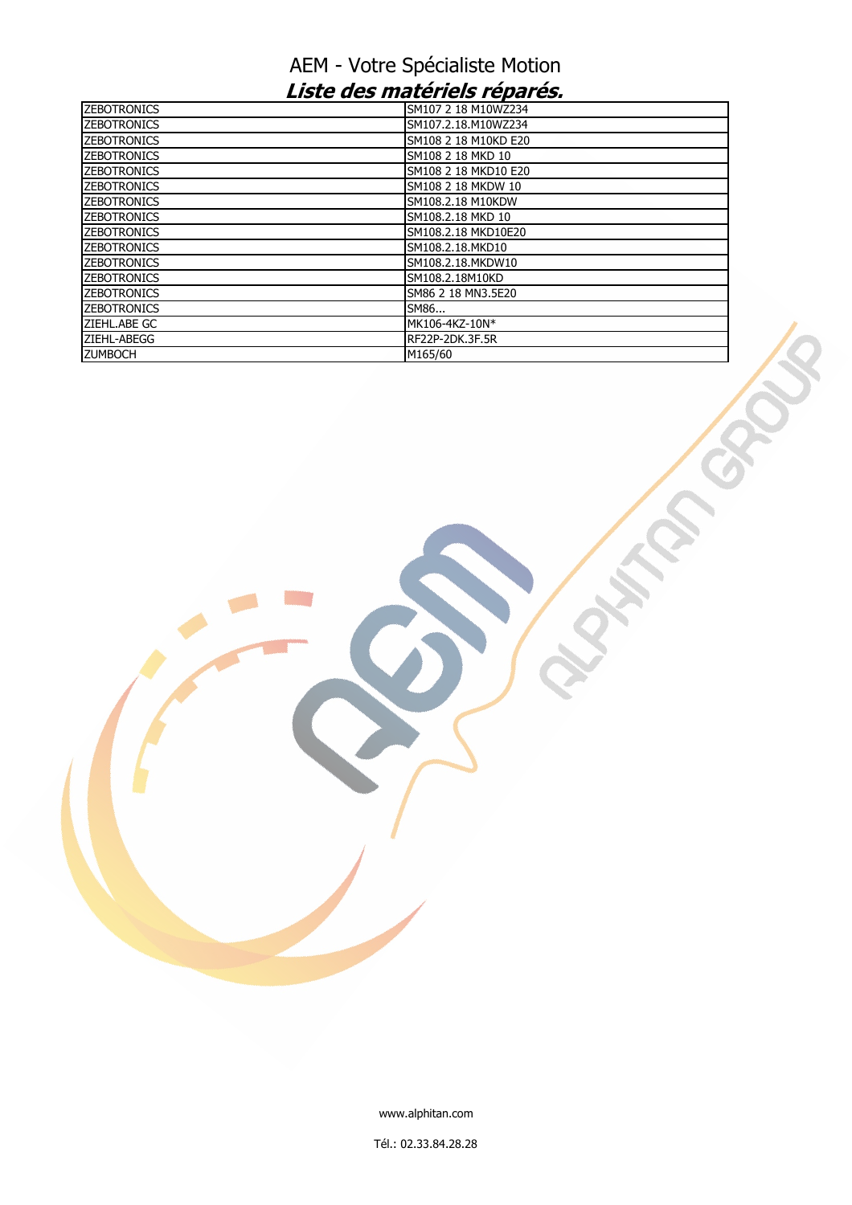AEM - Votre Spécialiste Motion

***Liste des matériels réparés.***

| | |
|---|---|
| ZEBOTRONICS | SM107 2 18 M10WZ234 |
| ZEBOTRONICS | SM107.2.18.M10WZ234 |
| ZEBOTRONICS | SM108 2 18 M10KD E20 |
| ZEBOTRONICS | SM108 2 18 MKD 10 |
| ZEBOTRONICS | SM108 2 18 MKD10 E20 |
| ZEBOTRONICS | SM108 2 18 MKDW 10 |
| ZEBOTRONICS | SM108.2.18 M10KDW |
| ZEBOTRONICS | SM108.2.18 MKD 10 |
| ZEBOTRONICS | SM108.2.18 MKD10E20 |
| ZEBOTRONICS | SM108.2.18.MKD10 |
| ZEBOTRONICS | SM108.2.18.MKDW10 |
| ZEBOTRONICS | SM108.2.18M10KD |
| ZEBOTRONICS | SM86 2 18 MN3.5E20 |
| ZEBOTRONICS | SM86... |
| ZIEHL.ABE GC | MK106-4KZ-10N* |
| ZIEHL-ABEGG | RF22P-2DK.3F.5R |
| ZUMBOCH | M165/60 |

www.alphitan.com

Tél.: 02.33.84.28.28